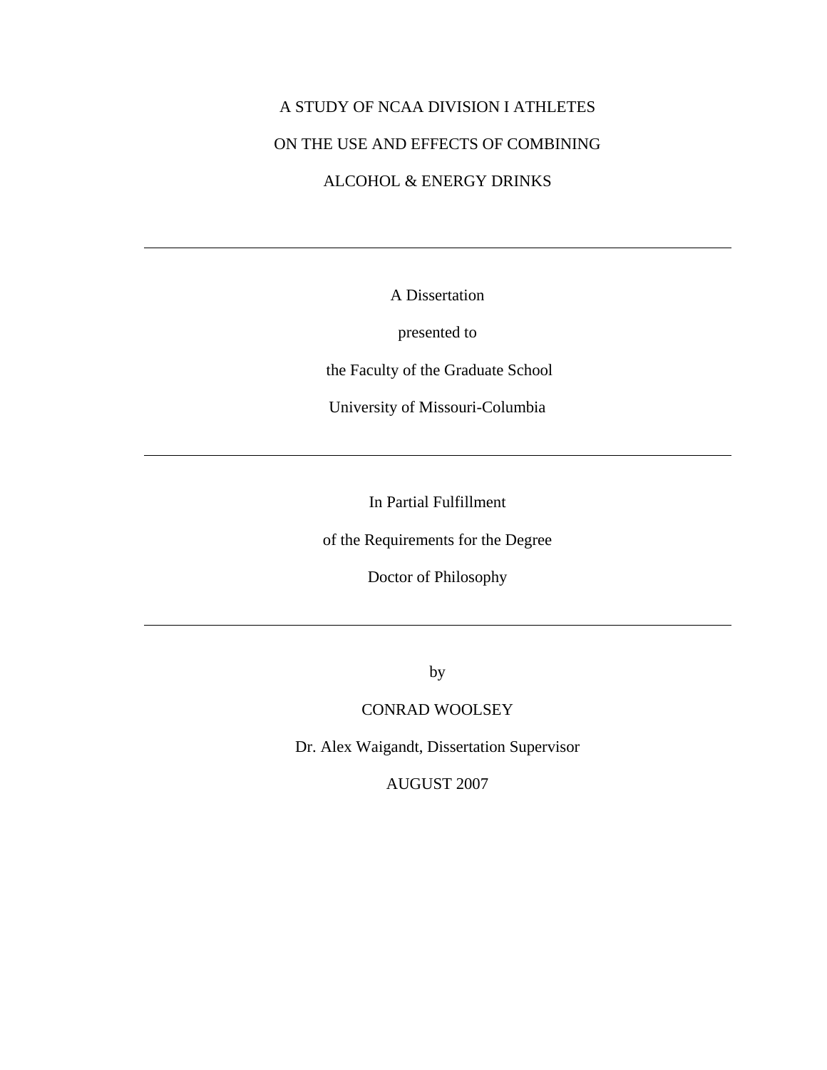# A STUDY OF NCAA DIVISION I ATHLETES ON THE USE AND EFFECTS OF COMBINING ALCOHOL & ENERGY DRINKS

---

A Dissertation

presented to

the Faculty of the Graduate School

University of Missouri-Columbia

---

In Partial Fulfillment

of the Requirements for the Degree

Doctor of Philosophy

---

by

CONRAD WOOLSEY

Dr. Alex Waigandt, Dissertation Supervisor

AUGUST 2007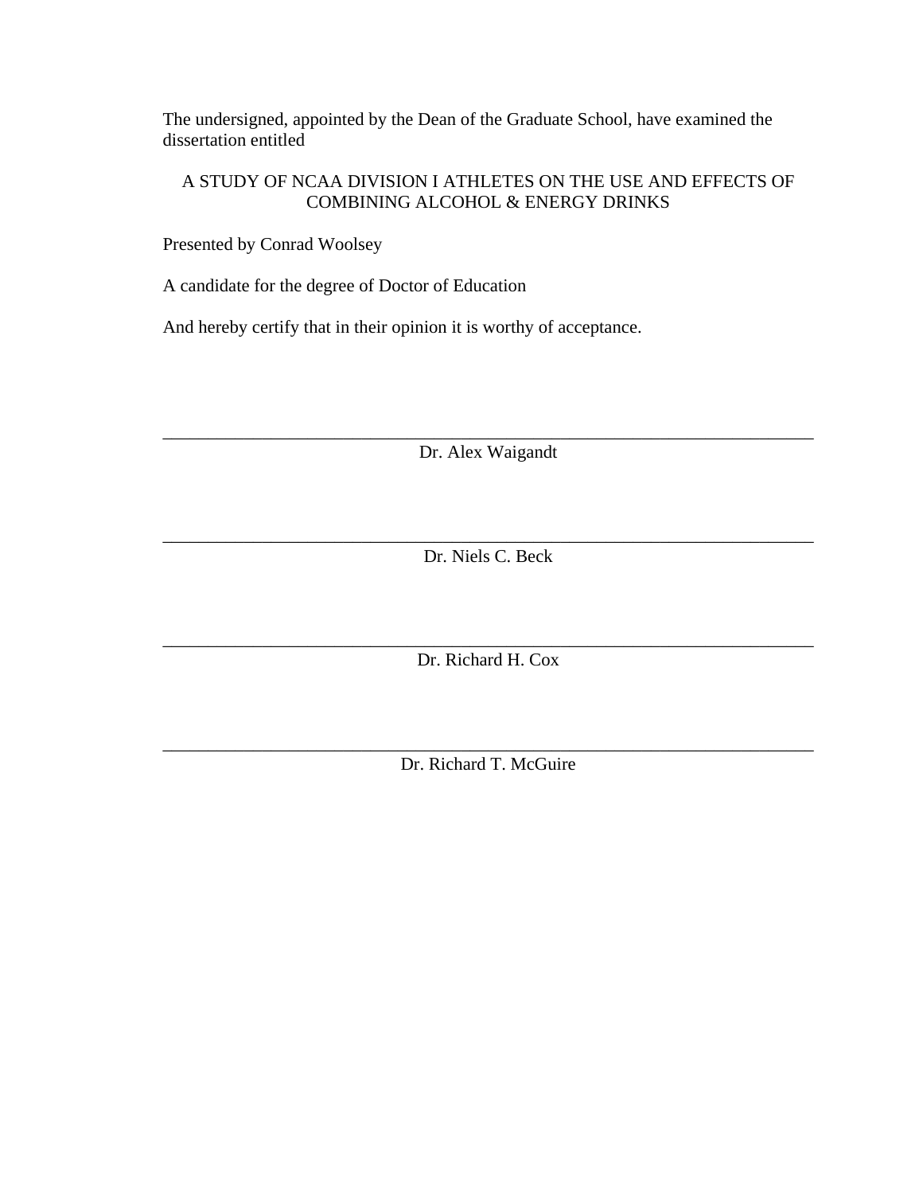The undersigned, appointed by the Dean of the Graduate School, have examined the dissertation entitled

A STUDY OF NCAA DIVISION I ATHLETES ON THE USE AND EFFECTS OF COMBINING ALCOHOL & ENERGY DRINKS

Presented by Conrad Woolsey

A candidate for the degree of Doctor of Education

And hereby certify that in their opinion it is worthy of acceptance.

\_\_\_\_\_\_\_\_\_\_\_\_\_\_\_\_\_\_\_\_\_\_\_\_\_\_\_\_\_\_\_\_\_\_\_\_\_\_\_\_\_\_\_\_\_\_\_\_\_\_\_\_\_\_\_\_\_\_\_\_\_\_\_\_\_\_\_\_

Dr. Alex Waigandt

\_\_\_\_\_\_\_\_\_\_\_\_\_\_\_\_\_\_\_\_\_\_\_\_\_\_\_\_\_\_\_\_\_\_\_\_\_\_\_\_\_\_\_\_\_\_\_\_\_\_\_\_\_\_\_\_\_\_\_\_\_\_\_\_\_\_\_\_

Dr. Niels C. Beck

\_\_\_\_\_\_\_\_\_\_\_\_\_\_\_\_\_\_\_\_\_\_\_\_\_\_\_\_\_\_\_\_\_\_\_\_\_\_\_\_\_\_\_\_\_\_\_\_\_\_\_\_\_\_\_\_\_\_\_\_\_\_\_\_\_\_\_\_

Dr. Richard H. Cox

\_\_\_\_\_\_\_\_\_\_\_\_\_\_\_\_\_\_\_\_\_\_\_\_\_\_\_\_\_\_\_\_\_\_\_\_\_\_\_\_\_\_\_\_\_\_\_\_\_\_\_\_\_\_\_\_\_\_\_\_\_\_\_\_\_\_\_\_

Dr. Richard T. McGuire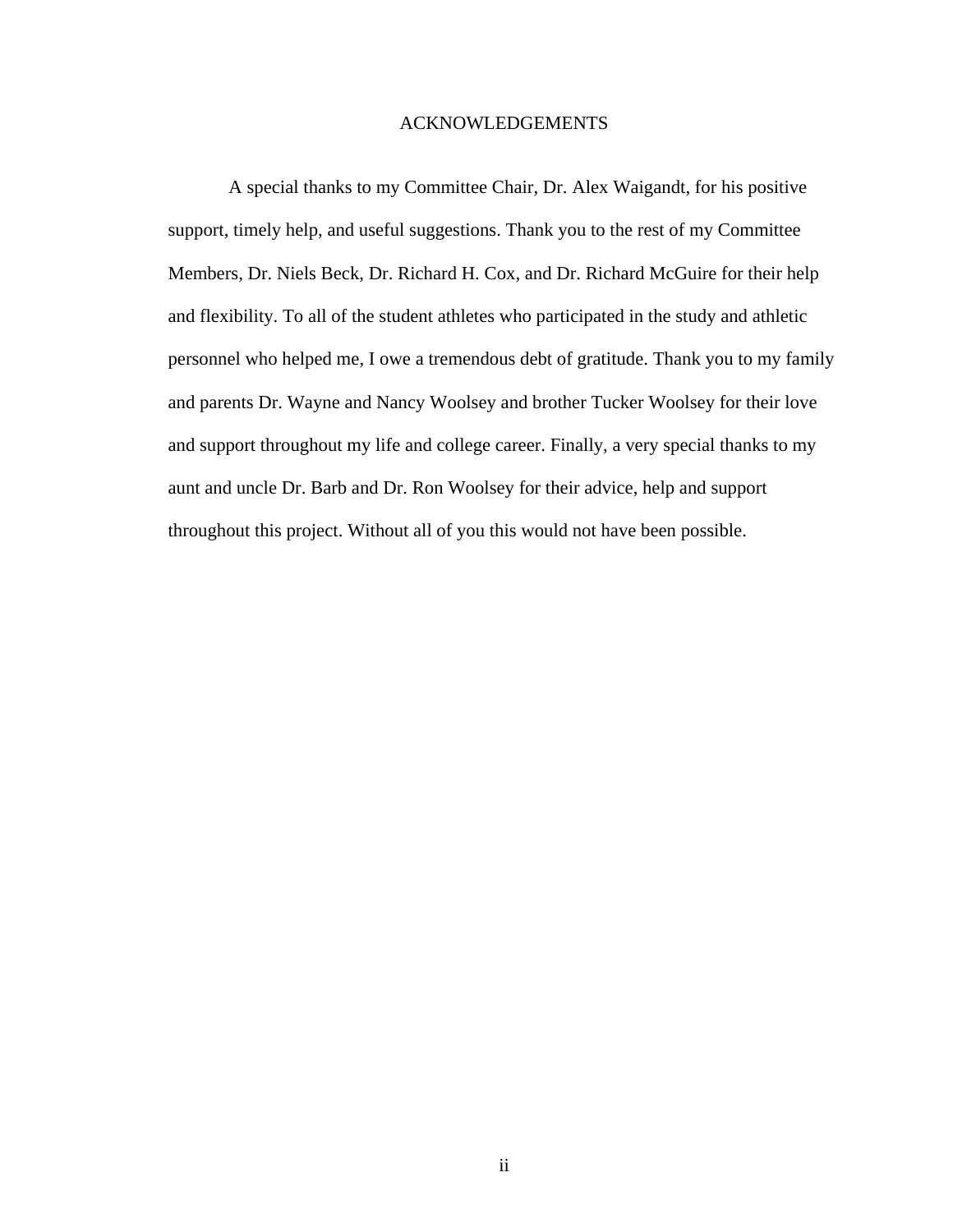# ACKNOWLEDGEMENTS

A special thanks to my Committee Chair, Dr. Alex Waigandt, for his positive support, timely help, and useful suggestions. Thank you to the rest of my Committee Members, Dr. Niels Beck, Dr. Richard H. Cox, and Dr. Richard McGuire for their help and flexibility. To all of the student athletes who participated in the study and athletic personnel who helped me, I owe a tremendous debt of gratitude. Thank you to my family and parents Dr. Wayne and Nancy Woolsey and brother Tucker Woolsey for their love and support throughout my life and college career. Finally, a very special thanks to my aunt and uncle Dr. Barb and Dr. Ron Woolsey for their advice, help and support throughout this project. Without all of you this would not have been possible.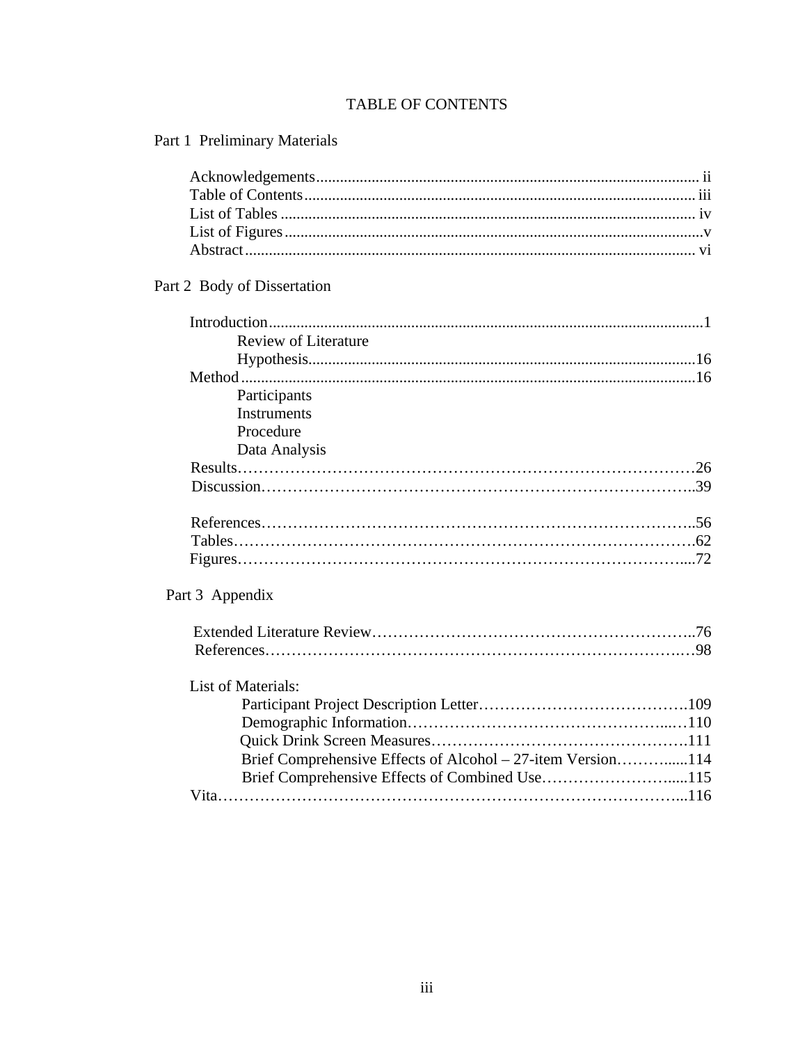# TABLE OF CONTENTS

## Part 1 Preliminary Materials

- Acknowledgements ..... ii
- Table of Contents ..... iii
- List of Tables ..... iv
- List of Figures ..... v
- Abstract ..... vi

## Part 2 Body of Dissertation

- Introduction ..... 1
    - Review of Literature
    - Hypothesis ..... 16
- Method ..... 16
    - Participants
    - Instruments
    - Procedure
    - Data Analysis
- Results ..... 26
- Discussion ..... 39

- References ..... 56
- Tables ..... 62
- Figures ..... 72

## Part 3 Appendix

- Extended Literature Review ..... 76
- References ..... 98

- List of Materials:
    - Participant Project Description Letter ..... 109
    - Demographic Information ..... 110
    - Quick Drink Screen Measures ..... 111
    - Brief Comprehensive Effects of Alcohol – 27-item Version ..... 114
    - Brief Comprehensive Effects of Combined Use ..... 115
- Vita ..... 116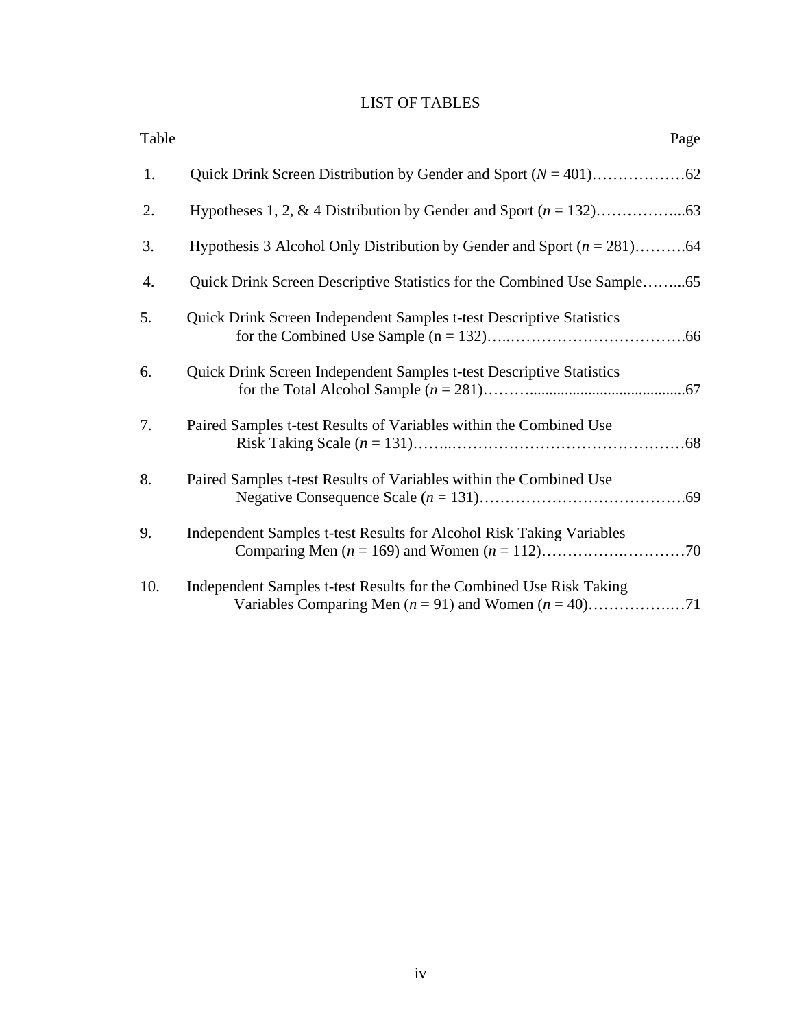# LIST OF TABLES

| Table | | Page |
|---|---|---|
| 1. | Quick Drink Screen Distribution by Gender and Sport (*N* = 401) | 62 |
| 2. | Hypotheses 1, 2, & 4 Distribution by Gender and Sport (*n* = 132) | 63 |
| 3. | Hypothesis 3 Alcohol Only Distribution by Gender and Sport (*n* = 281) | 64 |
| 4. | Quick Drink Screen Descriptive Statistics for the Combined Use Sample | 65 |
| 5. | Quick Drink Screen Independent Samples t-test Descriptive Statistics for the Combined Use Sample (n = 132) | 66 |
| 6. | Quick Drink Screen Independent Samples t-test Descriptive Statistics for the Total Alcohol Sample (*n* = 281) | 67 |
| 7. | Paired Samples t-test Results of Variables within the Combined Use Risk Taking Scale (*n* = 131) | 68 |
| 8. | Paired Samples t-test Results of Variables within the Combined Use Negative Consequence Scale (*n* = 131) | 69 |
| 9. | Independent Samples t-test Results for Alcohol Risk Taking Variables Comparing Men (*n* = 169) and Women (*n* = 112) | 70 |
| 10. | Independent Samples t-test Results for the Combined Use Risk Taking Variables Comparing Men (*n* = 91) and Women (*n* = 40) | 71 |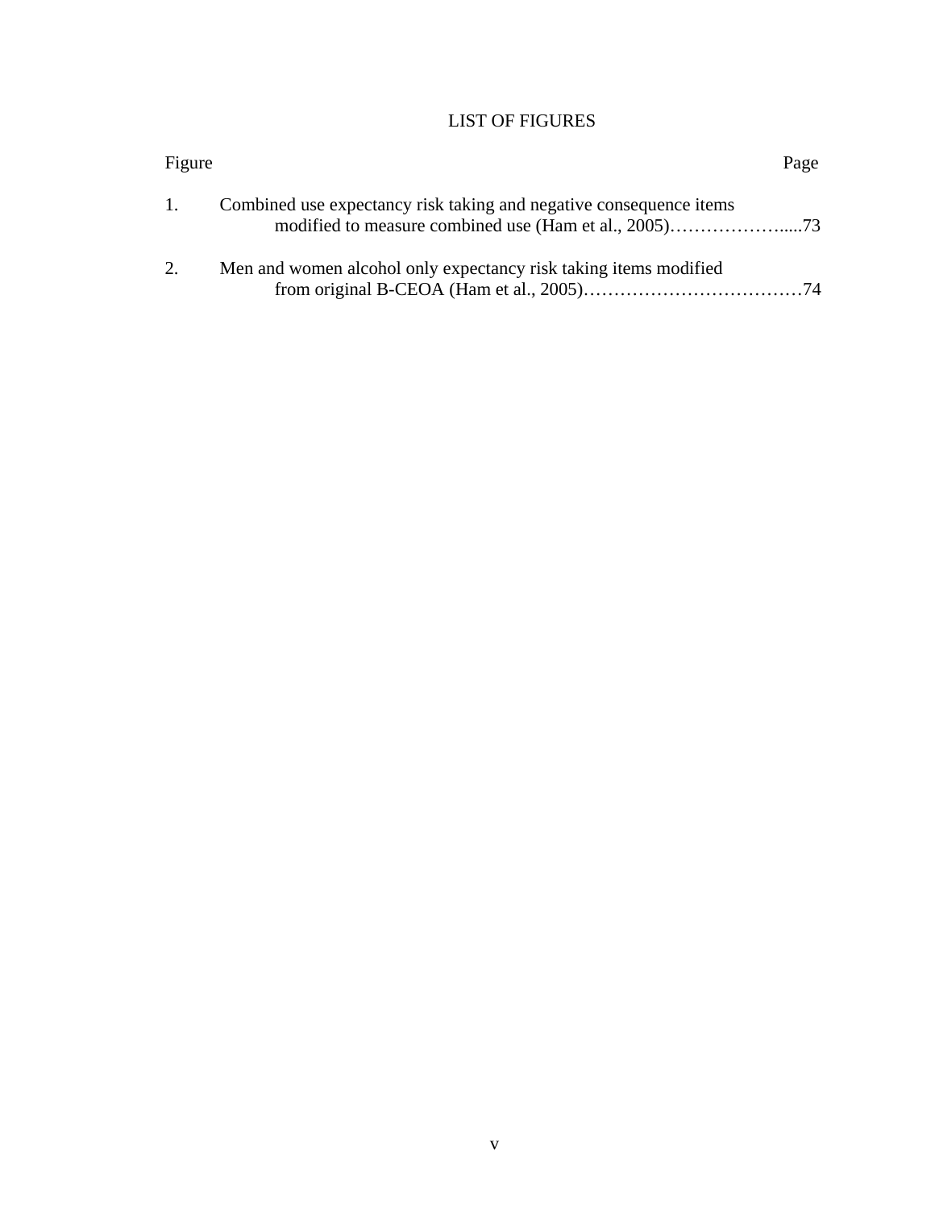# LIST OF FIGURES

| Figure | | Page |
|---|---|---|
| 1. | Combined use expectancy risk taking and negative consequence items modified to measure combined use (Ham et al., 2005) | 73 |
| 2. | Men and women alcohol only expectancy risk taking items modified from original B-CEOA (Ham et al., 2005) | 74 |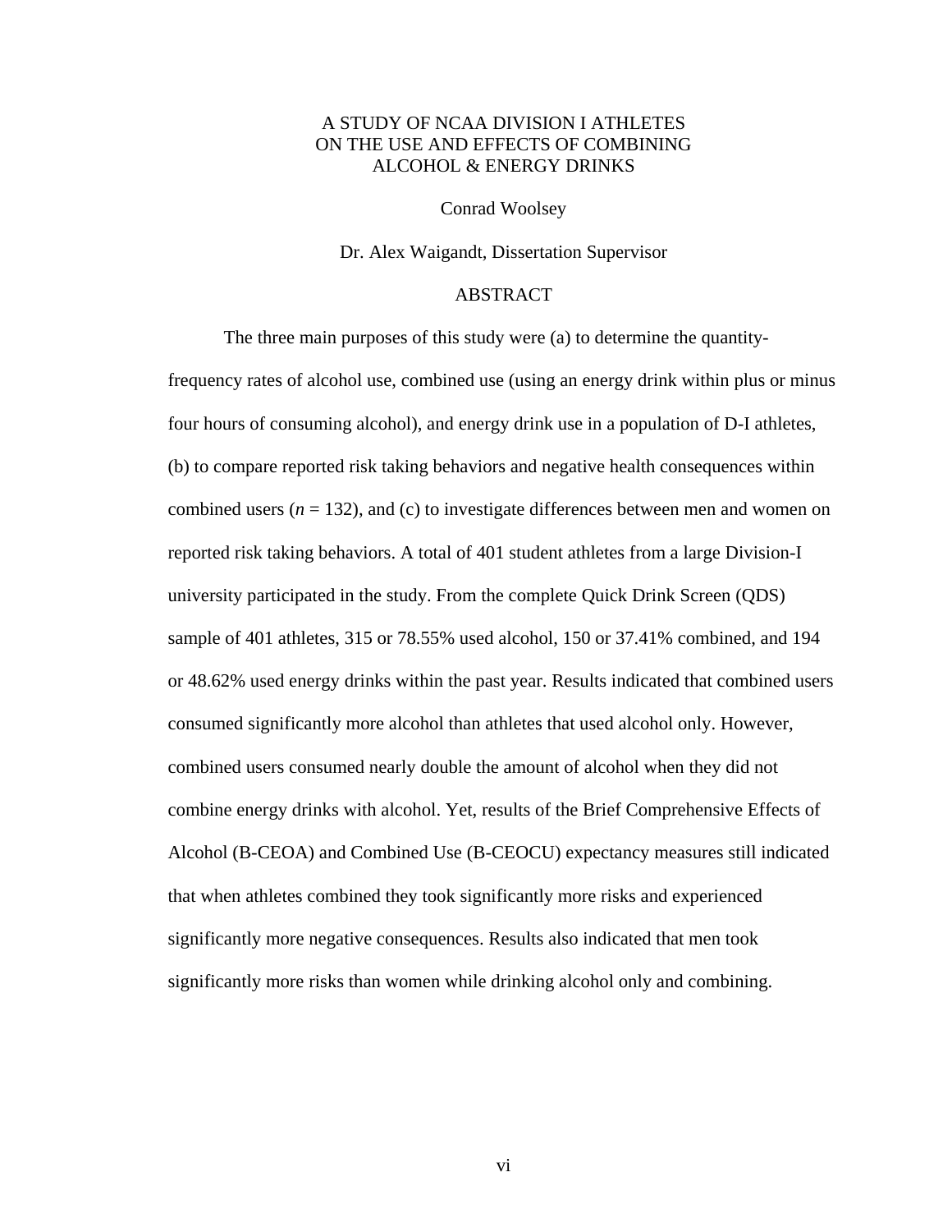A STUDY OF NCAA DIVISION I ATHLETES
ON THE USE AND EFFECTS OF COMBINING
ALCOHOL & ENERGY DRINKS

Conrad Woolsey

Dr. Alex Waigandt, Dissertation Supervisor

## ABSTRACT

The three main purposes of this study were (a) to determine the quantity-frequency rates of alcohol use, combined use (using an energy drink within plus or minus four hours of consuming alcohol), and energy drink use in a population of D-I athletes, (b) to compare reported risk taking behaviors and negative health consequences within combined users ($n = 132$), and (c) to investigate differences between men and women on reported risk taking behaviors. A total of 401 student athletes from a large Division-I university participated in the study. From the complete Quick Drink Screen (QDS) sample of 401 athletes, 315 or 78.55% used alcohol, 150 or 37.41% combined, and 194 or 48.62% used energy drinks within the past year. Results indicated that combined users consumed significantly more alcohol than athletes that used alcohol only. However, combined users consumed nearly double the amount of alcohol when they did not combine energy drinks with alcohol. Yet, results of the Brief Comprehensive Effects of Alcohol (B-CEOA) and Combined Use (B-CEOCU) expectancy measures still indicated that when athletes combined they took significantly more risks and experienced significantly more negative consequences. Results also indicated that men took significantly more risks than women while drinking alcohol only and combining.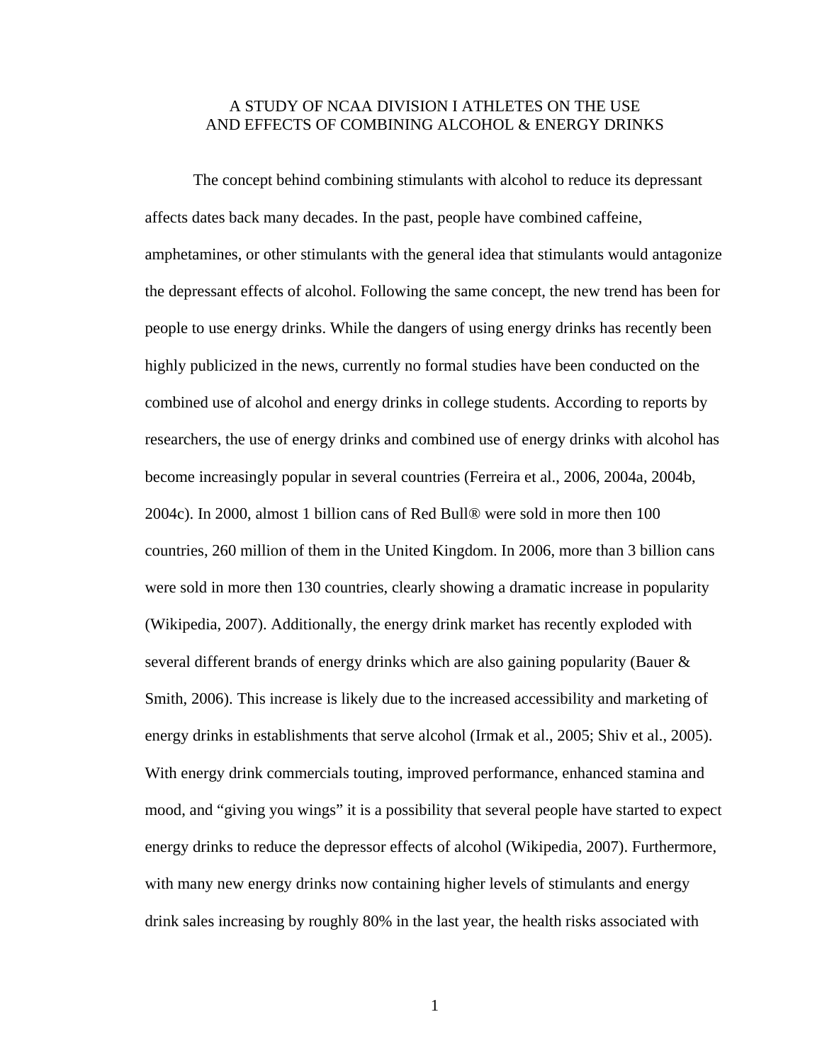# A STUDY OF NCAA DIVISION I ATHLETES ON THE USE AND EFFECTS OF COMBINING ALCOHOL & ENERGY DRINKS

The concept behind combining stimulants with alcohol to reduce its depressant affects dates back many decades. In the past, people have combined caffeine, amphetamines, or other stimulants with the general idea that stimulants would antagonize the depressant effects of alcohol. Following the same concept, the new trend has been for people to use energy drinks. While the dangers of using energy drinks has recently been highly publicized in the news, currently no formal studies have been conducted on the combined use of alcohol and energy drinks in college students. According to reports by researchers, the use of energy drinks and combined use of energy drinks with alcohol has become increasingly popular in several countries (Ferreira et al., 2006, 2004a, 2004b, 2004c). In 2000, almost 1 billion cans of Red Bull® were sold in more then 100 countries, 260 million of them in the United Kingdom. In 2006, more than 3 billion cans were sold in more then 130 countries, clearly showing a dramatic increase in popularity (Wikipedia, 2007). Additionally, the energy drink market has recently exploded with several different brands of energy drinks which are also gaining popularity (Bauer & Smith, 2006). This increase is likely due to the increased accessibility and marketing of energy drinks in establishments that serve alcohol (Irmak et al., 2005; Shiv et al., 2005). With energy drink commercials touting, improved performance, enhanced stamina and mood, and "giving you wings" it is a possibility that several people have started to expect energy drinks to reduce the depressor effects of alcohol (Wikipedia, 2007). Furthermore, with many new energy drinks now containing higher levels of stimulants and energy drink sales increasing by roughly 80% in the last year, the health risks associated with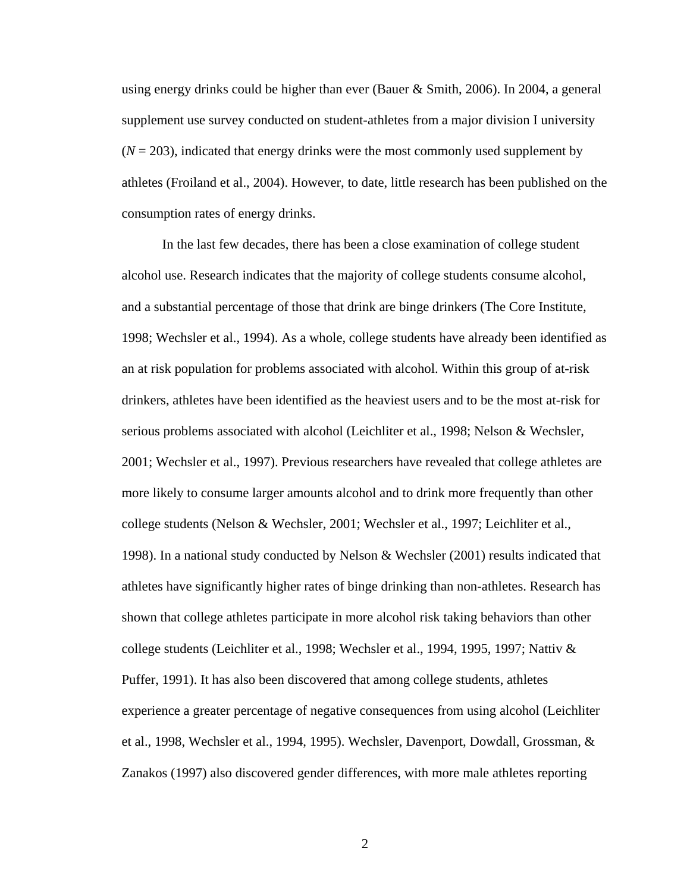using energy drinks could be higher than ever (Bauer & Smith, 2006). In 2004, a general supplement use survey conducted on student-athletes from a major division I university ($N$ = 203), indicated that energy drinks were the most commonly used supplement by athletes (Froiland et al., 2004). However, to date, little research has been published on the consumption rates of energy drinks.

In the last few decades, there has been a close examination of college student alcohol use. Research indicates that the majority of college students consume alcohol, and a substantial percentage of those that drink are binge drinkers (The Core Institute, 1998; Wechsler et al., 1994). As a whole, college students have already been identified as an at risk population for problems associated with alcohol. Within this group of at-risk drinkers, athletes have been identified as the heaviest users and to be the most at-risk for serious problems associated with alcohol (Leichliter et al., 1998; Nelson & Wechsler, 2001; Wechsler et al., 1997). Previous researchers have revealed that college athletes are more likely to consume larger amounts alcohol and to drink more frequently than other college students (Nelson & Wechsler, 2001; Wechsler et al., 1997; Leichliter et al., 1998). In a national study conducted by Nelson & Wechsler (2001) results indicated that athletes have significantly higher rates of binge drinking than non-athletes. Research has shown that college athletes participate in more alcohol risk taking behaviors than other college students (Leichliter et al., 1998; Wechsler et al., 1994, 1995, 1997; Nattiv & Puffer, 1991). It has also been discovered that among college students, athletes experience a greater percentage of negative consequences from using alcohol (Leichliter et al., 1998, Wechsler et al., 1994, 1995). Wechsler, Davenport, Dowdall, Grossman, & Zanakos (1997) also discovered gender differences, with more male athletes reporting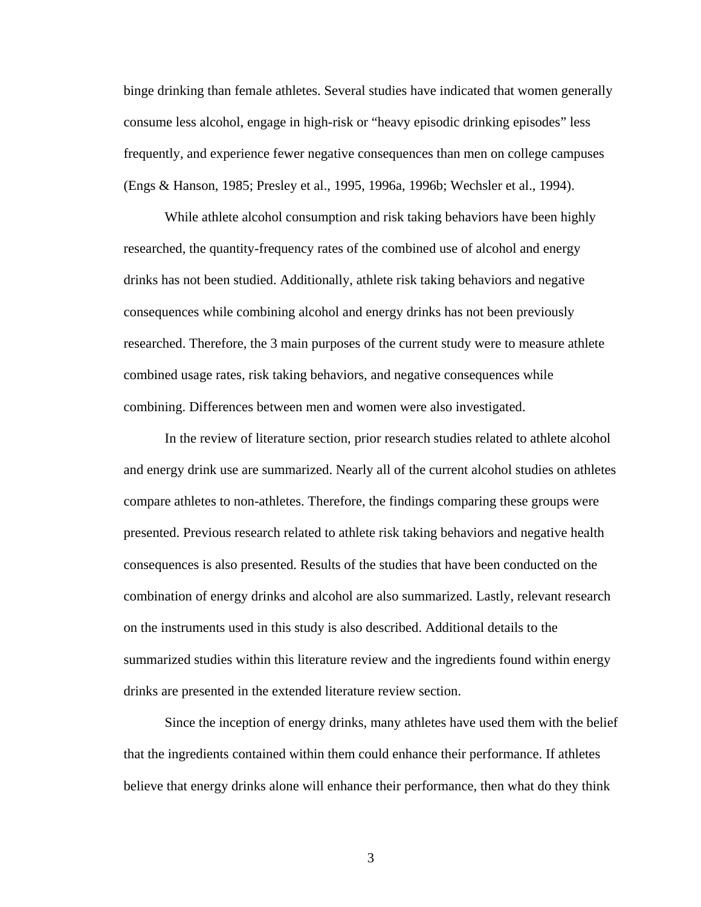binge drinking than female athletes. Several studies have indicated that women generally consume less alcohol, engage in high-risk or "heavy episodic drinking episodes" less frequently, and experience fewer negative consequences than men on college campuses (Engs & Hanson, 1985; Presley et al., 1995, 1996a, 1996b; Wechsler et al., 1994).

While athlete alcohol consumption and risk taking behaviors have been highly researched, the quantity-frequency rates of the combined use of alcohol and energy drinks has not been studied. Additionally, athlete risk taking behaviors and negative consequences while combining alcohol and energy drinks has not been previously researched. Therefore, the 3 main purposes of the current study were to measure athlete combined usage rates, risk taking behaviors, and negative consequences while combining. Differences between men and women were also investigated.

In the review of literature section, prior research studies related to athlete alcohol and energy drink use are summarized. Nearly all of the current alcohol studies on athletes compare athletes to non-athletes. Therefore, the findings comparing these groups were presented. Previous research related to athlete risk taking behaviors and negative health consequences is also presented. Results of the studies that have been conducted on the combination of energy drinks and alcohol are also summarized. Lastly, relevant research on the instruments used in this study is also described. Additional details to the summarized studies within this literature review and the ingredients found within energy drinks are presented in the extended literature review section.

Since the inception of energy drinks, many athletes have used them with the belief that the ingredients contained within them could enhance their performance. If athletes believe that energy drinks alone will enhance their performance, then what do they think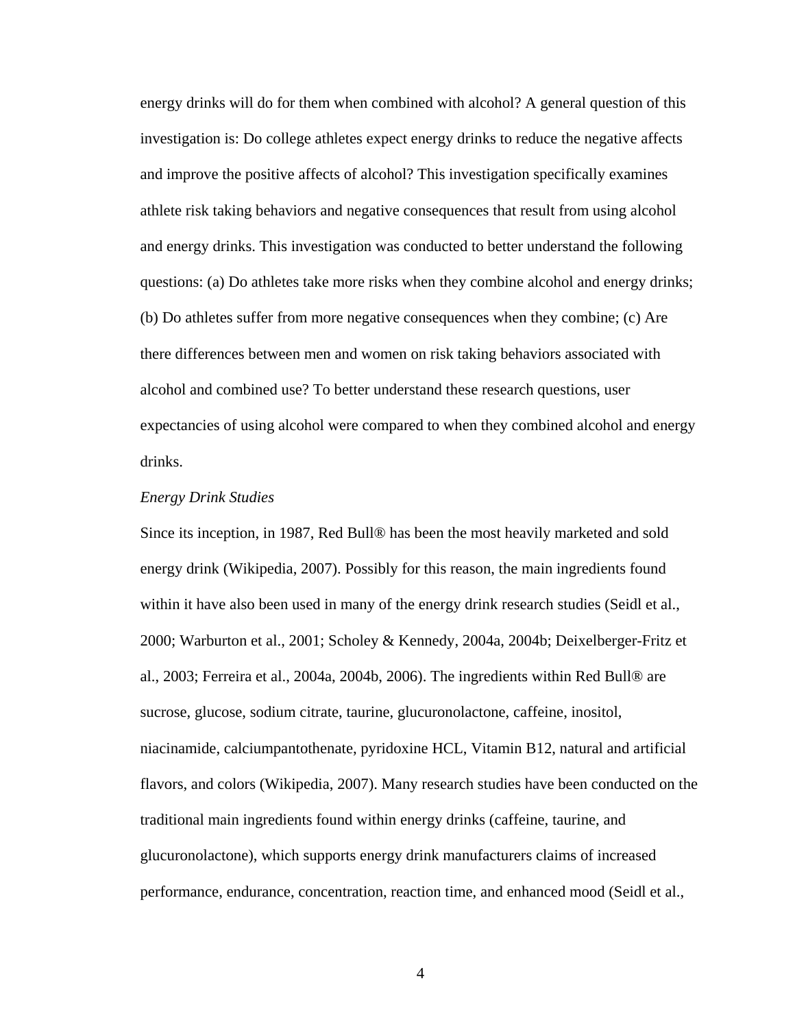energy drinks will do for them when combined with alcohol? A general question of this investigation is: Do college athletes expect energy drinks to reduce the negative affects and improve the positive affects of alcohol? This investigation specifically examines athlete risk taking behaviors and negative consequences that result from using alcohol and energy drinks. This investigation was conducted to better understand the following questions: (a) Do athletes take more risks when they combine alcohol and energy drinks; (b) Do athletes suffer from more negative consequences when they combine; (c) Are there differences between men and women on risk taking behaviors associated with alcohol and combined use? To better understand these research questions, user expectancies of using alcohol were compared to when they combined alcohol and energy drinks.

*Energy Drink Studies*

Since its inception, in 1987, Red Bull® has been the most heavily marketed and sold energy drink (Wikipedia, 2007). Possibly for this reason, the main ingredients found within it have also been used in many of the energy drink research studies (Seidl et al., 2000; Warburton et al., 2001; Scholey & Kennedy, 2004a, 2004b; Deixelberger-Fritz et al., 2003; Ferreira et al., 2004a, 2004b, 2006). The ingredients within Red Bull® are sucrose, glucose, sodium citrate, taurine, glucuronolactone, caffeine, inositol, niacinamide, calciumpantothenate, pyridoxine HCL, Vitamin B12, natural and artificial flavors, and colors (Wikipedia, 2007). Many research studies have been conducted on the traditional main ingredients found within energy drinks (caffeine, taurine, and glucuronolactone), which supports energy drink manufacturers claims of increased performance, endurance, concentration, reaction time, and enhanced mood (Seidl et al.,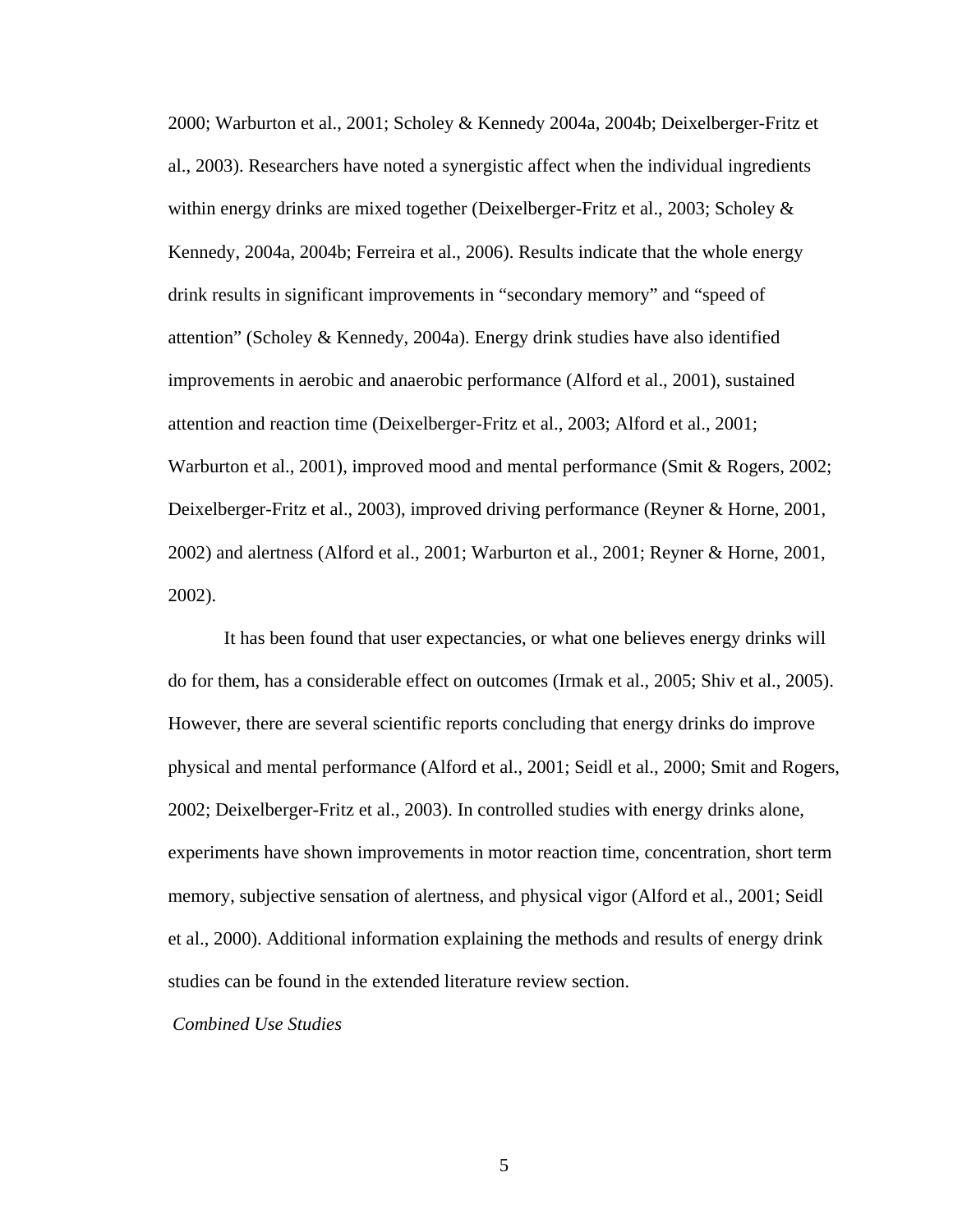2000; Warburton et al., 2001; Scholey & Kennedy 2004a, 2004b; Deixelberger-Fritz et al., 2003). Researchers have noted a synergistic affect when the individual ingredients within energy drinks are mixed together (Deixelberger-Fritz et al., 2003; Scholey & Kennedy, 2004a, 2004b; Ferreira et al., 2006). Results indicate that the whole energy drink results in significant improvements in "secondary memory" and "speed of attention" (Scholey & Kennedy, 2004a). Energy drink studies have also identified improvements in aerobic and anaerobic performance (Alford et al., 2001), sustained attention and reaction time (Deixelberger-Fritz et al., 2003; Alford et al., 2001; Warburton et al., 2001), improved mood and mental performance (Smit & Rogers, 2002; Deixelberger-Fritz et al., 2003), improved driving performance (Reyner & Horne, 2001, 2002) and alertness (Alford et al., 2001; Warburton et al., 2001; Reyner & Horne, 2001, 2002).

It has been found that user expectancies, or what one believes energy drinks will do for them, has a considerable effect on outcomes (Irmak et al., 2005; Shiv et al., 2005). However, there are several scientific reports concluding that energy drinks do improve physical and mental performance (Alford et al., 2001; Seidl et al., 2000; Smit and Rogers, 2002; Deixelberger-Fritz et al., 2003). In controlled studies with energy drinks alone, experiments have shown improvements in motor reaction time, concentration, short term memory, subjective sensation of alertness, and physical vigor (Alford et al., 2001; Seidl et al., 2000). Additional information explaining the methods and results of energy drink studies can be found in the extended literature review section.

*Combined Use Studies*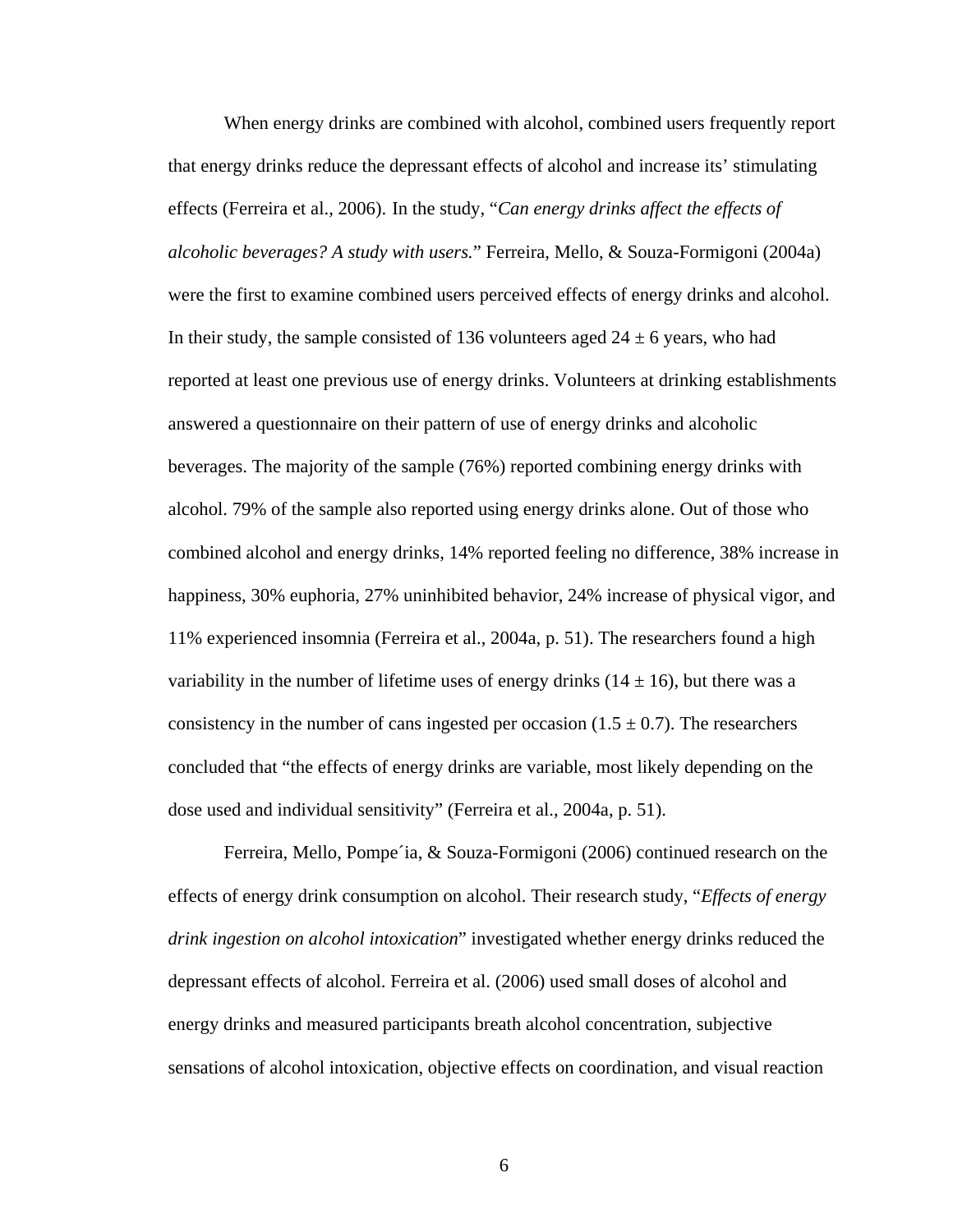When energy drinks are combined with alcohol, combined users frequently report that energy drinks reduce the depressant effects of alcohol and increase its' stimulating effects (Ferreira et al., 2006). In the study, "*Can energy drinks affect the effects of alcoholic beverages? A study with users.*" Ferreira, Mello, & Souza-Formigoni (2004a) were the first to examine combined users perceived effects of energy drinks and alcohol. In their study, the sample consisted of 136 volunteers aged 24 ± 6 years, who had reported at least one previous use of energy drinks. Volunteers at drinking establishments answered a questionnaire on their pattern of use of energy drinks and alcoholic beverages. The majority of the sample (76%) reported combining energy drinks with alcohol. 79% of the sample also reported using energy drinks alone. Out of those who combined alcohol and energy drinks, 14% reported feeling no difference, 38% increase in happiness, 30% euphoria, 27% uninhibited behavior, 24% increase of physical vigor, and 11% experienced insomnia (Ferreira et al., 2004a, p. 51). The researchers found a high variability in the number of lifetime uses of energy drinks (14 ± 16), but there was a consistency in the number of cans ingested per occasion (1.5 ± 0.7). The researchers concluded that "the effects of energy drinks are variable, most likely depending on the dose used and individual sensitivity" (Ferreira et al., 2004a, p. 51).

Ferreira, Mello, Pompe´ia, & Souza-Formigoni (2006) continued research on the effects of energy drink consumption on alcohol. Their research study, "*Effects of energy drink ingestion on alcohol intoxication*" investigated whether energy drinks reduced the depressant effects of alcohol. Ferreira et al. (2006) used small doses of alcohol and energy drinks and measured participants breath alcohol concentration, subjective sensations of alcohol intoxication, objective effects on coordination, and visual reaction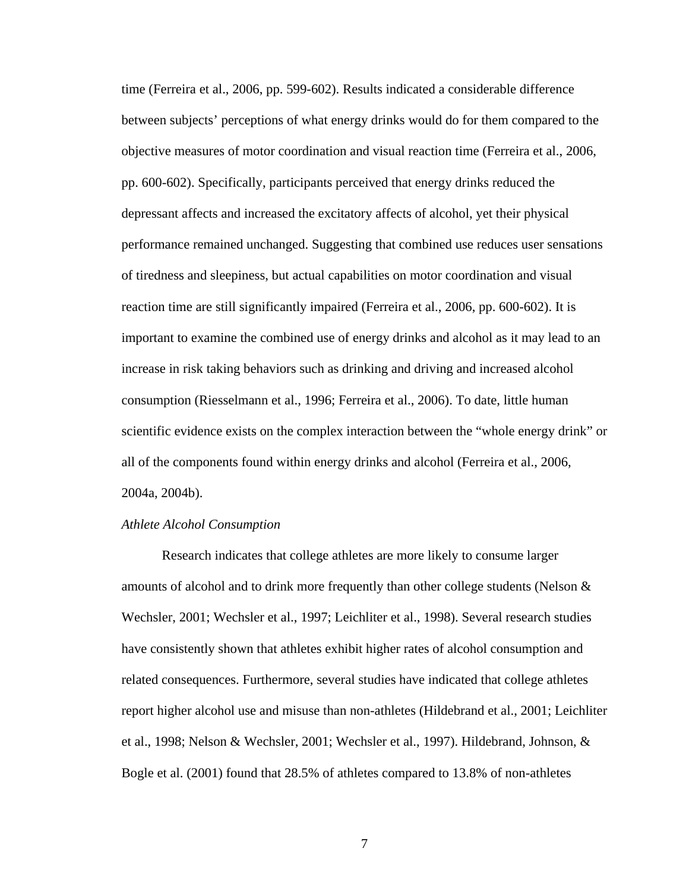time (Ferreira et al., 2006, pp. 599-602). Results indicated a considerable difference between subjects' perceptions of what energy drinks would do for them compared to the objective measures of motor coordination and visual reaction time (Ferreira et al., 2006, pp. 600-602). Specifically, participants perceived that energy drinks reduced the depressant affects and increased the excitatory affects of alcohol, yet their physical performance remained unchanged. Suggesting that combined use reduces user sensations of tiredness and sleepiness, but actual capabilities on motor coordination and visual reaction time are still significantly impaired (Ferreira et al., 2006, pp. 600-602). It is important to examine the combined use of energy drinks and alcohol as it may lead to an increase in risk taking behaviors such as drinking and driving and increased alcohol consumption (Riesselmann et al., 1996; Ferreira et al., 2006). To date, little human scientific evidence exists on the complex interaction between the "whole energy drink" or all of the components found within energy drinks and alcohol (Ferreira et al., 2006, 2004a, 2004b).

*Athlete Alcohol Consumption*

Research indicates that college athletes are more likely to consume larger amounts of alcohol and to drink more frequently than other college students (Nelson & Wechsler, 2001; Wechsler et al., 1997; Leichliter et al., 1998). Several research studies have consistently shown that athletes exhibit higher rates of alcohol consumption and related consequences. Furthermore, several studies have indicated that college athletes report higher alcohol use and misuse than non-athletes (Hildebrand et al., 2001; Leichliter et al., 1998; Nelson & Wechsler, 2001; Wechsler et al., 1997). Hildebrand, Johnson, & Bogle et al. (2001) found that 28.5% of athletes compared to 13.8% of non-athletes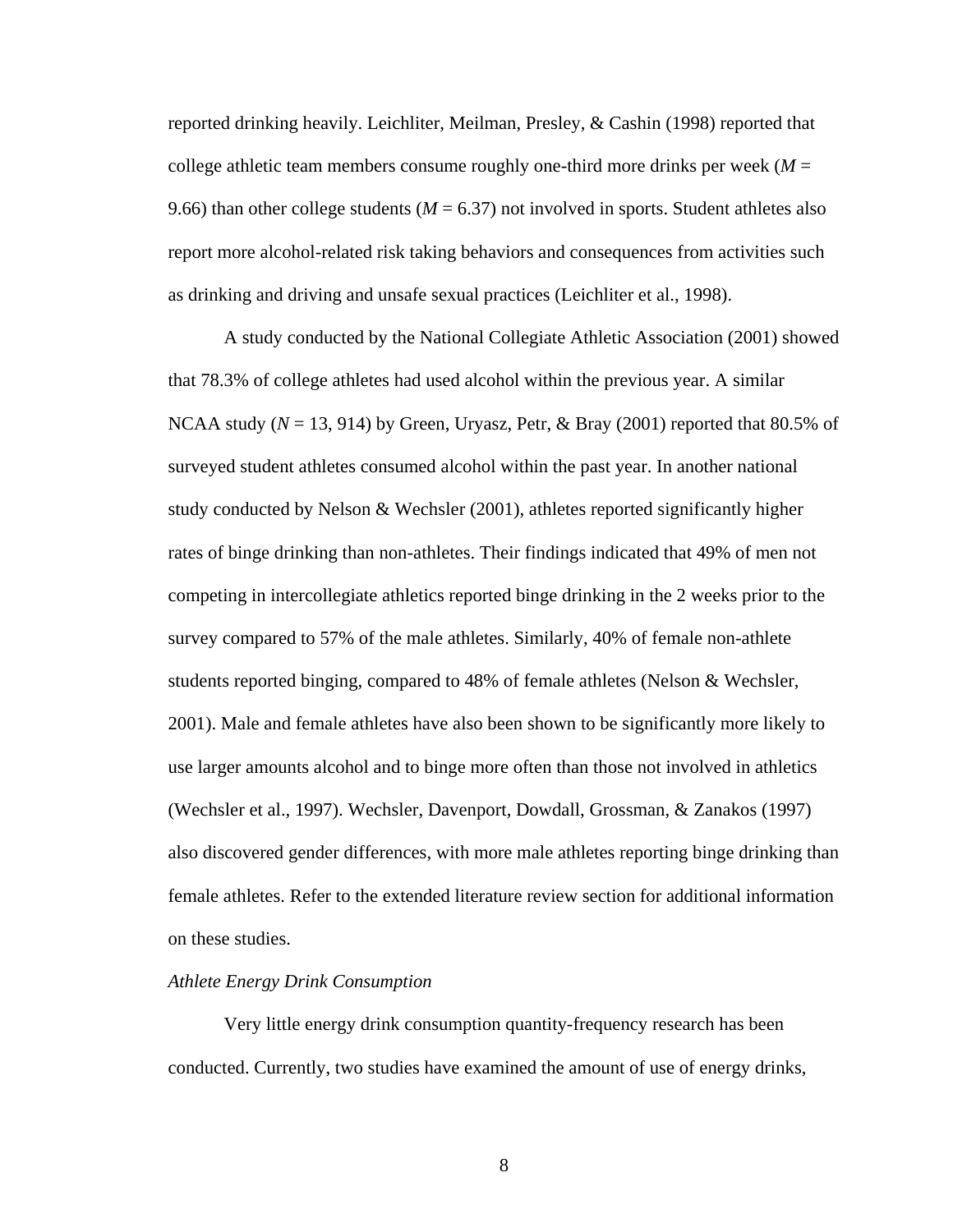reported drinking heavily. Leichliter, Meilman, Presley, & Cashin (1998) reported that college athletic team members consume roughly one-third more drinks per week ($M$ = 9.66) than other college students ($M$ = 6.37) not involved in sports. Student athletes also report more alcohol-related risk taking behaviors and consequences from activities such as drinking and driving and unsafe sexual practices (Leichliter et al., 1998).

A study conducted by the National Collegiate Athletic Association (2001) showed that 78.3% of college athletes had used alcohol within the previous year. A similar NCAA study ($N$ = 13, 914) by Green, Uryasz, Petr, & Bray (2001) reported that 80.5% of surveyed student athletes consumed alcohol within the past year. In another national study conducted by Nelson & Wechsler (2001), athletes reported significantly higher rates of binge drinking than non-athletes. Their findings indicated that 49% of men not competing in intercollegiate athletics reported binge drinking in the 2 weeks prior to the survey compared to 57% of the male athletes. Similarly, 40% of female non-athlete students reported binging, compared to 48% of female athletes (Nelson & Wechsler, 2001). Male and female athletes have also been shown to be significantly more likely to use larger amounts alcohol and to binge more often than those not involved in athletics (Wechsler et al., 1997). Wechsler, Davenport, Dowdall, Grossman, & Zanakos (1997) also discovered gender differences, with more male athletes reporting binge drinking than female athletes. Refer to the extended literature review section for additional information on these studies.

*Athlete Energy Drink Consumption*

Very little energy drink consumption quantity-frequency research has been conducted. Currently, two studies have examined the amount of use of energy drinks,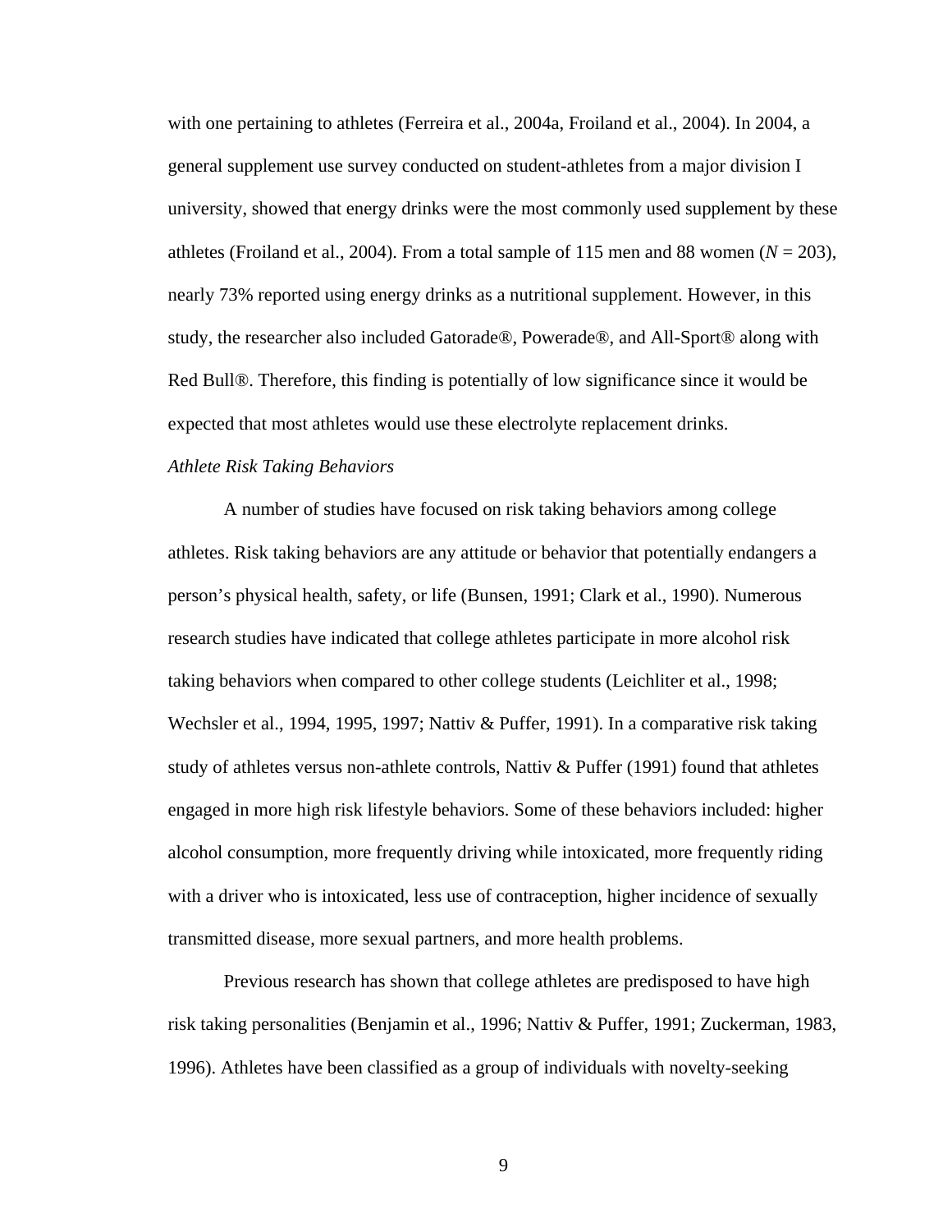with one pertaining to athletes (Ferreira et al., 2004a, Froiland et al., 2004). In 2004, a general supplement use survey conducted on student-athletes from a major division I university, showed that energy drinks were the most commonly used supplement by these athletes (Froiland et al., 2004). From a total sample of 115 men and 88 women ($N$ = 203), nearly 73% reported using energy drinks as a nutritional supplement. However, in this study, the researcher also included Gatorade®, Powerade®, and All-Sport® along with Red Bull®. Therefore, this finding is potentially of low significance since it would be expected that most athletes would use these electrolyte replacement drinks.

*Athlete Risk Taking Behaviors*

A number of studies have focused on risk taking behaviors among college athletes. Risk taking behaviors are any attitude or behavior that potentially endangers a person's physical health, safety, or life (Bunsen, 1991; Clark et al., 1990). Numerous research studies have indicated that college athletes participate in more alcohol risk taking behaviors when compared to other college students (Leichliter et al., 1998; Wechsler et al., 1994, 1995, 1997; Nattiv & Puffer, 1991). In a comparative risk taking study of athletes versus non-athlete controls, Nattiv & Puffer (1991) found that athletes engaged in more high risk lifestyle behaviors. Some of these behaviors included: higher alcohol consumption, more frequently driving while intoxicated, more frequently riding with a driver who is intoxicated, less use of contraception, higher incidence of sexually transmitted disease, more sexual partners, and more health problems.

Previous research has shown that college athletes are predisposed to have high risk taking personalities (Benjamin et al., 1996; Nattiv & Puffer, 1991; Zuckerman, 1983, 1996). Athletes have been classified as a group of individuals with novelty-seeking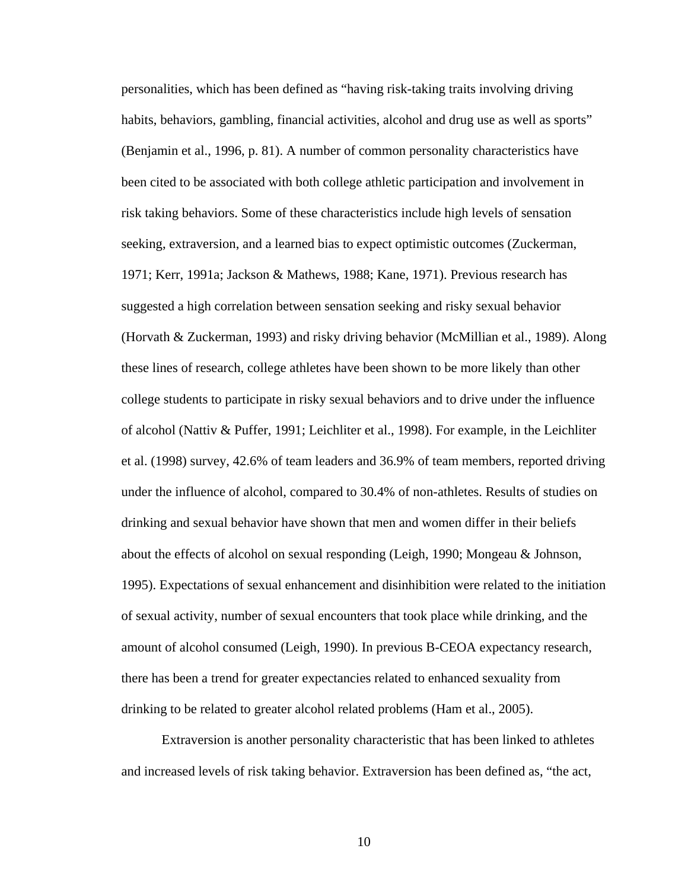personalities, which has been defined as "having risk-taking traits involving driving habits, behaviors, gambling, financial activities, alcohol and drug use as well as sports" (Benjamin et al., 1996, p. 81). A number of common personality characteristics have been cited to be associated with both college athletic participation and involvement in risk taking behaviors. Some of these characteristics include high levels of sensation seeking, extraversion, and a learned bias to expect optimistic outcomes (Zuckerman, 1971; Kerr, 1991a; Jackson & Mathews, 1988; Kane, 1971). Previous research has suggested a high correlation between sensation seeking and risky sexual behavior (Horvath & Zuckerman, 1993) and risky driving behavior (McMillian et al., 1989). Along these lines of research, college athletes have been shown to be more likely than other college students to participate in risky sexual behaviors and to drive under the influence of alcohol (Nattiv & Puffer, 1991; Leichliter et al., 1998). For example, in the Leichliter et al. (1998) survey, 42.6% of team leaders and 36.9% of team members, reported driving under the influence of alcohol, compared to 30.4% of non-athletes. Results of studies on drinking and sexual behavior have shown that men and women differ in their beliefs about the effects of alcohol on sexual responding (Leigh, 1990; Mongeau & Johnson, 1995). Expectations of sexual enhancement and disinhibition were related to the initiation of sexual activity, number of sexual encounters that took place while drinking, and the amount of alcohol consumed (Leigh, 1990). In previous B-CEOA expectancy research, there has been a trend for greater expectancies related to enhanced sexuality from drinking to be related to greater alcohol related problems (Ham et al., 2005).

Extraversion is another personality characteristic that has been linked to athletes and increased levels of risk taking behavior. Extraversion has been defined as, "the act,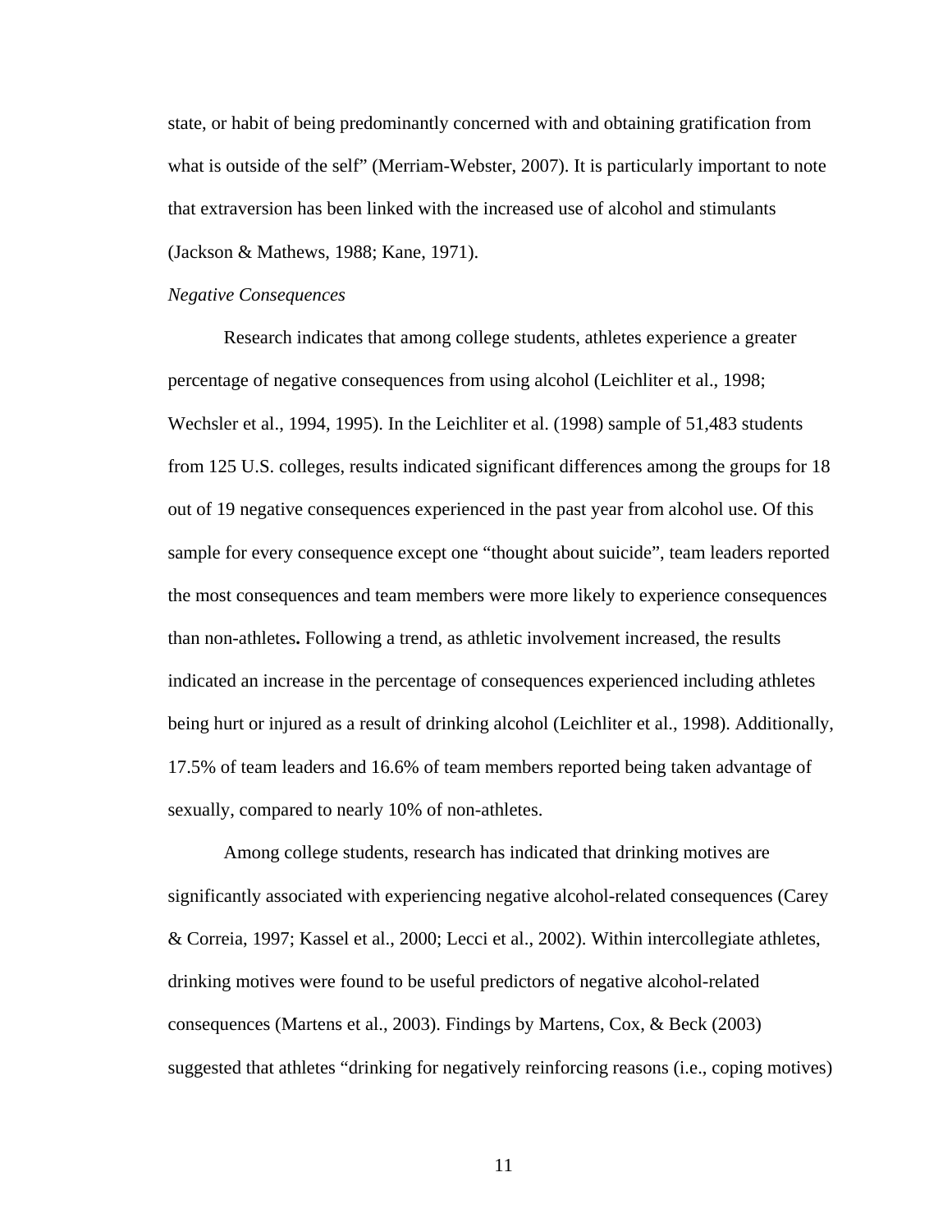state, or habit of being predominantly concerned with and obtaining gratification from what is outside of the self" (Merriam-Webster, 2007). It is particularly important to note that extraversion has been linked with the increased use of alcohol and stimulants (Jackson & Mathews, 1988; Kane, 1971).

*Negative Consequences*

Research indicates that among college students, athletes experience a greater percentage of negative consequences from using alcohol (Leichliter et al., 1998; Wechsler et al., 1994, 1995). In the Leichliter et al. (1998) sample of 51,483 students from 125 U.S. colleges, results indicated significant differences among the groups for 18 out of 19 negative consequences experienced in the past year from alcohol use. Of this sample for every consequence except one "thought about suicide", team leaders reported the most consequences and team members were more likely to experience consequences than non-athletes**.** Following a trend, as athletic involvement increased, the results indicated an increase in the percentage of consequences experienced including athletes being hurt or injured as a result of drinking alcohol (Leichliter et al., 1998). Additionally, 17.5% of team leaders and 16.6% of team members reported being taken advantage of sexually, compared to nearly 10% of non-athletes.

Among college students, research has indicated that drinking motives are significantly associated with experiencing negative alcohol-related consequences (Carey & Correia, 1997; Kassel et al., 2000; Lecci et al., 2002). Within intercollegiate athletes, drinking motives were found to be useful predictors of negative alcohol-related consequences (Martens et al., 2003). Findings by Martens, Cox, & Beck (2003) suggested that athletes "drinking for negatively reinforcing reasons (i.e., coping motives)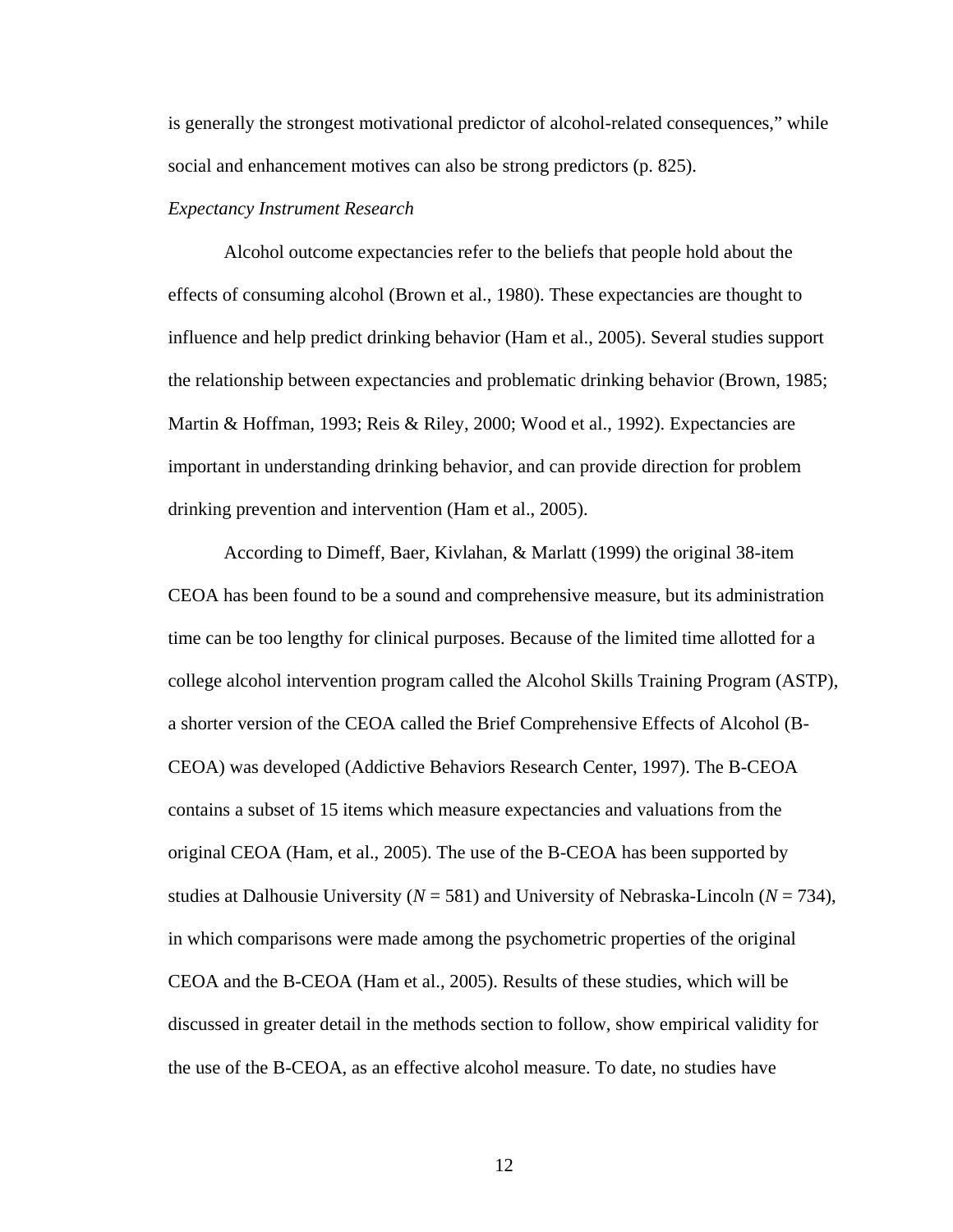is generally the strongest motivational predictor of alcohol-related consequences," while social and enhancement motives can also be strong predictors (p. 825).

*Expectancy Instrument Research*

Alcohol outcome expectancies refer to the beliefs that people hold about the effects of consuming alcohol (Brown et al., 1980). These expectancies are thought to influence and help predict drinking behavior (Ham et al., 2005). Several studies support the relationship between expectancies and problematic drinking behavior (Brown, 1985; Martin & Hoffman, 1993; Reis & Riley, 2000; Wood et al., 1992). Expectancies are important in understanding drinking behavior, and can provide direction for problem drinking prevention and intervention (Ham et al., 2005).

According to Dimeff, Baer, Kivlahan, & Marlatt (1999) the original 38-item CEOA has been found to be a sound and comprehensive measure, but its administration time can be too lengthy for clinical purposes. Because of the limited time allotted for a college alcohol intervention program called the Alcohol Skills Training Program (ASTP), a shorter version of the CEOA called the Brief Comprehensive Effects of Alcohol (B-CEOA) was developed (Addictive Behaviors Research Center, 1997). The B-CEOA contains a subset of 15 items which measure expectancies and valuations from the original CEOA (Ham, et al., 2005). The use of the B-CEOA has been supported by studies at Dalhousie University ($N$ = 581) and University of Nebraska-Lincoln ($N$ = 734), in which comparisons were made among the psychometric properties of the original CEOA and the B-CEOA (Ham et al., 2005). Results of these studies, which will be discussed in greater detail in the methods section to follow, show empirical validity for the use of the B-CEOA, as an effective alcohol measure. To date, no studies have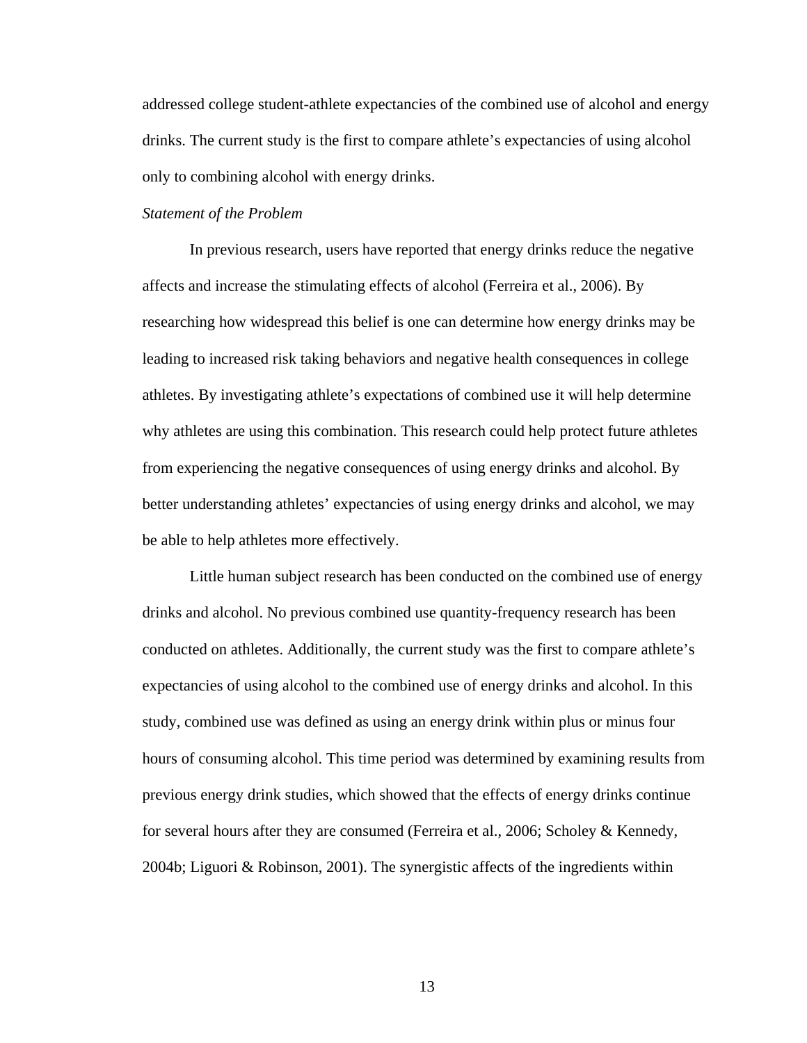addressed college student-athlete expectancies of the combined use of alcohol and energy drinks. The current study is the first to compare athlete's expectancies of using alcohol only to combining alcohol with energy drinks.

*Statement of the Problem*

In previous research, users have reported that energy drinks reduce the negative affects and increase the stimulating effects of alcohol (Ferreira et al., 2006). By researching how widespread this belief is one can determine how energy drinks may be leading to increased risk taking behaviors and negative health consequences in college athletes. By investigating athlete's expectations of combined use it will help determine why athletes are using this combination. This research could help protect future athletes from experiencing the negative consequences of using energy drinks and alcohol. By better understanding athletes' expectancies of using energy drinks and alcohol, we may be able to help athletes more effectively.

Little human subject research has been conducted on the combined use of energy drinks and alcohol. No previous combined use quantity-frequency research has been conducted on athletes. Additionally, the current study was the first to compare athlete's expectancies of using alcohol to the combined use of energy drinks and alcohol. In this study, combined use was defined as using an energy drink within plus or minus four hours of consuming alcohol. This time period was determined by examining results from previous energy drink studies, which showed that the effects of energy drinks continue for several hours after they are consumed (Ferreira et al., 2006; Scholey & Kennedy, 2004b; Liguori & Robinson, 2001). The synergistic affects of the ingredients within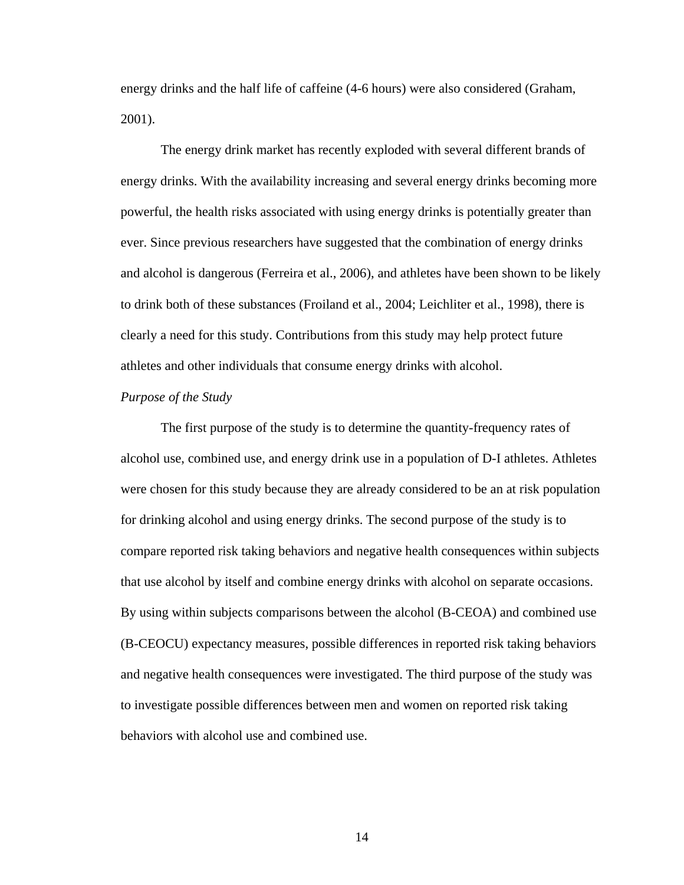energy drinks and the half life of caffeine (4-6 hours) were also considered (Graham, 2001).

The energy drink market has recently exploded with several different brands of energy drinks. With the availability increasing and several energy drinks becoming more powerful, the health risks associated with using energy drinks is potentially greater than ever. Since previous researchers have suggested that the combination of energy drinks and alcohol is dangerous (Ferreira et al., 2006), and athletes have been shown to be likely to drink both of these substances (Froiland et al., 2004; Leichliter et al., 1998), there is clearly a need for this study. Contributions from this study may help protect future athletes and other individuals that consume energy drinks with alcohol.

*Purpose of the Study*

The first purpose of the study is to determine the quantity-frequency rates of alcohol use, combined use, and energy drink use in a population of D-I athletes. Athletes were chosen for this study because they are already considered to be an at risk population for drinking alcohol and using energy drinks. The second purpose of the study is to compare reported risk taking behaviors and negative health consequences within subjects that use alcohol by itself and combine energy drinks with alcohol on separate occasions. By using within subjects comparisons between the alcohol (B-CEOA) and combined use (B-CEOCU) expectancy measures, possible differences in reported risk taking behaviors and negative health consequences were investigated. The third purpose of the study was to investigate possible differences between men and women on reported risk taking behaviors with alcohol use and combined use.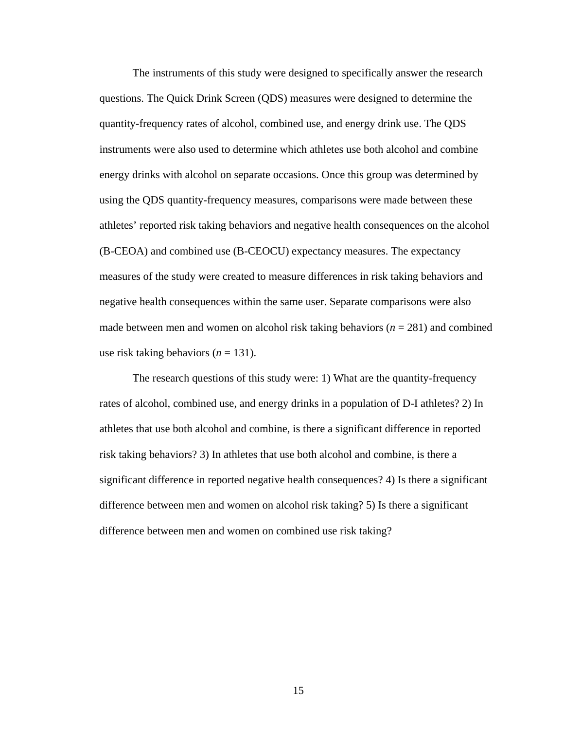The instruments of this study were designed to specifically answer the research questions. The Quick Drink Screen (QDS) measures were designed to determine the quantity-frequency rates of alcohol, combined use, and energy drink use. The QDS instruments were also used to determine which athletes use both alcohol and combine energy drinks with alcohol on separate occasions. Once this group was determined by using the QDS quantity-frequency measures, comparisons were made between these athletes' reported risk taking behaviors and negative health consequences on the alcohol (B-CEOA) and combined use (B-CEOCU) expectancy measures. The expectancy measures of the study were created to measure differences in risk taking behaviors and negative health consequences within the same user. Separate comparisons were also made between men and women on alcohol risk taking behaviors ($n$ = 281) and combined use risk taking behaviors ($n$ = 131).

The research questions of this study were: 1) What are the quantity-frequency rates of alcohol, combined use, and energy drinks in a population of D-I athletes? 2) In athletes that use both alcohol and combine, is there a significant difference in reported risk taking behaviors? 3) In athletes that use both alcohol and combine, is there a significant difference in reported negative health consequences? 4) Is there a significant difference between men and women on alcohol risk taking? 5) Is there a significant difference between men and women on combined use risk taking?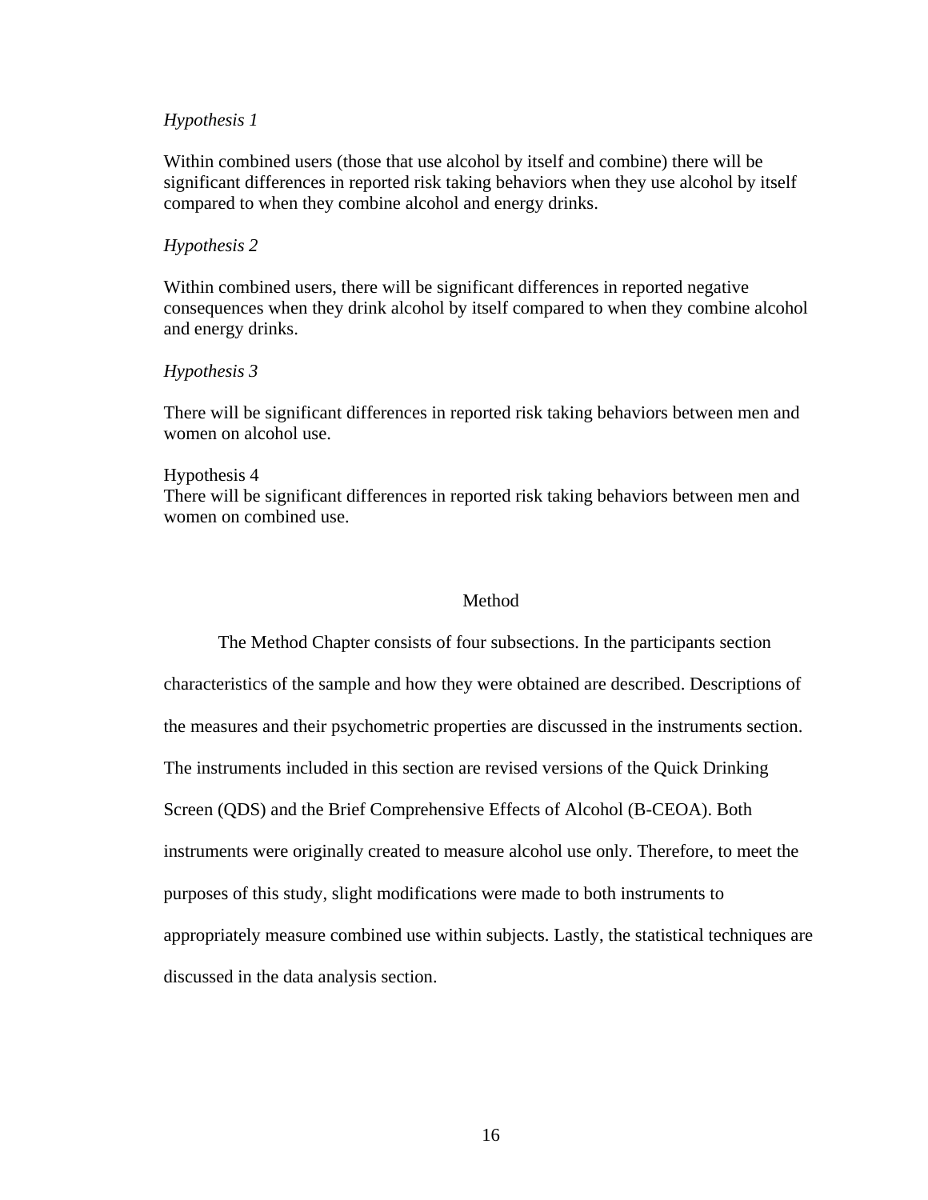*Hypothesis 1*

Within combined users (those that use alcohol by itself and combine) there will be significant differences in reported risk taking behaviors when they use alcohol by itself compared to when they combine alcohol and energy drinks.

*Hypothesis 2*

Within combined users, there will be significant differences in reported negative consequences when they drink alcohol by itself compared to when they combine alcohol and energy drinks.

*Hypothesis 3*

There will be significant differences in reported risk taking behaviors between men and women on alcohol use.

Hypothesis 4

There will be significant differences in reported risk taking behaviors between men and women on combined use.

# Method

The Method Chapter consists of four subsections. In the participants section characteristics of the sample and how they were obtained are described. Descriptions of the measures and their psychometric properties are discussed in the instruments section. The instruments included in this section are revised versions of the Quick Drinking Screen (QDS) and the Brief Comprehensive Effects of Alcohol (B-CEOA). Both instruments were originally created to measure alcohol use only. Therefore, to meet the purposes of this study, slight modifications were made to both instruments to appropriately measure combined use within subjects. Lastly, the statistical techniques are discussed in the data analysis section.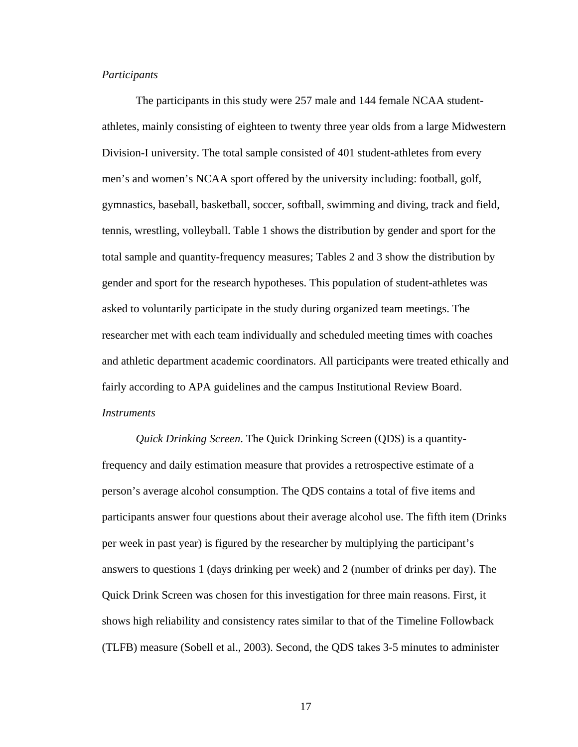*Participants*

The participants in this study were 257 male and 144 female NCAA student-athletes, mainly consisting of eighteen to twenty three year olds from a large Midwestern Division-I university. The total sample consisted of 401 student-athletes from every men's and women's NCAA sport offered by the university including: football, golf, gymnastics, baseball, basketball, soccer, softball, swimming and diving, track and field, tennis, wrestling, volleyball. Table 1 shows the distribution by gender and sport for the total sample and quantity-frequency measures; Tables 2 and 3 show the distribution by gender and sport for the research hypotheses. This population of student-athletes was asked to voluntarily participate in the study during organized team meetings. The researcher met with each team individually and scheduled meeting times with coaches and athletic department academic coordinators. All participants were treated ethically and fairly according to APA guidelines and the campus Institutional Review Board.

*Instruments*

*Quick Drinking Screen*. The Quick Drinking Screen (QDS) is a quantity-frequency and daily estimation measure that provides a retrospective estimate of a person's average alcohol consumption. The QDS contains a total of five items and participants answer four questions about their average alcohol use. The fifth item (Drinks per week in past year) is figured by the researcher by multiplying the participant's answers to questions 1 (days drinking per week) and 2 (number of drinks per day). The Quick Drink Screen was chosen for this investigation for three main reasons. First, it shows high reliability and consistency rates similar to that of the Timeline Followback (TLFB) measure (Sobell et al., 2003). Second, the QDS takes 3-5 minutes to administer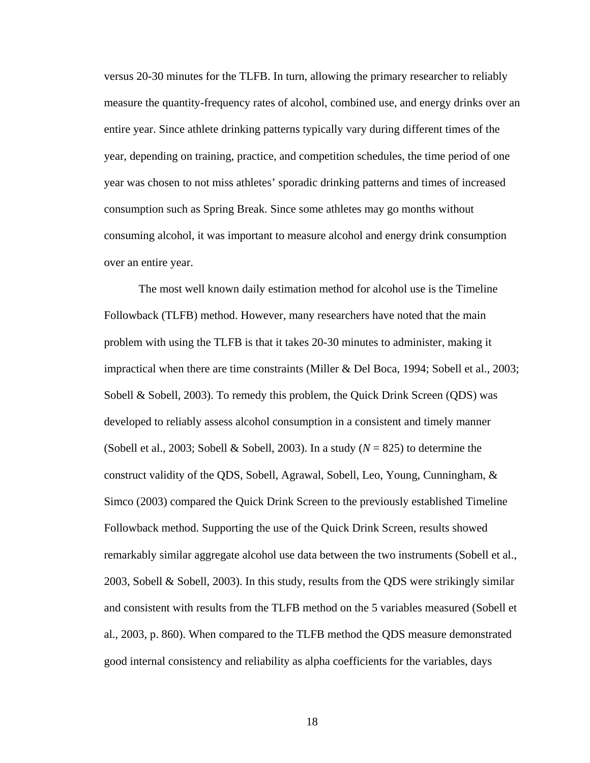versus 20-30 minutes for the TLFB. In turn, allowing the primary researcher to reliably measure the quantity-frequency rates of alcohol, combined use, and energy drinks over an entire year. Since athlete drinking patterns typically vary during different times of the year, depending on training, practice, and competition schedules, the time period of one year was chosen to not miss athletes' sporadic drinking patterns and times of increased consumption such as Spring Break. Since some athletes may go months without consuming alcohol, it was important to measure alcohol and energy drink consumption over an entire year.

The most well known daily estimation method for alcohol use is the Timeline Followback (TLFB) method. However, many researchers have noted that the main problem with using the TLFB is that it takes 20-30 minutes to administer, making it impractical when there are time constraints (Miller & Del Boca, 1994; Sobell et al., 2003; Sobell & Sobell, 2003). To remedy this problem, the Quick Drink Screen (QDS) was developed to reliably assess alcohol consumption in a consistent and timely manner (Sobell et al., 2003; Sobell & Sobell, 2003). In a study (*N* = 825) to determine the construct validity of the QDS, Sobell, Agrawal, Sobell, Leo, Young, Cunningham, & Simco (2003) compared the Quick Drink Screen to the previously established Timeline Followback method. Supporting the use of the Quick Drink Screen, results showed remarkably similar aggregate alcohol use data between the two instruments (Sobell et al., 2003, Sobell & Sobell, 2003). In this study, results from the QDS were strikingly similar and consistent with results from the TLFB method on the 5 variables measured (Sobell et al., 2003, p. 860). When compared to the TLFB method the QDS measure demonstrated good internal consistency and reliability as alpha coefficients for the variables, days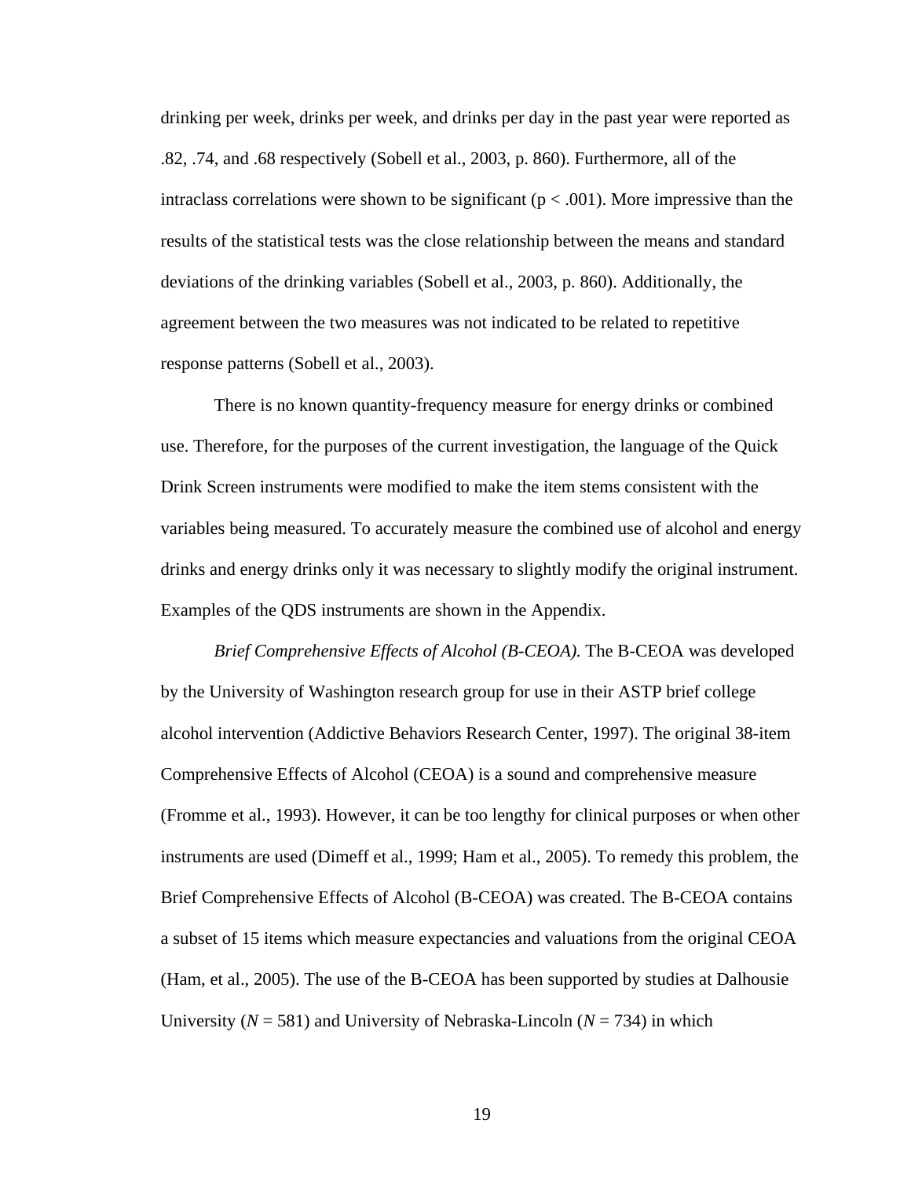drinking per week, drinks per week, and drinks per day in the past year were reported as .82, .74, and .68 respectively (Sobell et al., 2003, p. 860). Furthermore, all of the intraclass correlations were shown to be significant ($p < .001$). More impressive than the results of the statistical tests was the close relationship between the means and standard deviations of the drinking variables (Sobell et al., 2003, p. 860). Additionally, the agreement between the two measures was not indicated to be related to repetitive response patterns (Sobell et al., 2003).

There is no known quantity-frequency measure for energy drinks or combined use. Therefore, for the purposes of the current investigation, the language of the Quick Drink Screen instruments were modified to make the item stems consistent with the variables being measured. To accurately measure the combined use of alcohol and energy drinks and energy drinks only it was necessary to slightly modify the original instrument. Examples of the QDS instruments are shown in the Appendix.

*Brief Comprehensive Effects of Alcohol (B-CEOA).* The B-CEOA was developed by the University of Washington research group for use in their ASTP brief college alcohol intervention (Addictive Behaviors Research Center, 1997). The original 38-item Comprehensive Effects of Alcohol (CEOA) is a sound and comprehensive measure (Fromme et al., 1993). However, it can be too lengthy for clinical purposes or when other instruments are used (Dimeff et al., 1999; Ham et al., 2005). To remedy this problem, the Brief Comprehensive Effects of Alcohol (B-CEOA) was created. The B-CEOA contains a subset of 15 items which measure expectancies and valuations from the original CEOA (Ham, et al., 2005). The use of the B-CEOA has been supported by studies at Dalhousie University ($N$ = 581) and University of Nebraska-Lincoln ($N$ = 734) in which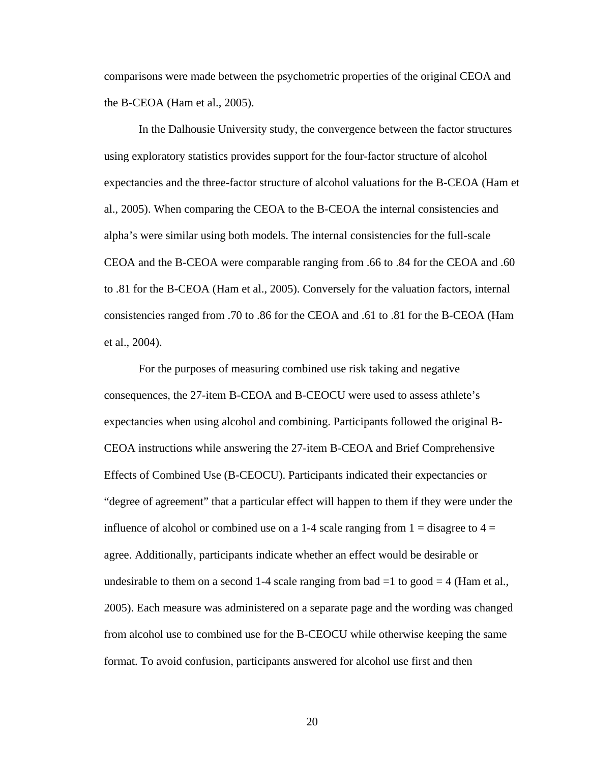comparisons were made between the psychometric properties of the original CEOA and the B-CEOA (Ham et al., 2005).

In the Dalhousie University study, the convergence between the factor structures using exploratory statistics provides support for the four-factor structure of alcohol expectancies and the three-factor structure of alcohol valuations for the B-CEOA (Ham et al., 2005). When comparing the CEOA to the B-CEOA the internal consistencies and alpha's were similar using both models. The internal consistencies for the full-scale CEOA and the B-CEOA were comparable ranging from .66 to .84 for the CEOA and .60 to .81 for the B-CEOA (Ham et al., 2005). Conversely for the valuation factors, internal consistencies ranged from .70 to .86 for the CEOA and .61 to .81 for the B-CEOA (Ham et al., 2004).

For the purposes of measuring combined use risk taking and negative consequences, the 27-item B-CEOA and B-CEOCU were used to assess athlete's expectancies when using alcohol and combining. Participants followed the original B-CEOA instructions while answering the 27-item B-CEOA and Brief Comprehensive Effects of Combined Use (B-CEOCU). Participants indicated their expectancies or "degree of agreement" that a particular effect will happen to them if they were under the influence of alcohol or combined use on a 1-4 scale ranging from 1 = disagree to 4 = agree. Additionally, participants indicate whether an effect would be desirable or undesirable to them on a second 1-4 scale ranging from bad =1 to good = 4 (Ham et al., 2005). Each measure was administered on a separate page and the wording was changed from alcohol use to combined use for the B-CEOCU while otherwise keeping the same format. To avoid confusion, participants answered for alcohol use first and then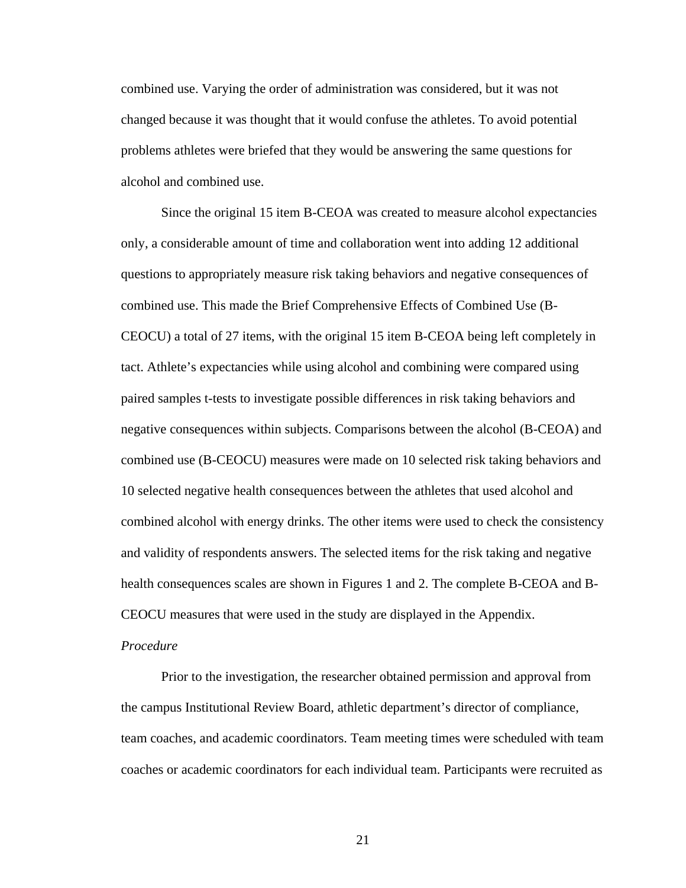combined use. Varying the order of administration was considered, but it was not changed because it was thought that it would confuse the athletes. To avoid potential problems athletes were briefed that they would be answering the same questions for alcohol and combined use.

Since the original 15 item B-CEOA was created to measure alcohol expectancies only, a considerable amount of time and collaboration went into adding 12 additional questions to appropriately measure risk taking behaviors and negative consequences of combined use. This made the Brief Comprehensive Effects of Combined Use (B-CEOCU) a total of 27 items, with the original 15 item B-CEOA being left completely in tact. Athlete's expectancies while using alcohol and combining were compared using paired samples t-tests to investigate possible differences in risk taking behaviors and negative consequences within subjects. Comparisons between the alcohol (B-CEOA) and combined use (B-CEOCU) measures were made on 10 selected risk taking behaviors and 10 selected negative health consequences between the athletes that used alcohol and combined alcohol with energy drinks. The other items were used to check the consistency and validity of respondents answers. The selected items for the risk taking and negative health consequences scales are shown in Figures 1 and 2. The complete B-CEOA and B-CEOCU measures that were used in the study are displayed in the Appendix.

*Procedure*

Prior to the investigation, the researcher obtained permission and approval from the campus Institutional Review Board, athletic department's director of compliance, team coaches, and academic coordinators. Team meeting times were scheduled with team coaches or academic coordinators for each individual team. Participants were recruited as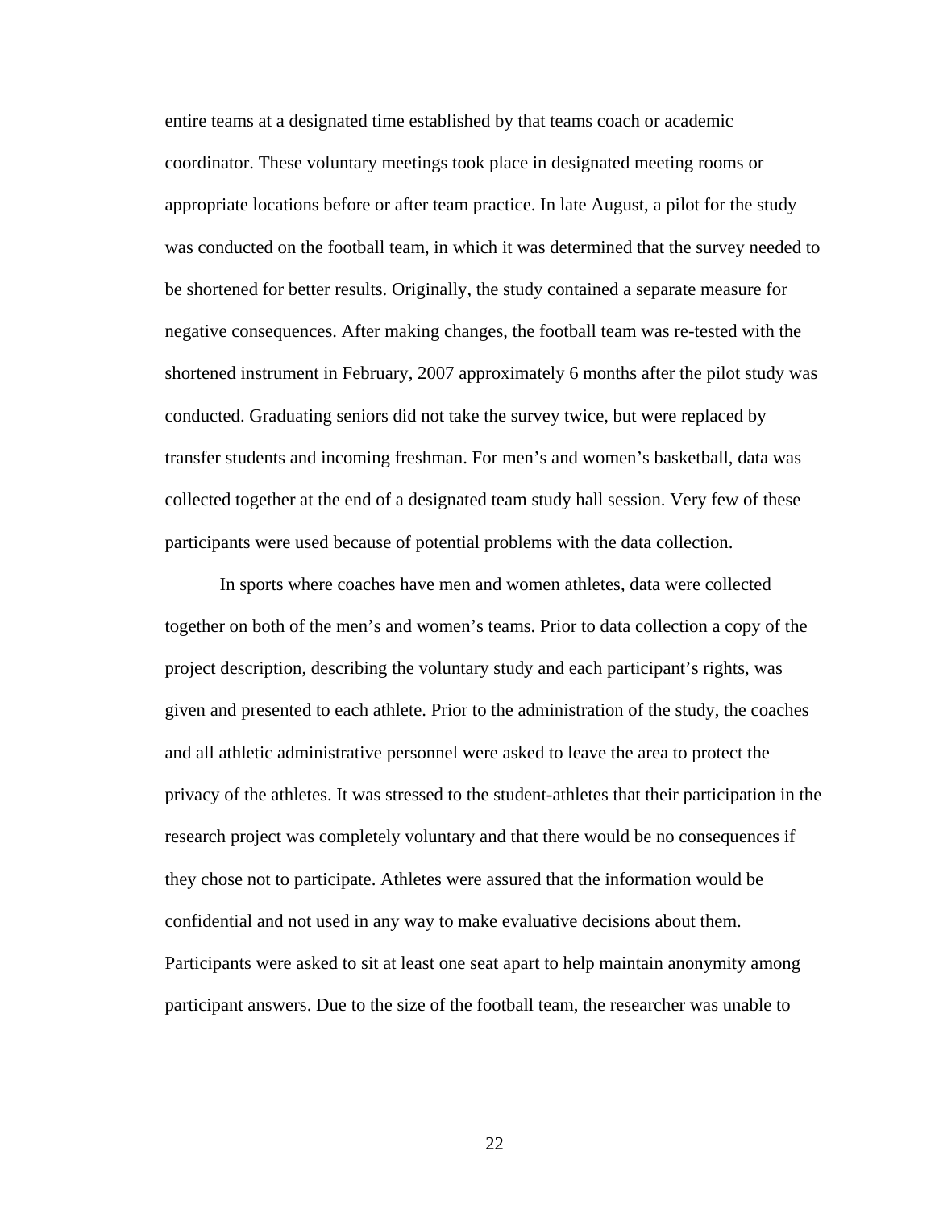entire teams at a designated time established by that teams coach or academic coordinator. These voluntary meetings took place in designated meeting rooms or appropriate locations before or after team practice. In late August, a pilot for the study was conducted on the football team, in which it was determined that the survey needed to be shortened for better results. Originally, the study contained a separate measure for negative consequences. After making changes, the football team was re-tested with the shortened instrument in February, 2007 approximately 6 months after the pilot study was conducted. Graduating seniors did not take the survey twice, but were replaced by transfer students and incoming freshman. For men's and women's basketball, data was collected together at the end of a designated team study hall session. Very few of these participants were used because of potential problems with the data collection.

In sports where coaches have men and women athletes, data were collected together on both of the men's and women's teams. Prior to data collection a copy of the project description, describing the voluntary study and each participant's rights, was given and presented to each athlete. Prior to the administration of the study, the coaches and all athletic administrative personnel were asked to leave the area to protect the privacy of the athletes. It was stressed to the student-athletes that their participation in the research project was completely voluntary and that there would be no consequences if they chose not to participate. Athletes were assured that the information would be confidential and not used in any way to make evaluative decisions about them. Participants were asked to sit at least one seat apart to help maintain anonymity among participant answers. Due to the size of the football team, the researcher was unable to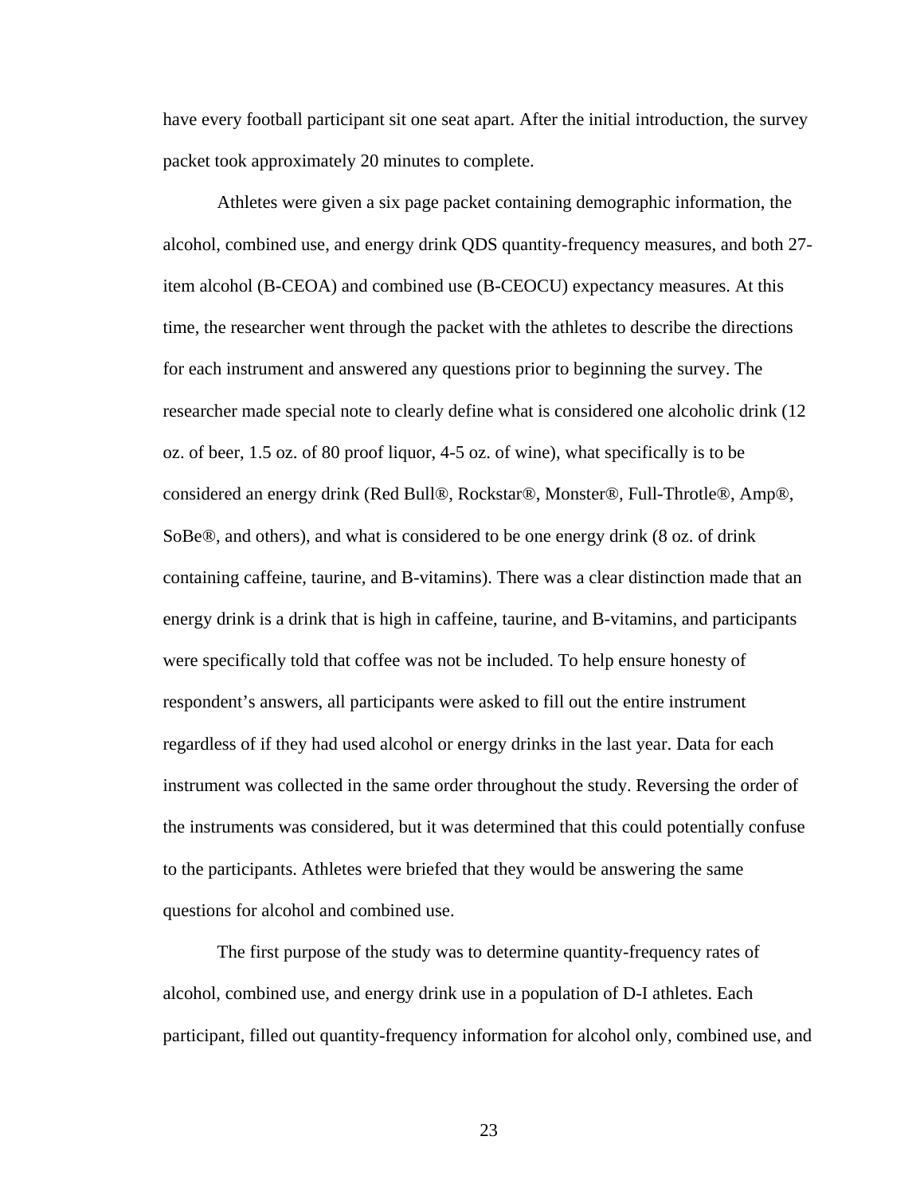have every football participant sit one seat apart. After the initial introduction, the survey packet took approximately 20 minutes to complete.

Athletes were given a six page packet containing demographic information, the alcohol, combined use, and energy drink QDS quantity-frequency measures, and both 27-item alcohol (B-CEOA) and combined use (B-CEOCU) expectancy measures. At this time, the researcher went through the packet with the athletes to describe the directions for each instrument and answered any questions prior to beginning the survey. The researcher made special note to clearly define what is considered one alcoholic drink (12 oz. of beer, 1.5 oz. of 80 proof liquor, 4-5 oz. of wine), what specifically is to be considered an energy drink (Red Bull®, Rockstar®, Monster®, Full-Throtle®, Amp®, SoBe®, and others), and what is considered to be one energy drink (8 oz. of drink containing caffeine, taurine, and B-vitamins). There was a clear distinction made that an energy drink is a drink that is high in caffeine, taurine, and B-vitamins, and participants were specifically told that coffee was not be included. To help ensure honesty of respondent's answers, all participants were asked to fill out the entire instrument regardless of if they had used alcohol or energy drinks in the last year. Data for each instrument was collected in the same order throughout the study. Reversing the order of the instruments was considered, but it was determined that this could potentially confuse to the participants. Athletes were briefed that they would be answering the same questions for alcohol and combined use.

The first purpose of the study was to determine quantity-frequency rates of alcohol, combined use, and energy drink use in a population of D-I athletes. Each participant, filled out quantity-frequency information for alcohol only, combined use, and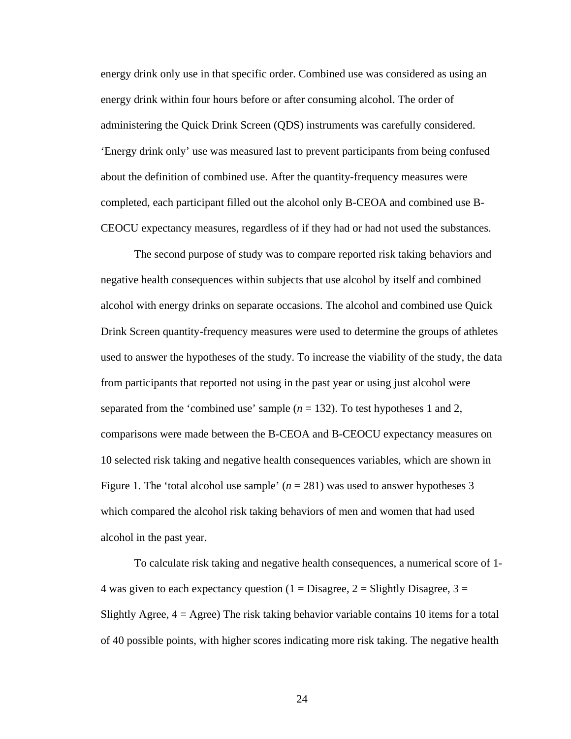energy drink only use in that specific order. Combined use was considered as using an energy drink within four hours before or after consuming alcohol. The order of administering the Quick Drink Screen (QDS) instruments was carefully considered. ‘Energy drink only’ use was measured last to prevent participants from being confused about the definition of combined use. After the quantity-frequency measures were completed, each participant filled out the alcohol only B-CEOA and combined use B-CEOCU expectancy measures, regardless of if they had or had not used the substances.

The second purpose of study was to compare reported risk taking behaviors and negative health consequences within subjects that use alcohol by itself and combined alcohol with energy drinks on separate occasions. The alcohol and combined use Quick Drink Screen quantity-frequency measures were used to determine the groups of athletes used to answer the hypotheses of the study. To increase the viability of the study, the data from participants that reported not using in the past year or using just alcohol were separated from the ‘combined use’ sample (*n* = 132). To test hypotheses 1 and 2, comparisons were made between the B-CEOA and B-CEOCU expectancy measures on 10 selected risk taking and negative health consequences variables, which are shown in Figure 1. The ‘total alcohol use sample’ (*n* = 281) was used to answer hypotheses 3 which compared the alcohol risk taking behaviors of men and women that had used alcohol in the past year.

To calculate risk taking and negative health consequences, a numerical score of 1-4 was given to each expectancy question (1 = Disagree, 2 = Slightly Disagree, 3 = Slightly Agree, 4 = Agree) The risk taking behavior variable contains 10 items for a total of 40 possible points, with higher scores indicating more risk taking. The negative health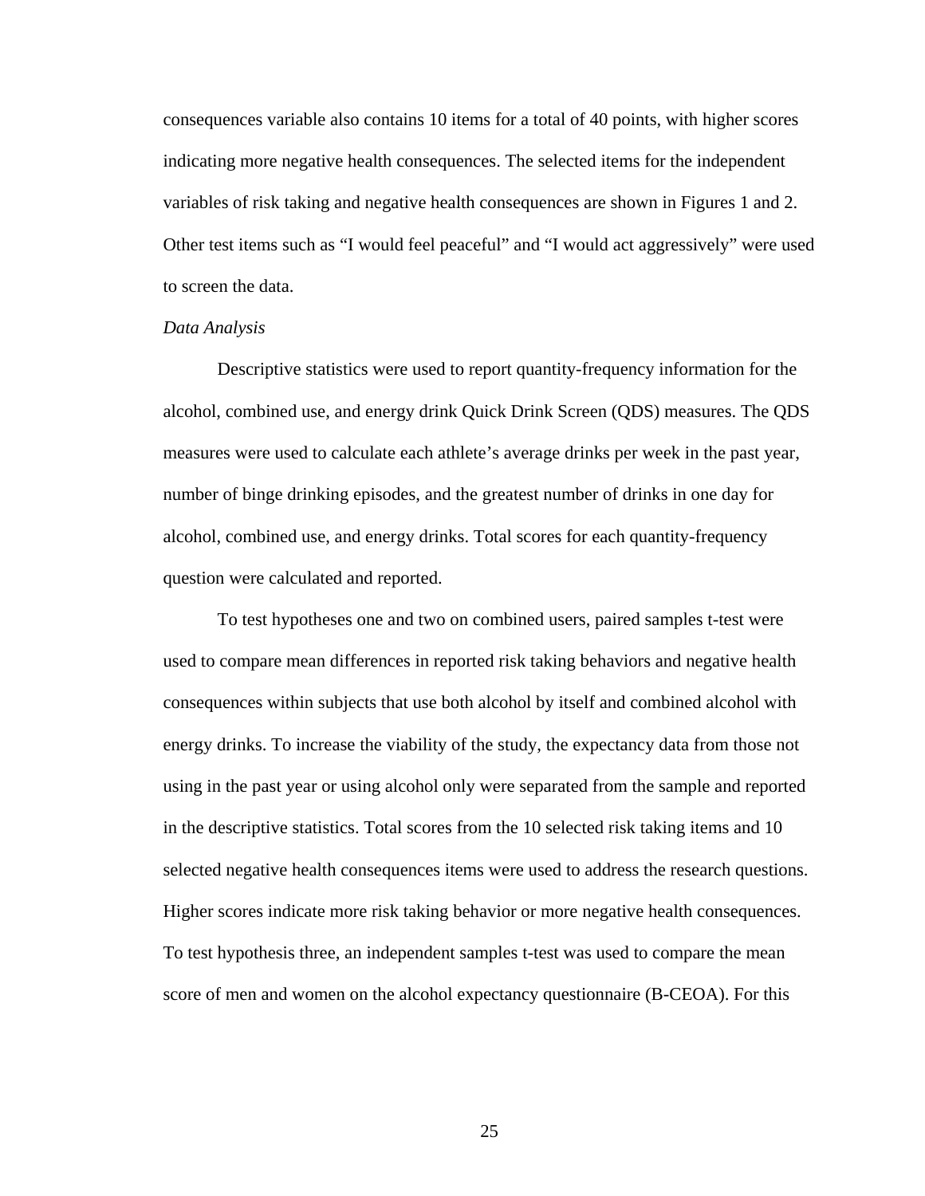consequences variable also contains 10 items for a total of 40 points, with higher scores indicating more negative health consequences. The selected items for the independent variables of risk taking and negative health consequences are shown in Figures 1 and 2. Other test items such as "I would feel peaceful" and "I would act aggressively" were used to screen the data.

*Data Analysis*

Descriptive statistics were used to report quantity-frequency information for the alcohol, combined use, and energy drink Quick Drink Screen (QDS) measures. The QDS measures were used to calculate each athlete's average drinks per week in the past year, number of binge drinking episodes, and the greatest number of drinks in one day for alcohol, combined use, and energy drinks. Total scores for each quantity-frequency question were calculated and reported.

To test hypotheses one and two on combined users, paired samples t-test were used to compare mean differences in reported risk taking behaviors and negative health consequences within subjects that use both alcohol by itself and combined alcohol with energy drinks. To increase the viability of the study, the expectancy data from those not using in the past year or using alcohol only were separated from the sample and reported in the descriptive statistics. Total scores from the 10 selected risk taking items and 10 selected negative health consequences items were used to address the research questions. Higher scores indicate more risk taking behavior or more negative health consequences. To test hypothesis three, an independent samples t-test was used to compare the mean score of men and women on the alcohol expectancy questionnaire (B-CEOA). For this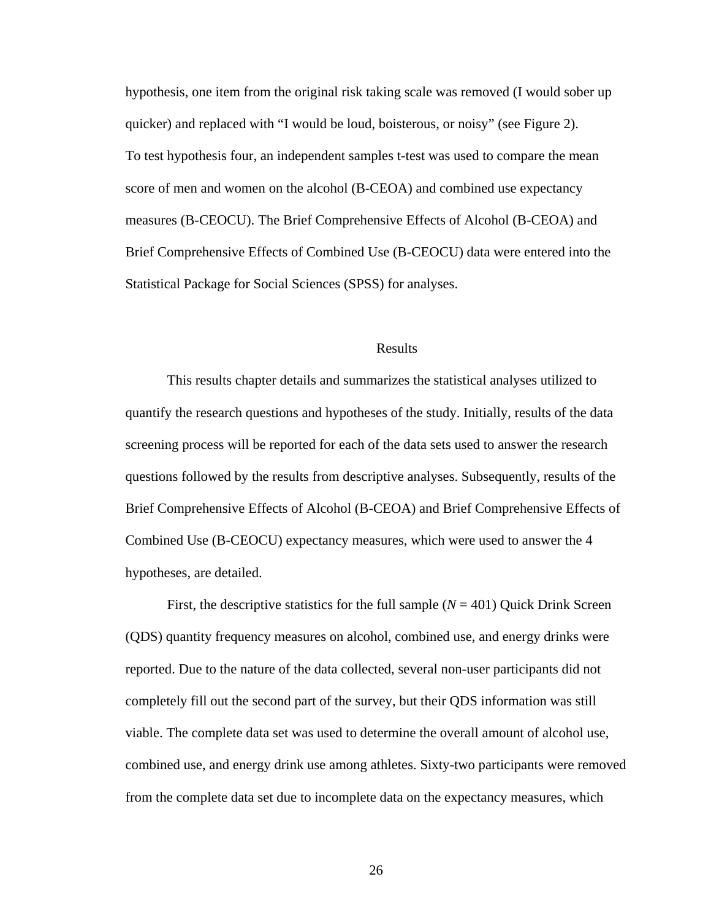hypothesis, one item from the original risk taking scale was removed (I would sober up quicker) and replaced with "I would be loud, boisterous, or noisy" (see Figure 2).

To test hypothesis four, an independent samples t-test was used to compare the mean score of men and women on the alcohol (B-CEOA) and combined use expectancy measures (B-CEOCU). The Brief Comprehensive Effects of Alcohol (B-CEOA) and Brief Comprehensive Effects of Combined Use (B-CEOCU) data were entered into the Statistical Package for Social Sciences (SPSS) for analyses.

# Results

This results chapter details and summarizes the statistical analyses utilized to quantify the research questions and hypotheses of the study. Initially, results of the data screening process will be reported for each of the data sets used to answer the research questions followed by the results from descriptive analyses. Subsequently, results of the Brief Comprehensive Effects of Alcohol (B-CEOA) and Brief Comprehensive Effects of Combined Use (B-CEOCU) expectancy measures, which were used to answer the 4 hypotheses, are detailed.

First, the descriptive statistics for the full sample ($N$ = 401) Quick Drink Screen (QDS) quantity frequency measures on alcohol, combined use, and energy drinks were reported. Due to the nature of the data collected, several non-user participants did not completely fill out the second part of the survey, but their QDS information was still viable. The complete data set was used to determine the overall amount of alcohol use, combined use, and energy drink use among athletes. Sixty-two participants were removed from the complete data set due to incomplete data on the expectancy measures, which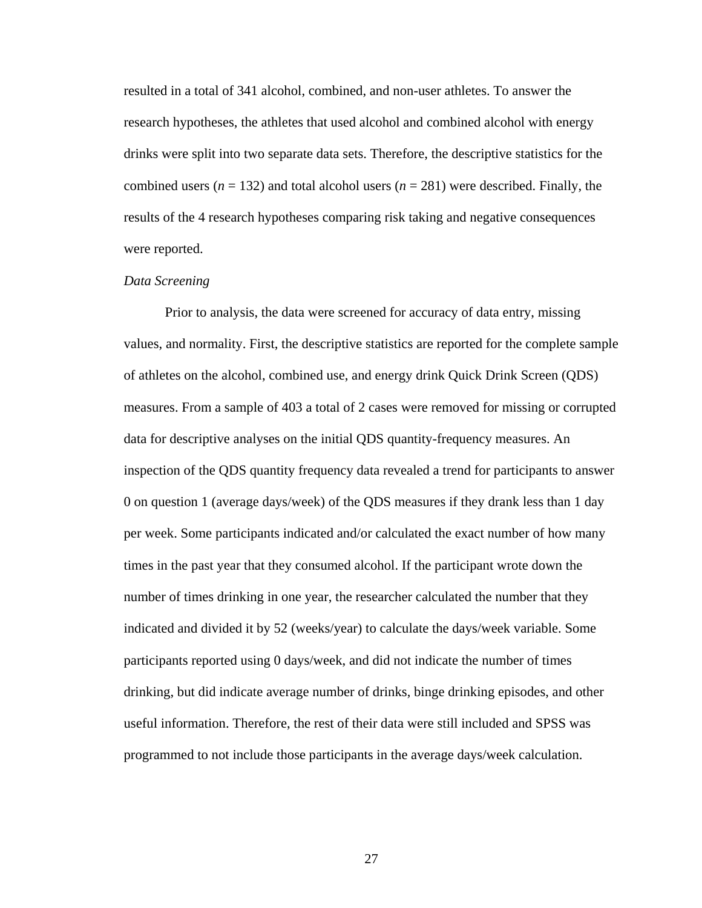resulted in a total of 341 alcohol, combined, and non-user athletes. To answer the research hypotheses, the athletes that used alcohol and combined alcohol with energy drinks were split into two separate data sets. Therefore, the descriptive statistics for the combined users ($n$ = 132) and total alcohol users ($n$ = 281) were described. Finally, the results of the 4 research hypotheses comparing risk taking and negative consequences were reported.

*Data Screening*

Prior to analysis, the data were screened for accuracy of data entry, missing values, and normality. First, the descriptive statistics are reported for the complete sample of athletes on the alcohol, combined use, and energy drink Quick Drink Screen (QDS) measures. From a sample of 403 a total of 2 cases were removed for missing or corrupted data for descriptive analyses on the initial QDS quantity-frequency measures. An inspection of the QDS quantity frequency data revealed a trend for participants to answer 0 on question 1 (average days/week) of the QDS measures if they drank less than 1 day per week. Some participants indicated and/or calculated the exact number of how many times in the past year that they consumed alcohol. If the participant wrote down the number of times drinking in one year, the researcher calculated the number that they indicated and divided it by 52 (weeks/year) to calculate the days/week variable. Some participants reported using 0 days/week, and did not indicate the number of times drinking, but did indicate average number of drinks, binge drinking episodes, and other useful information. Therefore, the rest of their data were still included and SPSS was programmed to not include those participants in the average days/week calculation.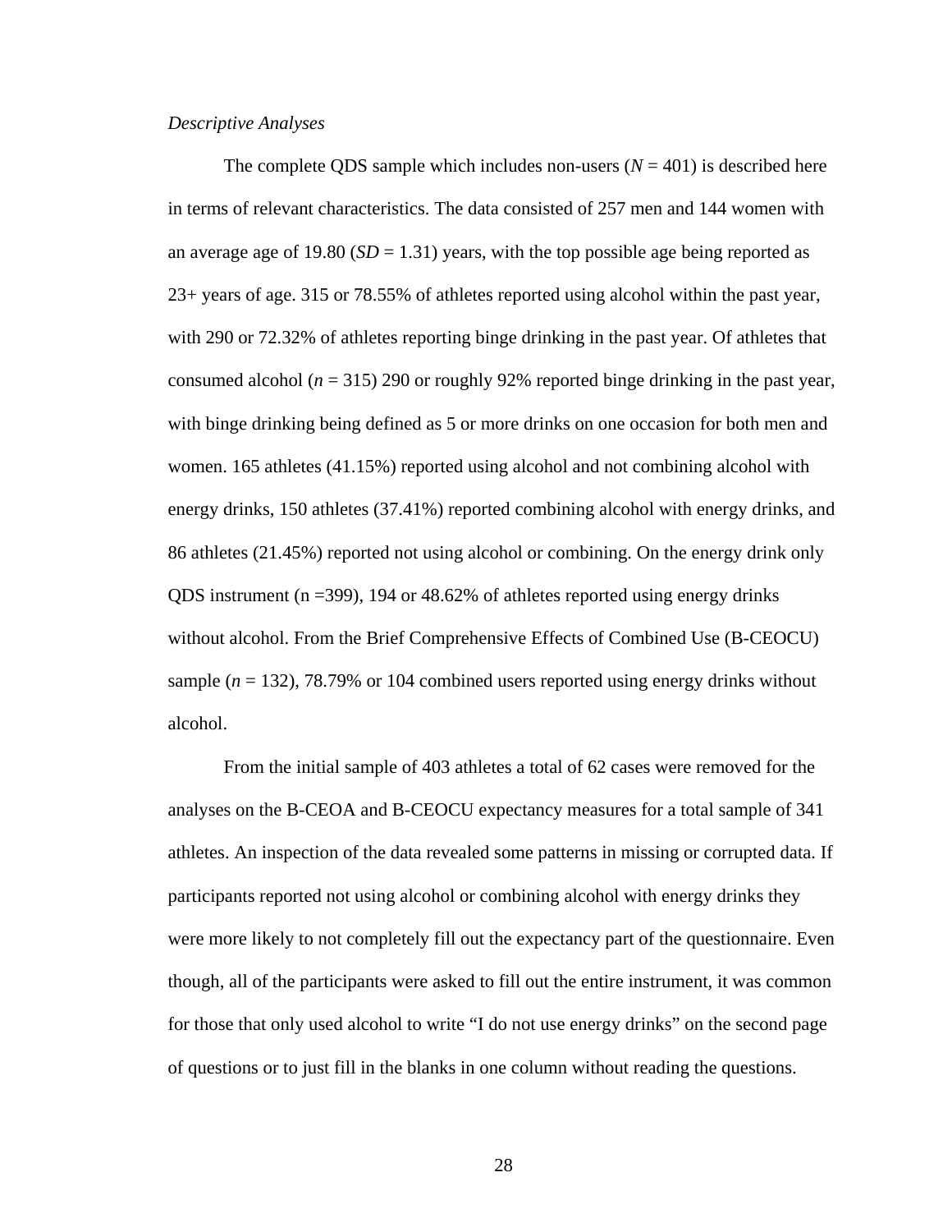*Descriptive Analyses*

The complete QDS sample which includes non-users (*N* = 401) is described here in terms of relevant characteristics. The data consisted of 257 men and 144 women with an average age of 19.80 (*SD* = 1.31) years, with the top possible age being reported as 23+ years of age. 315 or 78.55% of athletes reported using alcohol within the past year, with 290 or 72.32% of athletes reporting binge drinking in the past year. Of athletes that consumed alcohol (*n* = 315) 290 or roughly 92% reported binge drinking in the past year, with binge drinking being defined as 5 or more drinks on one occasion for both men and women. 165 athletes (41.15%) reported using alcohol and not combining alcohol with energy drinks, 150 athletes (37.41%) reported combining alcohol with energy drinks, and 86 athletes (21.45%) reported not using alcohol or combining. On the energy drink only QDS instrument (n =399), 194 or 48.62% of athletes reported using energy drinks without alcohol. From the Brief Comprehensive Effects of Combined Use (B-CEOCU) sample (*n* = 132), 78.79% or 104 combined users reported using energy drinks without alcohol.

From the initial sample of 403 athletes a total of 62 cases were removed for the analyses on the B-CEOA and B-CEOCU expectancy measures for a total sample of 341 athletes. An inspection of the data revealed some patterns in missing or corrupted data. If participants reported not using alcohol or combining alcohol with energy drinks they were more likely to not completely fill out the expectancy part of the questionnaire. Even though, all of the participants were asked to fill out the entire instrument, it was common for those that only used alcohol to write "I do not use energy drinks" on the second page of questions or to just fill in the blanks in one column without reading the questions.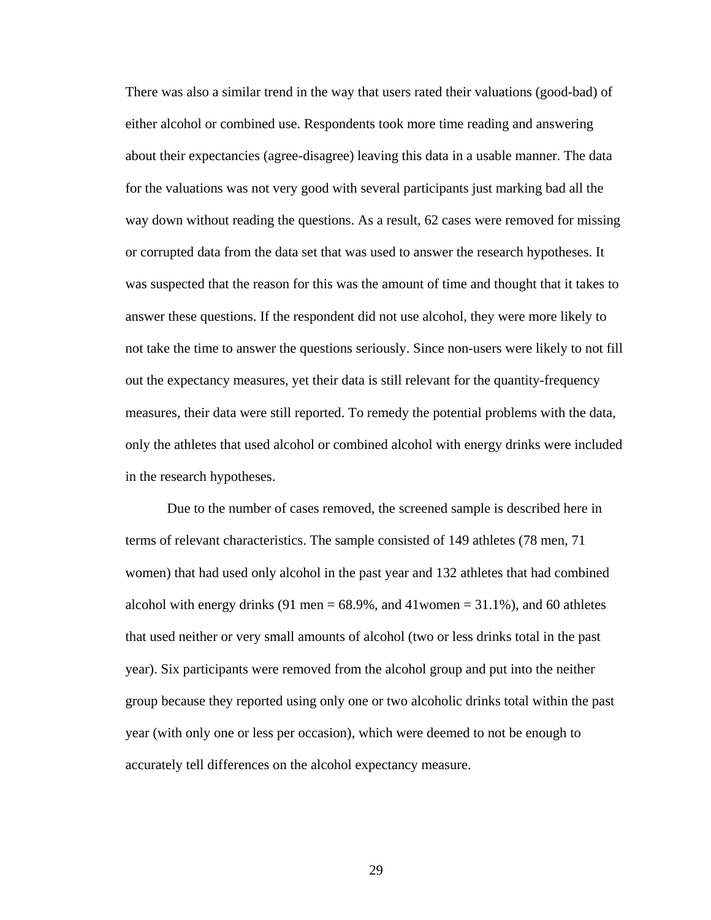There was also a similar trend in the way that users rated their valuations (good-bad) of either alcohol or combined use. Respondents took more time reading and answering about their expectancies (agree-disagree) leaving this data in a usable manner. The data for the valuations was not very good with several participants just marking bad all the way down without reading the questions. As a result, 62 cases were removed for missing or corrupted data from the data set that was used to answer the research hypotheses. It was suspected that the reason for this was the amount of time and thought that it takes to answer these questions. If the respondent did not use alcohol, they were more likely to not take the time to answer the questions seriously. Since non-users were likely to not fill out the expectancy measures, yet their data is still relevant for the quantity-frequency measures, their data were still reported. To remedy the potential problems with the data, only the athletes that used alcohol or combined alcohol with energy drinks were included in the research hypotheses.

Due to the number of cases removed, the screened sample is described here in terms of relevant characteristics. The sample consisted of 149 athletes (78 men, 71 women) that had used only alcohol in the past year and 132 athletes that had combined alcohol with energy drinks (91 men = 68.9%, and 41women = 31.1%), and 60 athletes that used neither or very small amounts of alcohol (two or less drinks total in the past year). Six participants were removed from the alcohol group and put into the neither group because they reported using only one or two alcoholic drinks total within the past year (with only one or less per occasion), which were deemed to not be enough to accurately tell differences on the alcohol expectancy measure.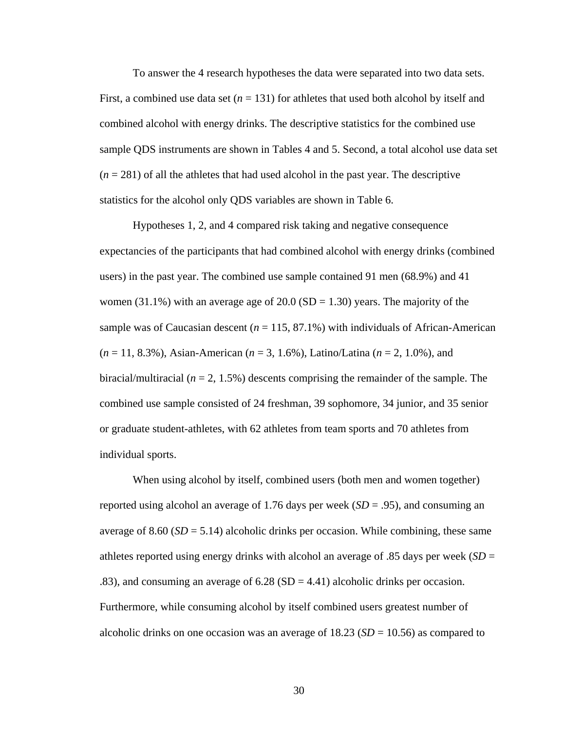To answer the 4 research hypotheses the data were separated into two data sets. First, a combined use data set (*n* = 131) for athletes that used both alcohol by itself and combined alcohol with energy drinks. The descriptive statistics for the combined use sample QDS instruments are shown in Tables 4 and 5. Second, a total alcohol use data set (*n* = 281) of all the athletes that had used alcohol in the past year. The descriptive statistics for the alcohol only QDS variables are shown in Table 6.

Hypotheses 1, 2, and 4 compared risk taking and negative consequence expectancies of the participants that had combined alcohol with energy drinks (combined users) in the past year. The combined use sample contained 91 men (68.9%) and 41 women (31.1%) with an average age of 20.0 (SD = 1.30) years. The majority of the sample was of Caucasian descent (*n* = 115, 87.1%) with individuals of African-American (*n* = 11, 8.3%), Asian-American (*n* = 3, 1.6%), Latino/Latina (*n* = 2, 1.0%), and biracial/multiracial (*n* = 2, 1.5%) descents comprising the remainder of the sample. The combined use sample consisted of 24 freshman, 39 sophomore, 34 junior, and 35 senior or graduate student-athletes, with 62 athletes from team sports and 70 athletes from individual sports.

When using alcohol by itself, combined users (both men and women together) reported using alcohol an average of 1.76 days per week (*SD* = .95), and consuming an average of 8.60 (*SD* = 5.14) alcoholic drinks per occasion. While combining, these same athletes reported using energy drinks with alcohol an average of .85 days per week (*SD* = .83), and consuming an average of 6.28 (SD = 4.41) alcoholic drinks per occasion. Furthermore, while consuming alcohol by itself combined users greatest number of alcoholic drinks on one occasion was an average of 18.23 (*SD* = 10.56) as compared to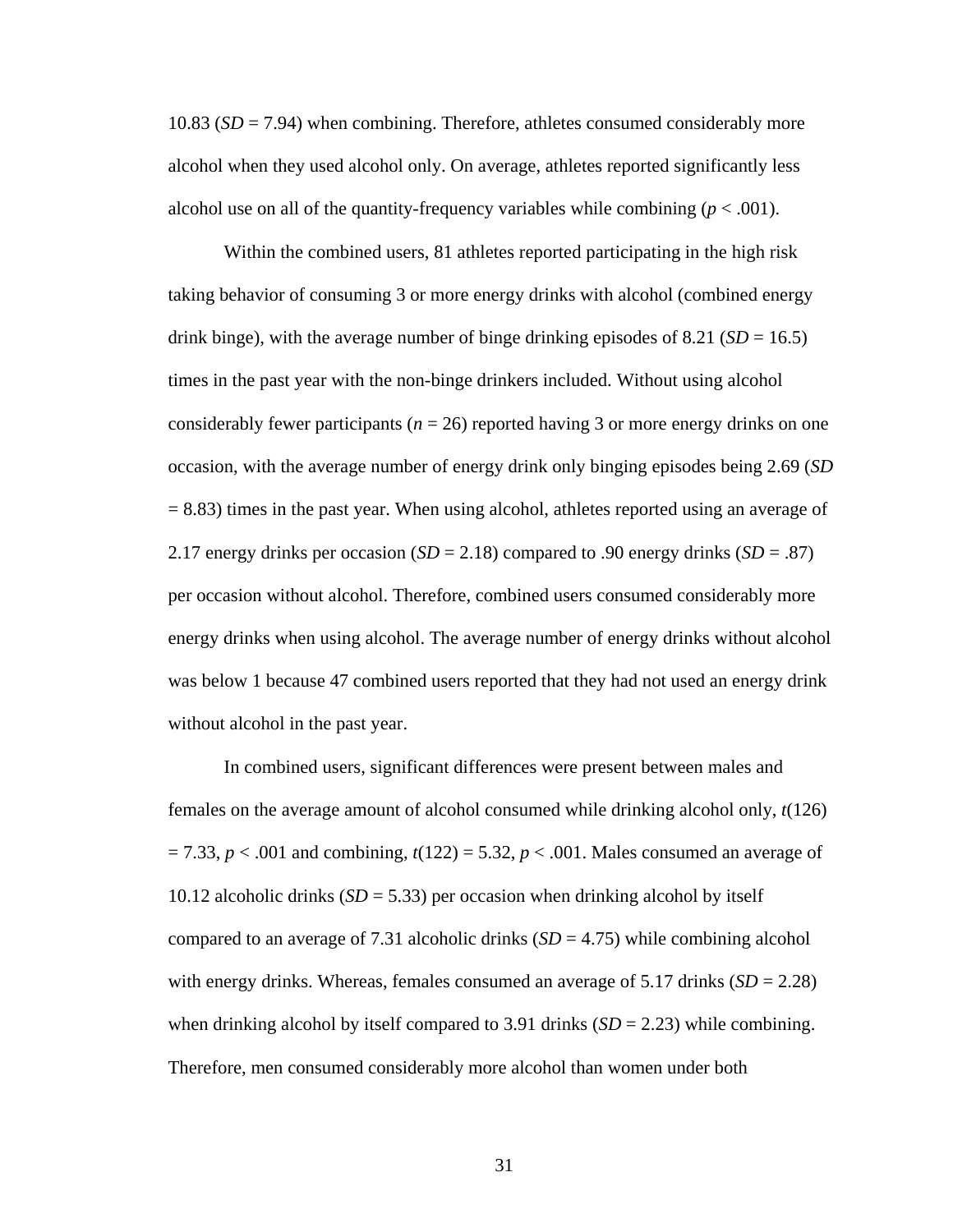10.83 (*SD* = 7.94) when combining. Therefore, athletes consumed considerably more alcohol when they used alcohol only. On average, athletes reported significantly less alcohol use on all of the quantity-frequency variables while combining ($p < .001$).

Within the combined users, 81 athletes reported participating in the high risk taking behavior of consuming 3 or more energy drinks with alcohol (combined energy drink binge), with the average number of binge drinking episodes of 8.21 (*SD* = 16.5) times in the past year with the non-binge drinkers included. Without using alcohol considerably fewer participants ($n = 26$) reported having 3 or more energy drinks on one occasion, with the average number of energy drink only binging episodes being 2.69 (*SD* = 8.83) times in the past year. When using alcohol, athletes reported using an average of 2.17 energy drinks per occasion (*SD* = 2.18) compared to .90 energy drinks (*SD* = .87) per occasion without alcohol. Therefore, combined users consumed considerably more energy drinks when using alcohol. The average number of energy drinks without alcohol was below 1 because 47 combined users reported that they had not used an energy drink without alcohol in the past year.

In combined users, significant differences were present between males and females on the average amount of alcohol consumed while drinking alcohol only, $t(126) = 7.33$, $p < .001$ and combining, $t(122) = 5.32$, $p < .001$. Males consumed an average of 10.12 alcoholic drinks (*SD* = 5.33) per occasion when drinking alcohol by itself compared to an average of 7.31 alcoholic drinks (*SD* = 4.75) while combining alcohol with energy drinks. Whereas, females consumed an average of 5.17 drinks (*SD* = 2.28) when drinking alcohol by itself compared to 3.91 drinks (*SD* = 2.23) while combining. Therefore, men consumed considerably more alcohol than women under both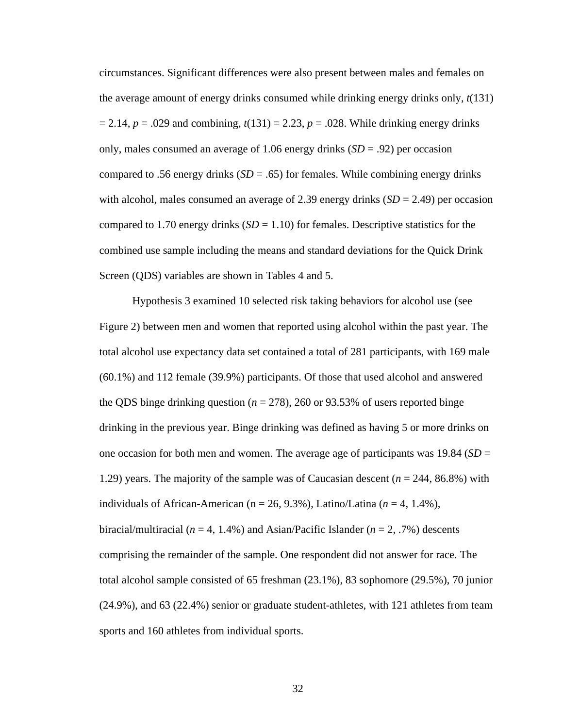circumstances. Significant differences were also present between males and females on the average amount of energy drinks consumed while drinking energy drinks only, $t(131) = 2.14$, $p = .029$ and combining, $t(131) = 2.23$, $p = .028$. While drinking energy drinks only, males consumed an average of 1.06 energy drinks (*SD* = .92) per occasion compared to .56 energy drinks (*SD* = .65) for females. While combining energy drinks with alcohol, males consumed an average of 2.39 energy drinks (*SD* = 2.49) per occasion compared to 1.70 energy drinks (*SD* = 1.10) for females. Descriptive statistics for the combined use sample including the means and standard deviations for the Quick Drink Screen (QDS) variables are shown in Tables 4 and 5.

Hypothesis 3 examined 10 selected risk taking behaviors for alcohol use (see Figure 2) between men and women that reported using alcohol within the past year. The total alcohol use expectancy data set contained a total of 281 participants, with 169 male (60.1%) and 112 female (39.9%) participants. Of those that used alcohol and answered the QDS binge drinking question (*n* = 278), 260 or 93.53% of users reported binge drinking in the previous year. Binge drinking was defined as having 5 or more drinks on one occasion for both men and women. The average age of participants was 19.84 (*SD* = 1.29) years. The majority of the sample was of Caucasian descent (*n* = 244, 86.8%) with individuals of African-American (n = 26, 9.3%), Latino/Latina (*n* = 4, 1.4%), biracial/multiracial (*n* = 4, 1.4%) and Asian/Pacific Islander (*n* = 2, .7%) descents comprising the remainder of the sample. One respondent did not answer for race. The total alcohol sample consisted of 65 freshman (23.1%), 83 sophomore (29.5%), 70 junior (24.9%), and 63 (22.4%) senior or graduate student-athletes, with 121 athletes from team sports and 160 athletes from individual sports.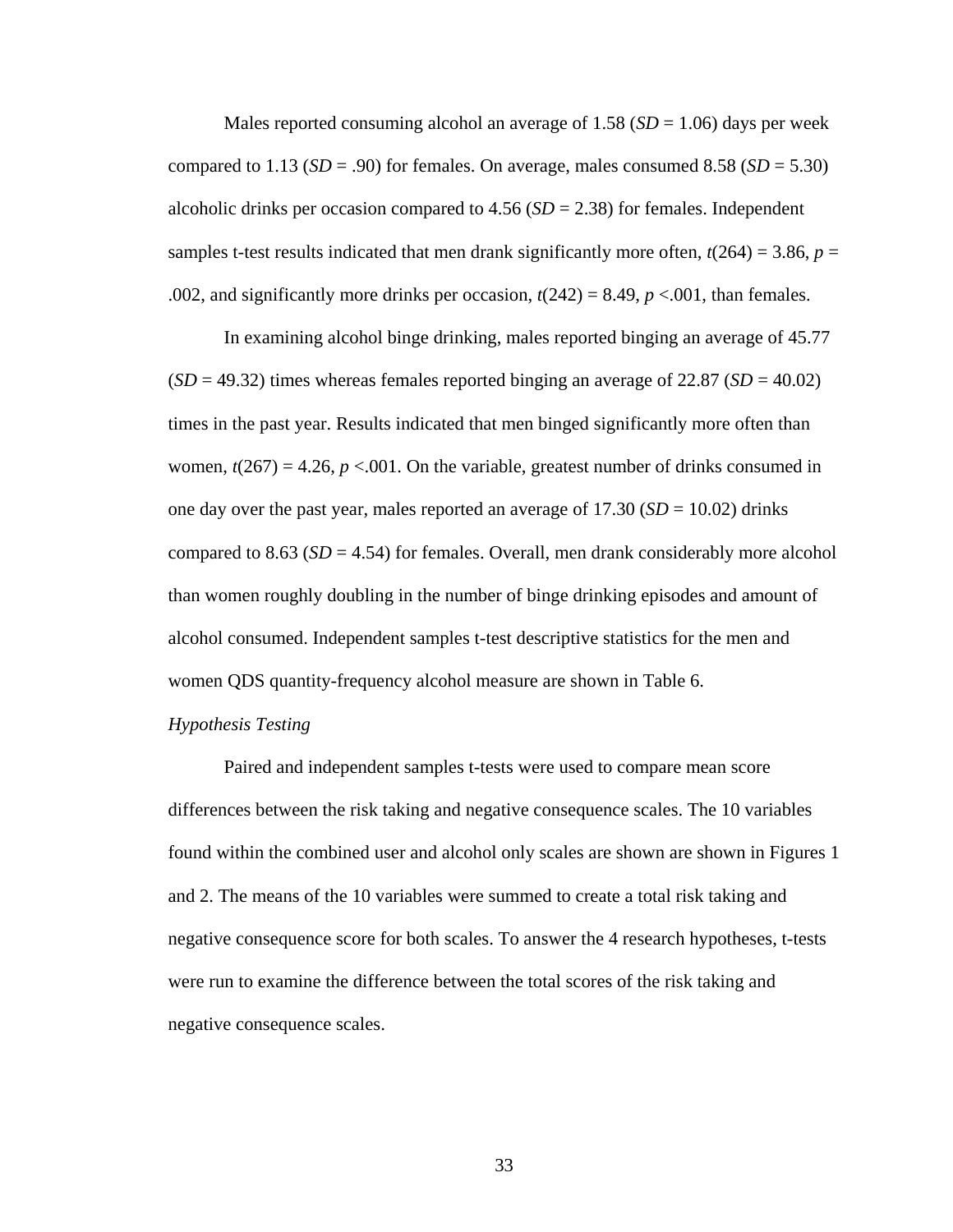Males reported consuming alcohol an average of 1.58 (*SD* = 1.06) days per week compared to 1.13 (*SD* = .90) for females. On average, males consumed 8.58 (*SD* = 5.30) alcoholic drinks per occasion compared to 4.56 (*SD* = 2.38) for females. Independent samples t-test results indicated that men drank significantly more often, $t(264) = 3.86$, $p = .002$, and significantly more drinks per occasion, $t(242) = 8.49$, $p < .001$, than females.

In examining alcohol binge drinking, males reported binging an average of 45.77 (*SD* = 49.32) times whereas females reported binging an average of 22.87 (*SD* = 40.02) times in the past year. Results indicated that men binged significantly more often than women, $t(267) = 4.26$, $p < .001$. On the variable, greatest number of drinks consumed in one day over the past year, males reported an average of 17.30 (*SD* = 10.02) drinks compared to 8.63 (*SD* = 4.54) for females. Overall, men drank considerably more alcohol than women roughly doubling in the number of binge drinking episodes and amount of alcohol consumed. Independent samples t-test descriptive statistics for the men and women QDS quantity-frequency alcohol measure are shown in Table 6.

*Hypothesis Testing*

Paired and independent samples t-tests were used to compare mean score differences between the risk taking and negative consequence scales. The 10 variables found within the combined user and alcohol only scales are shown are shown in Figures 1 and 2. The means of the 10 variables were summed to create a total risk taking and negative consequence score for both scales. To answer the 4 research hypotheses, t-tests were run to examine the difference between the total scores of the risk taking and negative consequence scales.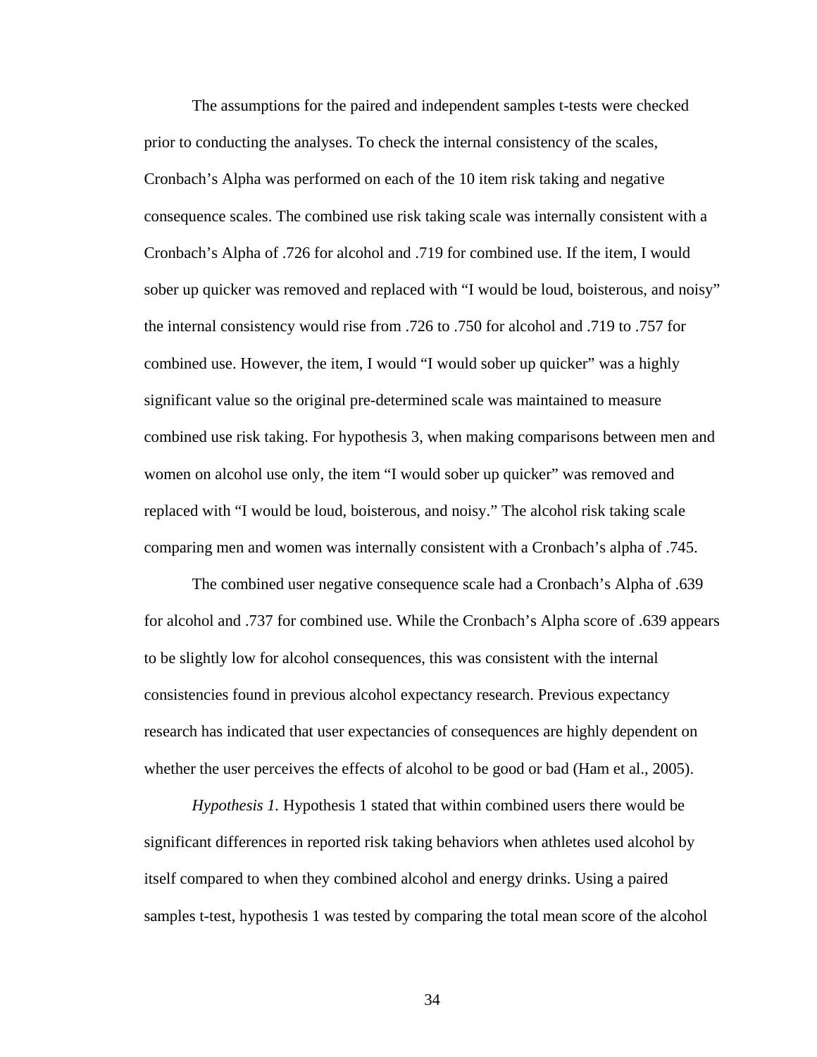The assumptions for the paired and independent samples t-tests were checked prior to conducting the analyses. To check the internal consistency of the scales, Cronbach's Alpha was performed on each of the 10 item risk taking and negative consequence scales. The combined use risk taking scale was internally consistent with a Cronbach's Alpha of .726 for alcohol and .719 for combined use. If the item, I would sober up quicker was removed and replaced with "I would be loud, boisterous, and noisy" the internal consistency would rise from .726 to .750 for alcohol and .719 to .757 for combined use. However, the item, I would "I would sober up quicker" was a highly significant value so the original pre-determined scale was maintained to measure combined use risk taking. For hypothesis 3, when making comparisons between men and women on alcohol use only, the item "I would sober up quicker" was removed and replaced with "I would be loud, boisterous, and noisy." The alcohol risk taking scale comparing men and women was internally consistent with a Cronbach's alpha of .745.

The combined user negative consequence scale had a Cronbach's Alpha of .639 for alcohol and .737 for combined use. While the Cronbach's Alpha score of .639 appears to be slightly low for alcohol consequences, this was consistent with the internal consistencies found in previous alcohol expectancy research. Previous expectancy research has indicated that user expectancies of consequences are highly dependent on whether the user perceives the effects of alcohol to be good or bad (Ham et al., 2005).

*Hypothesis 1.* Hypothesis 1 stated that within combined users there would be significant differences in reported risk taking behaviors when athletes used alcohol by itself compared to when they combined alcohol and energy drinks. Using a paired samples t-test, hypothesis 1 was tested by comparing the total mean score of the alcohol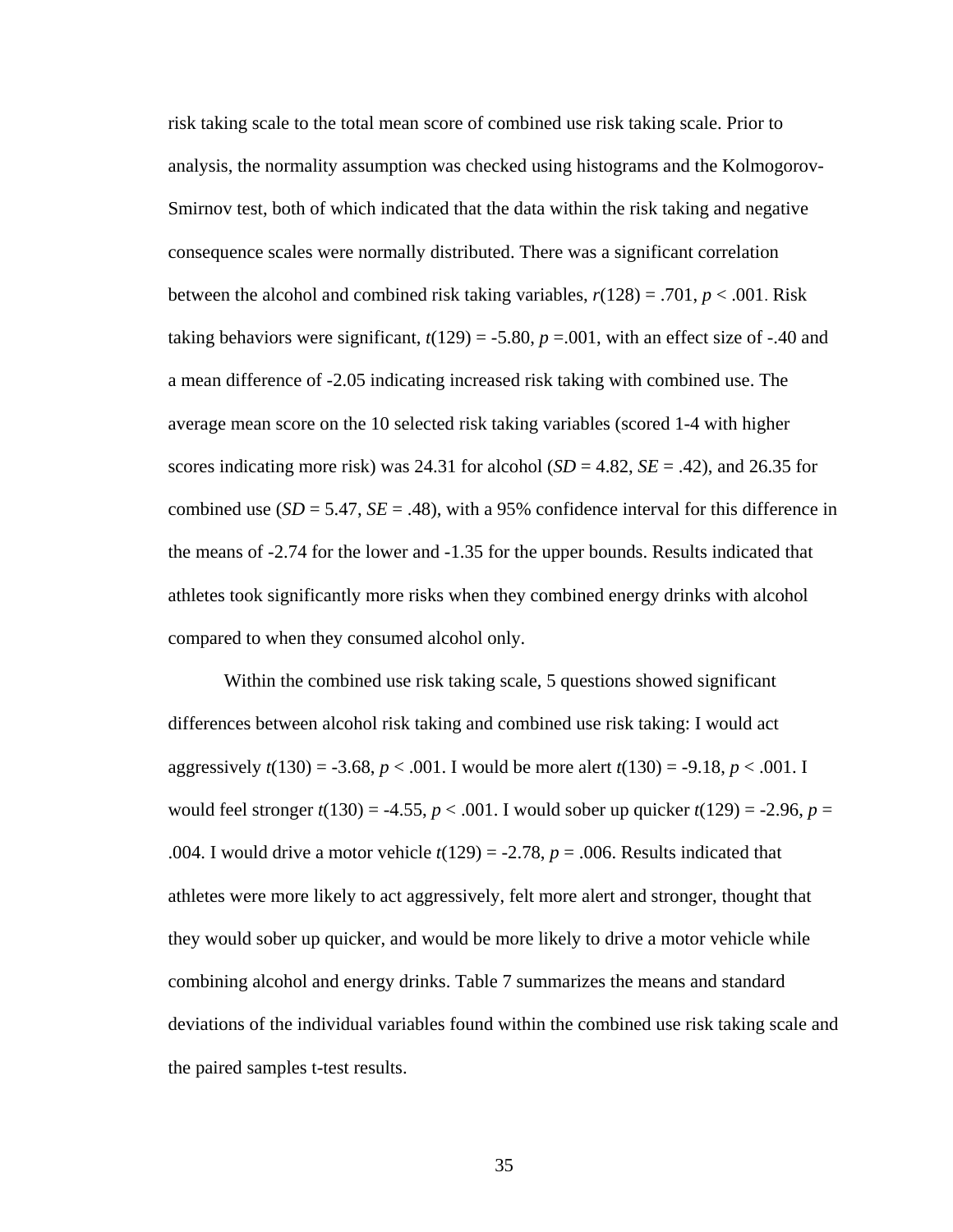risk taking scale to the total mean score of combined use risk taking scale. Prior to analysis, the normality assumption was checked using histograms and the Kolmogorov-Smirnov test, both of which indicated that the data within the risk taking and negative consequence scales were normally distributed. There was a significant correlation between the alcohol and combined risk taking variables, $r(128) = .701$, $p < .001$. Risk taking behaviors were significant, $t(129) = -5.80$, $p = .001$, with an effect size of -.40 and a mean difference of -2.05 indicating increased risk taking with combined use. The average mean score on the 10 selected risk taking variables (scored 1-4 with higher scores indicating more risk) was 24.31 for alcohol ($SD = 4.82$, $SE = .42$), and 26.35 for combined use ($SD = 5.47$, $SE = .48$), with a 95% confidence interval for this difference in the means of -2.74 for the lower and -1.35 for the upper bounds. Results indicated that athletes took significantly more risks when they combined energy drinks with alcohol compared to when they consumed alcohol only.

Within the combined use risk taking scale, 5 questions showed significant differences between alcohol risk taking and combined use risk taking: I would act aggressively $t(130) = -3.68$, $p < .001$. I would be more alert $t(130) = -9.18$, $p < .001$. I would feel stronger $t(130) = -4.55$, $p < .001$. I would sober up quicker $t(129) = -2.96$, $p = .004$. I would drive a motor vehicle $t(129) = -2.78$, $p = .006$. Results indicated that athletes were more likely to act aggressively, felt more alert and stronger, thought that they would sober up quicker, and would be more likely to drive a motor vehicle while combining alcohol and energy drinks. Table 7 summarizes the means and standard deviations of the individual variables found within the combined use risk taking scale and the paired samples t-test results.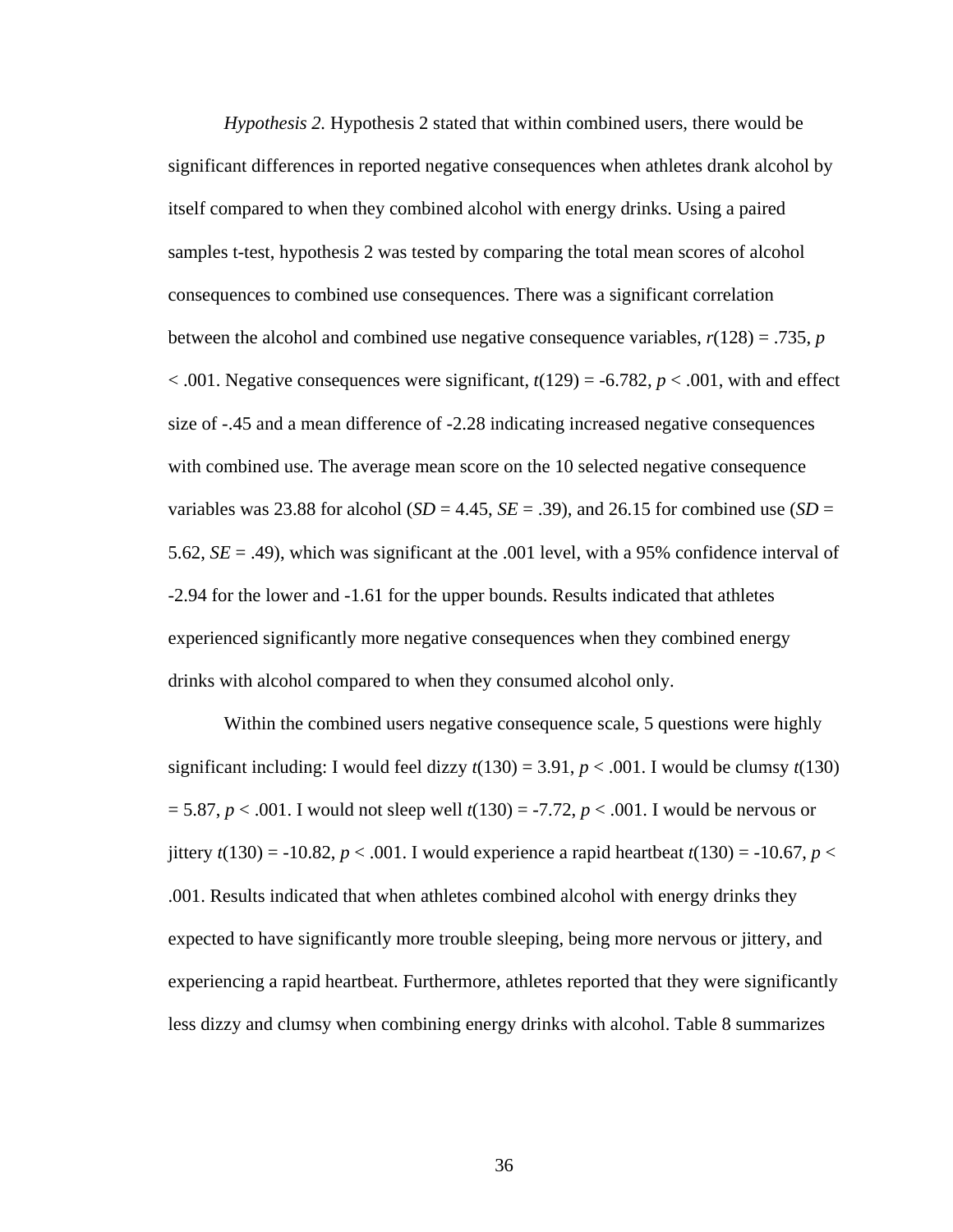*Hypothesis 2.* Hypothesis 2 stated that within combined users, there would be significant differences in reported negative consequences when athletes drank alcohol by itself compared to when they combined alcohol with energy drinks. Using a paired samples t-test, hypothesis 2 was tested by comparing the total mean scores of alcohol consequences to combined use consequences. There was a significant correlation between the alcohol and combined use negative consequence variables, $r(128) = .735$, $p < .001$. Negative consequences were significant, $t(129) = -6.782$, $p < .001$, with and effect size of -.45 and a mean difference of -2.28 indicating increased negative consequences with combined use. The average mean score on the 10 selected negative consequence variables was 23.88 for alcohol ($SD = 4.45$, $SE = .39$), and 26.15 for combined use ($SD = 5.62$, $SE = .49$), which was significant at the .001 level, with a 95% confidence interval of -2.94 for the lower and -1.61 for the upper bounds. Results indicated that athletes experienced significantly more negative consequences when they combined energy drinks with alcohol compared to when they consumed alcohol only.

Within the combined users negative consequence scale, 5 questions were highly significant including: I would feel dizzy $t(130) = 3.91$, $p < .001$. I would be clumsy $t(130) = 5.87$, $p < .001$. I would not sleep well $t(130) = -7.72$, $p < .001$. I would be nervous or jittery $t(130) = -10.82$, $p < .001$. I would experience a rapid heartbeat $t(130) = -10.67$, $p < .001$. Results indicated that when athletes combined alcohol with energy drinks they expected to have significantly more trouble sleeping, being more nervous or jittery, and experiencing a rapid heartbeat. Furthermore, athletes reported that they were significantly less dizzy and clumsy when combining energy drinks with alcohol. Table 8 summarizes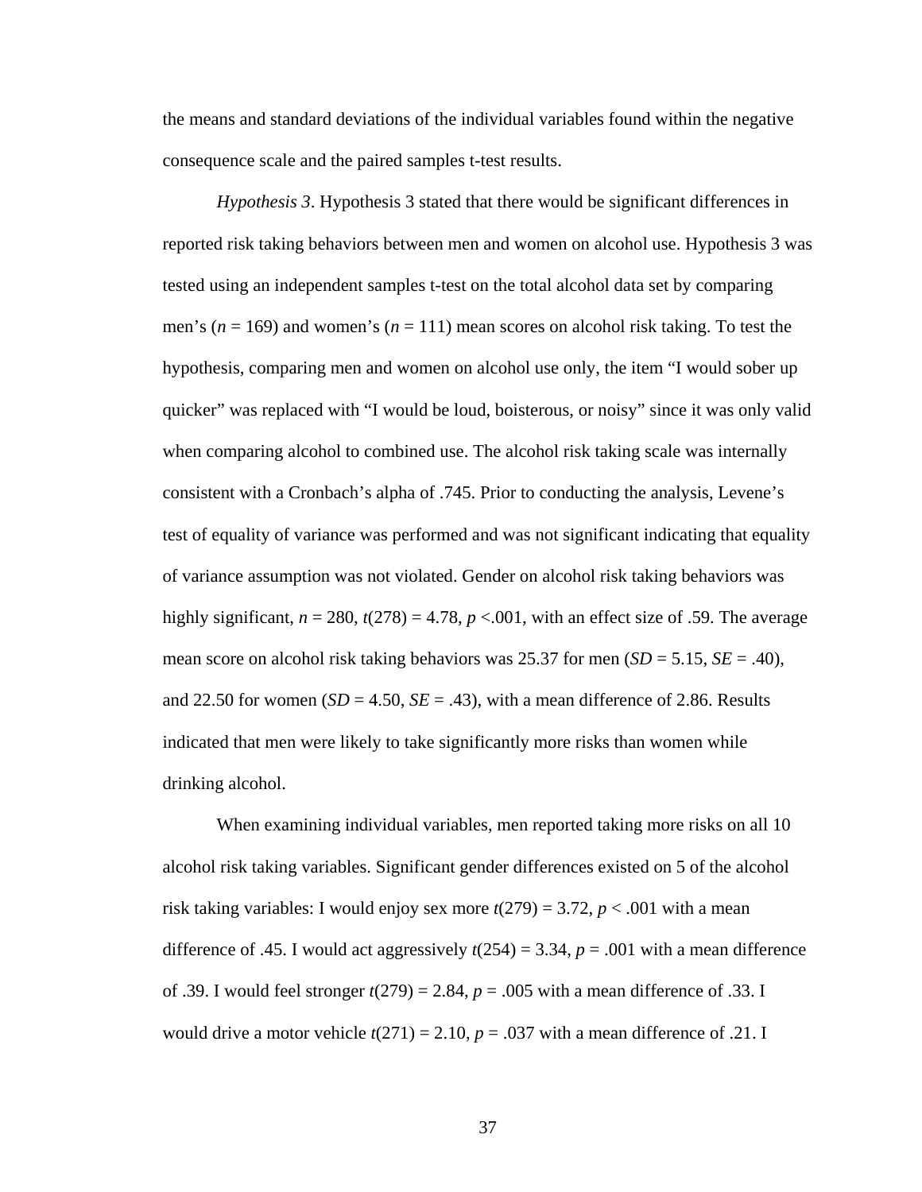the means and standard deviations of the individual variables found within the negative consequence scale and the paired samples t-test results.

*Hypothesis 3*. Hypothesis 3 stated that there would be significant differences in reported risk taking behaviors between men and women on alcohol use. Hypothesis 3 was tested using an independent samples t-test on the total alcohol data set by comparing men's ($n$ = 169) and women's ($n$ = 111) mean scores on alcohol risk taking. To test the hypothesis, comparing men and women on alcohol use only, the item "I would sober up quicker" was replaced with "I would be loud, boisterous, or noisy" since it was only valid when comparing alcohol to combined use. The alcohol risk taking scale was internally consistent with a Cronbach's alpha of .745. Prior to conducting the analysis, Levene's test of equality of variance was performed and was not significant indicating that equality of variance assumption was not violated. Gender on alcohol risk taking behaviors was highly significant, $n$ = 280, $t(278) = 4.78$, $p < .001$, with an effect size of .59. The average mean score on alcohol risk taking behaviors was 25.37 for men ($SD$ = 5.15, $SE$ = .40), and 22.50 for women ($SD$ = 4.50, $SE$ = .43), with a mean difference of 2.86. Results indicated that men were likely to take significantly more risks than women while drinking alcohol.

When examining individual variables, men reported taking more risks on all 10 alcohol risk taking variables. Significant gender differences existed on 5 of the alcohol risk taking variables: I would enjoy sex more $t(279) = 3.72$, $p < .001$ with a mean difference of .45. I would act aggressively $t(254) = 3.34$, $p = .001$ with a mean difference of .39. I would feel stronger $t(279) = 2.84$, $p = .005$ with a mean difference of .33. I would drive a motor vehicle $t(271) = 2.10$, $p = .037$ with a mean difference of .21. I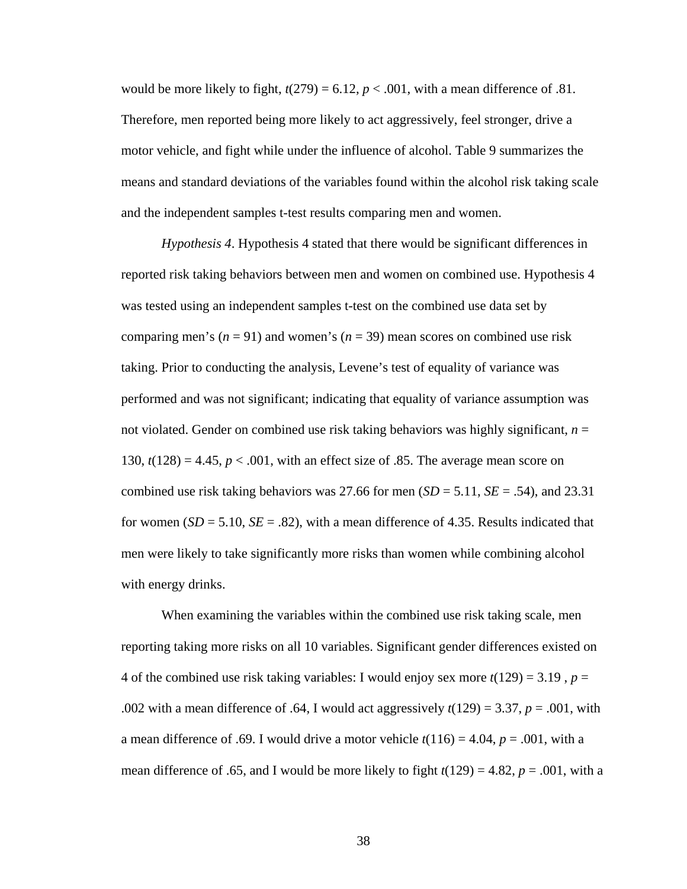would be more likely to fight, $t(279) = 6.12$, $p < .001$, with a mean difference of .81. Therefore, men reported being more likely to act aggressively, feel stronger, drive a motor vehicle, and fight while under the influence of alcohol. Table 9 summarizes the means and standard deviations of the variables found within the alcohol risk taking scale and the independent samples t-test results comparing men and women.

*Hypothesis 4*. Hypothesis 4 stated that there would be significant differences in reported risk taking behaviors between men and women on combined use. Hypothesis 4 was tested using an independent samples t-test on the combined use data set by comparing men's ($n = 91$) and women's ($n = 39$) mean scores on combined use risk taking. Prior to conducting the analysis, Levene's test of equality of variance was performed and was not significant; indicating that equality of variance assumption was not violated. Gender on combined use risk taking behaviors was highly significant, $n = 130$, $t(128) = 4.45$, $p < .001$, with an effect size of .85. The average mean score on combined use risk taking behaviors was 27.66 for men ($SD = 5.11$, $SE = .54$), and 23.31 for women ($SD = 5.10$, $SE = .82$), with a mean difference of 4.35. Results indicated that men were likely to take significantly more risks than women while combining alcohol with energy drinks.

When examining the variables within the combined use risk taking scale, men reporting taking more risks on all 10 variables. Significant gender differences existed on 4 of the combined use risk taking variables: I would enjoy sex more $t(129) = 3.19$ , $p = .002$ with a mean difference of .64, I would act aggressively $t(129) = 3.37$, $p = .001$, with a mean difference of .69. I would drive a motor vehicle $t(116) = 4.04$, $p = .001$, with a mean difference of .65, and I would be more likely to fight $t(129) = 4.82$, $p = .001$, with a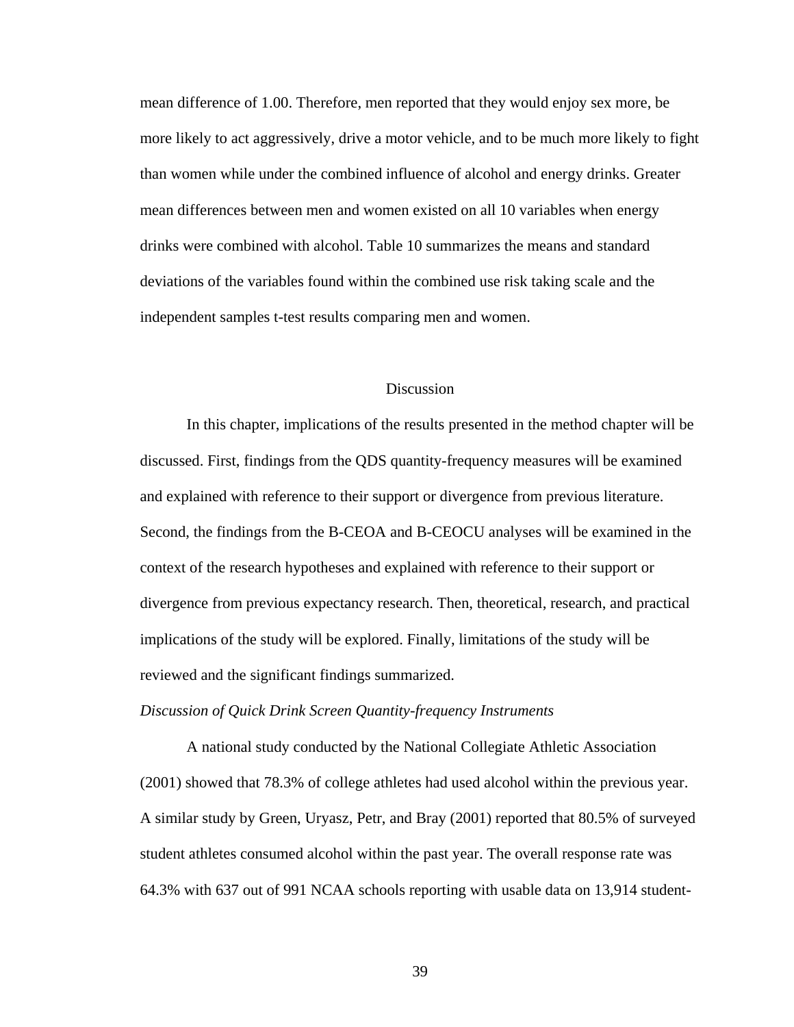mean difference of 1.00. Therefore, men reported that they would enjoy sex more, be more likely to act aggressively, drive a motor vehicle, and to be much more likely to fight than women while under the combined influence of alcohol and energy drinks. Greater mean differences between men and women existed on all 10 variables when energy drinks were combined with alcohol. Table 10 summarizes the means and standard deviations of the variables found within the combined use risk taking scale and the independent samples t-test results comparing men and women.

## Discussion

In this chapter, implications of the results presented in the method chapter will be discussed. First, findings from the QDS quantity-frequency measures will be examined and explained with reference to their support or divergence from previous literature. Second, the findings from the B-CEOA and B-CEOCU analyses will be examined in the context of the research hypotheses and explained with reference to their support or divergence from previous expectancy research. Then, theoretical, research, and practical implications of the study will be explored. Finally, limitations of the study will be reviewed and the significant findings summarized.

### *Discussion of Quick Drink Screen Quantity-frequency Instruments*

A national study conducted by the National Collegiate Athletic Association (2001) showed that 78.3% of college athletes had used alcohol within the previous year. A similar study by Green, Uryasz, Petr, and Bray (2001) reported that 80.5% of surveyed student athletes consumed alcohol within the past year. The overall response rate was 64.3% with 637 out of 991 NCAA schools reporting with usable data on 13,914 student-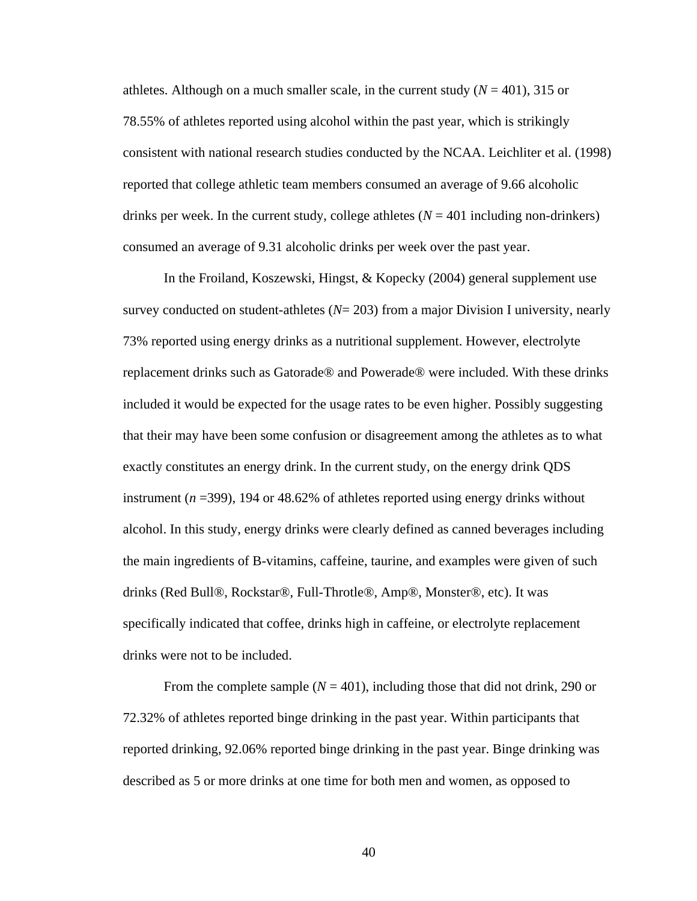athletes. Although on a much smaller scale, in the current study (*N* = 401), 315 or 78.55% of athletes reported using alcohol within the past year, which is strikingly consistent with national research studies conducted by the NCAA. Leichliter et al. (1998) reported that college athletic team members consumed an average of 9.66 alcoholic drinks per week. In the current study, college athletes (*N* = 401 including non-drinkers) consumed an average of 9.31 alcoholic drinks per week over the past year.

In the Froiland, Koszewski, Hingst, & Kopecky (2004) general supplement use survey conducted on student-athletes (*N*= 203) from a major Division I university, nearly 73% reported using energy drinks as a nutritional supplement. However, electrolyte replacement drinks such as Gatorade® and Powerade® were included. With these drinks included it would be expected for the usage rates to be even higher. Possibly suggesting that their may have been some confusion or disagreement among the athletes as to what exactly constitutes an energy drink. In the current study, on the energy drink QDS instrument (*n* =399), 194 or 48.62% of athletes reported using energy drinks without alcohol. In this study, energy drinks were clearly defined as canned beverages including the main ingredients of B-vitamins, caffeine, taurine, and examples were given of such drinks (Red Bull®, Rockstar®, Full-Throtle®, Amp®, Monster®, etc). It was specifically indicated that coffee, drinks high in caffeine, or electrolyte replacement drinks were not to be included.

From the complete sample (*N* = 401), including those that did not drink, 290 or 72.32% of athletes reported binge drinking in the past year. Within participants that reported drinking, 92.06% reported binge drinking in the past year. Binge drinking was described as 5 or more drinks at one time for both men and women, as opposed to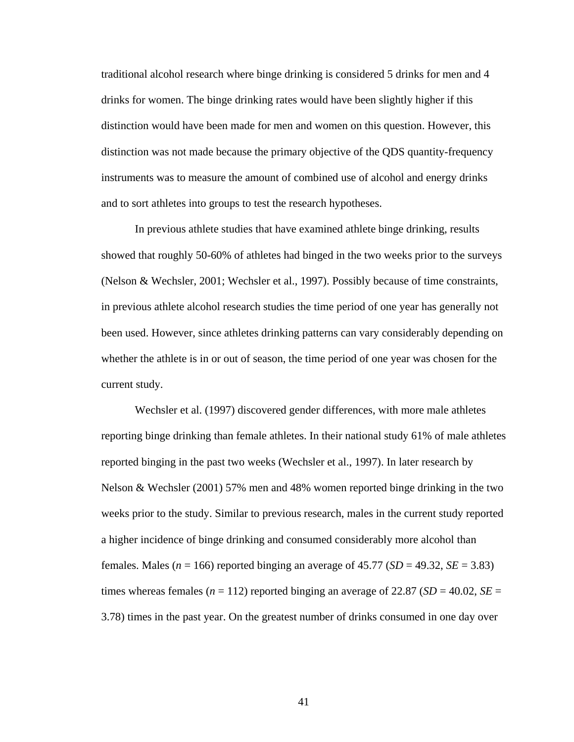traditional alcohol research where binge drinking is considered 5 drinks for men and 4 drinks for women. The binge drinking rates would have been slightly higher if this distinction would have been made for men and women on this question. However, this distinction was not made because the primary objective of the QDS quantity-frequency instruments was to measure the amount of combined use of alcohol and energy drinks and to sort athletes into groups to test the research hypotheses.

In previous athlete studies that have examined athlete binge drinking, results showed that roughly 50-60% of athletes had binged in the two weeks prior to the surveys (Nelson & Wechsler, 2001; Wechsler et al., 1997). Possibly because of time constraints, in previous athlete alcohol research studies the time period of one year has generally not been used. However, since athletes drinking patterns can vary considerably depending on whether the athlete is in or out of season, the time period of one year was chosen for the current study.

Wechsler et al. (1997) discovered gender differences, with more male athletes reporting binge drinking than female athletes. In their national study 61% of male athletes reported binging in the past two weeks (Wechsler et al., 1997). In later research by Nelson & Wechsler (2001) 57% men and 48% women reported binge drinking in the two weeks prior to the study. Similar to previous research, males in the current study reported a higher incidence of binge drinking and consumed considerably more alcohol than females. Males ($n$ = 166) reported binging an average of 45.77 ($SD$ = 49.32, $SE$ = 3.83) times whereas females ($n$ = 112) reported binging an average of 22.87 ($SD$ = 40.02, $SE$ = 3.78) times in the past year. On the greatest number of drinks consumed in one day over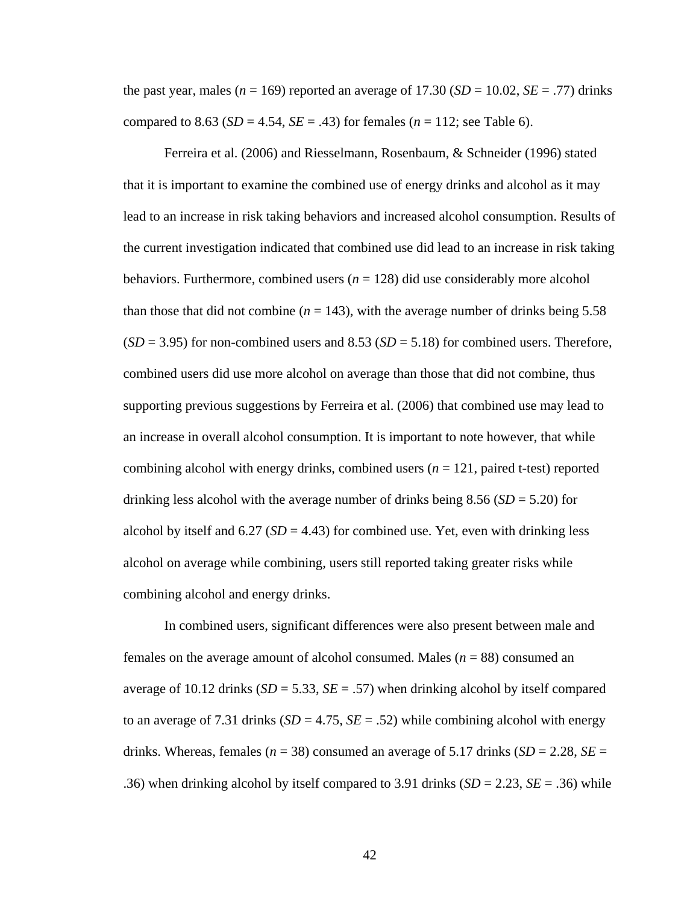the past year, males (*n* = 169) reported an average of 17.30 (*SD* = 10.02, *SE* = .77) drinks compared to 8.63 (*SD* = 4.54, *SE* = .43) for females (*n* = 112; see Table 6).

Ferreira et al. (2006) and Riesselmann, Rosenbaum, & Schneider (1996) stated that it is important to examine the combined use of energy drinks and alcohol as it may lead to an increase in risk taking behaviors and increased alcohol consumption. Results of the current investigation indicated that combined use did lead to an increase in risk taking behaviors. Furthermore, combined users (*n* = 128) did use considerably more alcohol than those that did not combine (*n* = 143), with the average number of drinks being 5.58 (*SD* = 3.95) for non-combined users and 8.53 (*SD* = 5.18) for combined users. Therefore, combined users did use more alcohol on average than those that did not combine, thus supporting previous suggestions by Ferreira et al. (2006) that combined use may lead to an increase in overall alcohol consumption. It is important to note however, that while combining alcohol with energy drinks, combined users (*n* = 121, paired t-test) reported drinking less alcohol with the average number of drinks being 8.56 (*SD* = 5.20) for alcohol by itself and 6.27 (*SD* = 4.43) for combined use. Yet, even with drinking less alcohol on average while combining, users still reported taking greater risks while combining alcohol and energy drinks.

In combined users, significant differences were also present between male and females on the average amount of alcohol consumed. Males (*n* = 88) consumed an average of 10.12 drinks (*SD* = 5.33, *SE* = .57) when drinking alcohol by itself compared to an average of 7.31 drinks (*SD* = 4.75, *SE* = .52) while combining alcohol with energy drinks. Whereas, females (*n* = 38) consumed an average of 5.17 drinks (*SD* = 2.28, *SE* = .36) when drinking alcohol by itself compared to 3.91 drinks (*SD* = 2.23, *SE* = .36) while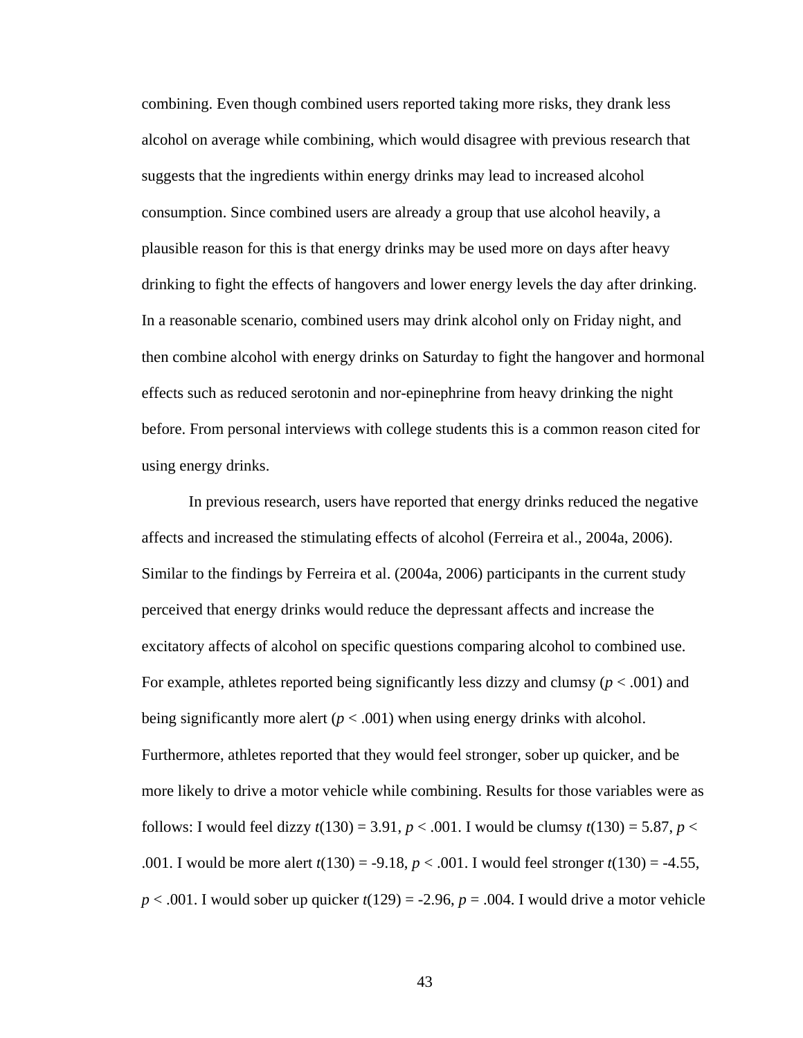combining. Even though combined users reported taking more risks, they drank less alcohol on average while combining, which would disagree with previous research that suggests that the ingredients within energy drinks may lead to increased alcohol consumption. Since combined users are already a group that use alcohol heavily, a plausible reason for this is that energy drinks may be used more on days after heavy drinking to fight the effects of hangovers and lower energy levels the day after drinking. In a reasonable scenario, combined users may drink alcohol only on Friday night, and then combine alcohol with energy drinks on Saturday to fight the hangover and hormonal effects such as reduced serotonin and nor-epinephrine from heavy drinking the night before. From personal interviews with college students this is a common reason cited for using energy drinks.

In previous research, users have reported that energy drinks reduced the negative affects and increased the stimulating effects of alcohol (Ferreira et al., 2004a, 2006). Similar to the findings by Ferreira et al. (2004a, 2006) participants in the current study perceived that energy drinks would reduce the depressant affects and increase the excitatory affects of alcohol on specific questions comparing alcohol to combined use. For example, athletes reported being significantly less dizzy and clumsy ($p < .001$) and being significantly more alert ($p < .001$) when using energy drinks with alcohol. Furthermore, athletes reported that they would feel stronger, sober up quicker, and be more likely to drive a motor vehicle while combining. Results for those variables were as follows: I would feel dizzy $t(130) = 3.91$, $p < .001$. I would be clumsy $t(130) = 5.87$, $p < .001$. I would be more alert $t(130) = -9.18$, $p < .001$. I would feel stronger $t(130) = -4.55$, $p < .001$. I would sober up quicker $t(129) = -2.96$, $p = .004$. I would drive a motor vehicle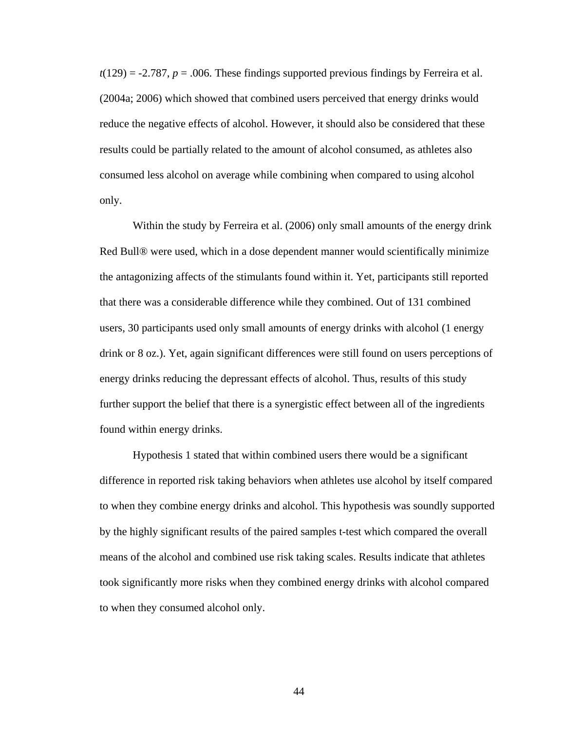$t(129) = -2.787$, $p = .006$. These findings supported previous findings by Ferreira et al. (2004a; 2006) which showed that combined users perceived that energy drinks would reduce the negative effects of alcohol. However, it should also be considered that these results could be partially related to the amount of alcohol consumed, as athletes also consumed less alcohol on average while combining when compared to using alcohol only.

Within the study by Ferreira et al. (2006) only small amounts of the energy drink Red Bull® were used, which in a dose dependent manner would scientifically minimize the antagonizing affects of the stimulants found within it. Yet, participants still reported that there was a considerable difference while they combined. Out of 131 combined users, 30 participants used only small amounts of energy drinks with alcohol (1 energy drink or 8 oz.). Yet, again significant differences were still found on users perceptions of energy drinks reducing the depressant effects of alcohol. Thus, results of this study further support the belief that there is a synergistic effect between all of the ingredients found within energy drinks.

Hypothesis 1 stated that within combined users there would be a significant difference in reported risk taking behaviors when athletes use alcohol by itself compared to when they combine energy drinks and alcohol. This hypothesis was soundly supported by the highly significant results of the paired samples t-test which compared the overall means of the alcohol and combined use risk taking scales. Results indicate that athletes took significantly more risks when they combined energy drinks with alcohol compared to when they consumed alcohol only.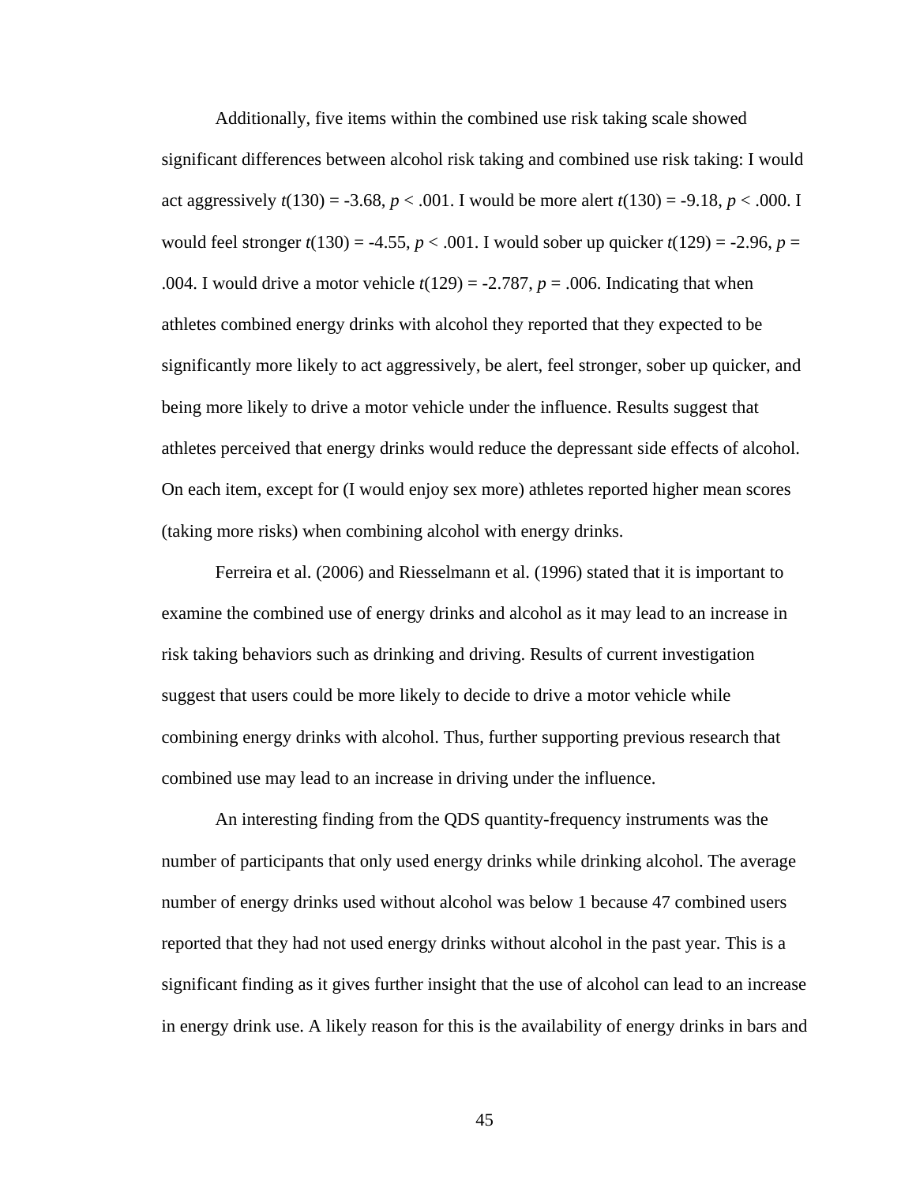Additionally, five items within the combined use risk taking scale showed significant differences between alcohol risk taking and combined use risk taking: I would act aggressively $t(130) = -3.68$, $p < .001$. I would be more alert $t(130) = -9.18$, $p < .000$. I would feel stronger $t(130) = -4.55$, $p < .001$. I would sober up quicker $t(129) = -2.96$, $p = .004$. I would drive a motor vehicle $t(129) = -2.787$, $p = .006$. Indicating that when athletes combined energy drinks with alcohol they reported that they expected to be significantly more likely to act aggressively, be alert, feel stronger, sober up quicker, and being more likely to drive a motor vehicle under the influence. Results suggest that athletes perceived that energy drinks would reduce the depressant side effects of alcohol. On each item, except for (I would enjoy sex more) athletes reported higher mean scores (taking more risks) when combining alcohol with energy drinks.

Ferreira et al. (2006) and Riesselmann et al. (1996) stated that it is important to examine the combined use of energy drinks and alcohol as it may lead to an increase in risk taking behaviors such as drinking and driving. Results of current investigation suggest that users could be more likely to decide to drive a motor vehicle while combining energy drinks with alcohol. Thus, further supporting previous research that combined use may lead to an increase in driving under the influence.

An interesting finding from the QDS quantity-frequency instruments was the number of participants that only used energy drinks while drinking alcohol. The average number of energy drinks used without alcohol was below 1 because 47 combined users reported that they had not used energy drinks without alcohol in the past year. This is a significant finding as it gives further insight that the use of alcohol can lead to an increase in energy drink use. A likely reason for this is the availability of energy drinks in bars and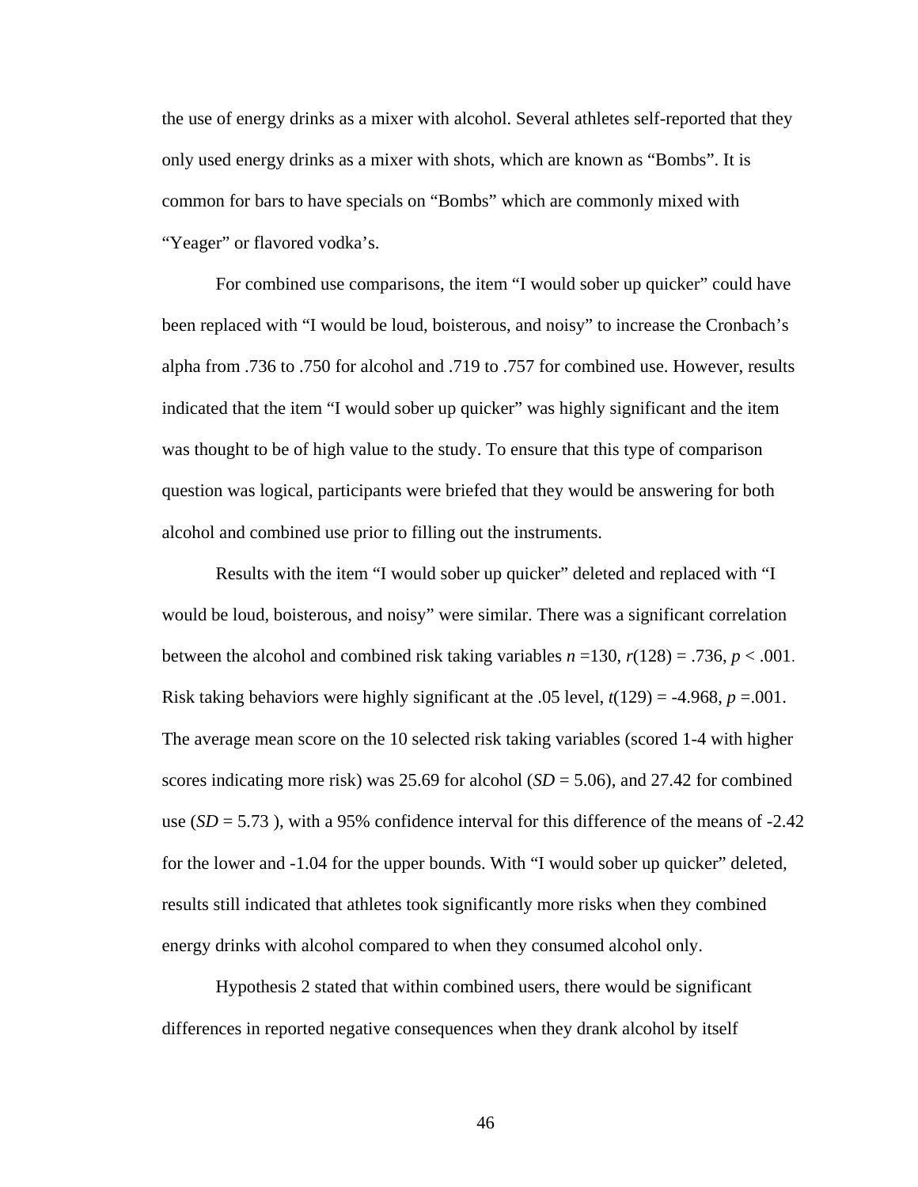the use of energy drinks as a mixer with alcohol. Several athletes self-reported that they only used energy drinks as a mixer with shots, which are known as “Bombs”. It is common for bars to have specials on “Bombs” which are commonly mixed with “Yeager” or flavored vodka’s.

For combined use comparisons, the item “I would sober up quicker” could have been replaced with “I would be loud, boisterous, and noisy” to increase the Cronbach’s alpha from .736 to .750 for alcohol and .719 to .757 for combined use. However, results indicated that the item “I would sober up quicker” was highly significant and the item was thought to be of high value to the study. To ensure that this type of comparison question was logical, participants were briefed that they would be answering for both alcohol and combined use prior to filling out the instruments.

Results with the item “I would sober up quicker” deleted and replaced with “I would be loud, boisterous, and noisy” were similar. There was a significant correlation between the alcohol and combined risk taking variables $n$ =130, $r(128)$ = .736, $p$ < .001. Risk taking behaviors were highly significant at the .05 level, $t(129)$ = -4.968, $p$ =.001. The average mean score on the 10 selected risk taking variables (scored 1-4 with higher scores indicating more risk) was 25.69 for alcohol ($SD$ = 5.06), and 27.42 for combined use ($SD$ = 5.73 ), with a 95% confidence interval for this difference of the means of -2.42 for the lower and -1.04 for the upper bounds. With “I would sober up quicker” deleted, results still indicated that athletes took significantly more risks when they combined energy drinks with alcohol compared to when they consumed alcohol only.

Hypothesis 2 stated that within combined users, there would be significant differences in reported negative consequences when they drank alcohol by itself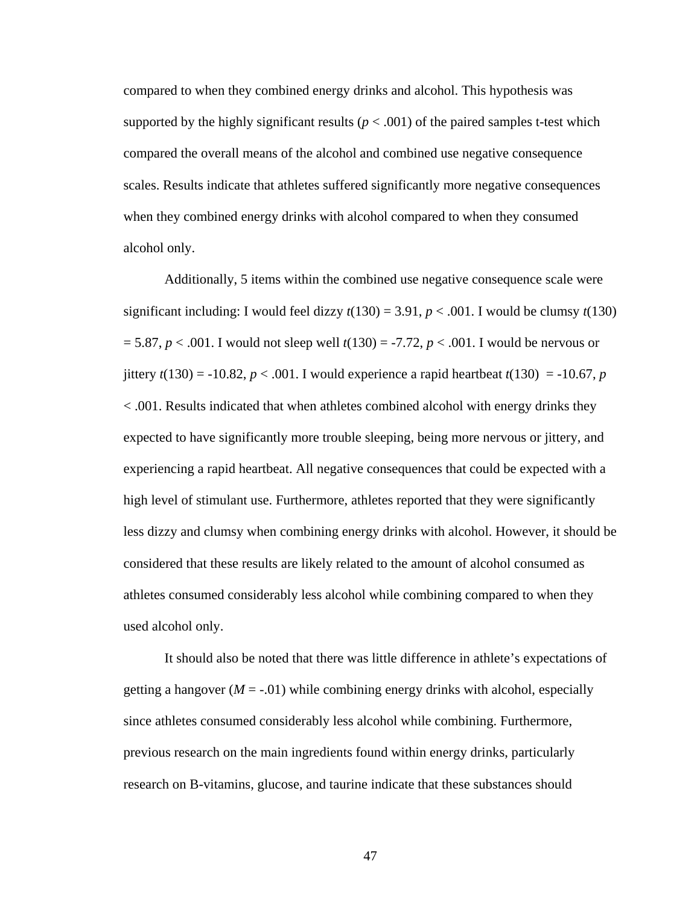compared to when they combined energy drinks and alcohol. This hypothesis was supported by the highly significant results ($p < .001$) of the paired samples t-test which compared the overall means of the alcohol and combined use negative consequence scales. Results indicate that athletes suffered significantly more negative consequences when they combined energy drinks with alcohol compared to when they consumed alcohol only.

Additionally, 5 items within the combined use negative consequence scale were significant including: I would feel dizzy $t(130) = 3.91$, $p < .001$. I would be clumsy $t(130) = 5.87$, $p < .001$. I would not sleep well $t(130) = -7.72$, $p < .001$. I would be nervous or jittery $t(130) = -10.82$, $p < .001$. I would experience a rapid heartbeat $t(130) = -10.67$, $p < .001$. Results indicated that when athletes combined alcohol with energy drinks they expected to have significantly more trouble sleeping, being more nervous or jittery, and experiencing a rapid heartbeat. All negative consequences that could be expected with a high level of stimulant use. Furthermore, athletes reported that they were significantly less dizzy and clumsy when combining energy drinks with alcohol. However, it should be considered that these results are likely related to the amount of alcohol consumed as athletes consumed considerably less alcohol while combining compared to when they used alcohol only.

It should also be noted that there was little difference in athlete's expectations of getting a hangover ($M = -.01$) while combining energy drinks with alcohol, especially since athletes consumed considerably less alcohol while combining. Furthermore, previous research on the main ingredients found within energy drinks, particularly research on B-vitamins, glucose, and taurine indicate that these substances should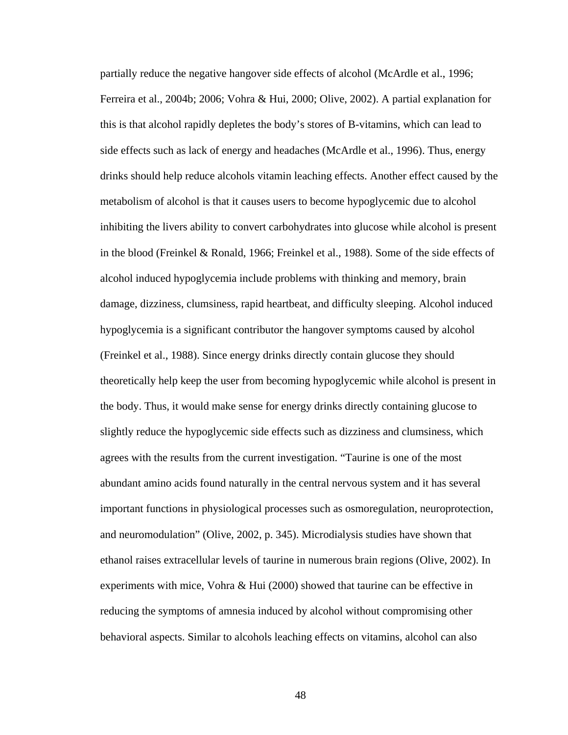partially reduce the negative hangover side effects of alcohol (McArdle et al., 1996; Ferreira et al., 2004b; 2006; Vohra & Hui, 2000; Olive, 2002). A partial explanation for this is that alcohol rapidly depletes the body's stores of B-vitamins, which can lead to side effects such as lack of energy and headaches (McArdle et al., 1996). Thus, energy drinks should help reduce alcohols vitamin leaching effects. Another effect caused by the metabolism of alcohol is that it causes users to become hypoglycemic due to alcohol inhibiting the livers ability to convert carbohydrates into glucose while alcohol is present in the blood (Freinkel & Ronald, 1966; Freinkel et al., 1988). Some of the side effects of alcohol induced hypoglycemia include problems with thinking and memory, brain damage, dizziness, clumsiness, rapid heartbeat, and difficulty sleeping. Alcohol induced hypoglycemia is a significant contributor the hangover symptoms caused by alcohol (Freinkel et al., 1988). Since energy drinks directly contain glucose they should theoretically help keep the user from becoming hypoglycemic while alcohol is present in the body. Thus, it would make sense for energy drinks directly containing glucose to slightly reduce the hypoglycemic side effects such as dizziness and clumsiness, which agrees with the results from the current investigation. "Taurine is one of the most abundant amino acids found naturally in the central nervous system and it has several important functions in physiological processes such as osmoregulation, neuroprotection, and neuromodulation" (Olive, 2002, p. 345). Microdialysis studies have shown that ethanol raises extracellular levels of taurine in numerous brain regions (Olive, 2002). In experiments with mice, Vohra & Hui (2000) showed that taurine can be effective in reducing the symptoms of amnesia induced by alcohol without compromising other behavioral aspects. Similar to alcohols leaching effects on vitamins, alcohol can also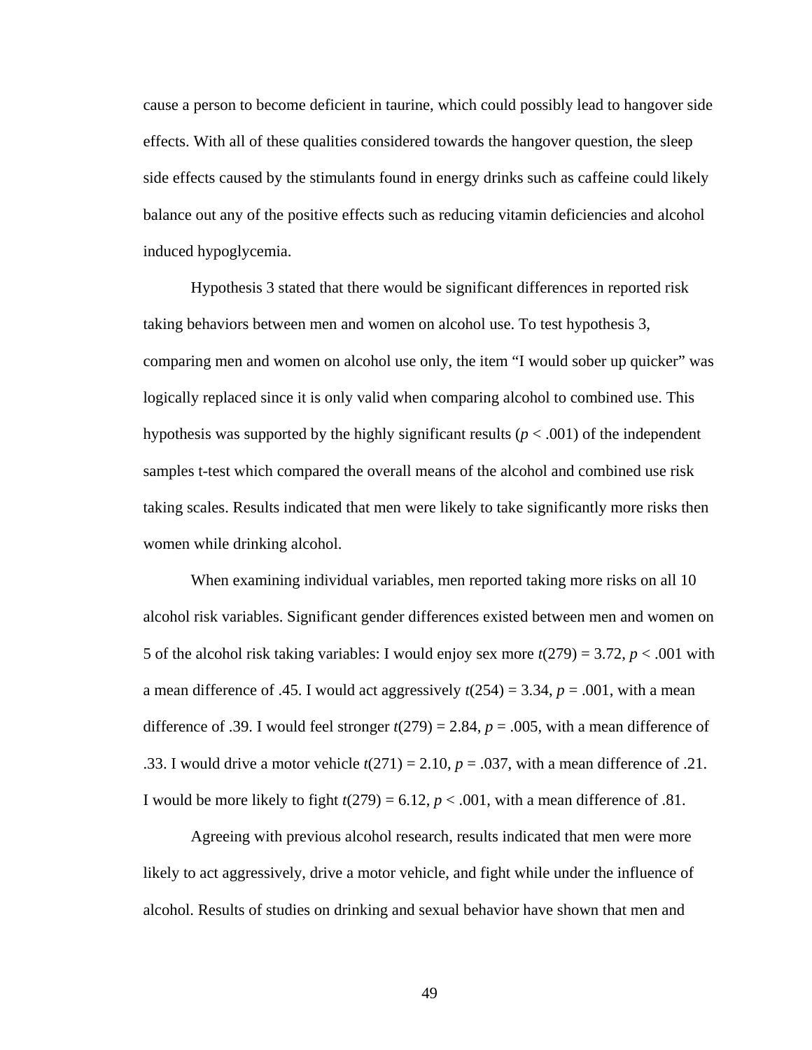cause a person to become deficient in taurine, which could possibly lead to hangover side effects. With all of these qualities considered towards the hangover question, the sleep side effects caused by the stimulants found in energy drinks such as caffeine could likely balance out any of the positive effects such as reducing vitamin deficiencies and alcohol induced hypoglycemia.

Hypothesis 3 stated that there would be significant differences in reported risk taking behaviors between men and women on alcohol use. To test hypothesis 3, comparing men and women on alcohol use only, the item “I would sober up quicker” was logically replaced since it is only valid when comparing alcohol to combined use. This hypothesis was supported by the highly significant results ($p < .001$) of the independent samples t-test which compared the overall means of the alcohol and combined use risk taking scales. Results indicated that men were likely to take significantly more risks then women while drinking alcohol.

When examining individual variables, men reported taking more risks on all 10 alcohol risk variables. Significant gender differences existed between men and women on 5 of the alcohol risk taking variables: I would enjoy sex more $t(279) = 3.72$, $p < .001$ with a mean difference of .45. I would act aggressively $t(254) = 3.34$, $p = .001$, with a mean difference of .39. I would feel stronger $t(279) = 2.84$, $p = .005$, with a mean difference of .33. I would drive a motor vehicle $t(271) = 2.10$, $p = .037$, with a mean difference of .21. I would be more likely to fight $t(279) = 6.12$, $p < .001$, with a mean difference of .81.

Agreeing with previous alcohol research, results indicated that men were more likely to act aggressively, drive a motor vehicle, and fight while under the influence of alcohol. Results of studies on drinking and sexual behavior have shown that men and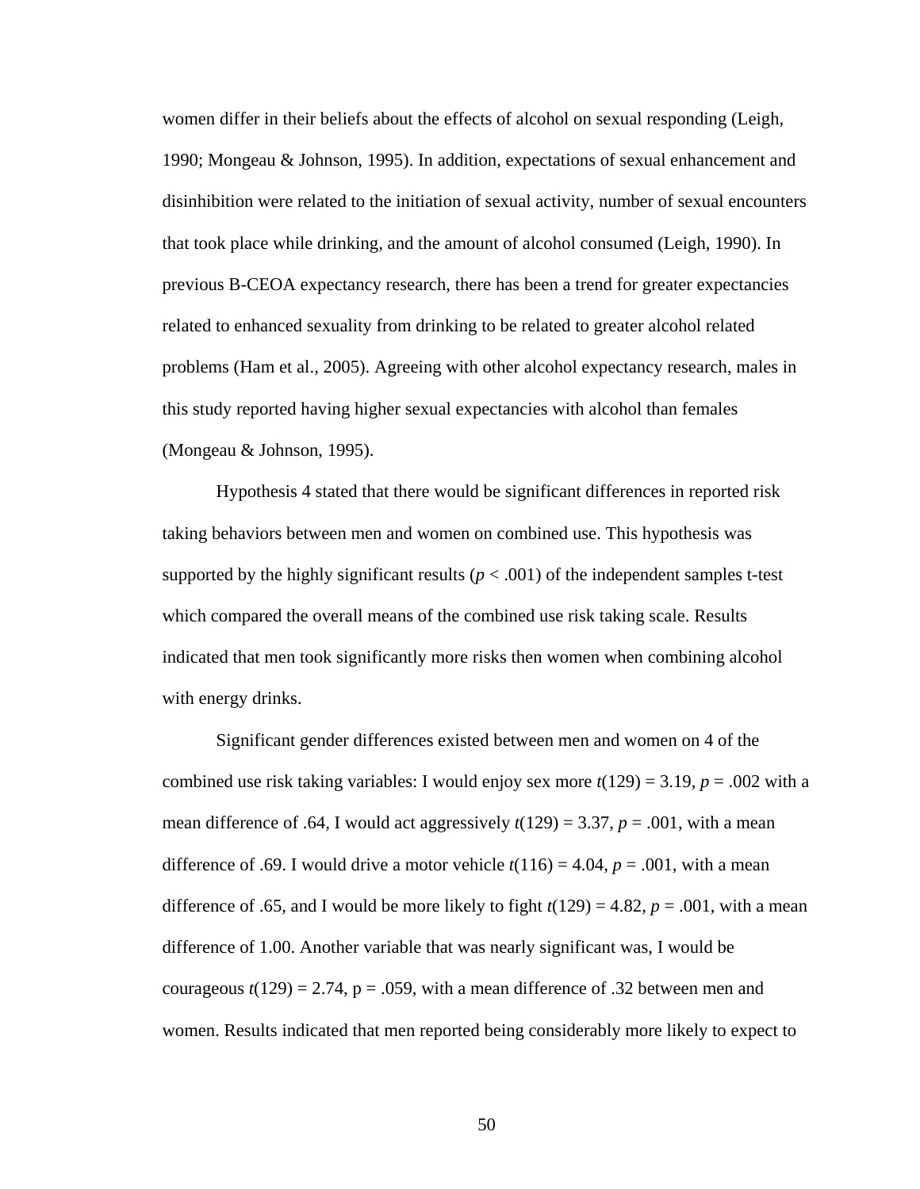women differ in their beliefs about the effects of alcohol on sexual responding (Leigh, 1990; Mongeau & Johnson, 1995). In addition, expectations of sexual enhancement and disinhibition were related to the initiation of sexual activity, number of sexual encounters that took place while drinking, and the amount of alcohol consumed (Leigh, 1990). In previous B-CEOA expectancy research, there has been a trend for greater expectancies related to enhanced sexuality from drinking to be related to greater alcohol related problems (Ham et al., 2005). Agreeing with other alcohol expectancy research, males in this study reported having higher sexual expectancies with alcohol than females (Mongeau & Johnson, 1995).

Hypothesis 4 stated that there would be significant differences in reported risk taking behaviors between men and women on combined use. This hypothesis was supported by the highly significant results ($p < .001$) of the independent samples t-test which compared the overall means of the combined use risk taking scale. Results indicated that men took significantly more risks then women when combining alcohol with energy drinks.

Significant gender differences existed between men and women on 4 of the combined use risk taking variables: I would enjoy sex more $t(129) = 3.19$, $p = .002$ with a mean difference of .64, I would act aggressively $t(129) = 3.37$, $p = .001$, with a mean difference of .69. I would drive a motor vehicle $t(116) = 4.04$, $p = .001$, with a mean difference of .65, and I would be more likely to fight $t(129) = 4.82$, $p = .001$, with a mean difference of 1.00. Another variable that was nearly significant was, I would be courageous $t(129) = 2.74$, p = .059, with a mean difference of .32 between men and women. Results indicated that men reported being considerably more likely to expect to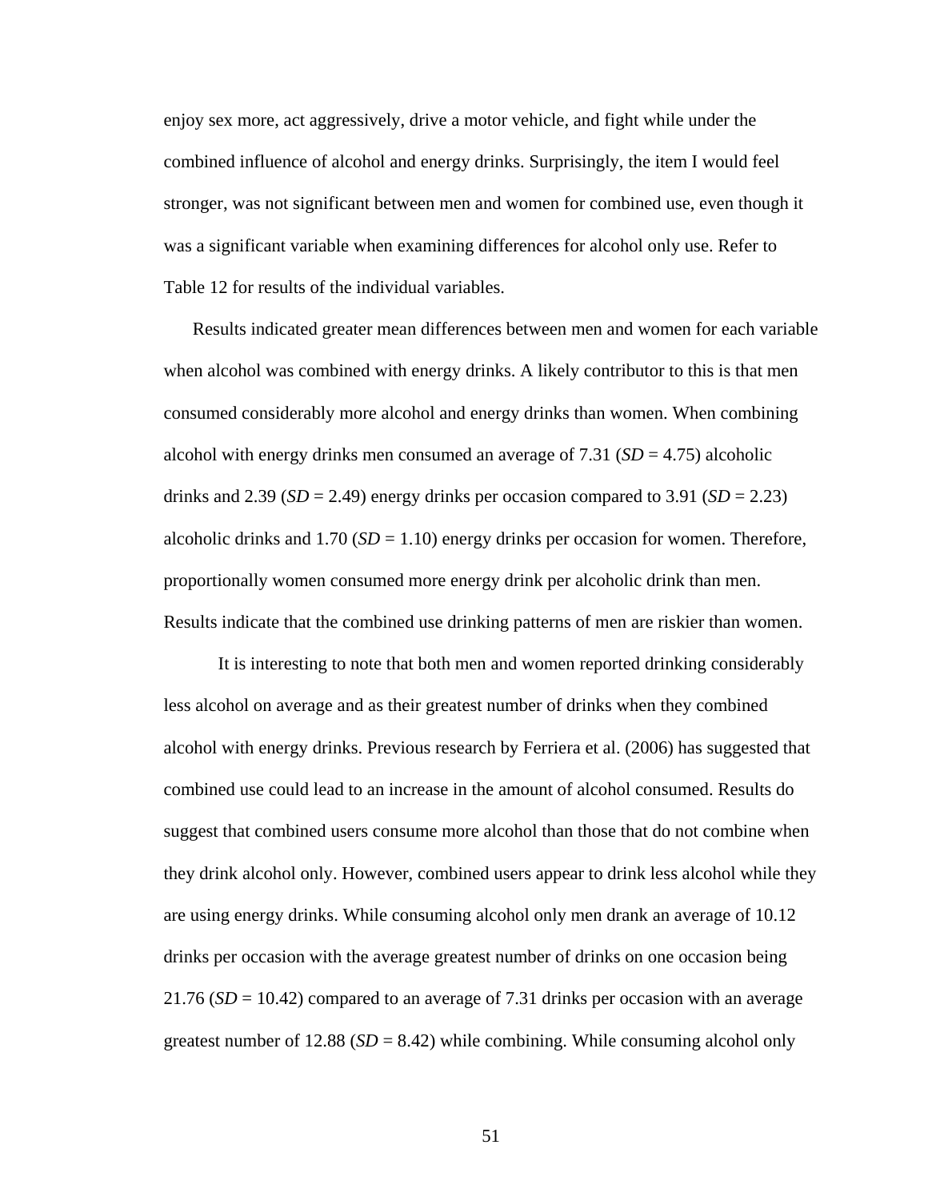enjoy sex more, act aggressively, drive a motor vehicle, and fight while under the combined influence of alcohol and energy drinks. Surprisingly, the item I would feel stronger, was not significant between men and women for combined use, even though it was a significant variable when examining differences for alcohol only use. Refer to Table 12 for results of the individual variables.

Results indicated greater mean differences between men and women for each variable when alcohol was combined with energy drinks. A likely contributor to this is that men consumed considerably more alcohol and energy drinks than women. When combining alcohol with energy drinks men consumed an average of 7.31 (*SD* = 4.75) alcoholic drinks and 2.39 (*SD* = 2.49) energy drinks per occasion compared to 3.91 (*SD* = 2.23) alcoholic drinks and 1.70 (*SD* = 1.10) energy drinks per occasion for women. Therefore, proportionally women consumed more energy drink per alcoholic drink than men. Results indicate that the combined use drinking patterns of men are riskier than women.

It is interesting to note that both men and women reported drinking considerably less alcohol on average and as their greatest number of drinks when they combined alcohol with energy drinks. Previous research by Ferriera et al. (2006) has suggested that combined use could lead to an increase in the amount of alcohol consumed. Results do suggest that combined users consume more alcohol than those that do not combine when they drink alcohol only. However, combined users appear to drink less alcohol while they are using energy drinks. While consuming alcohol only men drank an average of 10.12 drinks per occasion with the average greatest number of drinks on one occasion being 21.76 (*SD* = 10.42) compared to an average of 7.31 drinks per occasion with an average greatest number of 12.88 (*SD* = 8.42) while combining. While consuming alcohol only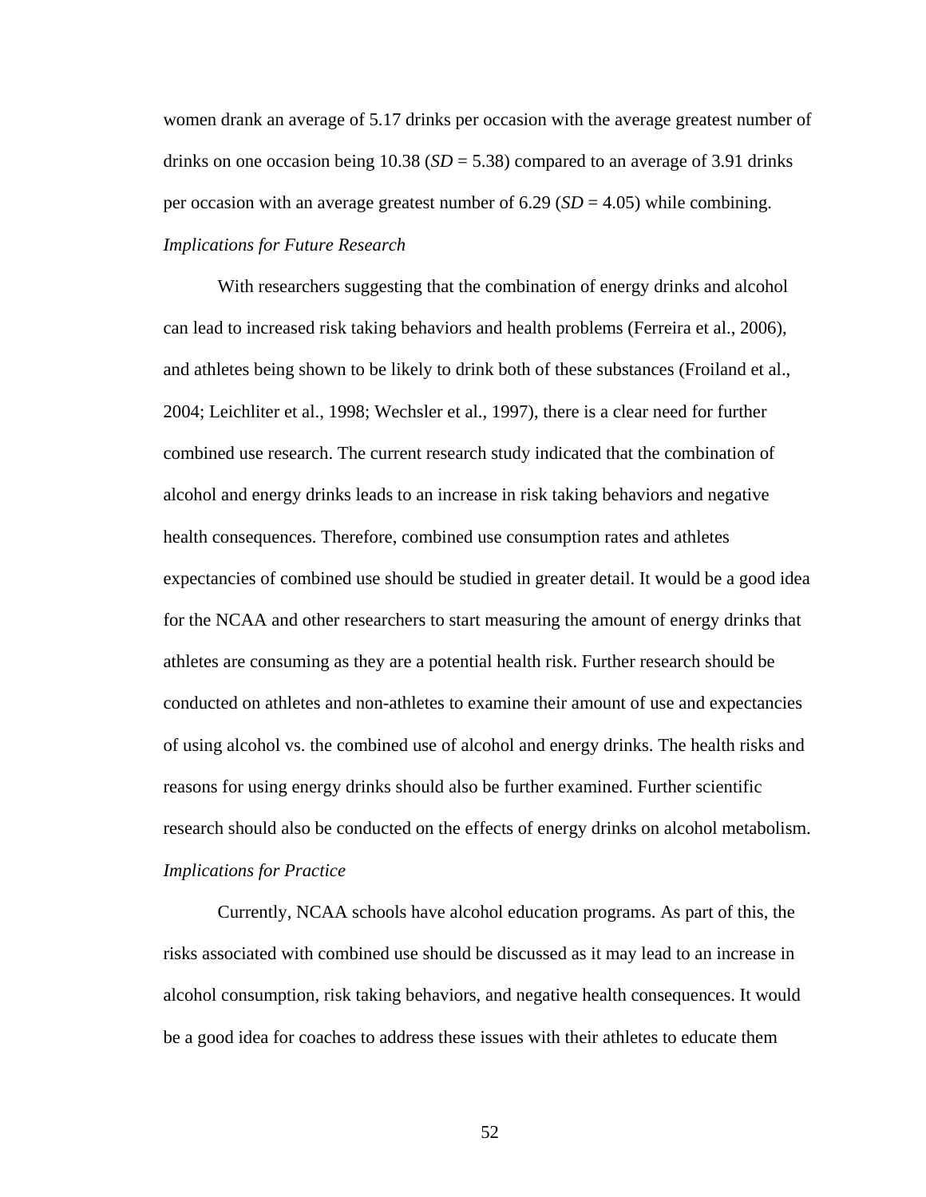women drank an average of 5.17 drinks per occasion with the average greatest number of drinks on one occasion being 10.38 (*SD* = 5.38) compared to an average of 3.91 drinks per occasion with an average greatest number of 6.29 (*SD* = 4.05) while combining.

*Implications for Future Research*

With researchers suggesting that the combination of energy drinks and alcohol can lead to increased risk taking behaviors and health problems (Ferreira et al., 2006), and athletes being shown to be likely to drink both of these substances (Froiland et al., 2004; Leichliter et al., 1998; Wechsler et al., 1997), there is a clear need for further combined use research. The current research study indicated that the combination of alcohol and energy drinks leads to an increase in risk taking behaviors and negative health consequences. Therefore, combined use consumption rates and athletes expectancies of combined use should be studied in greater detail. It would be a good idea for the NCAA and other researchers to start measuring the amount of energy drinks that athletes are consuming as they are a potential health risk. Further research should be conducted on athletes and non-athletes to examine their amount of use and expectancies of using alcohol vs. the combined use of alcohol and energy drinks. The health risks and reasons for using energy drinks should also be further examined. Further scientific research should also be conducted on the effects of energy drinks on alcohol metabolism.

*Implications for Practice*

Currently, NCAA schools have alcohol education programs. As part of this, the risks associated with combined use should be discussed as it may lead to an increase in alcohol consumption, risk taking behaviors, and negative health consequences. It would be a good idea for coaches to address these issues with their athletes to educate them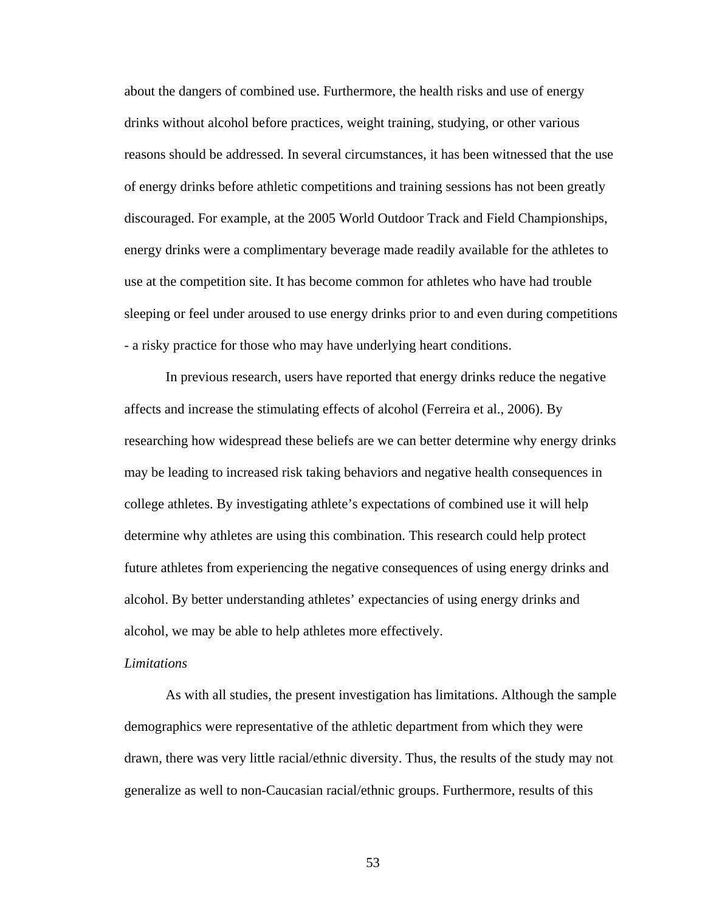about the dangers of combined use. Furthermore, the health risks and use of energy drinks without alcohol before practices, weight training, studying, or other various reasons should be addressed. In several circumstances, it has been witnessed that the use of energy drinks before athletic competitions and training sessions has not been greatly discouraged. For example, at the 2005 World Outdoor Track and Field Championships, energy drinks were a complimentary beverage made readily available for the athletes to use at the competition site. It has become common for athletes who have had trouble sleeping or feel under aroused to use energy drinks prior to and even during competitions - a risky practice for those who may have underlying heart conditions.

In previous research, users have reported that energy drinks reduce the negative affects and increase the stimulating effects of alcohol (Ferreira et al., 2006). By researching how widespread these beliefs are we can better determine why energy drinks may be leading to increased risk taking behaviors and negative health consequences in college athletes. By investigating athlete's expectations of combined use it will help determine why athletes are using this combination. This research could help protect future athletes from experiencing the negative consequences of using energy drinks and alcohol. By better understanding athletes' expectancies of using energy drinks and alcohol, we may be able to help athletes more effectively.

*Limitations*

As with all studies, the present investigation has limitations. Although the sample demographics were representative of the athletic department from which they were drawn, there was very little racial/ethnic diversity. Thus, the results of the study may not generalize as well to non-Caucasian racial/ethnic groups. Furthermore, results of this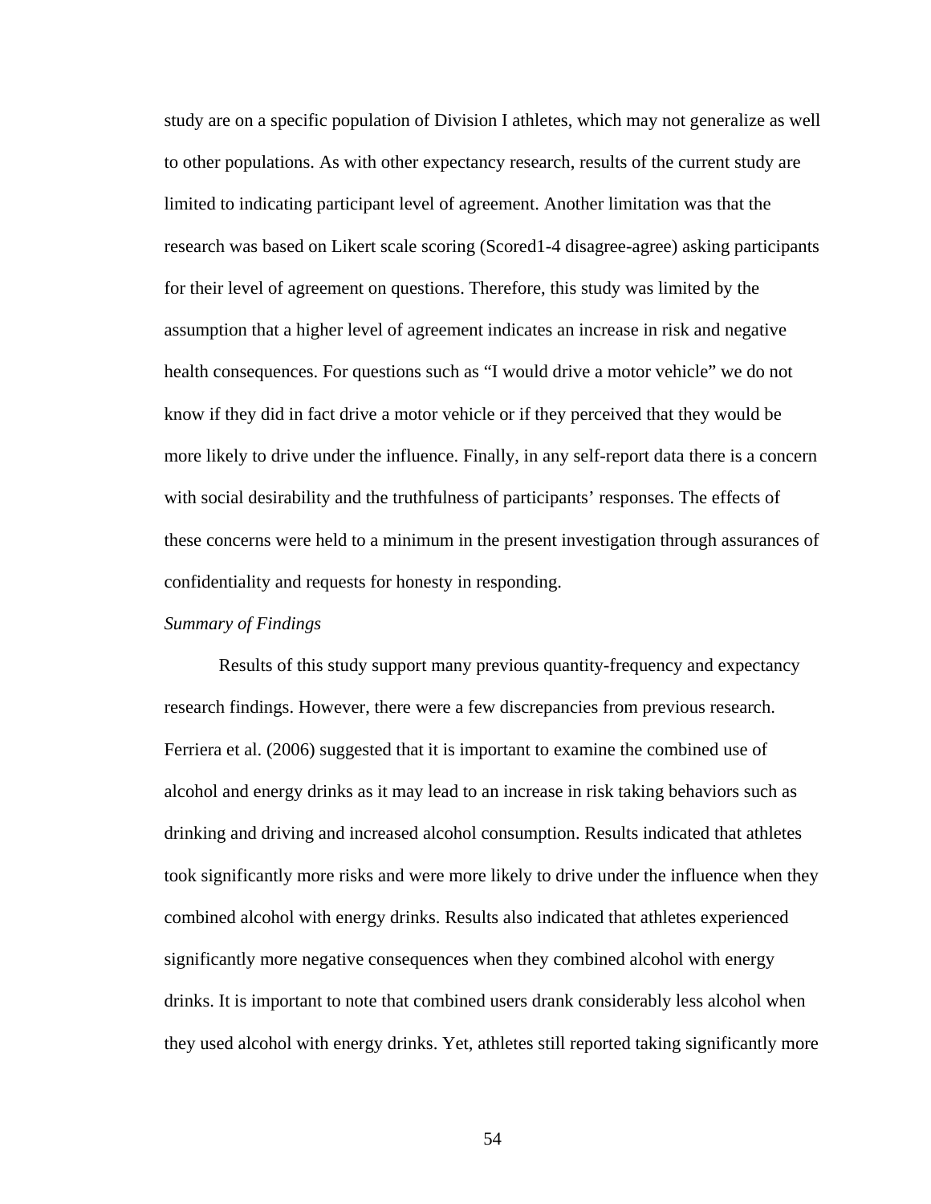study are on a specific population of Division I athletes, which may not generalize as well to other populations. As with other expectancy research, results of the current study are limited to indicating participant level of agreement. Another limitation was that the research was based on Likert scale scoring (Scored1-4 disagree-agree) asking participants for their level of agreement on questions. Therefore, this study was limited by the assumption that a higher level of agreement indicates an increase in risk and negative health consequences. For questions such as "I would drive a motor vehicle" we do not know if they did in fact drive a motor vehicle or if they perceived that they would be more likely to drive under the influence. Finally, in any self-report data there is a concern with social desirability and the truthfulness of participants' responses. The effects of these concerns were held to a minimum in the present investigation through assurances of confidentiality and requests for honesty in responding.

*Summary of Findings*

Results of this study support many previous quantity-frequency and expectancy research findings. However, there were a few discrepancies from previous research. Ferriera et al. (2006) suggested that it is important to examine the combined use of alcohol and energy drinks as it may lead to an increase in risk taking behaviors such as drinking and driving and increased alcohol consumption. Results indicated that athletes took significantly more risks and were more likely to drive under the influence when they combined alcohol with energy drinks. Results also indicated that athletes experienced significantly more negative consequences when they combined alcohol with energy drinks. It is important to note that combined users drank considerably less alcohol when they used alcohol with energy drinks. Yet, athletes still reported taking significantly more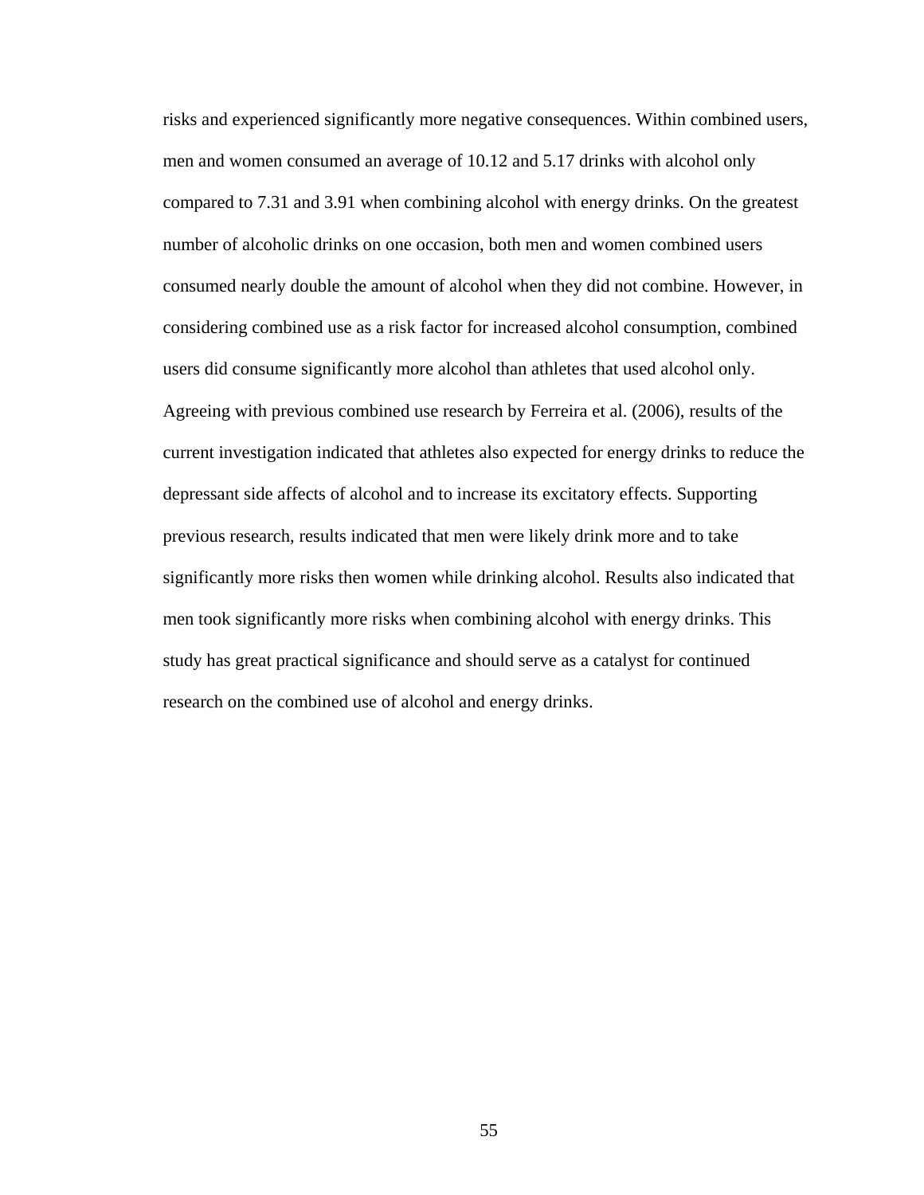risks and experienced significantly more negative consequences. Within combined users, men and women consumed an average of 10.12 and 5.17 drinks with alcohol only compared to 7.31 and 3.91 when combining alcohol with energy drinks. On the greatest number of alcoholic drinks on one occasion, both men and women combined users consumed nearly double the amount of alcohol when they did not combine. However, in considering combined use as a risk factor for increased alcohol consumption, combined users did consume significantly more alcohol than athletes that used alcohol only. Agreeing with previous combined use research by Ferreira et al. (2006), results of the current investigation indicated that athletes also expected for energy drinks to reduce the depressant side affects of alcohol and to increase its excitatory effects. Supporting previous research, results indicated that men were likely drink more and to take significantly more risks then women while drinking alcohol. Results also indicated that men took significantly more risks when combining alcohol with energy drinks. This study has great practical significance and should serve as a catalyst for continued research on the combined use of alcohol and energy drinks.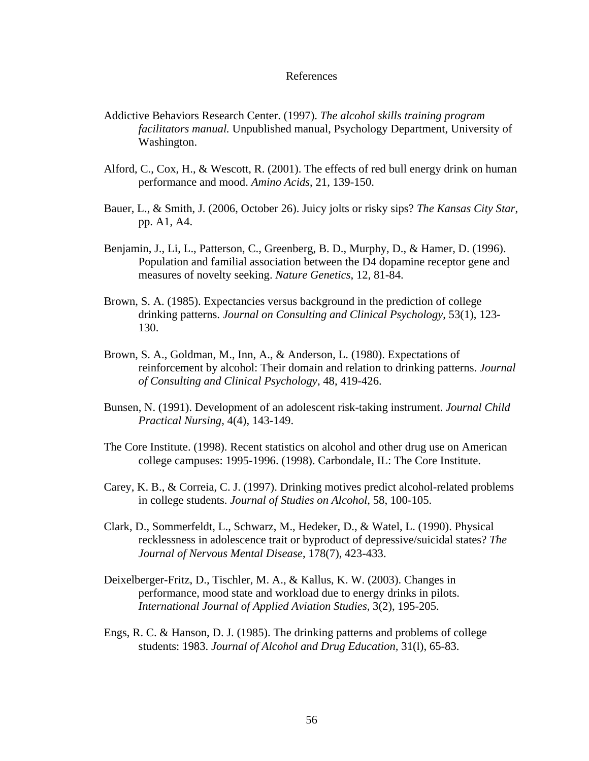# References

Addictive Behaviors Research Center. (1997). *The alcohol skills training program facilitators manual.* Unpublished manual, Psychology Department, University of Washington.

Alford, C., Cox, H., & Wescott, R. (2001). The effects of red bull energy drink on human performance and mood. *Amino Acids*, 21, 139-150.

Bauer, L., & Smith, J. (2006, October 26). Juicy jolts or risky sips? *The Kansas City Star*, pp. A1, A4.

Benjamin, J., Li, L., Patterson, C., Greenberg, B. D., Murphy, D., & Hamer, D. (1996). Population and familial association between the D4 dopamine receptor gene and measures of novelty seeking. *Nature Genetics*, 12, 81-84.

Brown, S. A. (1985). Expectancies versus background in the prediction of college drinking patterns. *Journal on Consulting and Clinical Psychology*, 53(1), 123-130.

Brown, S. A., Goldman, M., Inn, A., & Anderson, L. (1980). Expectations of reinforcement by alcohol: Their domain and relation to drinking patterns. *Journal of Consulting and Clinical Psychology*, 48, 419-426.

Bunsen, N. (1991). Development of an adolescent risk-taking instrument. *Journal Child Practical Nursing*, 4(4), 143-149.

The Core Institute. (1998). Recent statistics on alcohol and other drug use on American college campuses: 1995-1996. (1998). Carbondale, IL: The Core Institute.

Carey, K. B., & Correia, C. J. (1997). Drinking motives predict alcohol-related problems in college students. *Journal of Studies on Alcohol*, 58, 100-105.

Clark, D., Sommerfeldt, L., Schwarz, M., Hedeker, D., & Watel, L. (1990). Physical recklessness in adolescence trait or byproduct of depressive/suicidal states? *The Journal of Nervous Mental Disease*, 178(7), 423-433.

Deixelberger-Fritz, D., Tischler, M. A., & Kallus, K. W. (2003). Changes in performance, mood state and workload due to energy drinks in pilots. *International Journal of Applied Aviation Studies*, 3(2), 195-205.

Engs, R. C. & Hanson, D. J. (1985). The drinking patterns and problems of college students: 1983. *Journal of Alcohol and Drug Education*, 31(l), 65-83.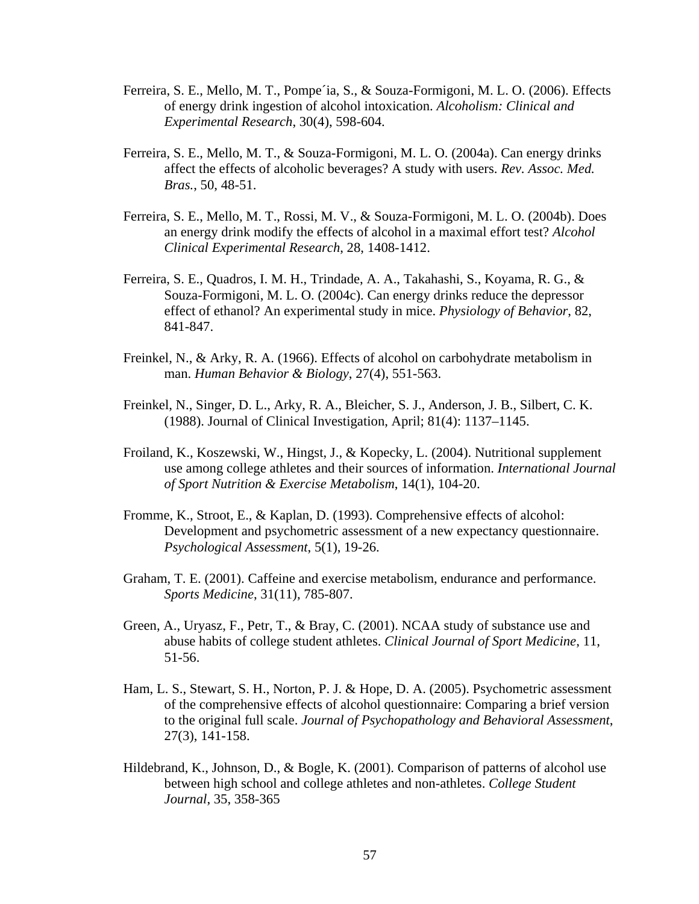Ferreira, S. E., Mello, M. T., Pompe´ia, S., & Souza-Formigoni, M. L. O. (2006). Effects of energy drink ingestion of alcohol intoxication. *Alcoholism: Clinical and Experimental Research*, 30(4), 598-604.

Ferreira, S. E., Mello, M. T., & Souza-Formigoni, M. L. O. (2004a). Can energy drinks affect the effects of alcoholic beverages? A study with users. *Rev. Assoc. Med. Bras.*, 50, 48-51.

Ferreira, S. E., Mello, M. T., Rossi, M. V., & Souza-Formigoni, M. L. O. (2004b). Does an energy drink modify the effects of alcohol in a maximal effort test? *Alcohol Clinical Experimental Research*, 28, 1408-1412.

Ferreira, S. E., Quadros, I. M. H., Trindade, A. A., Takahashi, S., Koyama, R. G., & Souza-Formigoni, M. L. O. (2004c). Can energy drinks reduce the depressor effect of ethanol? An experimental study in mice. *Physiology of Behavior*, 82, 841-847.

Freinkel, N., & Arky, R. A. (1966). Effects of alcohol on carbohydrate metabolism in man. *Human Behavior & Biology*, 27(4), 551-563.

Freinkel, N., Singer, D. L., Arky, R. A., Bleicher, S. J., Anderson, J. B., Silbert, C. K. (1988). Journal of Clinical Investigation, April; 81(4): 1137–1145.

Froiland, K., Koszewski, W., Hingst, J., & Kopecky, L. (2004). Nutritional supplement use among college athletes and their sources of information. *International Journal of Sport Nutrition & Exercise Metabolism*, 14(1), 104-20.

Fromme, K., Stroot, E., & Kaplan, D. (1993). Comprehensive effects of alcohol: Development and psychometric assessment of a new expectancy questionnaire. *Psychological Assessment*, 5(1), 19-26.

Graham, T. E. (2001). Caffeine and exercise metabolism, endurance and performance. *Sports Medicine*, 31(11), 785-807.

Green, A., Uryasz, F., Petr, T., & Bray, C. (2001). NCAA study of substance use and abuse habits of college student athletes. *Clinical Journal of Sport Medicine*, 11, 51-56.

Ham, L. S., Stewart, S. H., Norton, P. J. & Hope, D. A. (2005). Psychometric assessment of the comprehensive effects of alcohol questionnaire: Comparing a brief version to the original full scale. *Journal of Psychopathology and Behavioral Assessment*, 27(3), 141-158.

Hildebrand, K., Johnson, D., & Bogle, K. (2001). Comparison of patterns of alcohol use between high school and college athletes and non-athletes. *College Student Journal*, 35, 358-365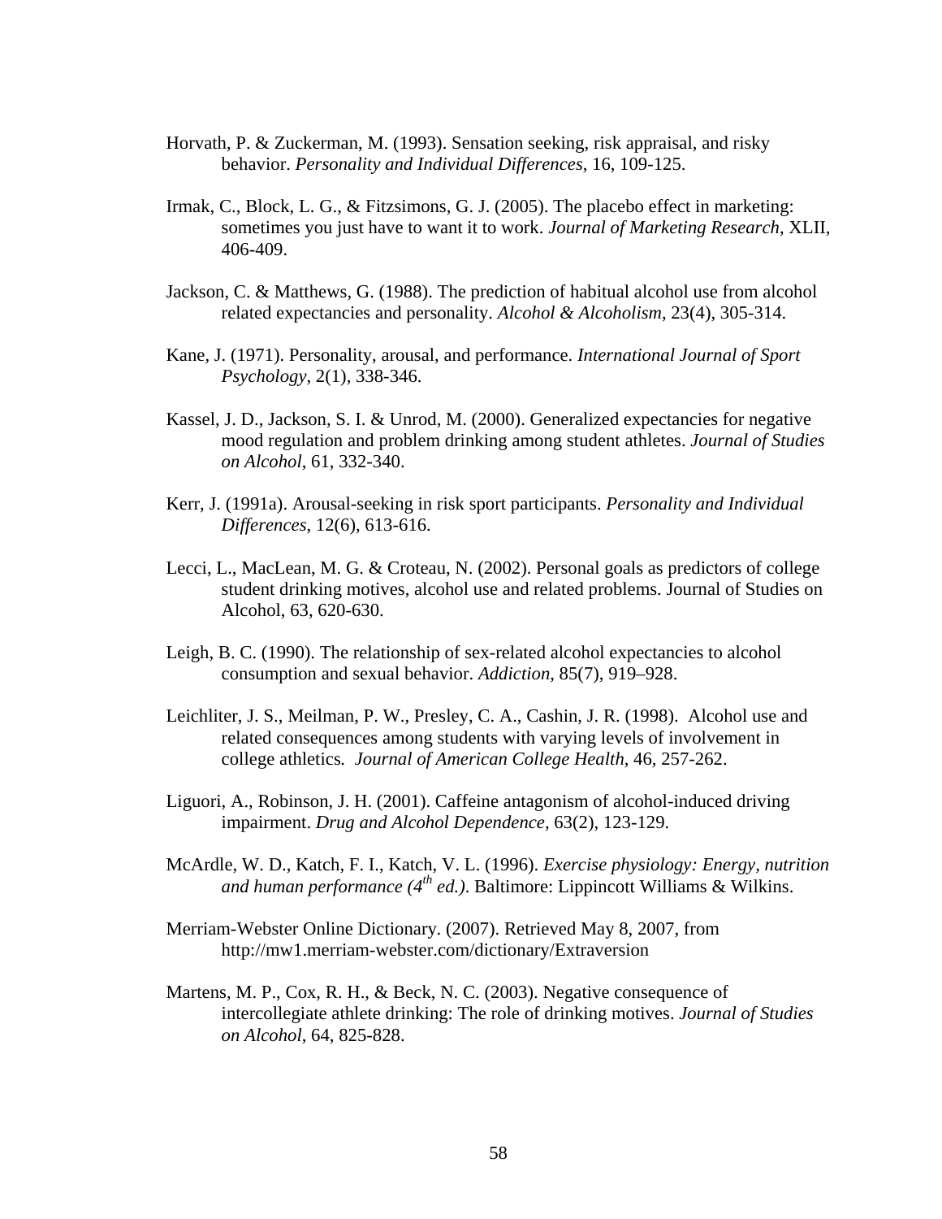Horvath, P. & Zuckerman, M. (1993). Sensation seeking, risk appraisal, and risky behavior. *Personality and Individual Differences*, 16, 109-125.

Irmak, C., Block, L. G., & Fitzsimons, G. J. (2005). The placebo effect in marketing: sometimes you just have to want it to work. *Journal of Marketing Research*, XLII, 406-409.

Jackson, C. & Matthews, G. (1988). The prediction of habitual alcohol use from alcohol related expectancies and personality. *Alcohol & Alcoholism*, 23(4), 305-314.

Kane, J. (1971). Personality, arousal, and performance. *International Journal of Sport Psychology*, 2(1), 338-346.

Kassel, J. D., Jackson, S. I. & Unrod, M. (2000). Generalized expectancies for negative mood regulation and problem drinking among student athletes. *Journal of Studies on Alcohol*, 61, 332-340.

Kerr, J. (1991a). Arousal-seeking in risk sport participants. *Personality and Individual Differences*, 12(6), 613-616.

Lecci, L., MacLean, M. G. & Croteau, N. (2002). Personal goals as predictors of college student drinking motives, alcohol use and related problems. Journal of Studies on Alcohol, 63, 620-630.

Leigh, B. C. (1990). The relationship of sex-related alcohol expectancies to alcohol consumption and sexual behavior. *Addiction*, 85(7), 919–928.

Leichliter, J. S., Meilman, P. W., Presley, C. A., Cashin, J. R. (1998). Alcohol use and related consequences among students with varying levels of involvement in college athletics. *Journal of American College Health*, 46, 257-262.

Liguori, A., Robinson, J. H. (2001). Caffeine antagonism of alcohol-induced driving impairment. *Drug and Alcohol Dependence*, 63(2), 123-129.

McArdle, W. D., Katch, F. I., Katch, V. L. (1996). *Exercise physiology: Energy, nutrition and human performance (4th ed.)*. Baltimore: Lippincott Williams & Wilkins.

Merriam-Webster Online Dictionary. (2007). Retrieved May 8, 2007, from http://mw1.merriam-webster.com/dictionary/Extraversion

Martens, M. P., Cox, R. H., & Beck, N. C. (2003). Negative consequence of intercollegiate athlete drinking: The role of drinking motives. *Journal of Studies on Alcohol*, 64, 825-828.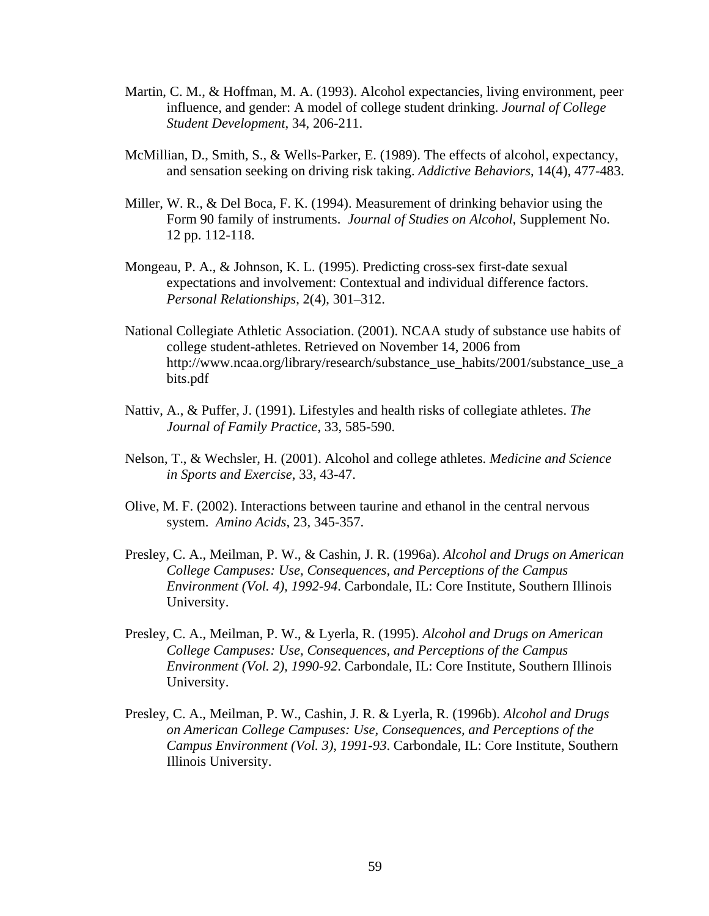Martin, C. M., & Hoffman, M. A. (1993). Alcohol expectancies, living environment, peer influence, and gender: A model of college student drinking. *Journal of College Student Development*, 34, 206-211.

McMillian, D., Smith, S., & Wells-Parker, E. (1989). The effects of alcohol, expectancy, and sensation seeking on driving risk taking. *Addictive Behaviors*, 14(4), 477-483.

Miller, W. R., & Del Boca, F. K. (1994). Measurement of drinking behavior using the Form 90 family of instruments. *Journal of Studies on Alcohol*, Supplement No. 12 pp. 112-118.

Mongeau, P. A., & Johnson, K. L. (1995). Predicting cross-sex first-date sexual expectations and involvement: Contextual and individual difference factors. *Personal Relationships*, 2(4), 301–312.

National Collegiate Athletic Association. (2001). NCAA study of substance use habits of college student-athletes. Retrieved on November 14, 2006 from http://www.ncaa.org/library/research/substance_use_habits/2001/substance_use_abits.pdf

Nattiv, A., & Puffer, J. (1991). Lifestyles and health risks of collegiate athletes. *The Journal of Family Practice*, 33, 585-590.

Nelson, T., & Wechsler, H. (2001). Alcohol and college athletes. *Medicine and Science in Sports and Exercise*, 33, 43-47.

Olive, M. F. (2002). Interactions between taurine and ethanol in the central nervous system. *Amino Acids*, 23, 345-357.

Presley, C. A., Meilman, P. W., & Cashin, J. R. (1996a). *Alcohol and Drugs on American College Campuses: Use, Consequences, and Perceptions of the Campus Environment (Vol. 4), 1992-94*. Carbondale, IL: Core Institute, Southern Illinois University.

Presley, C. A., Meilman, P. W., & Lyerla, R. (1995). *Alcohol and Drugs on American College Campuses: Use, Consequences, and Perceptions of the Campus Environment (Vol. 2), 1990-92*. Carbondale, IL: Core Institute, Southern Illinois University.

Presley, C. A., Meilman, P. W., Cashin, J. R. & Lyerla, R. (1996b). *Alcohol and Drugs on American College Campuses: Use, Consequences, and Perceptions of the Campus Environment (Vol. 3), 1991-93*. Carbondale, IL: Core Institute, Southern Illinois University.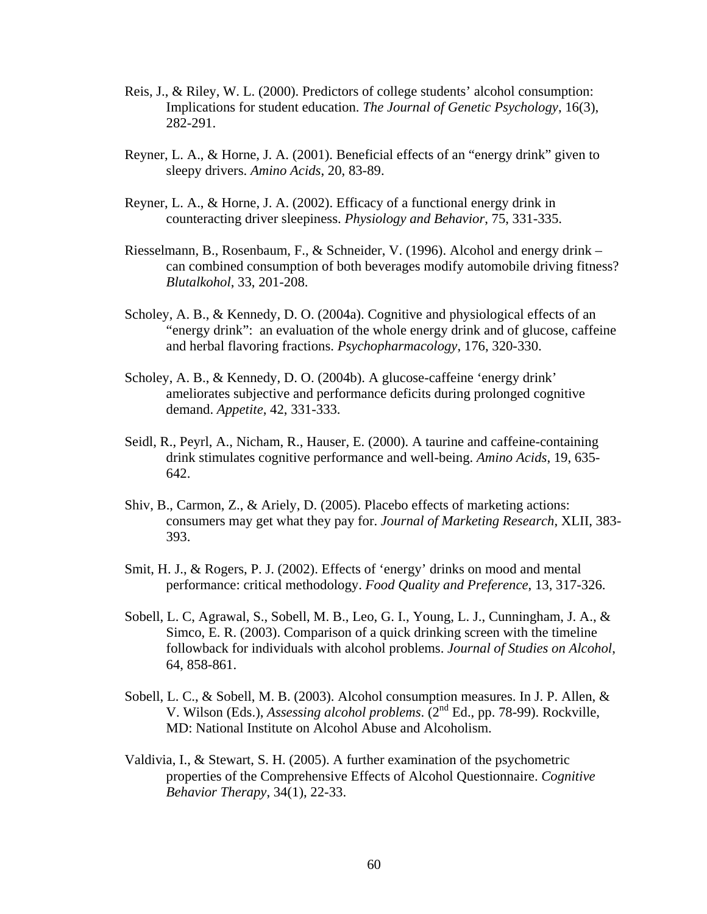Reis, J., & Riley, W. L. (2000). Predictors of college students' alcohol consumption: Implications for student education. *The Journal of Genetic Psychology*, 16(3), 282-291.

Reyner, L. A., & Horne, J. A. (2001). Beneficial effects of an "energy drink" given to sleepy drivers. *Amino Acids*, 20, 83-89.

Reyner, L. A., & Horne, J. A. (2002). Efficacy of a functional energy drink in counteracting driver sleepiness. *Physiology and Behavior*, 75, 331-335.

Riesselmann, B., Rosenbaum, F., & Schneider, V. (1996). Alcohol and energy drink – can combined consumption of both beverages modify automobile driving fitness? *Blutalkohol*, 33, 201-208.

Scholey, A. B., & Kennedy, D. O. (2004a). Cognitive and physiological effects of an "energy drink": an evaluation of the whole energy drink and of glucose, caffeine and herbal flavoring fractions. *Psychopharmacology*, 176, 320-330.

Scholey, A. B., & Kennedy, D. O. (2004b). A glucose-caffeine 'energy drink' ameliorates subjective and performance deficits during prolonged cognitive demand. *Appetite*, 42, 331-333.

Seidl, R., Peyrl, A., Nicham, R., Hauser, E. (2000). A taurine and caffeine-containing drink stimulates cognitive performance and well-being. *Amino Acids*, 19, 635-642.

Shiv, B., Carmon, Z., & Ariely, D. (2005). Placebo effects of marketing actions: consumers may get what they pay for. *Journal of Marketing Research*, XLII, 383-393.

Smit, H. J., & Rogers, P. J. (2002). Effects of 'energy' drinks on mood and mental performance: critical methodology. *Food Quality and Preference*, 13, 317-326.

Sobell, L. C, Agrawal, S., Sobell, M. B., Leo, G. I., Young, L. J., Cunningham, J. A., & Simco, E. R. (2003). Comparison of a quick drinking screen with the timeline followback for individuals with alcohol problems. *Journal of Studies on Alcohol*, 64, 858-861.

Sobell, L. C., & Sobell, M. B. (2003). Alcohol consumption measures. In J. P. Allen, & V. Wilson (Eds.), *Assessing alcohol problems*. (2nd Ed., pp. 78-99). Rockville, MD: National Institute on Alcohol Abuse and Alcoholism.

Valdivia, I., & Stewart, S. H. (2005). A further examination of the psychometric properties of the Comprehensive Effects of Alcohol Questionnaire. *Cognitive Behavior Therapy*, 34(1), 22-33.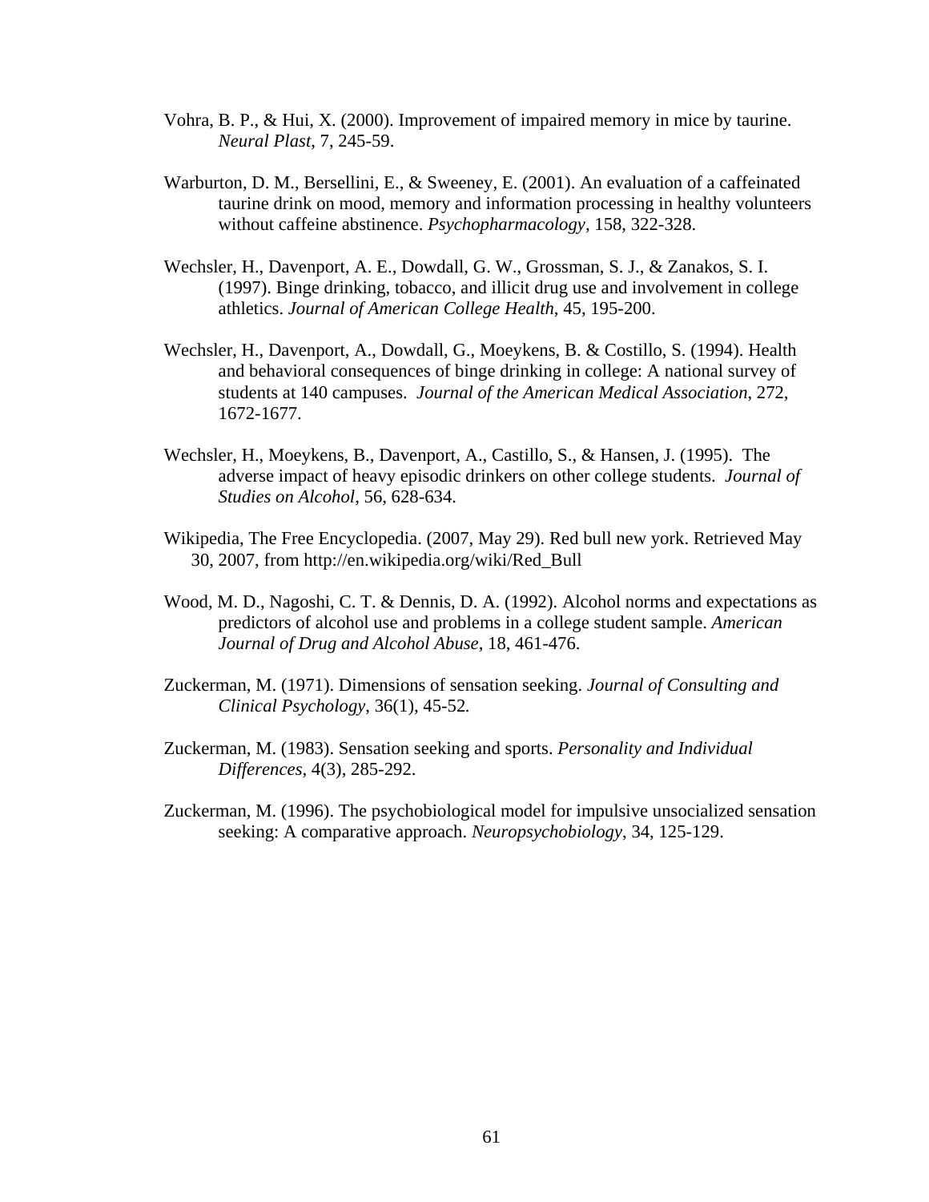Vohra, B. P., & Hui, X. (2000). Improvement of impaired memory in mice by taurine. *Neural Plast*, 7, 245-59.

Warburton, D. M., Bersellini, E., & Sweeney, E. (2001). An evaluation of a caffeinated taurine drink on mood, memory and information processing in healthy volunteers without caffeine abstinence. *Psychopharmacology*, 158, 322-328.

Wechsler, H., Davenport, A. E., Dowdall, G. W., Grossman, S. J., & Zanakos, S. I. (1997). Binge drinking, tobacco, and illicit drug use and involvement in college athletics. *Journal of American College Health*, 45, 195-200.

Wechsler, H., Davenport, A., Dowdall, G., Moeykens, B. & Costillo, S. (1994). Health and behavioral consequences of binge drinking in college: A national survey of students at 140 campuses. *Journal of the American Medical Association*, 272, 1672-1677.

Wechsler, H., Moeykens, B., Davenport, A., Castillo, S., & Hansen, J. (1995). The adverse impact of heavy episodic drinkers on other college students. *Journal of Studies on Alcohol*, 56, 628-634.

Wikipedia, The Free Encyclopedia. (2007, May 29). Red bull new york. Retrieved May 30, 2007, from http://en.wikipedia.org/wiki/Red_Bull

Wood, M. D., Nagoshi, C. T. & Dennis, D. A. (1992). Alcohol norms and expectations as predictors of alcohol use and problems in a college student sample. *American Journal of Drug and Alcohol Abuse*, 18, 461-476.

Zuckerman, M. (1971). Dimensions of sensation seeking. *Journal of Consulting and Clinical Psychology*, 36(1), 45-52*.*

Zuckerman, M. (1983). Sensation seeking and sports. *Personality and Individual Differences*, 4(3), 285-292.

Zuckerman, M. (1996). The psychobiological model for impulsive unsocialized sensation seeking: A comparative approach. *Neuropsychobiology*, 34, 125-129.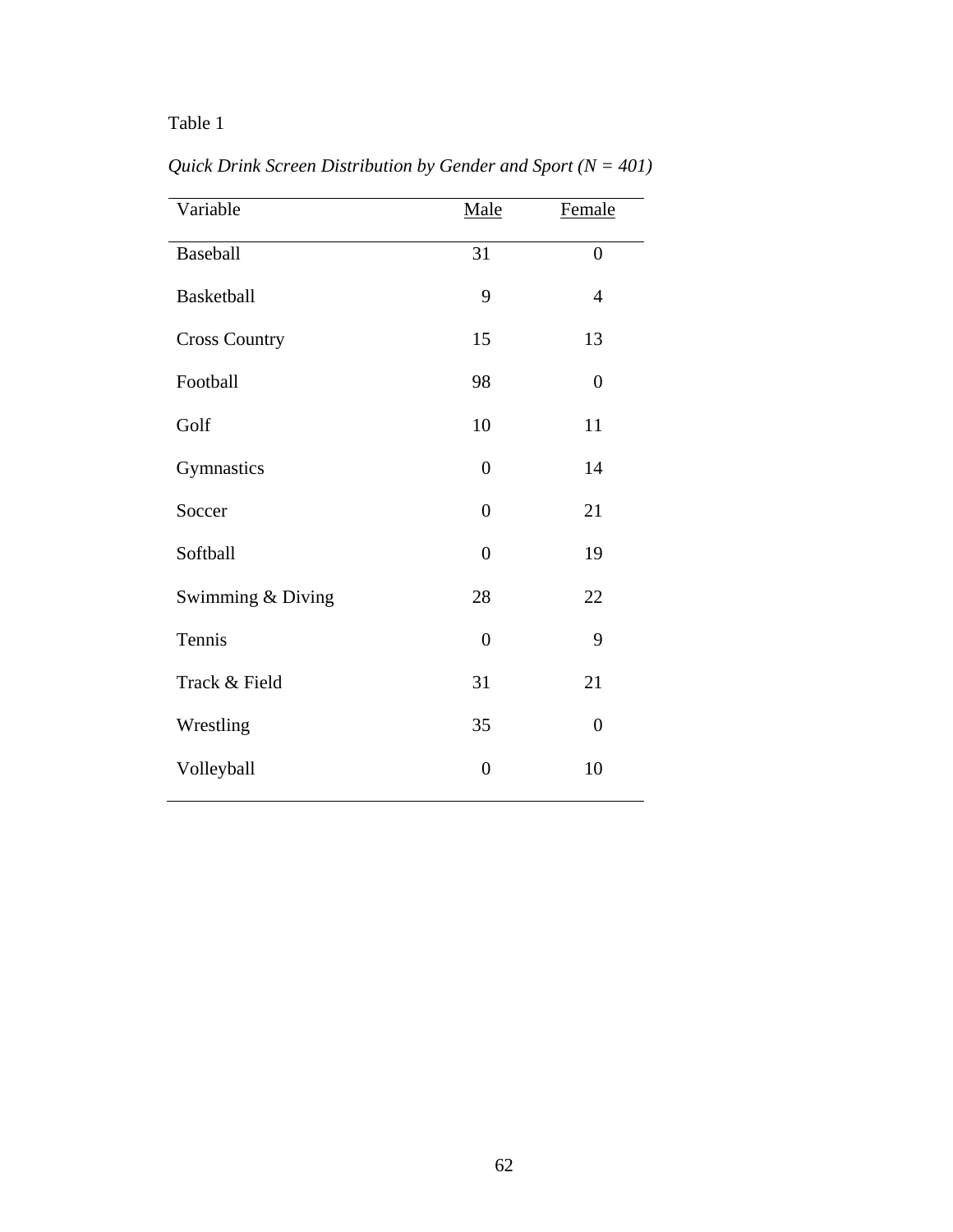Table 1

*Quick Drink Screen Distribution by Gender and Sport (N = 401)*

| Variable | Male | Female |
|---|---|---|
| Baseball | 31 | 0 |
| Basketball | 9 | 4 |
| Cross Country | 15 | 13 |
| Football | 98 | 0 |
| Golf | 10 | 11 |
| Gymnastics | 0 | 14 |
| Soccer | 0 | 21 |
| Softball | 0 | 19 |
| Swimming & Diving | 28 | 22 |
| Tennis | 0 | 9 |
| Track & Field | 31 | 21 |
| Wrestling | 35 | 0 |
| Volleyball | 0 | 10 |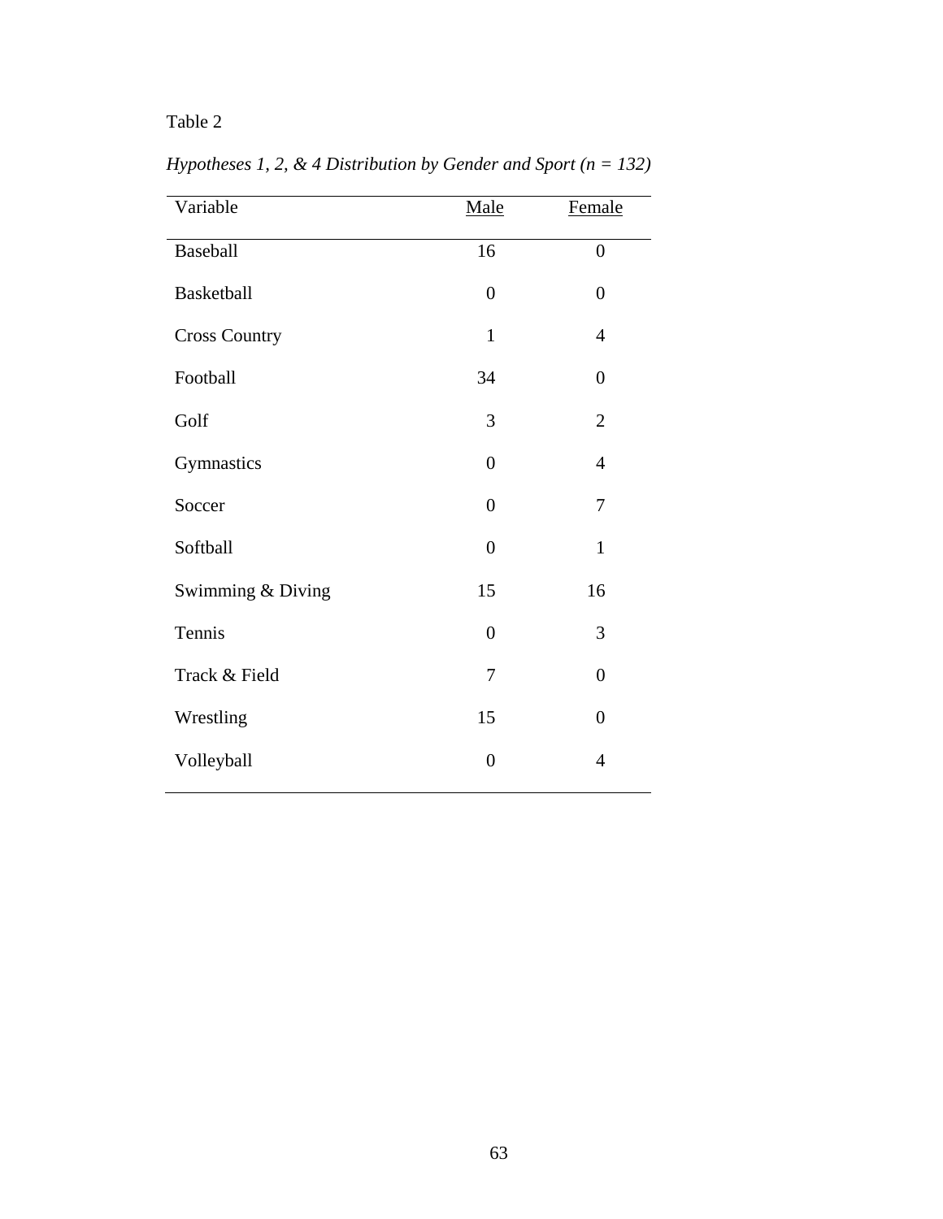Table 2

*Hypotheses 1, 2, & 4 Distribution by Gender and Sport (n = 132)*

| Variable | Male | Female |
|---|---|---|
| Baseball | 16 | 0 |
| Basketball | 0 | 0 |
| Cross Country | 1 | 4 |
| Football | 34 | 0 |
| Golf | 3 | 2 |
| Gymnastics | 0 | 4 |
| Soccer | 0 | 7 |
| Softball | 0 | 1 |
| Swimming & Diving | 15 | 16 |
| Tennis | 0 | 3 |
| Track & Field | 7 | 0 |
| Wrestling | 15 | 0 |
| Volleyball | 0 | 4 |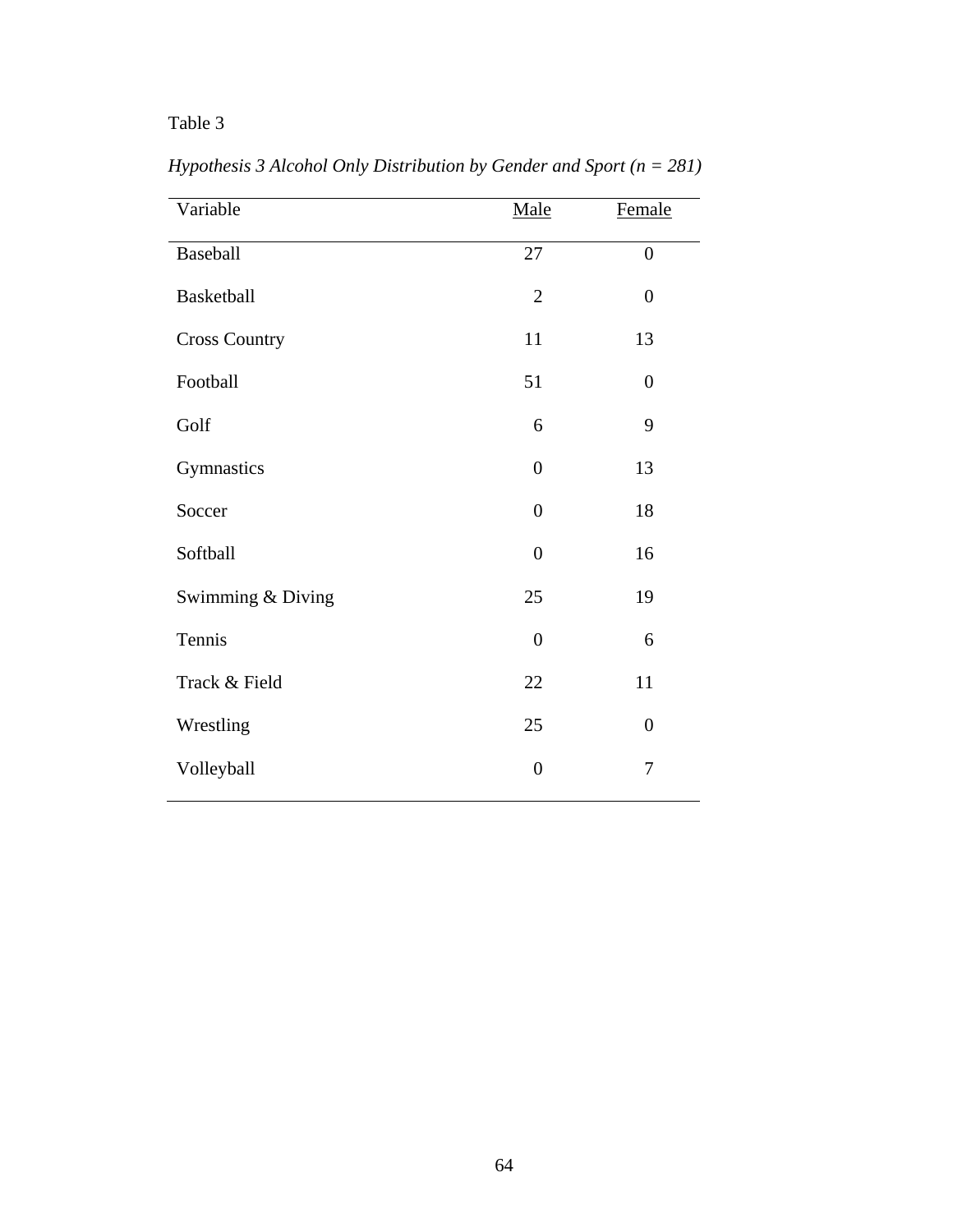Table 3

*Hypothesis 3 Alcohol Only Distribution by Gender and Sport (n = 281)*

| Variable | Male | Female |
|---|---|---|
| Baseball | 27 | 0 |
| Basketball | 2 | 0 |
| Cross Country | 11 | 13 |
| Football | 51 | 0 |
| Golf | 6 | 9 |
| Gymnastics | 0 | 13 |
| Soccer | 0 | 18 |
| Softball | 0 | 16 |
| Swimming & Diving | 25 | 19 |
| Tennis | 0 | 6 |
| Track & Field | 22 | 11 |
| Wrestling | 25 | 0 |
| Volleyball | 0 | 7 |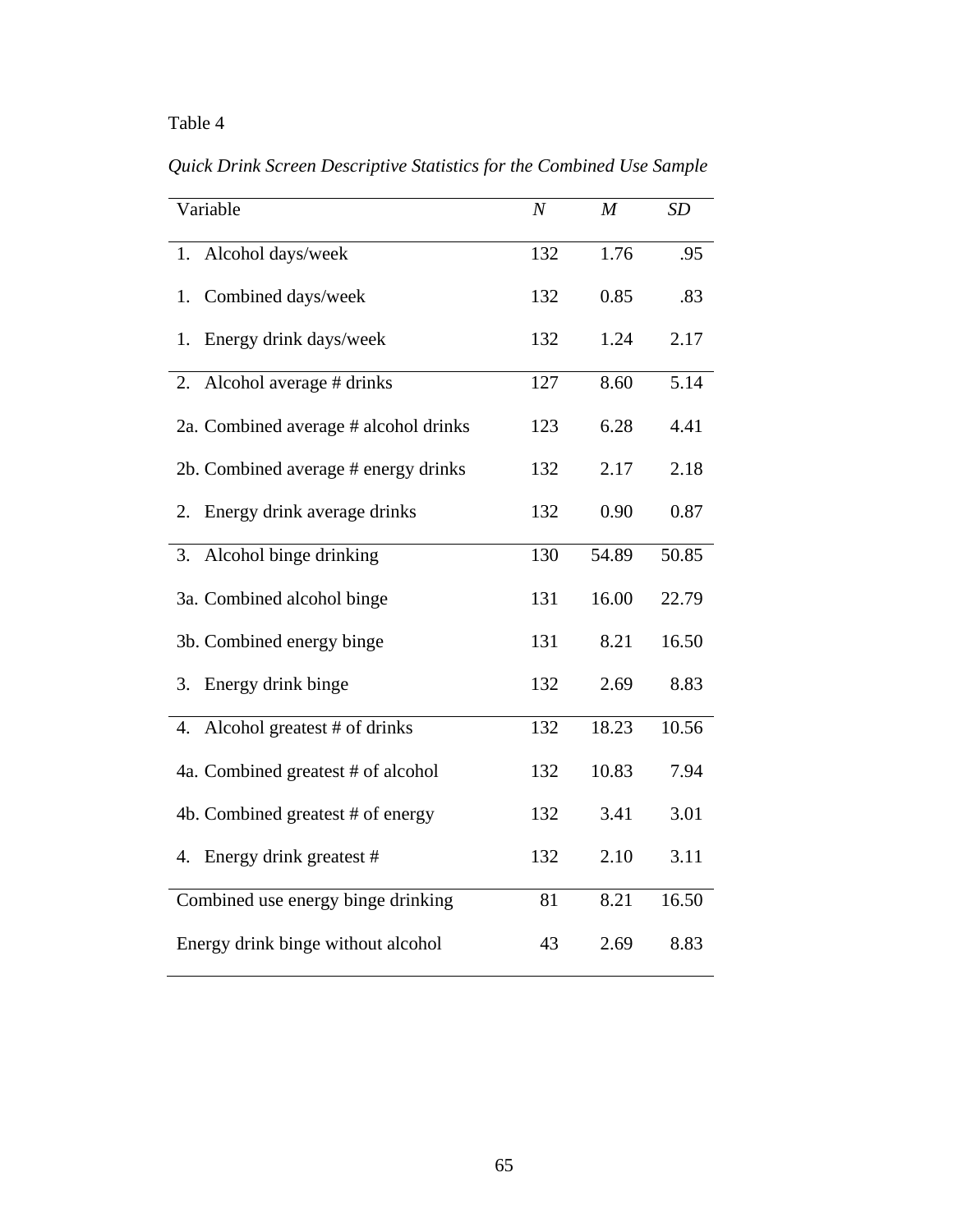Table 4

*Quick Drink Screen Descriptive Statistics for the Combined Use Sample*

| Variable | *N* | *M* | *SD* |
|---|---|---|---|
| 1. Alcohol days/week | 132 | 1.76 | .95 |
| 1. Combined days/week | 132 | 0.85 | .83 |
| 1. Energy drink days/week | 132 | 1.24 | 2.17 |
| 2. Alcohol average # drinks | 127 | 8.60 | 5.14 |
| 2a. Combined average # alcohol drinks | 123 | 6.28 | 4.41 |
| 2b. Combined average # energy drinks | 132 | 2.17 | 2.18 |
| 2. Energy drink average drinks | 132 | 0.90 | 0.87 |
| 3. Alcohol binge drinking | 130 | 54.89 | 50.85 |
| 3a. Combined alcohol binge | 131 | 16.00 | 22.79 |
| 3b. Combined energy binge | 131 | 8.21 | 16.50 |
| 3. Energy drink binge | 132 | 2.69 | 8.83 |
| 4. Alcohol greatest # of drinks | 132 | 18.23 | 10.56 |
| 4a. Combined greatest # of alcohol | 132 | 10.83 | 7.94 |
| 4b. Combined greatest # of energy | 132 | 3.41 | 3.01 |
| 4. Energy drink greatest # | 132 | 2.10 | 3.11 |
| Combined use energy binge drinking | 81 | 8.21 | 16.50 |
| Energy drink binge without alcohol | 43 | 2.69 | 8.83 |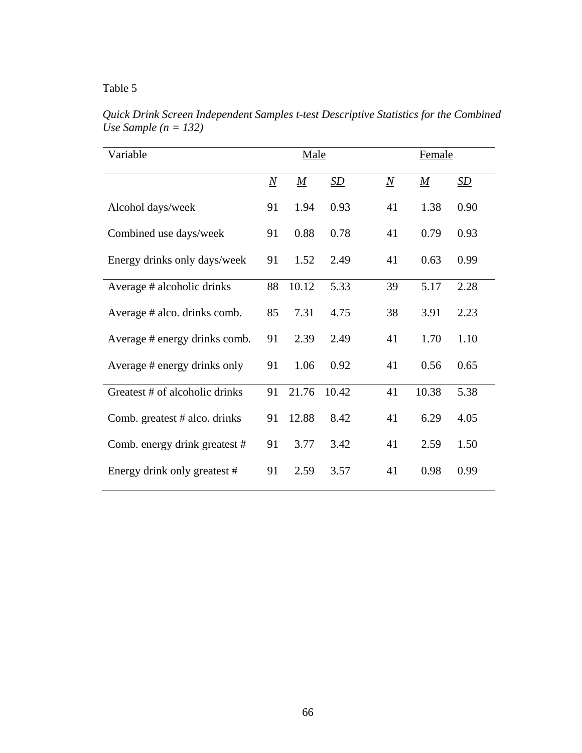Table 5

*Quick Drink Screen Independent Samples t-test Descriptive Statistics for the Combined Use Sample (n = 132)*

| Variable | Male | | | Female | | |
|---|---|---|---|---|---|---|
| | *N* | *M* | *SD* | *N* | *M* | *SD* |
| Alcohol days/week | 91 | 1.94 | 0.93 | 41 | 1.38 | 0.90 |
| Combined use days/week | 91 | 0.88 | 0.78 | 41 | 0.79 | 0.93 |
| Energy drinks only days/week | 91 | 1.52 | 2.49 | 41 | 0.63 | 0.99 |
| Average # alcoholic drinks | 88 | 10.12 | 5.33 | 39 | 5.17 | 2.28 |
| Average # alco. drinks comb. | 85 | 7.31 | 4.75 | 38 | 3.91 | 2.23 |
| Average # energy drinks comb. | 91 | 2.39 | 2.49 | 41 | 1.70 | 1.10 |
| Average # energy drinks only | 91 | 1.06 | 0.92 | 41 | 0.56 | 0.65 |
| Greatest # of alcoholic drinks | 91 | 21.76 | 10.42 | 41 | 10.38 | 5.38 |
| Comb. greatest # alco. drinks | 91 | 12.88 | 8.42 | 41 | 6.29 | 4.05 |
| Comb. energy drink greatest # | 91 | 3.77 | 3.42 | 41 | 2.59 | 1.50 |
| Energy drink only greatest # | 91 | 2.59 | 3.57 | 41 | 0.98 | 0.99 |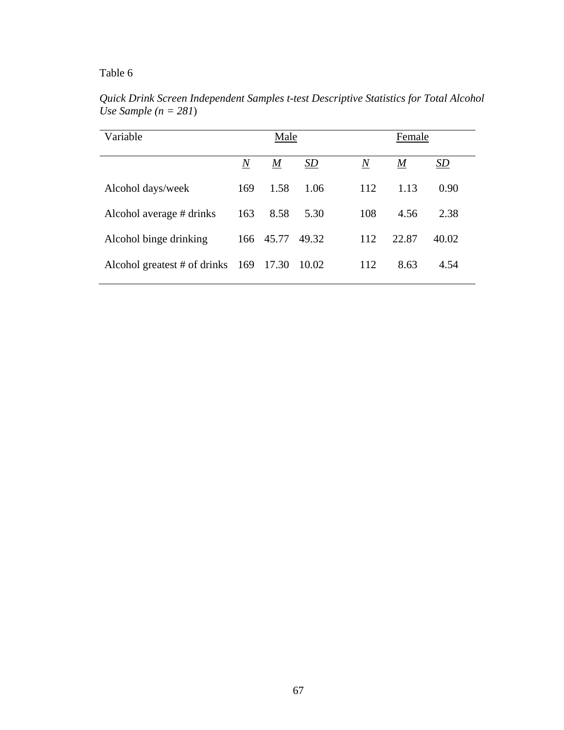Table 6

*Quick Drink Screen Independent Samples t-test Descriptive Statistics for Total Alcohol Use Sample (n = 281)*

| Variable | Male | | | Female | | |
|---|---|---|---|---|---|---|
| | *N* | *M* | *SD* | *N* | *M* | *SD* |
| Alcohol days/week | 169 | 1.58 | 1.06 | 112 | 1.13 | 0.90 |
| Alcohol average # drinks | 163 | 8.58 | 5.30 | 108 | 4.56 | 2.38 |
| Alcohol binge drinking | 166 | 45.77 | 49.32 | 112 | 22.87 | 40.02 |
| Alcohol greatest # of drinks | 169 | 17.30 | 10.02 | 112 | 8.63 | 4.54 |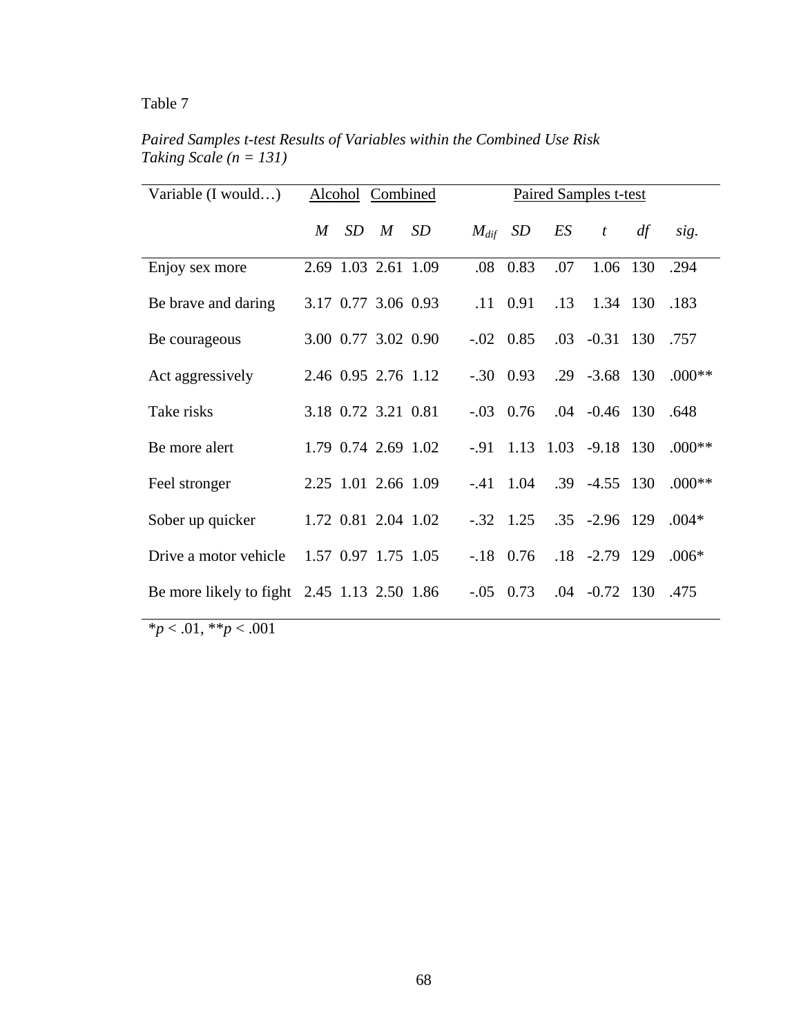Table 7

*Paired Samples t-test Results of Variables within the Combined Use Risk Taking Scale (n = 131)*

| Variable (I would…) | Alcohol | | Combined | | Paired Samples t-test | | | | | |
|---|---|---|---|---|---|---|---|---|---|---|
| | *M* | *SD* | *M* | *SD* | $M_{dif}$ | *SD* | *ES* | *t* | *df* | *sig.* |
| Enjoy sex more | 2.69 | 1.03 | 2.61 | 1.09 | .08 | 0.83 | .07 | 1.06 | 130 | .294 |
| Be brave and daring | 3.17 | 0.77 | 3.06 | 0.93 | .11 | 0.91 | .13 | 1.34 | 130 | .183 |
| Be courageous | 3.00 | 0.77 | 3.02 | 0.90 | -.02 | 0.85 | .03 | -0.31 | 130 | .757 |
| Act aggressively | 2.46 | 0.95 | 2.76 | 1.12 | -.30 | 0.93 | .29 | -3.68 | 130 | .000** |
| Take risks | 3.18 | 0.72 | 3.21 | 0.81 | -.03 | 0.76 | .04 | -0.46 | 130 | .648 |
| Be more alert | 1.79 | 0.74 | 2.69 | 1.02 | -.91 | 1.13 | 1.03 | -9.18 | 130 | .000** |
| Feel stronger | 2.25 | 1.01 | 2.66 | 1.09 | -.41 | 1.04 | .39 | -4.55 | 130 | .000** |
| Sober up quicker | 1.72 | 0.81 | 2.04 | 1.02 | -.32 | 1.25 | .35 | -2.96 | 129 | .004* |
| Drive a motor vehicle | 1.57 | 0.97 | 1.75 | 1.05 | -.18 | 0.76 | .18 | -2.79 | 129 | .006* |
| Be more likely to fight | 2.45 | 1.13 | 2.50 | 1.86 | -.05 | 0.73 | .04 | -0.72 | 130 | .475 |

*$p < .01$, **$p < .001$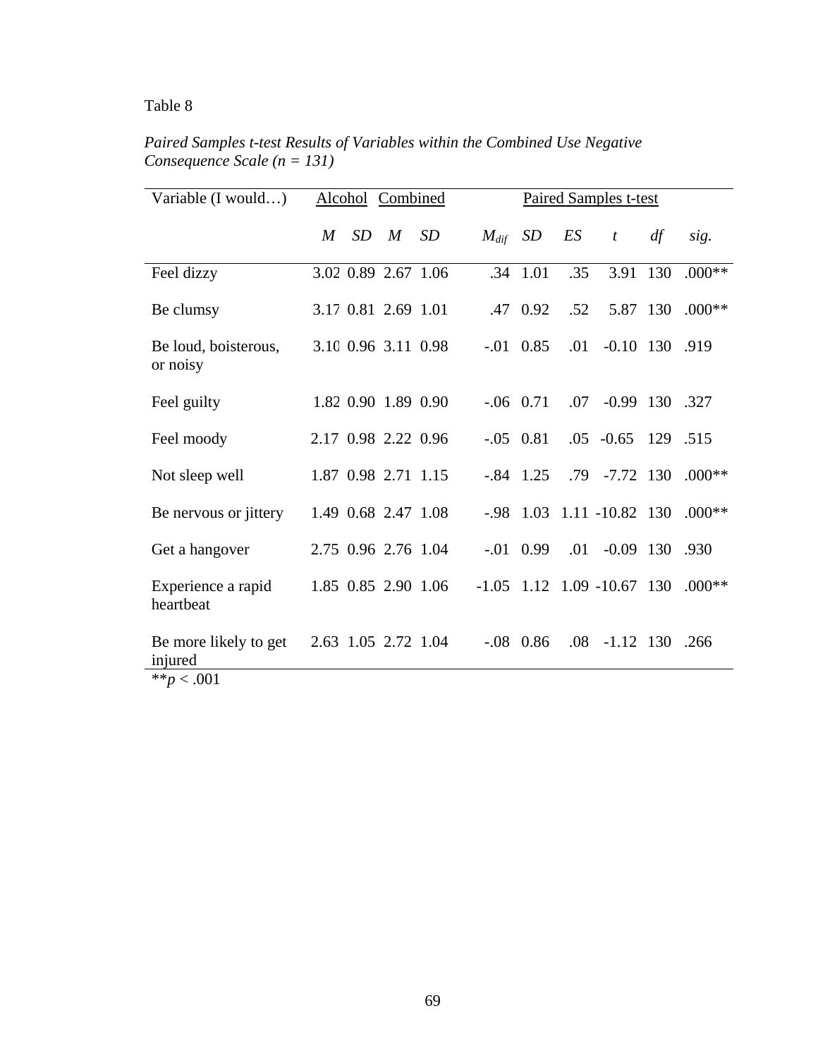Table 8

*Paired Samples t-test Results of Variables within the Combined Use Negative Consequence Scale (n = 131)*

| Variable (I would…) | Alcohol | | Combined | | Paired Samples t-test | | | | | |
|---|---|---|---|---|---|---|---|---|---|---|
| | *M* | *SD* | *M* | *SD* | $M_{dif}$ | *SD* | *ES* | *t* | *df* | *sig.* |
| Feel dizzy | 3.02 | 0.89 | 2.67 | 1.06 | .34 | 1.01 | .35 | 3.91 | 130 | .000** |
| Be clumsy | 3.17 | 0.81 | 2.69 | 1.01 | .47 | 0.92 | .52 | 5.87 | 130 | .000** |
| Be loud, boisterous, or noisy | 3.10 | 0.96 | 3.11 | 0.98 | -.01 | 0.85 | .01 | -0.10 | 130 | .919 |
| Feel guilty | 1.82 | 0.90 | 1.89 | 0.90 | -.06 | 0.71 | .07 | -0.99 | 130 | .327 |
| Feel moody | 2.17 | 0.98 | 2.22 | 0.96 | -.05 | 0.81 | .05 | -0.65 | 129 | .515 |
| Not sleep well | 1.87 | 0.98 | 2.71 | 1.15 | -.84 | 1.25 | .79 | -7.72 | 130 | .000** |
| Be nervous or jittery | 1.49 | 0.68 | 2.47 | 1.08 | -.98 | 1.03 | 1.11 | -10.82 | 130 | .000** |
| Get a hangover | 2.75 | 0.96 | 2.76 | 1.04 | -.01 | 0.99 | .01 | -0.09 | 130 | .930 |
| Experience a rapid heartbeat | 1.85 | 0.85 | 2.90 | 1.06 | -1.05 | 1.12 | 1.09 | -10.67 | 130 | .000** |
| Be more likely to get injured | 2.63 | 1.05 | 2.72 | 1.04 | -.08 | 0.86 | .08 | -1.12 | 130 | .266 |

**$p < .001$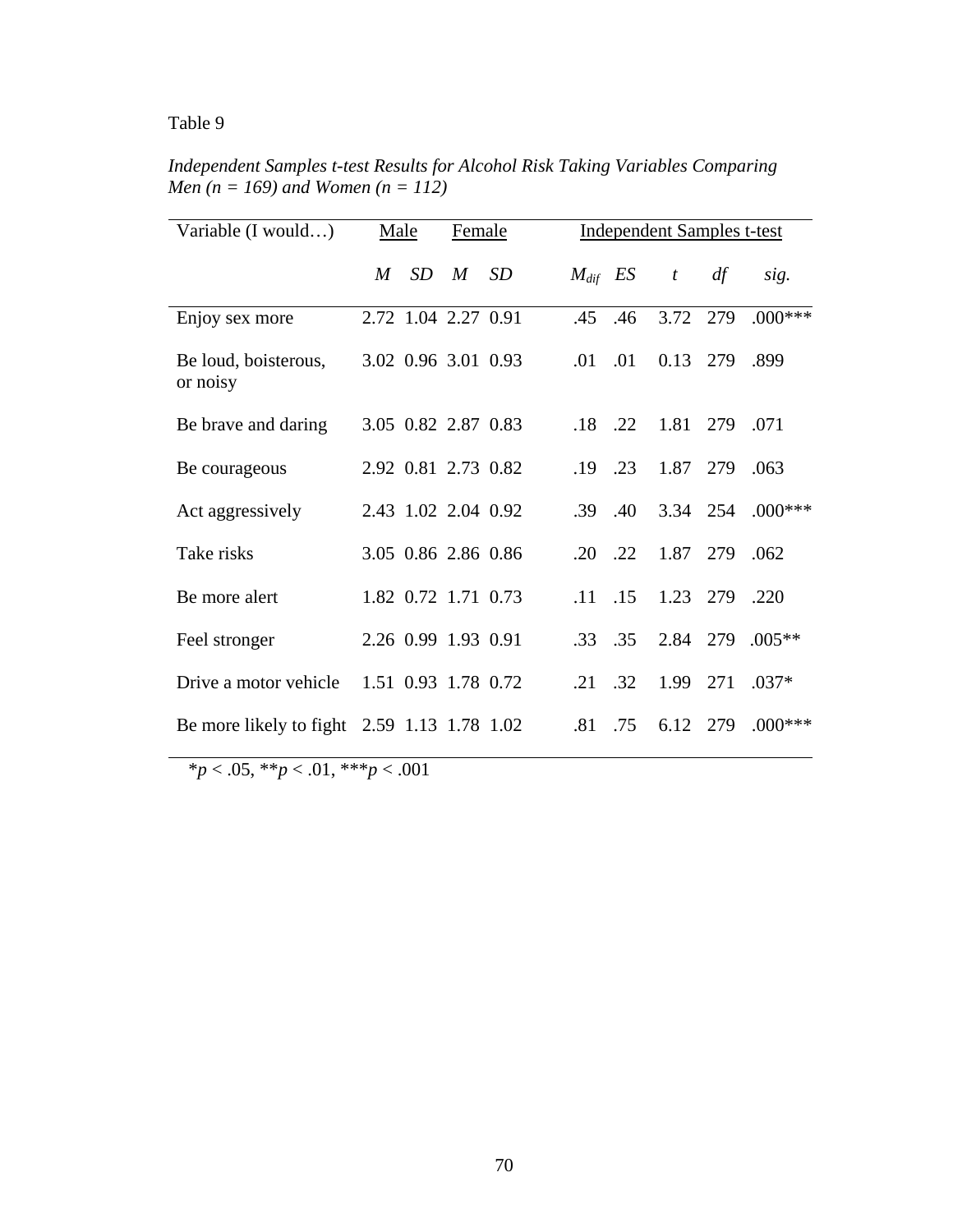Table 9

*Independent Samples t-test Results for Alcohol Risk Taking Variables Comparing Men (n = 169) and Women (n = 112)*

| Variable (I would…) | Male | | Female | | Independent Samples t-test | | | | |
|---|---|---|---|---|---|---|---|---|---|
| | *M* | *SD* | *M* | *SD* | $M_{dif}$ | *ES* | *t* | *df* | *sig.* |
| Enjoy sex more | 2.72 | 1.04 | 2.27 | 0.91 | .45 | .46 | 3.72 | 279 | .000*** |
| Be loud, boisterous, or noisy | 3.02 | 0.96 | 3.01 | 0.93 | .01 | .01 | 0.13 | 279 | .899 |
| Be brave and daring | 3.05 | 0.82 | 2.87 | 0.83 | .18 | .22 | 1.81 | 279 | .071 |
| Be courageous | 2.92 | 0.81 | 2.73 | 0.82 | .19 | .23 | 1.87 | 279 | .063 |
| Act aggressively | 2.43 | 1.02 | 2.04 | 0.92 | .39 | .40 | 3.34 | 254 | .000*** |
| Take risks | 3.05 | 0.86 | 2.86 | 0.86 | .20 | .22 | 1.87 | 279 | .062 |
| Be more alert | 1.82 | 0.72 | 1.71 | 0.73 | .11 | .15 | 1.23 | 279 | .220 |
| Feel stronger | 2.26 | 0.99 | 1.93 | 0.91 | .33 | .35 | 2.84 | 279 | .005** |
| Drive a motor vehicle | 1.51 | 0.93 | 1.78 | 0.72 | .21 | .32 | 1.99 | 271 | .037* |
| Be more likely to fight | 2.59 | 1.13 | 1.78 | 1.02 | .81 | .75 | 6.12 | 279 | .000*** |

\**p* < .05, \*\**p* < .01, \*\*\**p* < .001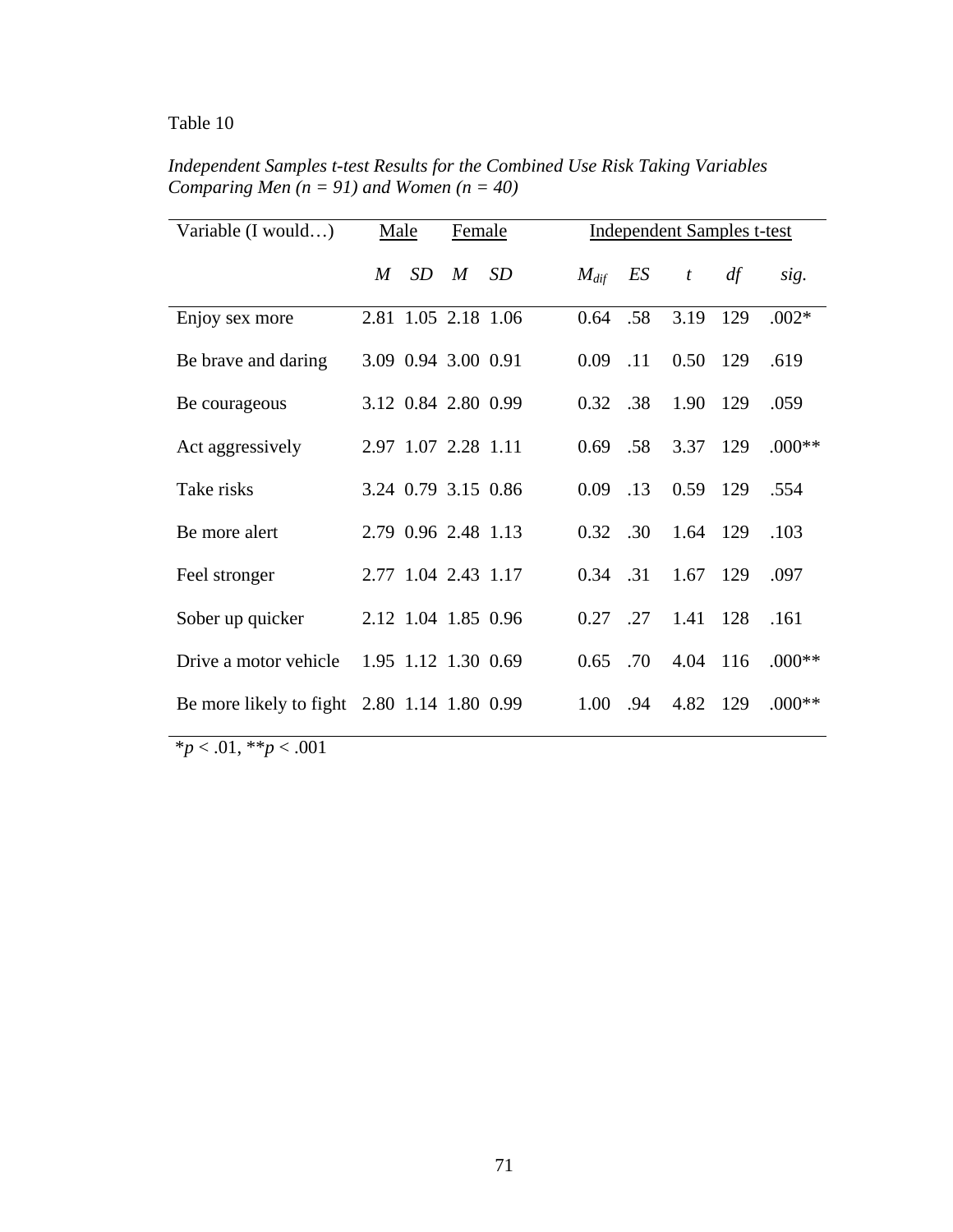Table 10

*Independent Samples t-test Results for the Combined Use Risk Taking Variables Comparing Men (n = 91) and Women (n = 40)*

| Variable (I would…) | Male | | Female | | Independent Samples t-test | | | | |
|---|---|---|---|---|---|---|---|---|---|
| | *M* | *SD* | *M* | *SD* | $M_{dif}$ | *ES* | *t* | *df* | *sig.* |
| Enjoy sex more | 2.81 | 1.05 | 2.18 | 1.06 | 0.64 | .58 | 3.19 | 129 | .002* |
| Be brave and daring | 3.09 | 0.94 | 3.00 | 0.91 | 0.09 | .11 | 0.50 | 129 | .619 |
| Be courageous | 3.12 | 0.84 | 2.80 | 0.99 | 0.32 | .38 | 1.90 | 129 | .059 |
| Act aggressively | 2.97 | 1.07 | 2.28 | 1.11 | 0.69 | .58 | 3.37 | 129 | .000** |
| Take risks | 3.24 | 0.79 | 3.15 | 0.86 | 0.09 | .13 | 0.59 | 129 | .554 |
| Be more alert | 2.79 | 0.96 | 2.48 | 1.13 | 0.32 | .30 | 1.64 | 129 | .103 |
| Feel stronger | 2.77 | 1.04 | 2.43 | 1.17 | 0.34 | .31 | 1.67 | 129 | .097 |
| Sober up quicker | 2.12 | 1.04 | 1.85 | 0.96 | 0.27 | .27 | 1.41 | 128 | .161 |
| Drive a motor vehicle | 1.95 | 1.12 | 1.30 | 0.69 | 0.65 | .70 | 4.04 | 116 | .000** |
| Be more likely to fight | 2.80 | 1.14 | 1.80 | 0.99 | 1.00 | .94 | 4.82 | 129 | .000** |

*$p < .01$, **$p < .001$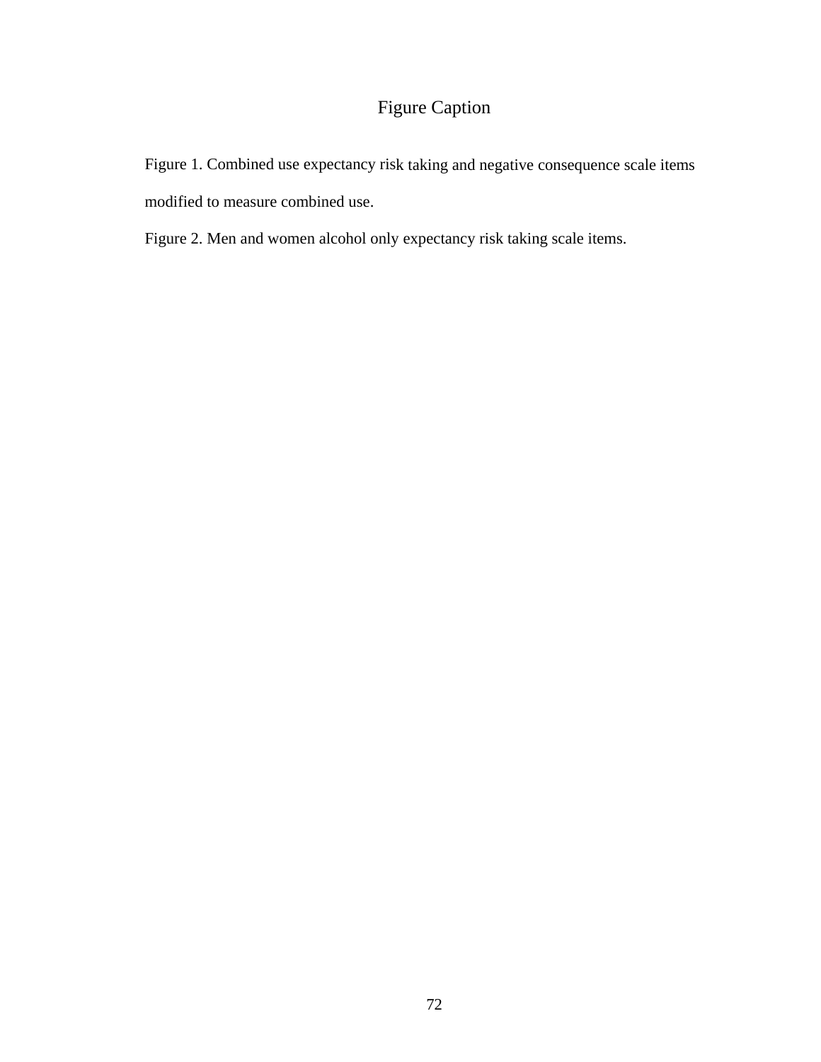# Figure Caption

Figure 1. Combined use expectancy risk taking and negative consequence scale items modified to measure combined use.

Figure 2. Men and women alcohol only expectancy risk taking scale items.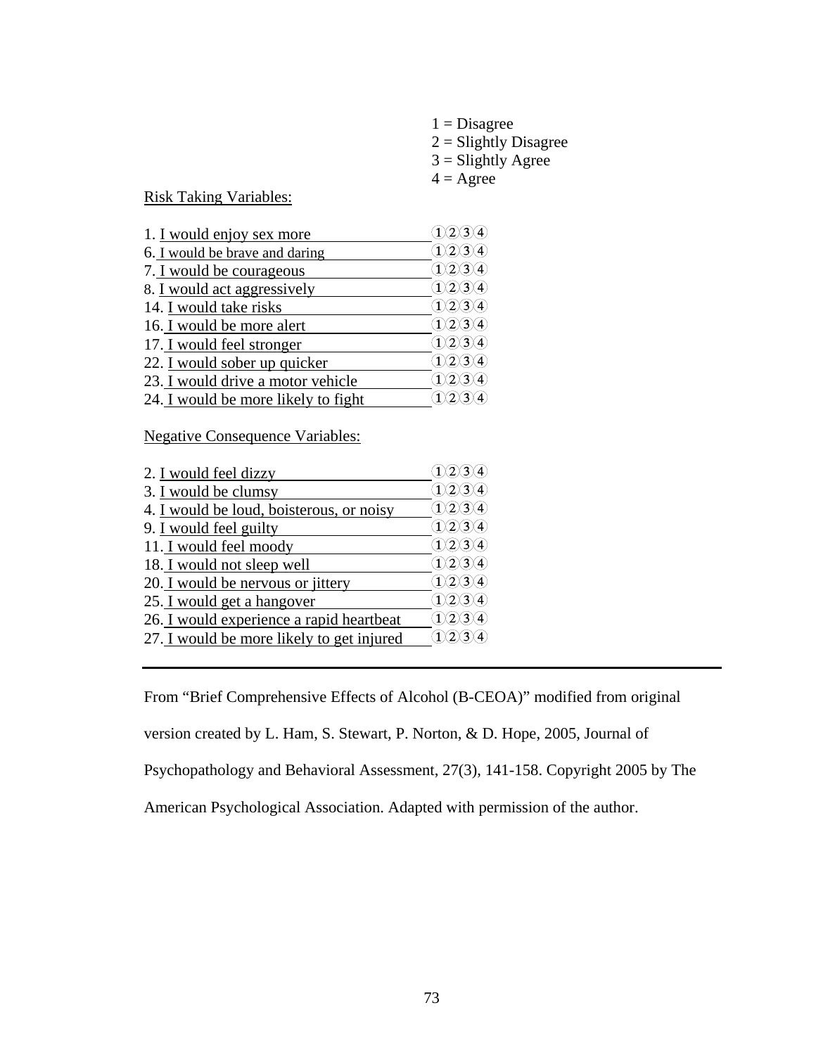1 = Disagree
2 = Slightly Disagree
3 = Slightly Agree
4 = Agree

Risk Taking Variables:

| Item | Rating |
|---|---|
| 1. I would enjoy sex more | ①②③④ |
| 6. I would be brave and daring | ①②③④ |
| 7. I would be courageous | ①②③④ |
| 8. I would act aggressively | ①②③④ |
| 14. I would take risks | ①②③④ |
| 16. I would be more alert | ①②③④ |
| 17. I would feel stronger | ①②③④ |
| 22. I would sober up quicker | ①②③④ |
| 23. I would drive a motor vehicle | ①②③④ |
| 24. I would be more likely to fight | ①②③④ |

Negative Consequence Variables:

| Item | Rating |
|---|---|
| 2. I would feel dizzy | ①②③④ |
| 3. I would be clumsy | ①②③④ |
| 4. I would be loud, boisterous, or noisy | ①②③④ |
| 9. I would feel guilty | ①②③④ |
| 11. I would feel moody | ①②③④ |
| 18. I would not sleep well | ①②③④ |
| 20. I would be nervous or jittery | ①②③④ |
| 25. I would get a hangover | ①②③④ |
| 26. I would experience a rapid heartbeat | ①②③④ |
| 27. I would be more likely to get injured | ①②③④ |

---

From "Brief Comprehensive Effects of Alcohol (B-CEOA)" modified from original version created by L. Ham, S. Stewart, P. Norton, & D. Hope, 2005, Journal of Psychopathology and Behavioral Assessment, 27(3), 141-158. Copyright 2005 by The American Psychological Association. Adapted with permission of the author.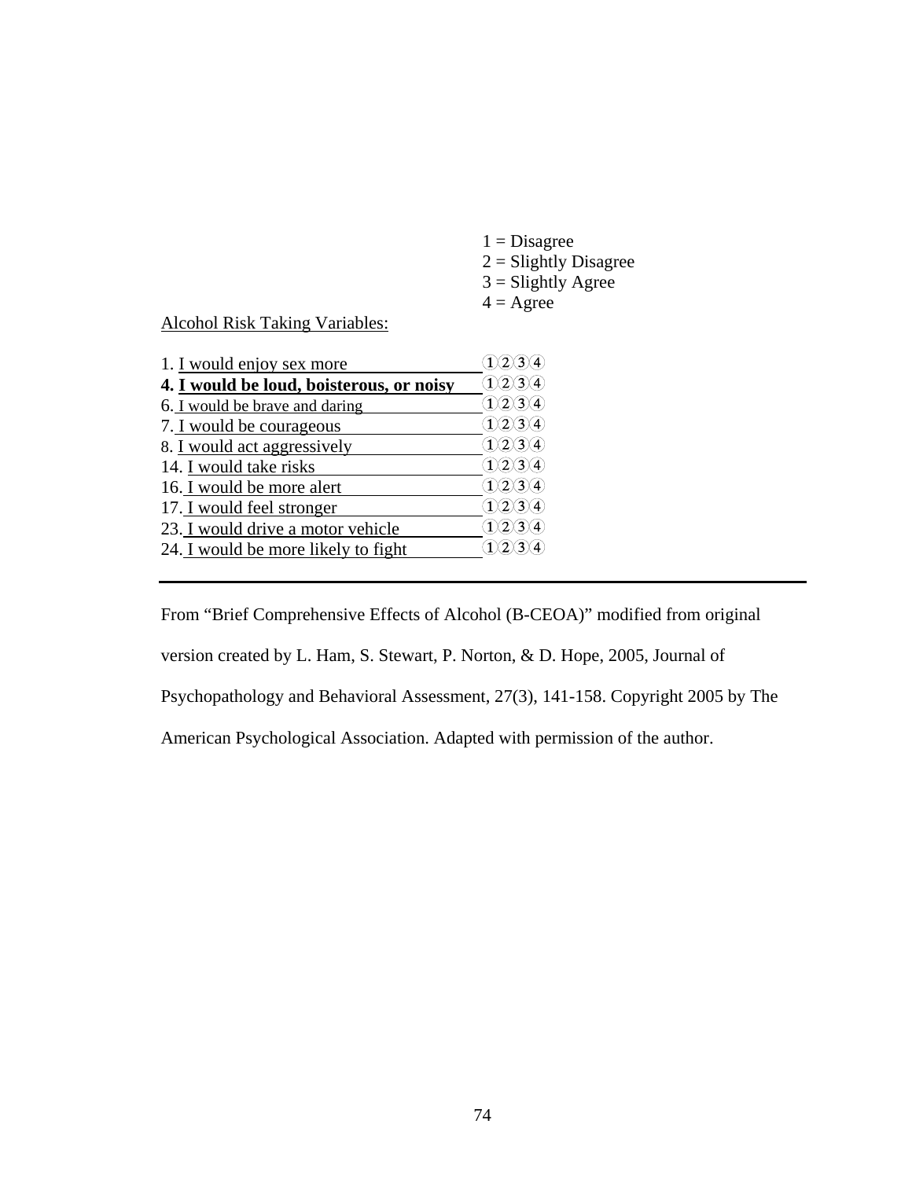1 = Disagree
2 = Slightly Disagree
3 = Slightly Agree
4 = Agree

Alcohol Risk Taking Variables:

| Item | Rating |
|---|---|
| 1. I would enjoy sex more | ①②③④ |
| **4. I would be loud, boisterous, or noisy** | ①②③④ |
| 6. I would be brave and daring | ①②③④ |
| 7. I would be courageous | ①②③④ |
| 8. I would act aggressively | ①②③④ |
| 14. I would take risks | ①②③④ |
| 16. I would be more alert | ①②③④ |
| 17. I would feel stronger | ①②③④ |
| 23. I would drive a motor vehicle | ①②③④ |
| 24. I would be more likely to fight | ①②③④ |

---

From "Brief Comprehensive Effects of Alcohol (B-CEOA)" modified from original version created by L. Ham, S. Stewart, P. Norton, & D. Hope, 2005, Journal of Psychopathology and Behavioral Assessment, 27(3), 141-158. Copyright 2005 by The American Psychological Association. Adapted with permission of the author.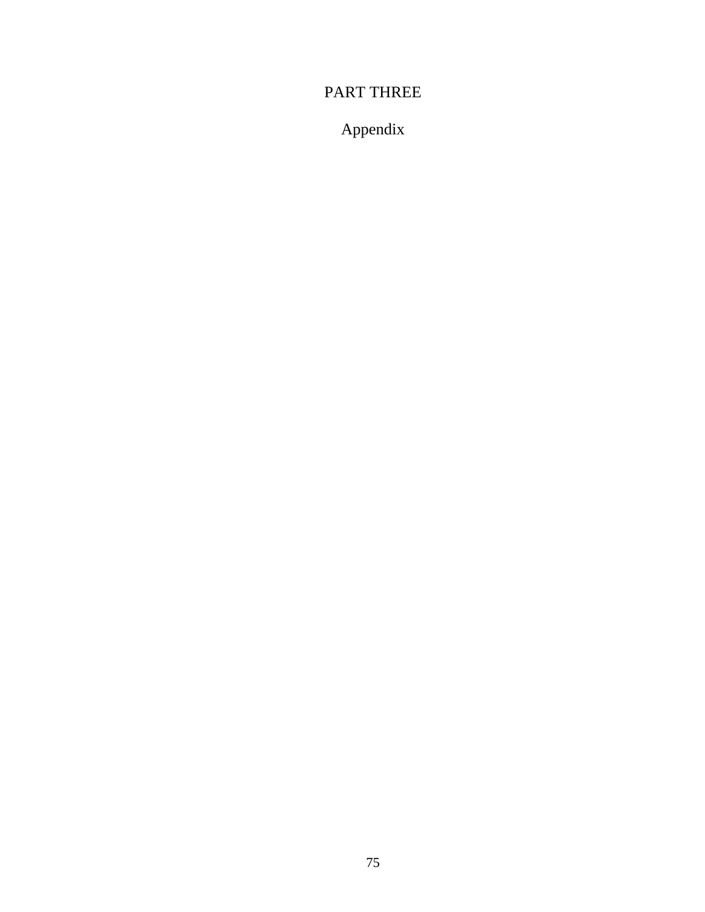# PART THREE

## Appendix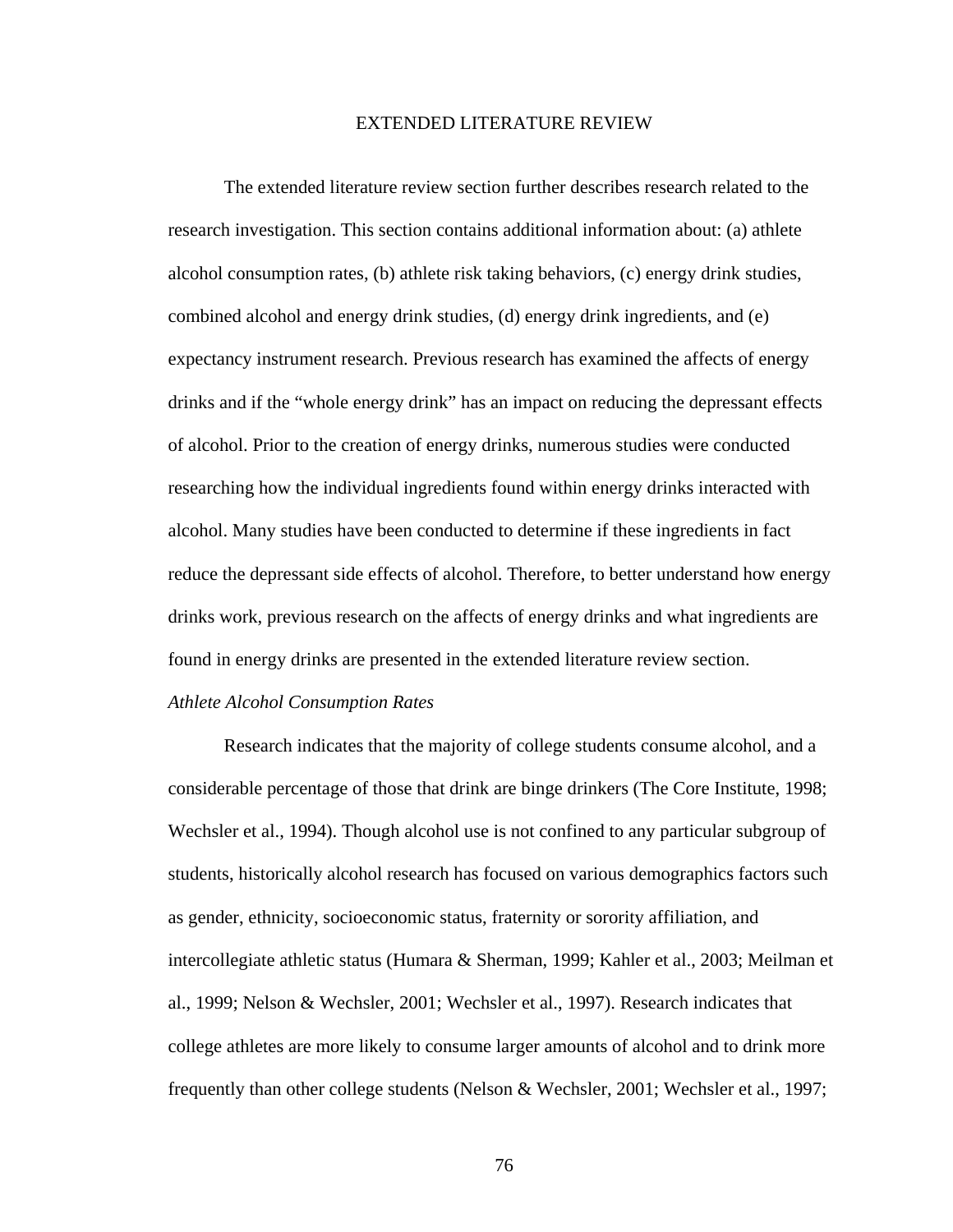# EXTENDED LITERATURE REVIEW

The extended literature review section further describes research related to the research investigation. This section contains additional information about: (a) athlete alcohol consumption rates, (b) athlete risk taking behaviors, (c) energy drink studies, combined alcohol and energy drink studies, (d) energy drink ingredients, and (e) expectancy instrument research. Previous research has examined the affects of energy drinks and if the "whole energy drink" has an impact on reducing the depressant effects of alcohol. Prior to the creation of energy drinks, numerous studies were conducted researching how the individual ingredients found within energy drinks interacted with alcohol. Many studies have been conducted to determine if these ingredients in fact reduce the depressant side effects of alcohol. Therefore, to better understand how energy drinks work, previous research on the affects of energy drinks and what ingredients are found in energy drinks are presented in the extended literature review section.

*Athlete Alcohol Consumption Rates*

Research indicates that the majority of college students consume alcohol, and a considerable percentage of those that drink are binge drinkers (The Core Institute, 1998; Wechsler et al., 1994). Though alcohol use is not confined to any particular subgroup of students, historically alcohol research has focused on various demographics factors such as gender, ethnicity, socioeconomic status, fraternity or sorority affiliation, and intercollegiate athletic status (Humara & Sherman, 1999; Kahler et al., 2003; Meilman et al., 1999; Nelson & Wechsler, 2001; Wechsler et al., 1997). Research indicates that college athletes are more likely to consume larger amounts of alcohol and to drink more frequently than other college students (Nelson & Wechsler, 2001; Wechsler et al., 1997;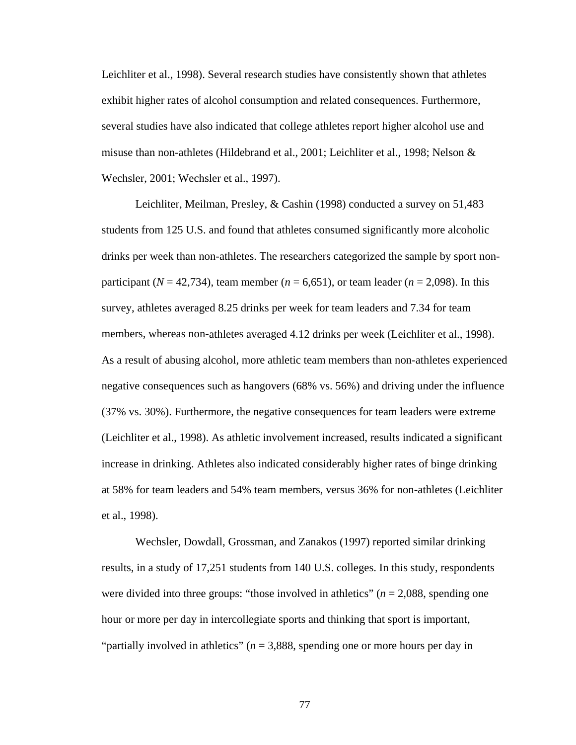Leichliter et al., 1998). Several research studies have consistently shown that athletes exhibit higher rates of alcohol consumption and related consequences. Furthermore, several studies have also indicated that college athletes report higher alcohol use and misuse than non-athletes (Hildebrand et al., 2001; Leichliter et al., 1998; Nelson & Wechsler, 2001; Wechsler et al., 1997).

Leichliter, Meilman, Presley, & Cashin (1998) conducted a survey on 51,483 students from 125 U.S. and found that athletes consumed significantly more alcoholic drinks per week than non-athletes. The researchers categorized the sample by sport non-participant (*N* = 42,734), team member (*n* = 6,651), or team leader (*n* = 2,098). In this survey, athletes averaged 8.25 drinks per week for team leaders and 7.34 for team members, whereas non-athletes averaged 4.12 drinks per week (Leichliter et al., 1998). As a result of abusing alcohol, more athletic team members than non-athletes experienced negative consequences such as hangovers (68% vs. 56%) and driving under the influence (37% vs. 30%). Furthermore, the negative consequences for team leaders were extreme (Leichliter et al., 1998). As athletic involvement increased, results indicated a significant increase in drinking. Athletes also indicated considerably higher rates of binge drinking at 58% for team leaders and 54% team members, versus 36% for non-athletes (Leichliter et al., 1998).

Wechsler, Dowdall, Grossman, and Zanakos (1997) reported similar drinking results, in a study of 17,251 students from 140 U.S. colleges. In this study, respondents were divided into three groups: "those involved in athletics" (*n* = 2,088, spending one hour or more per day in intercollegiate sports and thinking that sport is important, "partially involved in athletics" (*n* = 3,888, spending one or more hours per day in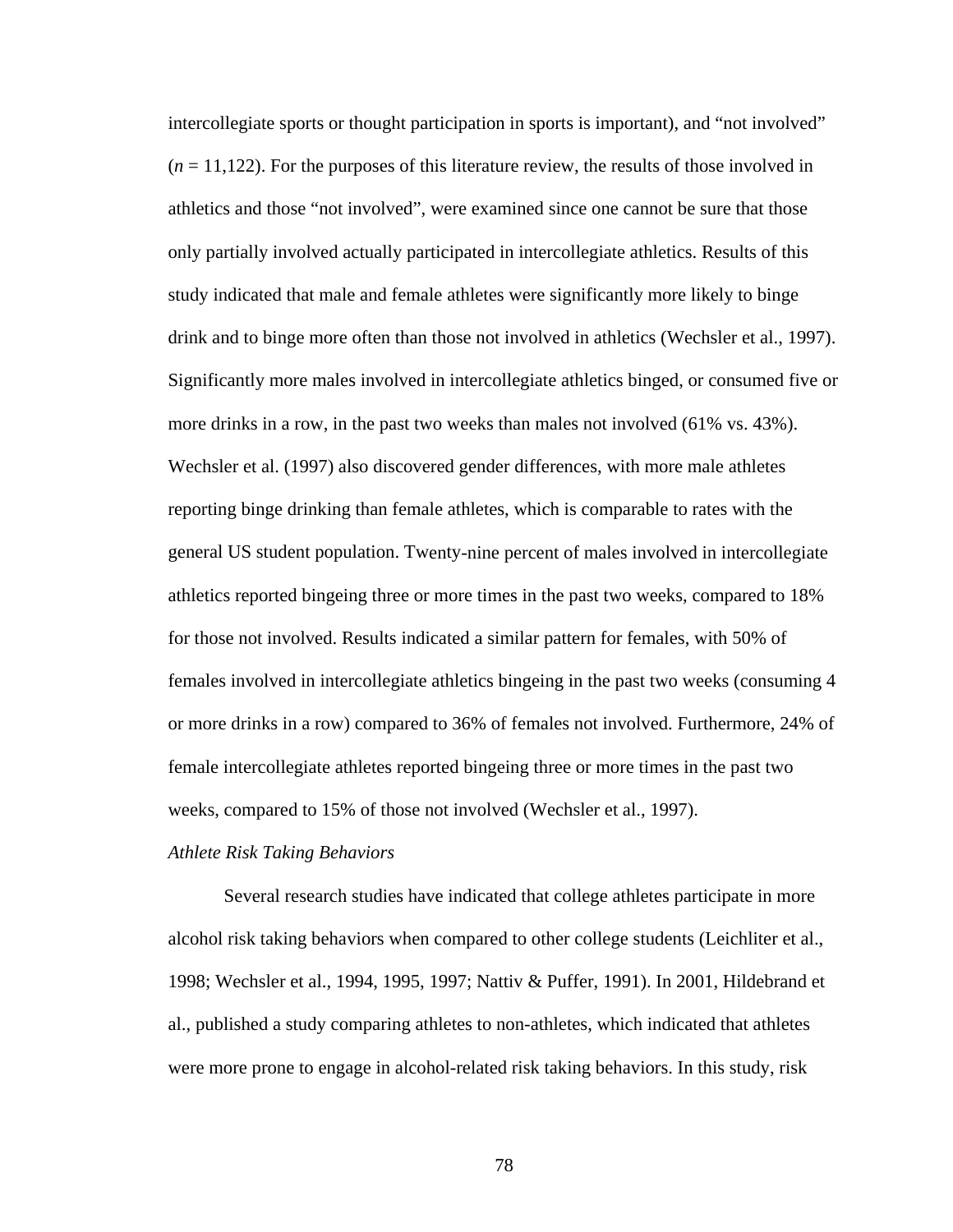intercollegiate sports or thought participation in sports is important), and "not involved" (*n* = 11,122). For the purposes of this literature review, the results of those involved in athletics and those "not involved", were examined since one cannot be sure that those only partially involved actually participated in intercollegiate athletics. Results of this study indicated that male and female athletes were significantly more likely to binge drink and to binge more often than those not involved in athletics (Wechsler et al., 1997). Significantly more males involved in intercollegiate athletics binged, or consumed five or more drinks in a row, in the past two weeks than males not involved (61% vs. 43%). Wechsler et al. (1997) also discovered gender differences, with more male athletes reporting binge drinking than female athletes, which is comparable to rates with the general US student population. Twenty-nine percent of males involved in intercollegiate athletics reported bingeing three or more times in the past two weeks, compared to 18% for those not involved. Results indicated a similar pattern for females, with 50% of females involved in intercollegiate athletics bingeing in the past two weeks (consuming 4 or more drinks in a row) compared to 36% of females not involved. Furthermore, 24% of female intercollegiate athletes reported bingeing three or more times in the past two weeks, compared to 15% of those not involved (Wechsler et al., 1997).

*Athlete Risk Taking Behaviors*

Several research studies have indicated that college athletes participate in more alcohol risk taking behaviors when compared to other college students (Leichliter et al., 1998; Wechsler et al., 1994, 1995, 1997; Nattiv & Puffer, 1991). In 2001, Hildebrand et al., published a study comparing athletes to non-athletes, which indicated that athletes were more prone to engage in alcohol-related risk taking behaviors. In this study, risk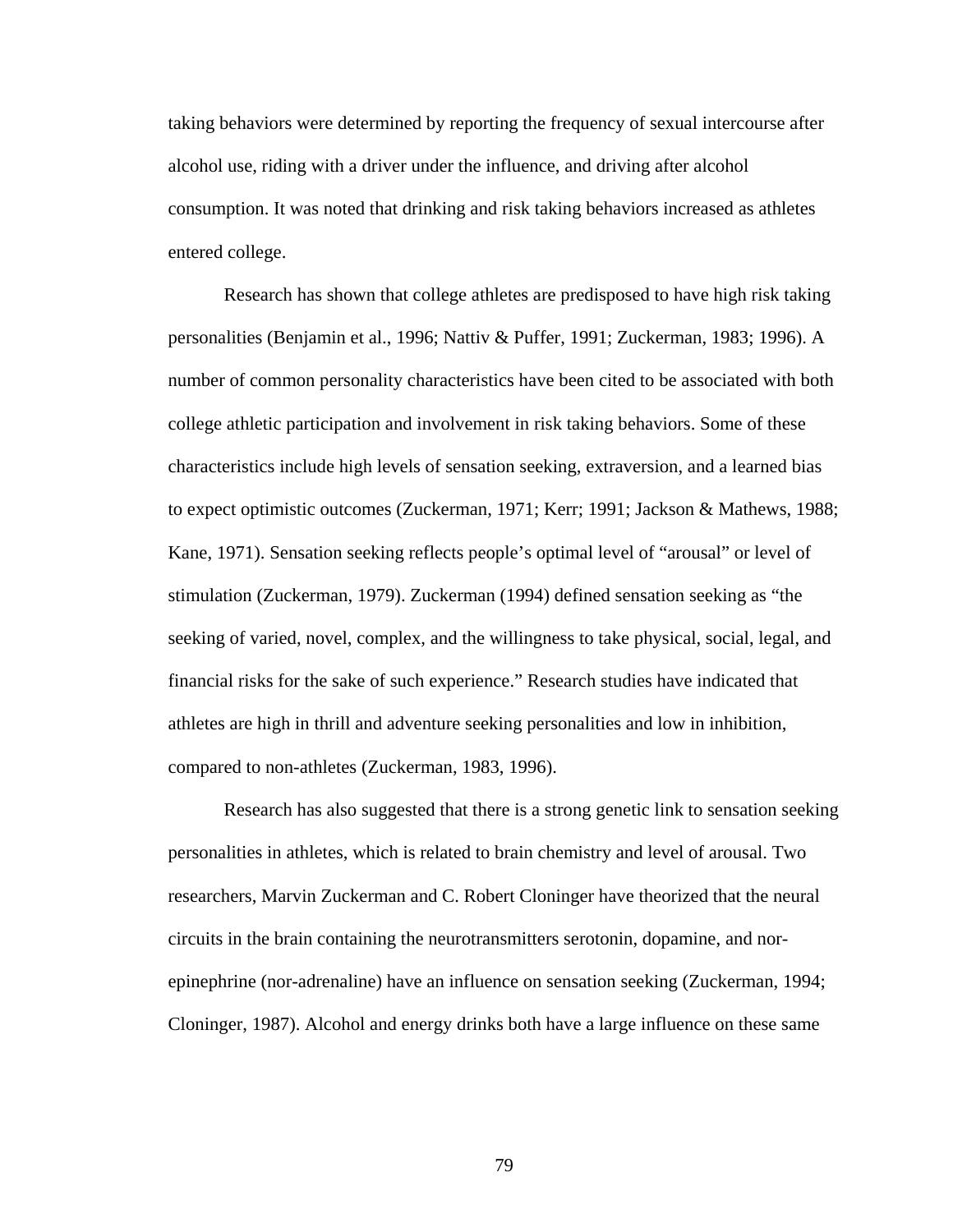taking behaviors were determined by reporting the frequency of sexual intercourse after alcohol use, riding with a driver under the influence, and driving after alcohol consumption. It was noted that drinking and risk taking behaviors increased as athletes entered college.

Research has shown that college athletes are predisposed to have high risk taking personalities (Benjamin et al., 1996; Nattiv & Puffer, 1991; Zuckerman, 1983; 1996). A number of common personality characteristics have been cited to be associated with both college athletic participation and involvement in risk taking behaviors. Some of these characteristics include high levels of sensation seeking, extraversion, and a learned bias to expect optimistic outcomes (Zuckerman, 1971; Kerr; 1991; Jackson & Mathews, 1988; Kane, 1971). Sensation seeking reflects people's optimal level of "arousal" or level of stimulation (Zuckerman, 1979). Zuckerman (1994) defined sensation seeking as "the seeking of varied, novel, complex, and the willingness to take physical, social, legal, and financial risks for the sake of such experience." Research studies have indicated that athletes are high in thrill and adventure seeking personalities and low in inhibition, compared to non-athletes (Zuckerman, 1983, 1996).

Research has also suggested that there is a strong genetic link to sensation seeking personalities in athletes, which is related to brain chemistry and level of arousal. Two researchers, Marvin Zuckerman and C. Robert Cloninger have theorized that the neural circuits in the brain containing the neurotransmitters serotonin, dopamine, and nor-epinephrine (nor-adrenaline) have an influence on sensation seeking (Zuckerman, 1994; Cloninger, 1987). Alcohol and energy drinks both have a large influence on these same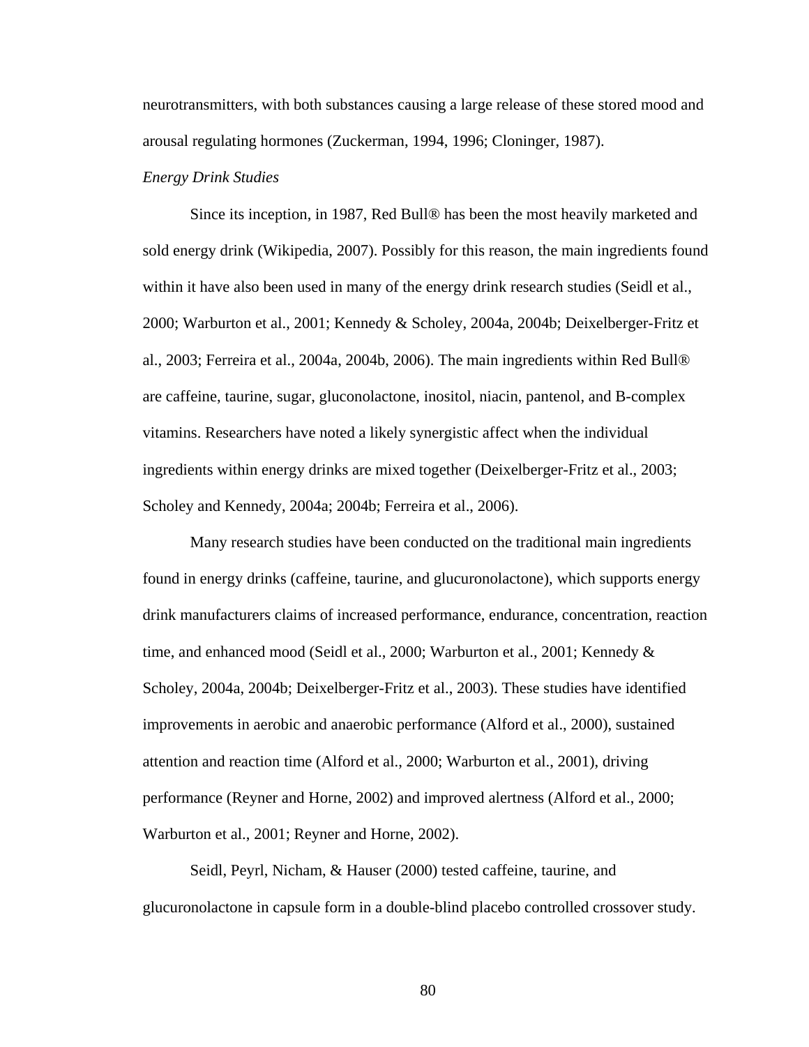neurotransmitters, with both substances causing a large release of these stored mood and arousal regulating hormones (Zuckerman, 1994, 1996; Cloninger, 1987).

*Energy Drink Studies*

Since its inception, in 1987, Red Bull® has been the most heavily marketed and sold energy drink (Wikipedia, 2007). Possibly for this reason, the main ingredients found within it have also been used in many of the energy drink research studies (Seidl et al., 2000; Warburton et al., 2001; Kennedy & Scholey, 2004a, 2004b; Deixelberger-Fritz et al., 2003; Ferreira et al., 2004a, 2004b, 2006). The main ingredients within Red Bull® are caffeine, taurine, sugar, gluconolactone, inositol, niacin, pantenol, and B-complex vitamins. Researchers have noted a likely synergistic affect when the individual ingredients within energy drinks are mixed together (Deixelberger-Fritz et al., 2003; Scholey and Kennedy, 2004a; 2004b; Ferreira et al., 2006).

Many research studies have been conducted on the traditional main ingredients found in energy drinks (caffeine, taurine, and glucuronolactone), which supports energy drink manufacturers claims of increased performance, endurance, concentration, reaction time, and enhanced mood (Seidl et al., 2000; Warburton et al., 2001; Kennedy & Scholey, 2004a, 2004b; Deixelberger-Fritz et al., 2003). These studies have identified improvements in aerobic and anaerobic performance (Alford et al., 2000), sustained attention and reaction time (Alford et al., 2000; Warburton et al., 2001), driving performance (Reyner and Horne, 2002) and improved alertness (Alford et al., 2000; Warburton et al., 2001; Reyner and Horne, 2002).

Seidl, Peyrl, Nicham, & Hauser (2000) tested caffeine, taurine, and glucuronolactone in capsule form in a double-blind placebo controlled crossover study.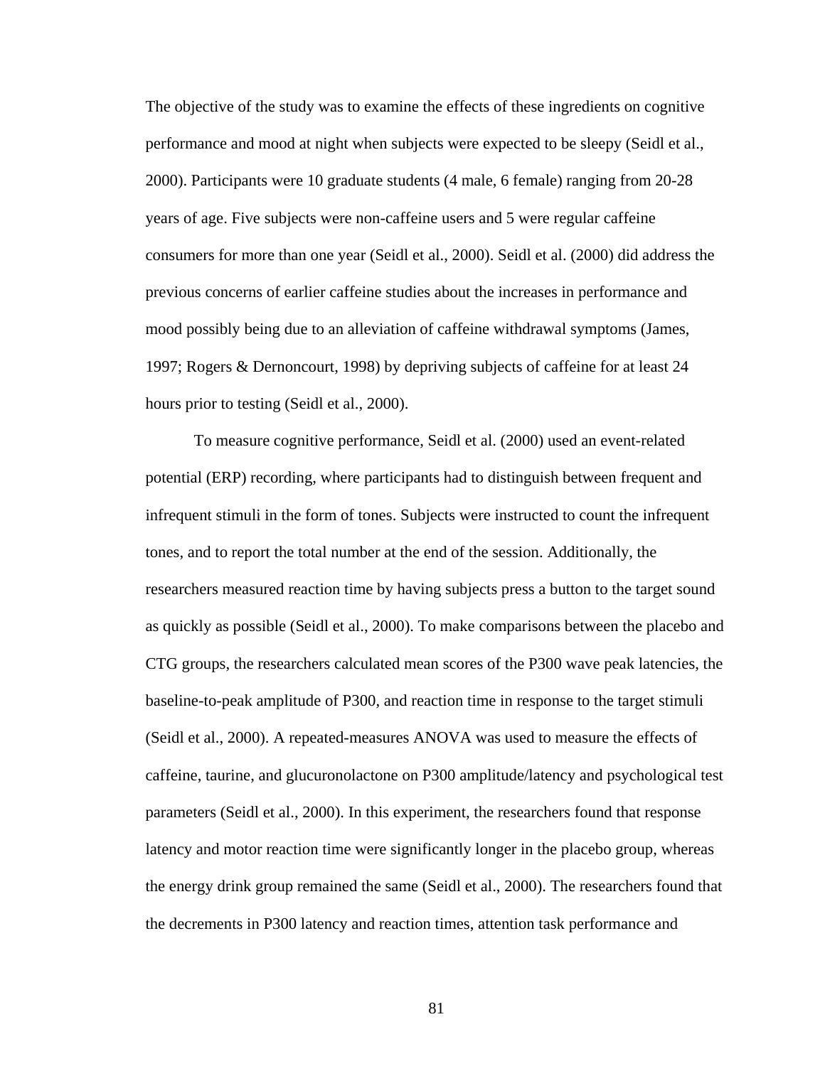The objective of the study was to examine the effects of these ingredients on cognitive performance and mood at night when subjects were expected to be sleepy (Seidl et al., 2000). Participants were 10 graduate students (4 male, 6 female) ranging from 20-28 years of age. Five subjects were non-caffeine users and 5 were regular caffeine consumers for more than one year (Seidl et al., 2000). Seidl et al. (2000) did address the previous concerns of earlier caffeine studies about the increases in performance and mood possibly being due to an alleviation of caffeine withdrawal symptoms (James, 1997; Rogers & Dernoncourt, 1998) by depriving subjects of caffeine for at least 24 hours prior to testing (Seidl et al., 2000).

To measure cognitive performance, Seidl et al. (2000) used an event-related potential (ERP) recording, where participants had to distinguish between frequent and infrequent stimuli in the form of tones. Subjects were instructed to count the infrequent tones, and to report the total number at the end of the session. Additionally, the researchers measured reaction time by having subjects press a button to the target sound as quickly as possible (Seidl et al., 2000). To make comparisons between the placebo and CTG groups, the researchers calculated mean scores of the P300 wave peak latencies, the baseline-to-peak amplitude of P300, and reaction time in response to the target stimuli (Seidl et al., 2000). A repeated-measures ANOVA was used to measure the effects of caffeine, taurine, and glucuronolactone on P300 amplitude/latency and psychological test parameters (Seidl et al., 2000). In this experiment, the researchers found that response latency and motor reaction time were significantly longer in the placebo group, whereas the energy drink group remained the same (Seidl et al., 2000). The researchers found that the decrements in P300 latency and reaction times, attention task performance and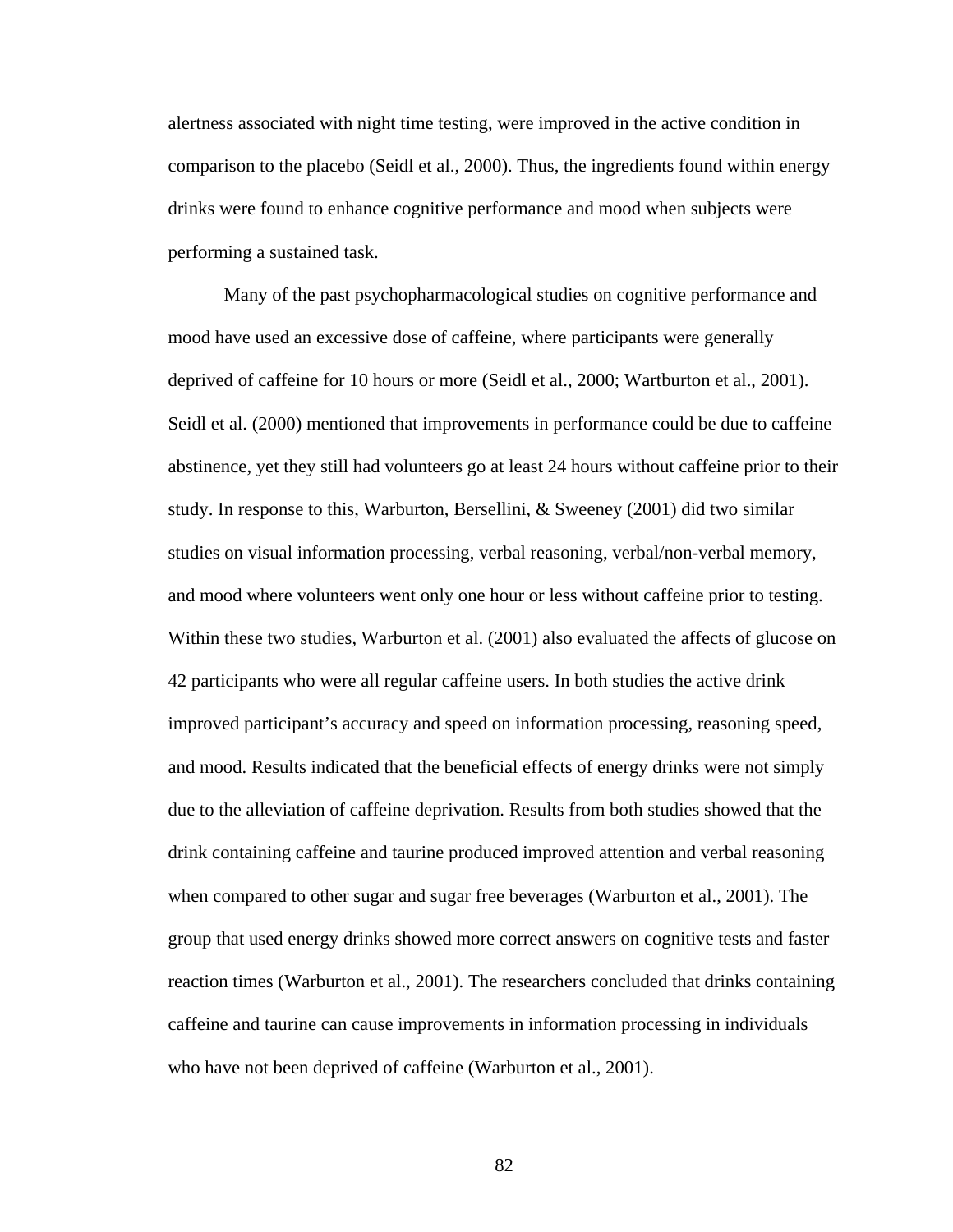alertness associated with night time testing, were improved in the active condition in comparison to the placebo (Seidl et al., 2000). Thus, the ingredients found within energy drinks were found to enhance cognitive performance and mood when subjects were performing a sustained task.

Many of the past psychopharmacological studies on cognitive performance and mood have used an excessive dose of caffeine, where participants were generally deprived of caffeine for 10 hours or more (Seidl et al., 2000; Wartburton et al., 2001). Seidl et al. (2000) mentioned that improvements in performance could be due to caffeine abstinence, yet they still had volunteers go at least 24 hours without caffeine prior to their study. In response to this, Warburton, Bersellini, & Sweeney (2001) did two similar studies on visual information processing, verbal reasoning, verbal/non-verbal memory, and mood where volunteers went only one hour or less without caffeine prior to testing. Within these two studies, Warburton et al. (2001) also evaluated the affects of glucose on 42 participants who were all regular caffeine users. In both studies the active drink improved participant's accuracy and speed on information processing, reasoning speed, and mood. Results indicated that the beneficial effects of energy drinks were not simply due to the alleviation of caffeine deprivation. Results from both studies showed that the drink containing caffeine and taurine produced improved attention and verbal reasoning when compared to other sugar and sugar free beverages (Warburton et al., 2001). The group that used energy drinks showed more correct answers on cognitive tests and faster reaction times (Warburton et al., 2001). The researchers concluded that drinks containing caffeine and taurine can cause improvements in information processing in individuals who have not been deprived of caffeine (Warburton et al., 2001).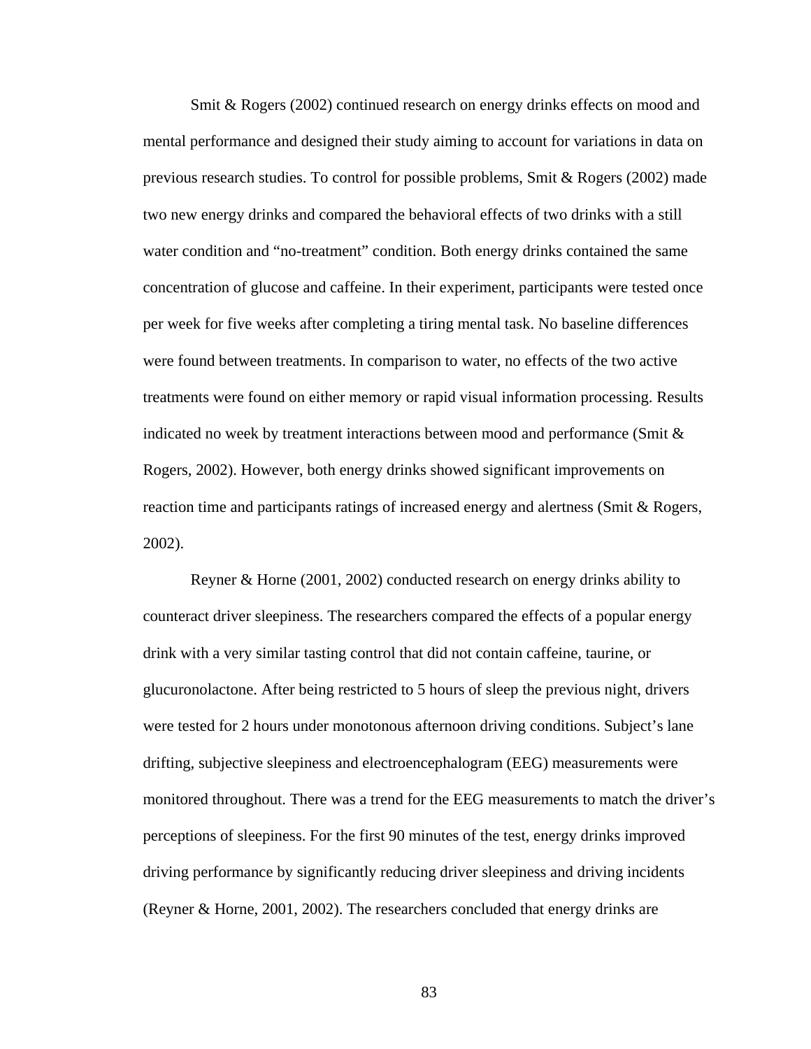Smit & Rogers (2002) continued research on energy drinks effects on mood and mental performance and designed their study aiming to account for variations in data on previous research studies. To control for possible problems, Smit & Rogers (2002) made two new energy drinks and compared the behavioral effects of two drinks with a still water condition and "no-treatment" condition. Both energy drinks contained the same concentration of glucose and caffeine. In their experiment, participants were tested once per week for five weeks after completing a tiring mental task. No baseline differences were found between treatments. In comparison to water, no effects of the two active treatments were found on either memory or rapid visual information processing. Results indicated no week by treatment interactions between mood and performance (Smit & Rogers, 2002). However, both energy drinks showed significant improvements on reaction time and participants ratings of increased energy and alertness (Smit & Rogers, 2002).

Reyner & Horne (2001, 2002) conducted research on energy drinks ability to counteract driver sleepiness. The researchers compared the effects of a popular energy drink with a very similar tasting control that did not contain caffeine, taurine, or glucuronolactone. After being restricted to 5 hours of sleep the previous night, drivers were tested for 2 hours under monotonous afternoon driving conditions. Subject's lane drifting, subjective sleepiness and electroencephalogram (EEG) measurements were monitored throughout. There was a trend for the EEG measurements to match the driver's perceptions of sleepiness. For the first 90 minutes of the test, energy drinks improved driving performance by significantly reducing driver sleepiness and driving incidents (Reyner & Horne, 2001, 2002). The researchers concluded that energy drinks are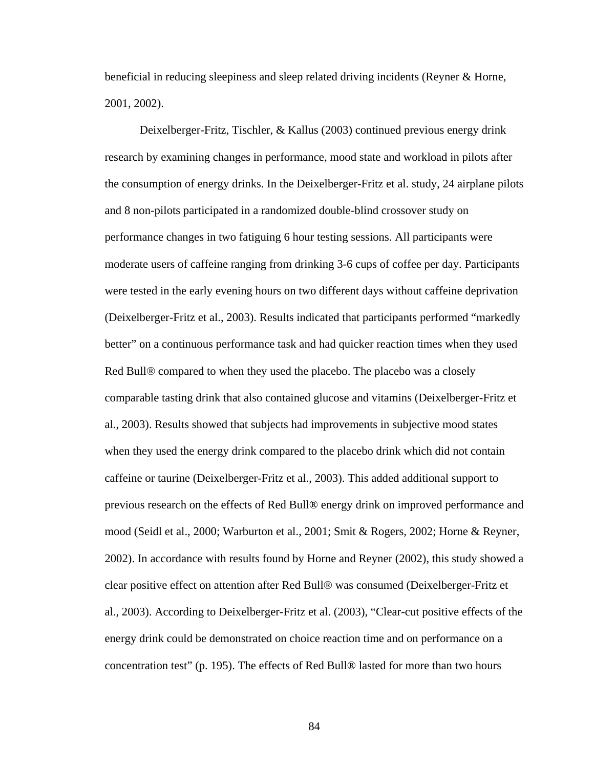beneficial in reducing sleepiness and sleep related driving incidents (Reyner & Horne, 2001, 2002).

Deixelberger-Fritz, Tischler, & Kallus (2003) continued previous energy drink research by examining changes in performance, mood state and workload in pilots after the consumption of energy drinks. In the Deixelberger-Fritz et al. study, 24 airplane pilots and 8 non-pilots participated in a randomized double-blind crossover study on performance changes in two fatiguing 6 hour testing sessions. All participants were moderate users of caffeine ranging from drinking 3-6 cups of coffee per day. Participants were tested in the early evening hours on two different days without caffeine deprivation (Deixelberger-Fritz et al., 2003). Results indicated that participants performed "markedly better" on a continuous performance task and had quicker reaction times when they used Red Bull® compared to when they used the placebo. The placebo was a closely comparable tasting drink that also contained glucose and vitamins (Deixelberger-Fritz et al., 2003). Results showed that subjects had improvements in subjective mood states when they used the energy drink compared to the placebo drink which did not contain caffeine or taurine (Deixelberger-Fritz et al., 2003). This added additional support to previous research on the effects of Red Bull® energy drink on improved performance and mood (Seidl et al., 2000; Warburton et al., 2001; Smit & Rogers, 2002; Horne & Reyner, 2002). In accordance with results found by Horne and Reyner (2002), this study showed a clear positive effect on attention after Red Bull® was consumed (Deixelberger-Fritz et al., 2003). According to Deixelberger-Fritz et al. (2003), "Clear-cut positive effects of the energy drink could be demonstrated on choice reaction time and on performance on a concentration test" (p. 195). The effects of Red Bull® lasted for more than two hours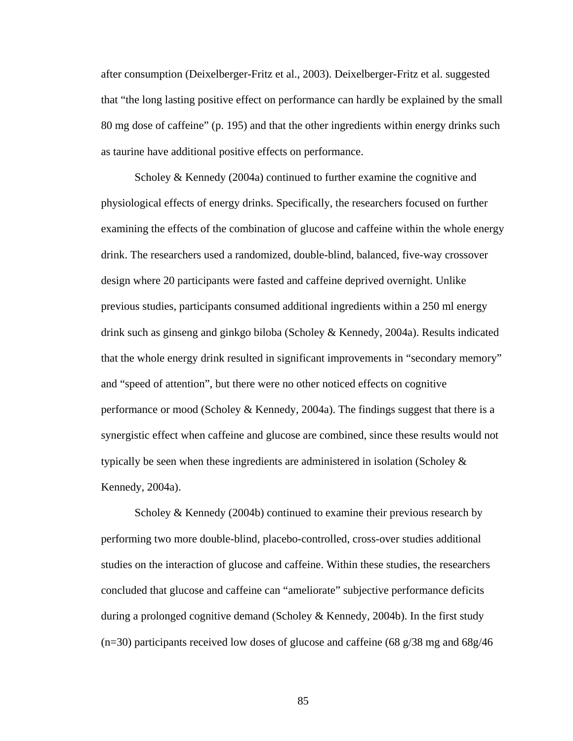after consumption (Deixelberger-Fritz et al., 2003). Deixelberger-Fritz et al. suggested that "the long lasting positive effect on performance can hardly be explained by the small 80 mg dose of caffeine" (p. 195) and that the other ingredients within energy drinks such as taurine have additional positive effects on performance.

Scholey & Kennedy (2004a) continued to further examine the cognitive and physiological effects of energy drinks. Specifically, the researchers focused on further examining the effects of the combination of glucose and caffeine within the whole energy drink. The researchers used a randomized, double-blind, balanced, five-way crossover design where 20 participants were fasted and caffeine deprived overnight. Unlike previous studies, participants consumed additional ingredients within a 250 ml energy drink such as ginseng and ginkgo biloba (Scholey & Kennedy, 2004a). Results indicated that the whole energy drink resulted in significant improvements in "secondary memory" and "speed of attention", but there were no other noticed effects on cognitive performance or mood (Scholey & Kennedy, 2004a). The findings suggest that there is a synergistic effect when caffeine and glucose are combined, since these results would not typically be seen when these ingredients are administered in isolation (Scholey & Kennedy, 2004a).

Scholey & Kennedy (2004b) continued to examine their previous research by performing two more double-blind, placebo-controlled, cross-over studies additional studies on the interaction of glucose and caffeine. Within these studies, the researchers concluded that glucose and caffeine can "ameliorate" subjective performance deficits during a prolonged cognitive demand (Scholey & Kennedy, 2004b). In the first study (n=30) participants received low doses of glucose and caffeine (68 g/38 mg and 68g/46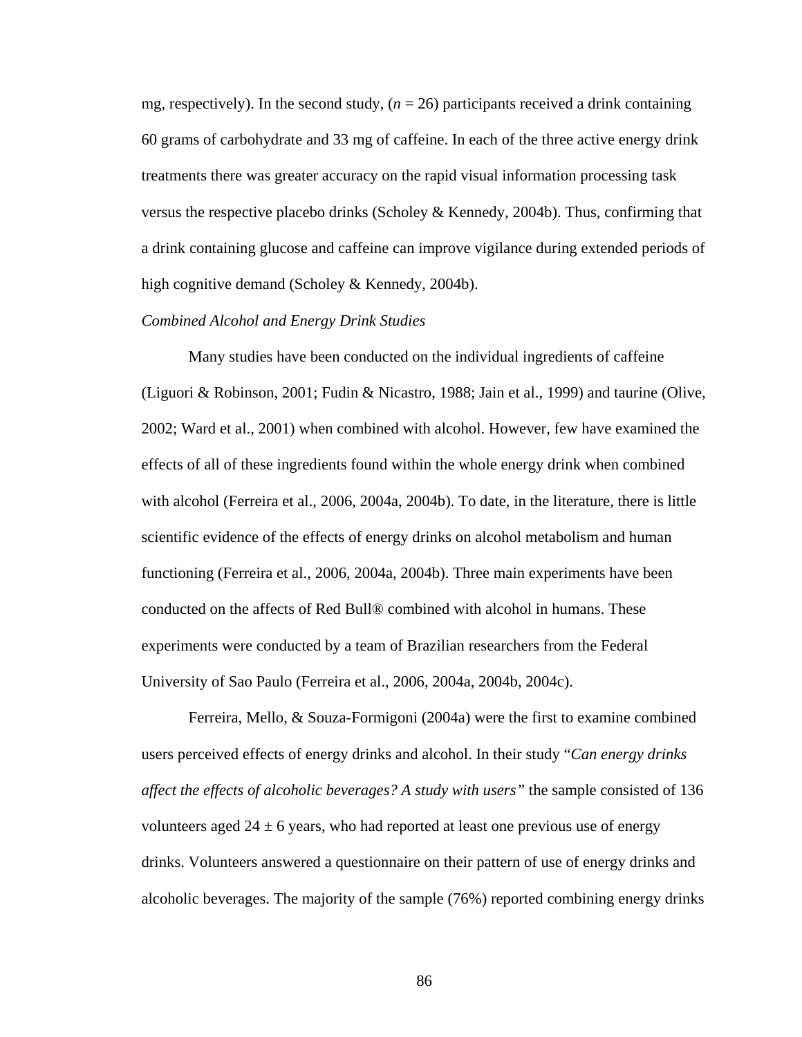mg, respectively). In the second study, ($n$ = 26) participants received a drink containing 60 grams of carbohydrate and 33 mg of caffeine. In each of the three active energy drink treatments there was greater accuracy on the rapid visual information processing task versus the respective placebo drinks (Scholey & Kennedy, 2004b). Thus, confirming that a drink containing glucose and caffeine can improve vigilance during extended periods of high cognitive demand (Scholey & Kennedy, 2004b).

*Combined Alcohol and Energy Drink Studies*

Many studies have been conducted on the individual ingredients of caffeine (Liguori & Robinson, 2001; Fudin & Nicastro, 1988; Jain et al., 1999) and taurine (Olive, 2002; Ward et al., 2001) when combined with alcohol. However, few have examined the effects of all of these ingredients found within the whole energy drink when combined with alcohol (Ferreira et al., 2006, 2004a, 2004b). To date, in the literature, there is little scientific evidence of the effects of energy drinks on alcohol metabolism and human functioning (Ferreira et al., 2006, 2004a, 2004b). Three main experiments have been conducted on the affects of Red Bull® combined with alcohol in humans. These experiments were conducted by a team of Brazilian researchers from the Federal University of Sao Paulo (Ferreira et al., 2006, 2004a, 2004b, 2004c).

Ferreira, Mello, & Souza-Formigoni (2004a) were the first to examine combined users perceived effects of energy drinks and alcohol. In their study "*Can energy drinks affect the effects of alcoholic beverages? A study with users*" the sample consisted of 136 volunteers aged 24 ± 6 years, who had reported at least one previous use of energy drinks. Volunteers answered a questionnaire on their pattern of use of energy drinks and alcoholic beverages. The majority of the sample (76%) reported combining energy drinks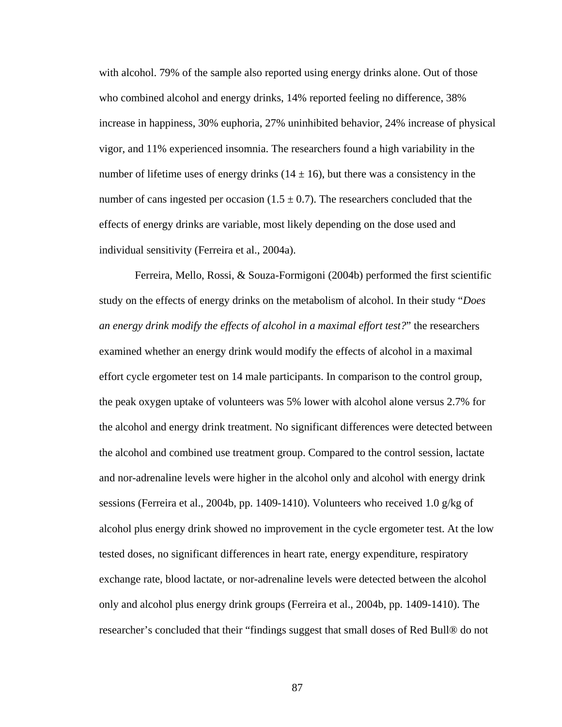with alcohol. 79% of the sample also reported using energy drinks alone. Out of those who combined alcohol and energy drinks, 14% reported feeling no difference, 38% increase in happiness, 30% euphoria, 27% uninhibited behavior, 24% increase of physical vigor, and 11% experienced insomnia. The researchers found a high variability in the number of lifetime uses of energy drinks (14 ± 16), but there was a consistency in the number of cans ingested per occasion (1.5 ± 0.7). The researchers concluded that the effects of energy drinks are variable, most likely depending on the dose used and individual sensitivity (Ferreira et al., 2004a).

Ferreira, Mello, Rossi, & Souza-Formigoni (2004b) performed the first scientific study on the effects of energy drinks on the metabolism of alcohol. In their study "*Does an energy drink modify the effects of alcohol in a maximal effort test?*" the researchers examined whether an energy drink would modify the effects of alcohol in a maximal effort cycle ergometer test on 14 male participants. In comparison to the control group, the peak oxygen uptake of volunteers was 5% lower with alcohol alone versus 2.7% for the alcohol and energy drink treatment. No significant differences were detected between the alcohol and combined use treatment group. Compared to the control session, lactate and nor-adrenaline levels were higher in the alcohol only and alcohol with energy drink sessions (Ferreira et al., 2004b, pp. 1409-1410). Volunteers who received 1.0 g/kg of alcohol plus energy drink showed no improvement in the cycle ergometer test. At the low tested doses, no significant differences in heart rate, energy expenditure, respiratory exchange rate, blood lactate, or nor-adrenaline levels were detected between the alcohol only and alcohol plus energy drink groups (Ferreira et al., 2004b, pp. 1409-1410). The researcher's concluded that their "findings suggest that small doses of Red Bull® do not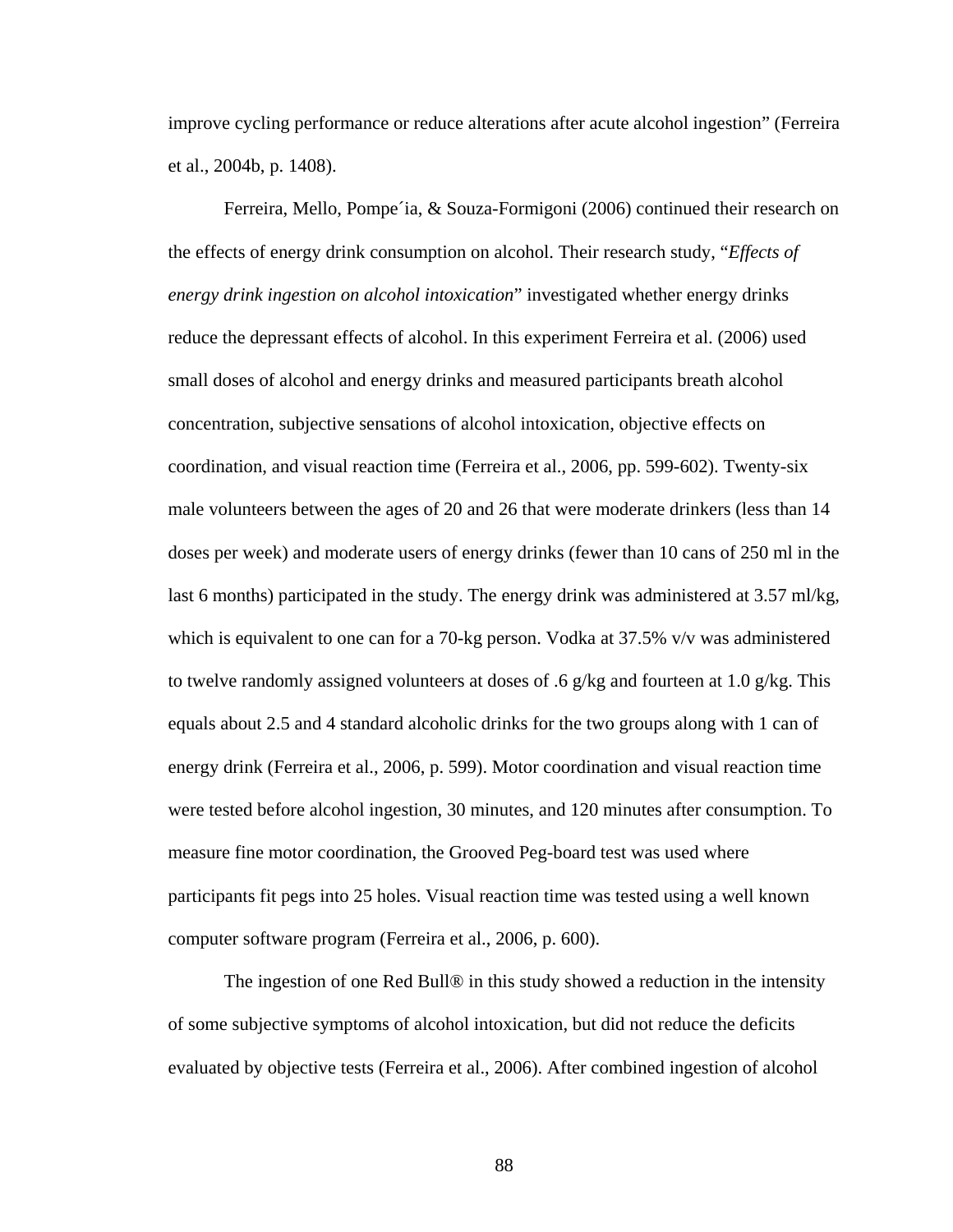improve cycling performance or reduce alterations after acute alcohol ingestion" (Ferreira et al., 2004b, p. 1408).

Ferreira, Mello, Pompe´ia, & Souza-Formigoni (2006) continued their research on the effects of energy drink consumption on alcohol. Their research study, "*Effects of energy drink ingestion on alcohol intoxication*" investigated whether energy drinks reduce the depressant effects of alcohol. In this experiment Ferreira et al. (2006) used small doses of alcohol and energy drinks and measured participants breath alcohol concentration, subjective sensations of alcohol intoxication, objective effects on coordination, and visual reaction time (Ferreira et al., 2006, pp. 599-602). Twenty-six male volunteers between the ages of 20 and 26 that were moderate drinkers (less than 14 doses per week) and moderate users of energy drinks (fewer than 10 cans of 250 ml in the last 6 months) participated in the study. The energy drink was administered at 3.57 ml/kg, which is equivalent to one can for a 70-kg person. Vodka at 37.5% v/v was administered to twelve randomly assigned volunteers at doses of .6 g/kg and fourteen at 1.0 g/kg. This equals about 2.5 and 4 standard alcoholic drinks for the two groups along with 1 can of energy drink (Ferreira et al., 2006, p. 599). Motor coordination and visual reaction time were tested before alcohol ingestion, 30 minutes, and 120 minutes after consumption. To measure fine motor coordination, the Grooved Peg-board test was used where participants fit pegs into 25 holes. Visual reaction time was tested using a well known computer software program (Ferreira et al., 2006, p. 600).

The ingestion of one Red Bull® in this study showed a reduction in the intensity of some subjective symptoms of alcohol intoxication, but did not reduce the deficits evaluated by objective tests (Ferreira et al., 2006). After combined ingestion of alcohol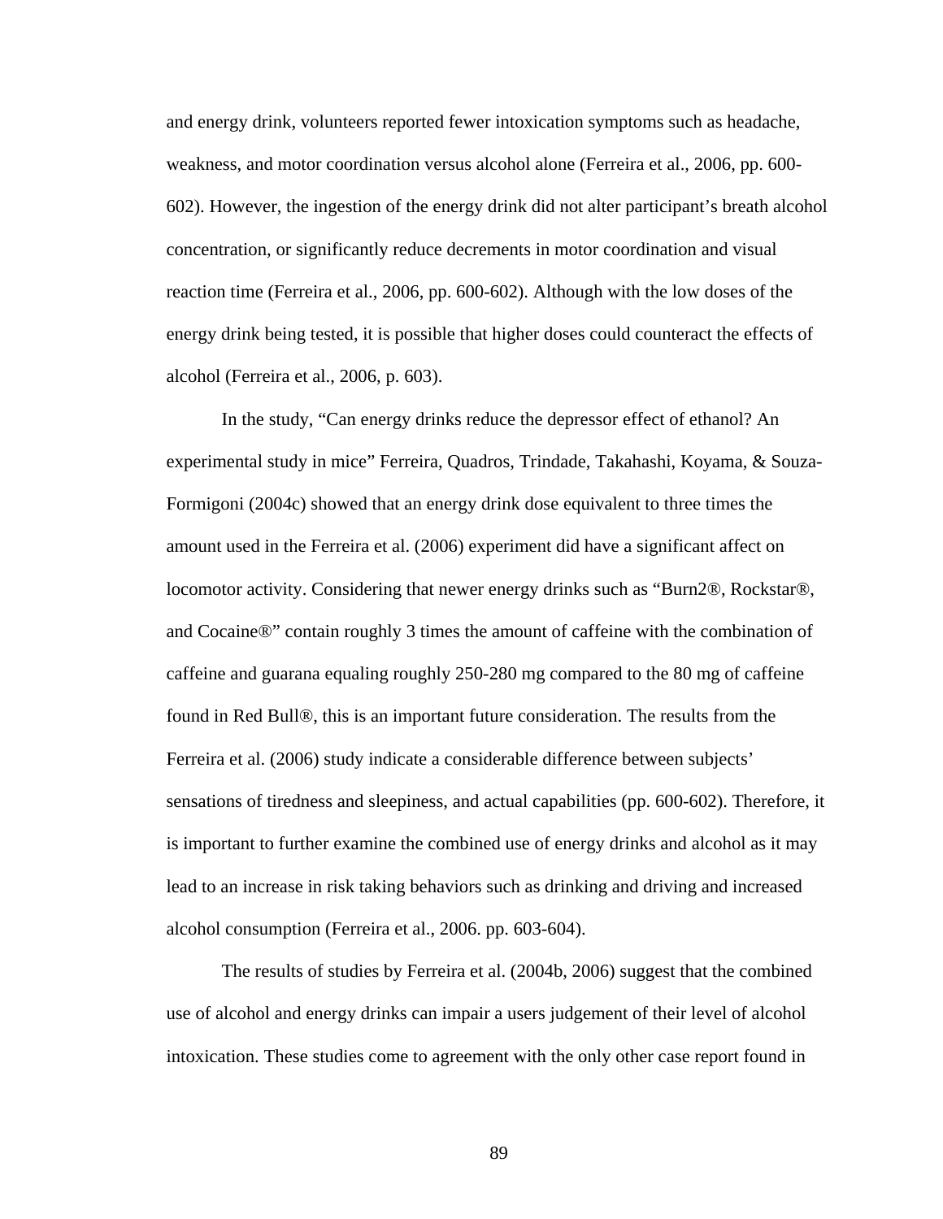and energy drink, volunteers reported fewer intoxication symptoms such as headache, weakness, and motor coordination versus alcohol alone (Ferreira et al., 2006, pp. 600-602). However, the ingestion of the energy drink did not alter participant's breath alcohol concentration, or significantly reduce decrements in motor coordination and visual reaction time (Ferreira et al., 2006, pp. 600-602). Although with the low doses of the energy drink being tested, it is possible that higher doses could counteract the effects of alcohol (Ferreira et al., 2006, p. 603).

In the study, "Can energy drinks reduce the depressor effect of ethanol? An experimental study in mice" Ferreira, Quadros, Trindade, Takahashi, Koyama, & Souza-Formigoni (2004c) showed that an energy drink dose equivalent to three times the amount used in the Ferreira et al. (2006) experiment did have a significant affect on locomotor activity. Considering that newer energy drinks such as "Burn2®, Rockstar®, and Cocaine®" contain roughly 3 times the amount of caffeine with the combination of caffeine and guarana equaling roughly 250-280 mg compared to the 80 mg of caffeine found in Red Bull®, this is an important future consideration. The results from the Ferreira et al. (2006) study indicate a considerable difference between subjects' sensations of tiredness and sleepiness, and actual capabilities (pp. 600-602). Therefore, it is important to further examine the combined use of energy drinks and alcohol as it may lead to an increase in risk taking behaviors such as drinking and driving and increased alcohol consumption (Ferreira et al., 2006. pp. 603-604).

The results of studies by Ferreira et al. (2004b, 2006) suggest that the combined use of alcohol and energy drinks can impair a users judgement of their level of alcohol intoxication. These studies come to agreement with the only other case report found in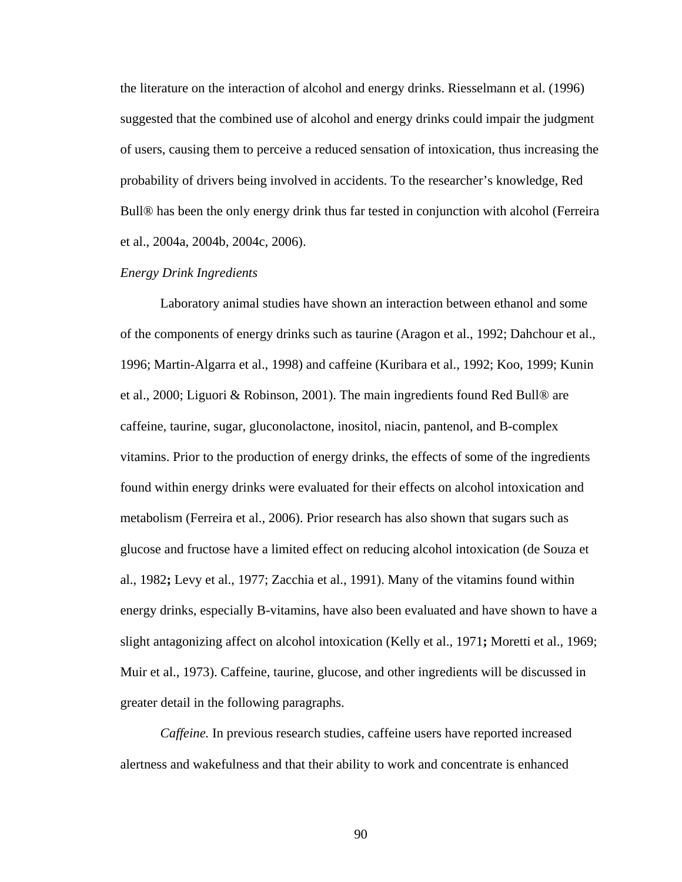the literature on the interaction of alcohol and energy drinks. Riesselmann et al. (1996) suggested that the combined use of alcohol and energy drinks could impair the judgment of users, causing them to perceive a reduced sensation of intoxication, thus increasing the probability of drivers being involved in accidents. To the researcher's knowledge, Red Bull® has been the only energy drink thus far tested in conjunction with alcohol (Ferreira et al., 2004a, 2004b, 2004c, 2006).

*Energy Drink Ingredients*

Laboratory animal studies have shown an interaction between ethanol and some of the components of energy drinks such as taurine (Aragon et al., 1992; Dahchour et al., 1996; Martin-Algarra et al., 1998) and caffeine (Kuribara et al., 1992; Koo, 1999; Kunin et al., 2000; Liguori & Robinson, 2001). The main ingredients found Red Bull® are caffeine, taurine, sugar, gluconolactone, inositol, niacin, pantenol, and B-complex vitamins. Prior to the production of energy drinks, the effects of some of the ingredients found within energy drinks were evaluated for their effects on alcohol intoxication and metabolism (Ferreira et al., 2006). Prior research has also shown that sugars such as glucose and fructose have a limited effect on reducing alcohol intoxication (de Souza et al., 1982**;** Levy et al., 1977; Zacchia et al., 1991). Many of the vitamins found within energy drinks, especially B-vitamins, have also been evaluated and have shown to have a slight antagonizing affect on alcohol intoxication (Kelly et al., 1971**;** Moretti et al., 1969; Muir et al., 1973). Caffeine, taurine, glucose, and other ingredients will be discussed in greater detail in the following paragraphs.

*Caffeine.* In previous research studies, caffeine users have reported increased alertness and wakefulness and that their ability to work and concentrate is enhanced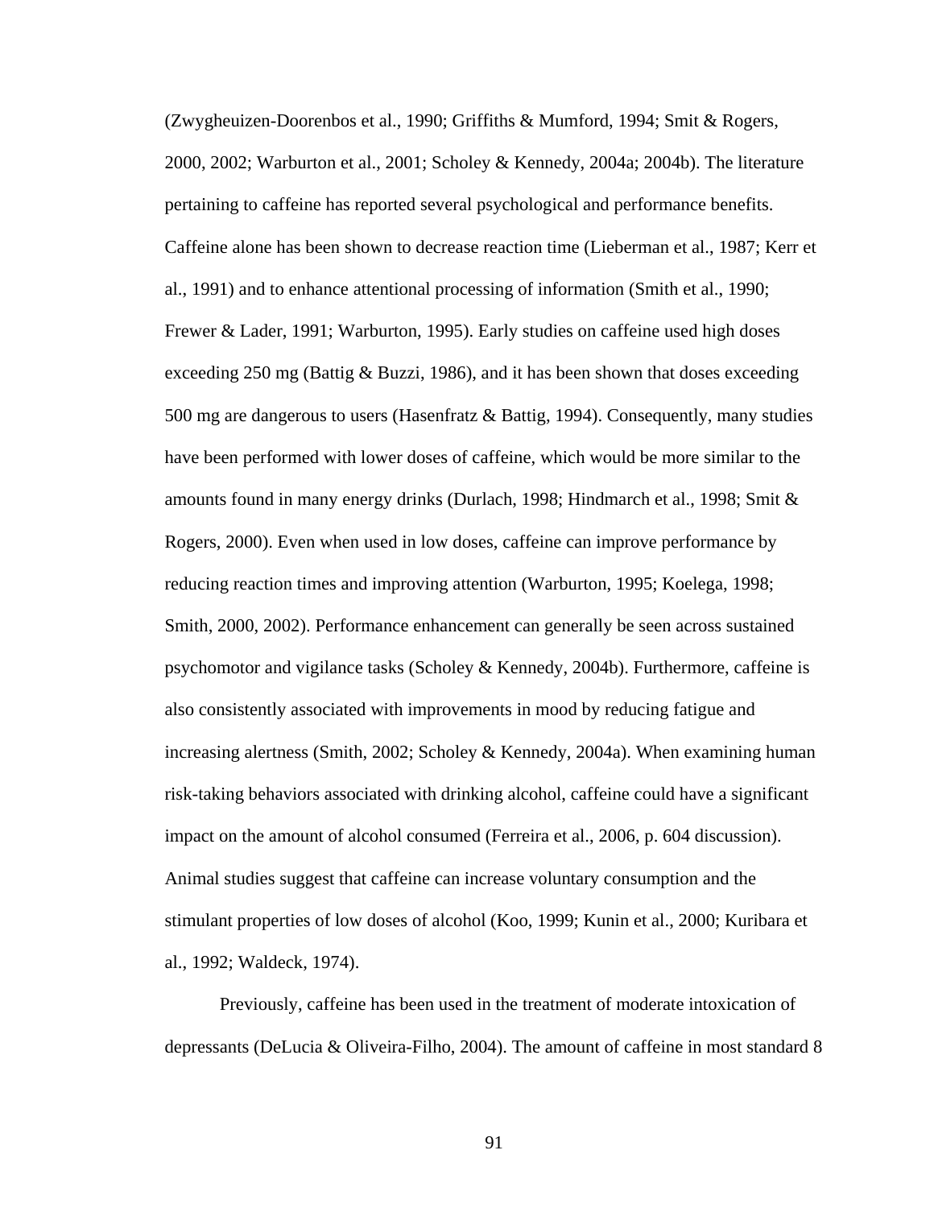(Zwygheuizen-Doorenbos et al., 1990; Griffiths & Mumford, 1994; Smit & Rogers, 2000, 2002; Warburton et al., 2001; Scholey & Kennedy, 2004a; 2004b). The literature pertaining to caffeine has reported several psychological and performance benefits. Caffeine alone has been shown to decrease reaction time (Lieberman et al., 1987; Kerr et al., 1991) and to enhance attentional processing of information (Smith et al., 1990; Frewer & Lader, 1991; Warburton, 1995). Early studies on caffeine used high doses exceeding 250 mg (Battig & Buzzi, 1986), and it has been shown that doses exceeding 500 mg are dangerous to users (Hasenfratz & Battig, 1994). Consequently, many studies have been performed with lower doses of caffeine, which would be more similar to the amounts found in many energy drinks (Durlach, 1998; Hindmarch et al., 1998; Smit & Rogers, 2000). Even when used in low doses, caffeine can improve performance by reducing reaction times and improving attention (Warburton, 1995; Koelega, 1998; Smith, 2000, 2002). Performance enhancement can generally be seen across sustained psychomotor and vigilance tasks (Scholey & Kennedy, 2004b). Furthermore, caffeine is also consistently associated with improvements in mood by reducing fatigue and increasing alertness (Smith, 2002; Scholey & Kennedy, 2004a). When examining human risk-taking behaviors associated with drinking alcohol, caffeine could have a significant impact on the amount of alcohol consumed (Ferreira et al., 2006, p. 604 discussion). Animal studies suggest that caffeine can increase voluntary consumption and the stimulant properties of low doses of alcohol (Koo, 1999; Kunin et al., 2000; Kuribara et al., 1992; Waldeck, 1974).

Previously, caffeine has been used in the treatment of moderate intoxication of depressants (DeLucia & Oliveira-Filho, 2004). The amount of caffeine in most standard 8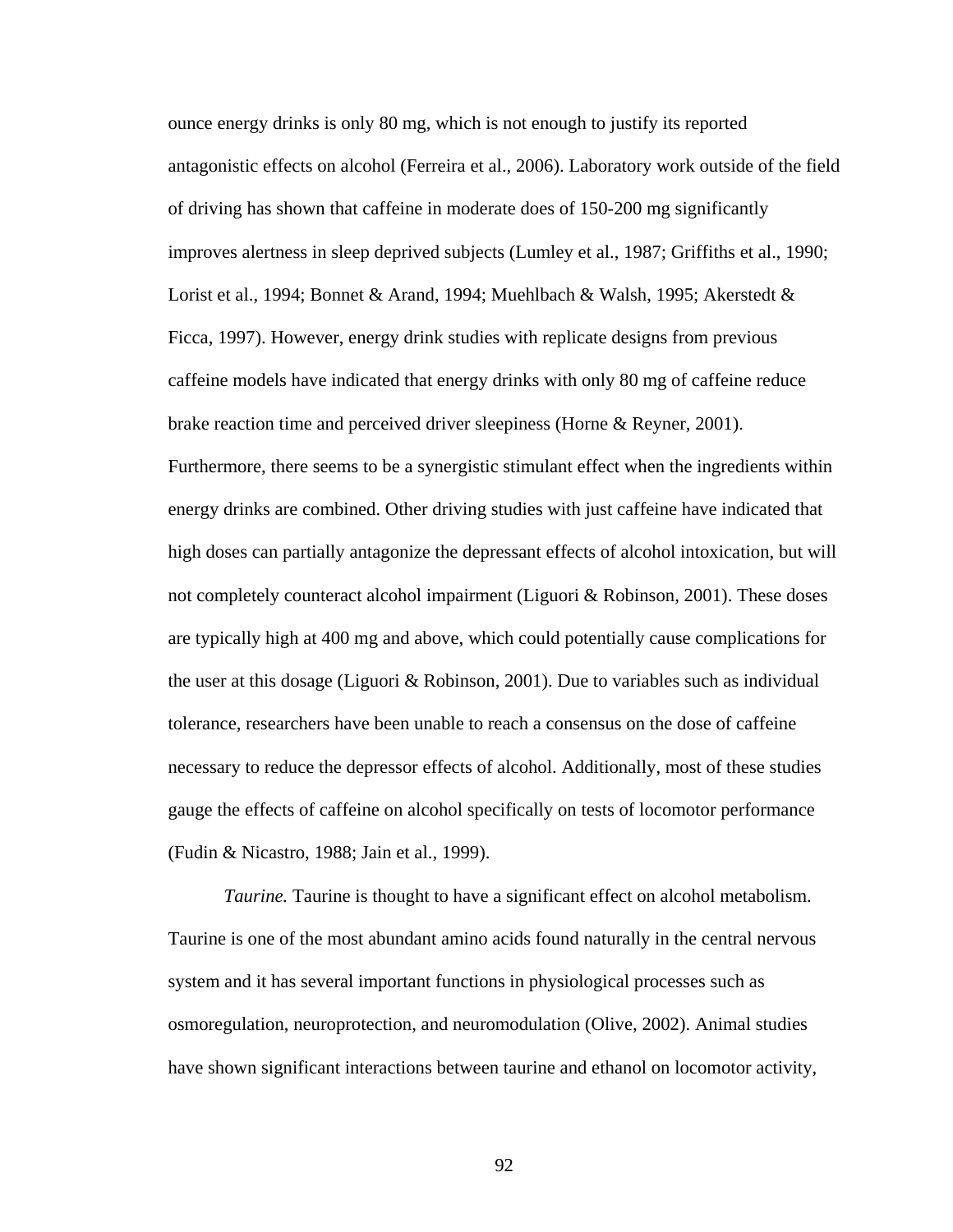ounce energy drinks is only 80 mg, which is not enough to justify its reported antagonistic effects on alcohol (Ferreira et al., 2006). Laboratory work outside of the field of driving has shown that caffeine in moderate does of 150-200 mg significantly improves alertness in sleep deprived subjects (Lumley et al., 1987; Griffiths et al., 1990; Lorist et al., 1994; Bonnet & Arand, 1994; Muehlbach & Walsh, 1995; Akerstedt & Ficca, 1997). However, energy drink studies with replicate designs from previous caffeine models have indicated that energy drinks with only 80 mg of caffeine reduce brake reaction time and perceived driver sleepiness (Horne & Reyner, 2001). Furthermore, there seems to be a synergistic stimulant effect when the ingredients within energy drinks are combined. Other driving studies with just caffeine have indicated that high doses can partially antagonize the depressant effects of alcohol intoxication, but will not completely counteract alcohol impairment (Liguori & Robinson, 2001). These doses are typically high at 400 mg and above, which could potentially cause complications for the user at this dosage (Liguori & Robinson, 2001). Due to variables such as individual tolerance, researchers have been unable to reach a consensus on the dose of caffeine necessary to reduce the depressor effects of alcohol. Additionally, most of these studies gauge the effects of caffeine on alcohol specifically on tests of locomotor performance (Fudin & Nicastro, 1988; Jain et al., 1999).

*Taurine.* Taurine is thought to have a significant effect on alcohol metabolism. Taurine is one of the most abundant amino acids found naturally in the central nervous system and it has several important functions in physiological processes such as osmoregulation, neuroprotection, and neuromodulation (Olive, 2002). Animal studies have shown significant interactions between taurine and ethanol on locomotor activity,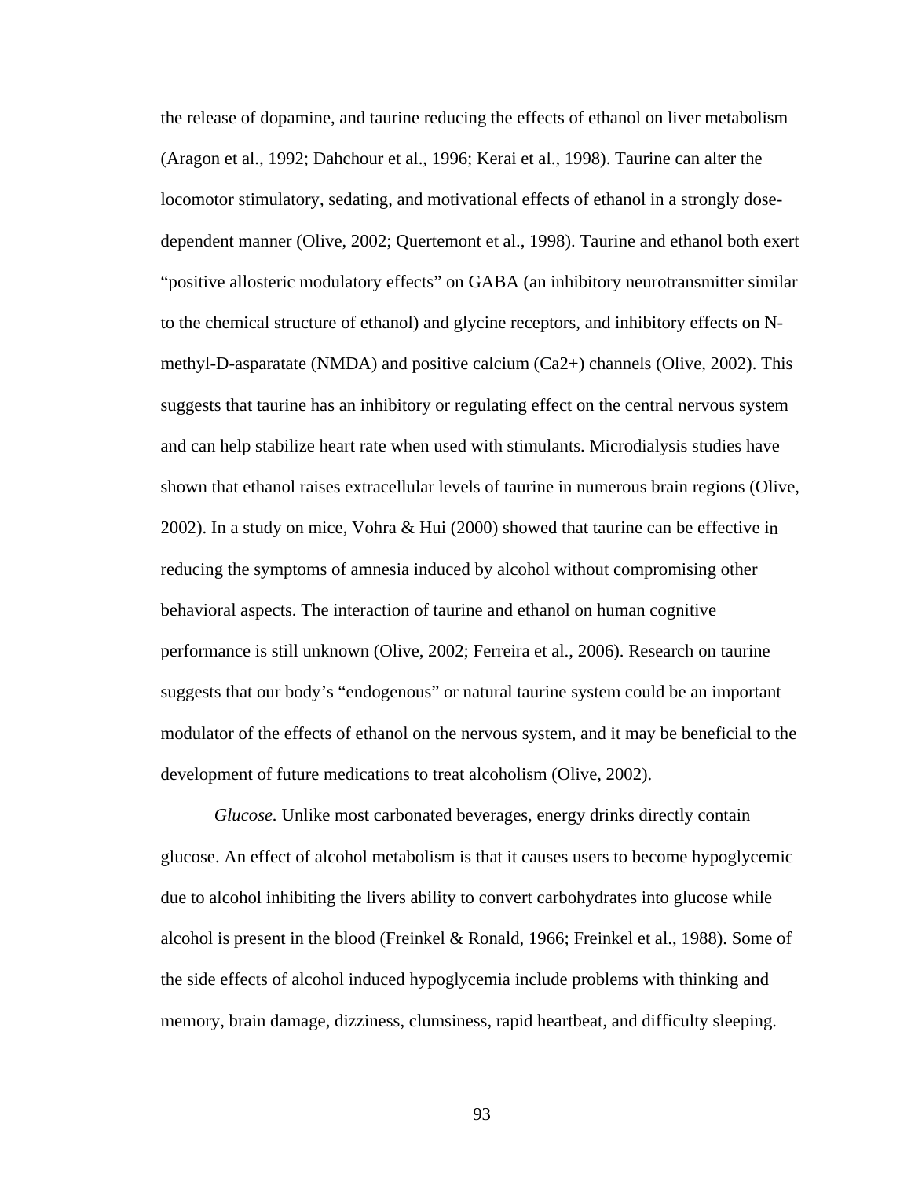the release of dopamine, and taurine reducing the effects of ethanol on liver metabolism (Aragon et al., 1992; Dahchour et al., 1996; Kerai et al., 1998). Taurine can alter the locomotor stimulatory, sedating, and motivational effects of ethanol in a strongly dose-dependent manner (Olive, 2002; Quertemont et al., 1998). Taurine and ethanol both exert "positive allosteric modulatory effects" on GABA (an inhibitory neurotransmitter similar to the chemical structure of ethanol) and glycine receptors, and inhibitory effects on N-methyl-D-asparatate (NMDA) and positive calcium ($Ca2+$) channels (Olive, 2002). This suggests that taurine has an inhibitory or regulating effect on the central nervous system and can help stabilize heart rate when used with stimulants. Microdialysis studies have shown that ethanol raises extracellular levels of taurine in numerous brain regions (Olive, 2002). In a study on mice, Vohra & Hui (2000) showed that taurine can be effective in reducing the symptoms of amnesia induced by alcohol without compromising other behavioral aspects. The interaction of taurine and ethanol on human cognitive performance is still unknown (Olive, 2002; Ferreira et al., 2006). Research on taurine suggests that our body's "endogenous" or natural taurine system could be an important modulator of the effects of ethanol on the nervous system, and it may be beneficial to the development of future medications to treat alcoholism (Olive, 2002).

*Glucose.* Unlike most carbonated beverages, energy drinks directly contain glucose. An effect of alcohol metabolism is that it causes users to become hypoglycemic due to alcohol inhibiting the livers ability to convert carbohydrates into glucose while alcohol is present in the blood (Freinkel & Ronald, 1966; Freinkel et al., 1988). Some of the side effects of alcohol induced hypoglycemia include problems with thinking and memory, brain damage, dizziness, clumsiness, rapid heartbeat, and difficulty sleeping.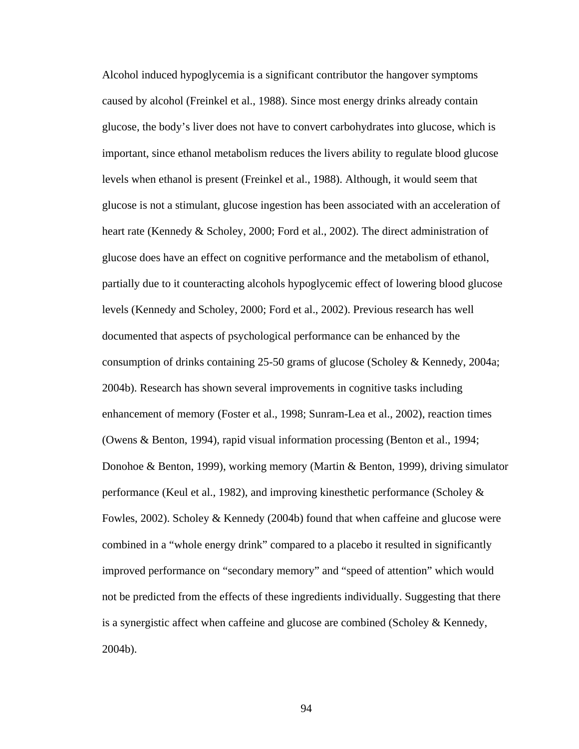Alcohol induced hypoglycemia is a significant contributor the hangover symptoms caused by alcohol (Freinkel et al., 1988). Since most energy drinks already contain glucose, the body's liver does not have to convert carbohydrates into glucose, which is important, since ethanol metabolism reduces the livers ability to regulate blood glucose levels when ethanol is present (Freinkel et al., 1988). Although, it would seem that glucose is not a stimulant, glucose ingestion has been associated with an acceleration of heart rate (Kennedy & Scholey, 2000; Ford et al., 2002). The direct administration of glucose does have an effect on cognitive performance and the metabolism of ethanol, partially due to it counteracting alcohols hypoglycemic effect of lowering blood glucose levels (Kennedy and Scholey, 2000; Ford et al., 2002). Previous research has well documented that aspects of psychological performance can be enhanced by the consumption of drinks containing 25-50 grams of glucose (Scholey & Kennedy, 2004a; 2004b). Research has shown several improvements in cognitive tasks including enhancement of memory (Foster et al., 1998; Sunram-Lea et al., 2002), reaction times (Owens & Benton, 1994), rapid visual information processing (Benton et al., 1994; Donohoe & Benton, 1999), working memory (Martin & Benton, 1999), driving simulator performance (Keul et al., 1982), and improving kinesthetic performance (Scholey & Fowles, 2002). Scholey & Kennedy (2004b) found that when caffeine and glucose were combined in a "whole energy drink" compared to a placebo it resulted in significantly improved performance on "secondary memory" and "speed of attention" which would not be predicted from the effects of these ingredients individually. Suggesting that there is a synergistic affect when caffeine and glucose are combined (Scholey & Kennedy, 2004b).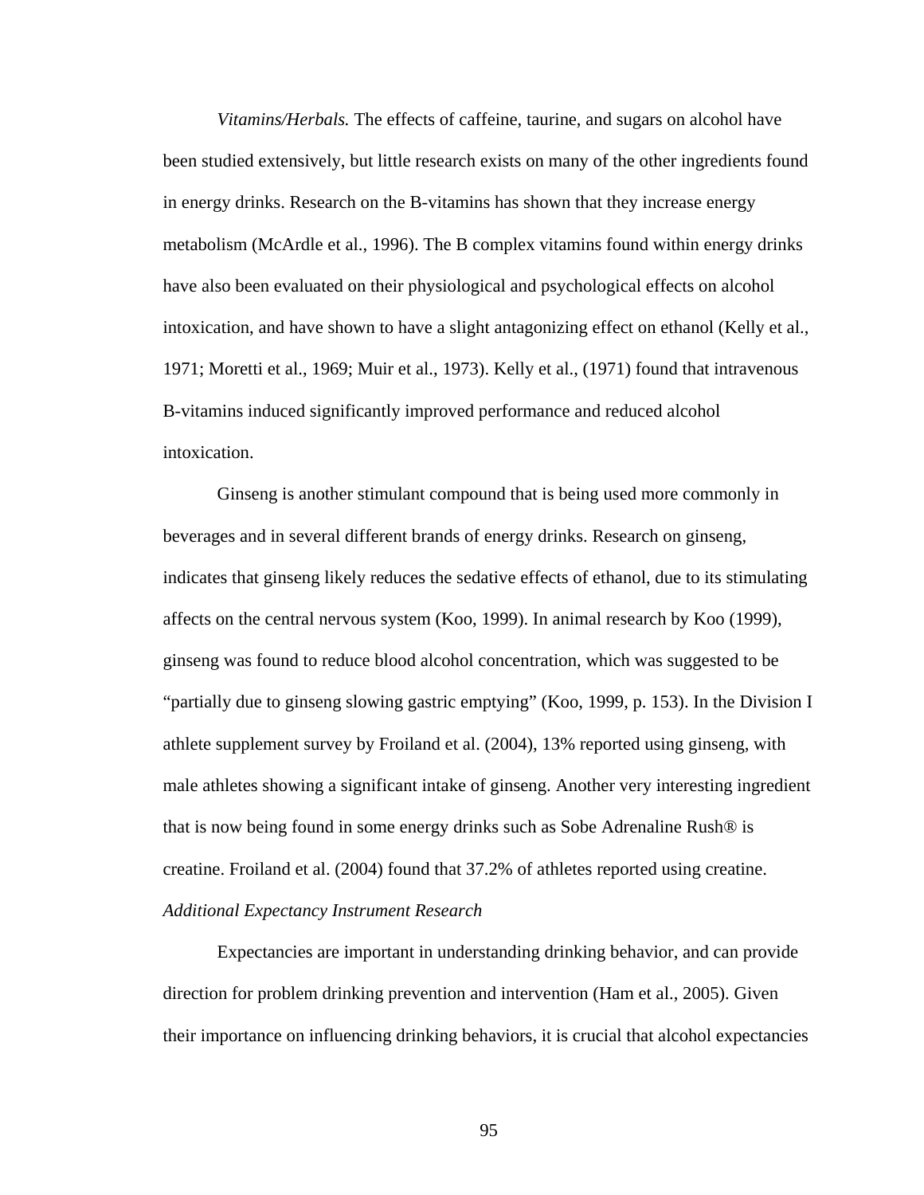*Vitamins/Herbals.* The effects of caffeine, taurine, and sugars on alcohol have been studied extensively, but little research exists on many of the other ingredients found in energy drinks. Research on the B-vitamins has shown that they increase energy metabolism (McArdle et al., 1996). The B complex vitamins found within energy drinks have also been evaluated on their physiological and psychological effects on alcohol intoxication, and have shown to have a slight antagonizing effect on ethanol (Kelly et al., 1971; Moretti et al., 1969; Muir et al., 1973). Kelly et al., (1971) found that intravenous B-vitamins induced significantly improved performance and reduced alcohol intoxication.

Ginseng is another stimulant compound that is being used more commonly in beverages and in several different brands of energy drinks. Research on ginseng, indicates that ginseng likely reduces the sedative effects of ethanol, due to its stimulating affects on the central nervous system (Koo, 1999). In animal research by Koo (1999), ginseng was found to reduce blood alcohol concentration, which was suggested to be "partially due to ginseng slowing gastric emptying" (Koo, 1999, p. 153). In the Division I athlete supplement survey by Froiland et al. (2004), 13% reported using ginseng, with male athletes showing a significant intake of ginseng. Another very interesting ingredient that is now being found in some energy drinks such as Sobe Adrenaline Rush® is creatine. Froiland et al. (2004) found that 37.2% of athletes reported using creatine.

*Additional Expectancy Instrument Research*

Expectancies are important in understanding drinking behavior, and can provide direction for problem drinking prevention and intervention (Ham et al., 2005). Given their importance on influencing drinking behaviors, it is crucial that alcohol expectancies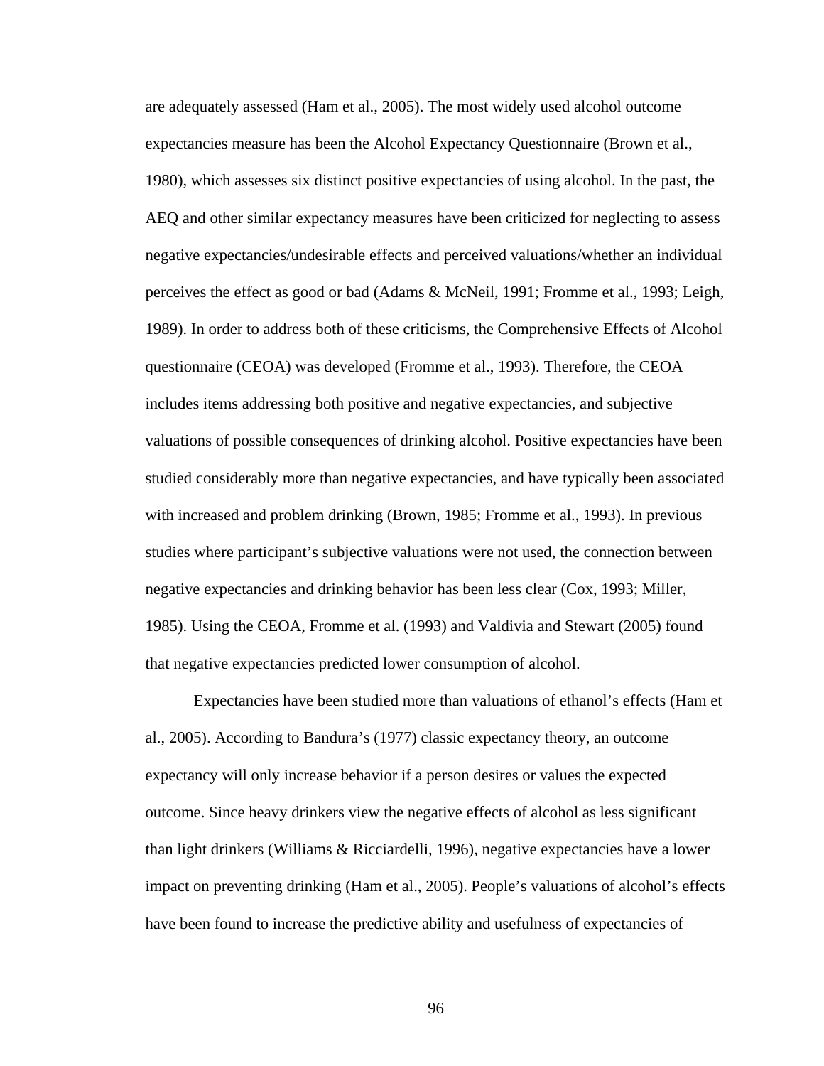are adequately assessed (Ham et al., 2005). The most widely used alcohol outcome expectancies measure has been the Alcohol Expectancy Questionnaire (Brown et al., 1980), which assesses six distinct positive expectancies of using alcohol. In the past, the AEQ and other similar expectancy measures have been criticized for neglecting to assess negative expectancies/undesirable effects and perceived valuations/whether an individual perceives the effect as good or bad (Adams & McNeil, 1991; Fromme et al., 1993; Leigh, 1989). In order to address both of these criticisms, the Comprehensive Effects of Alcohol questionnaire (CEOA) was developed (Fromme et al., 1993). Therefore, the CEOA includes items addressing both positive and negative expectancies, and subjective valuations of possible consequences of drinking alcohol. Positive expectancies have been studied considerably more than negative expectancies, and have typically been associated with increased and problem drinking (Brown, 1985; Fromme et al., 1993). In previous studies where participant's subjective valuations were not used, the connection between negative expectancies and drinking behavior has been less clear (Cox, 1993; Miller, 1985). Using the CEOA, Fromme et al. (1993) and Valdivia and Stewart (2005) found that negative expectancies predicted lower consumption of alcohol.

Expectancies have been studied more than valuations of ethanol's effects (Ham et al., 2005). According to Bandura's (1977) classic expectancy theory, an outcome expectancy will only increase behavior if a person desires or values the expected outcome. Since heavy drinkers view the negative effects of alcohol as less significant than light drinkers (Williams & Ricciardelli, 1996), negative expectancies have a lower impact on preventing drinking (Ham et al., 2005). People's valuations of alcohol's effects have been found to increase the predictive ability and usefulness of expectancies of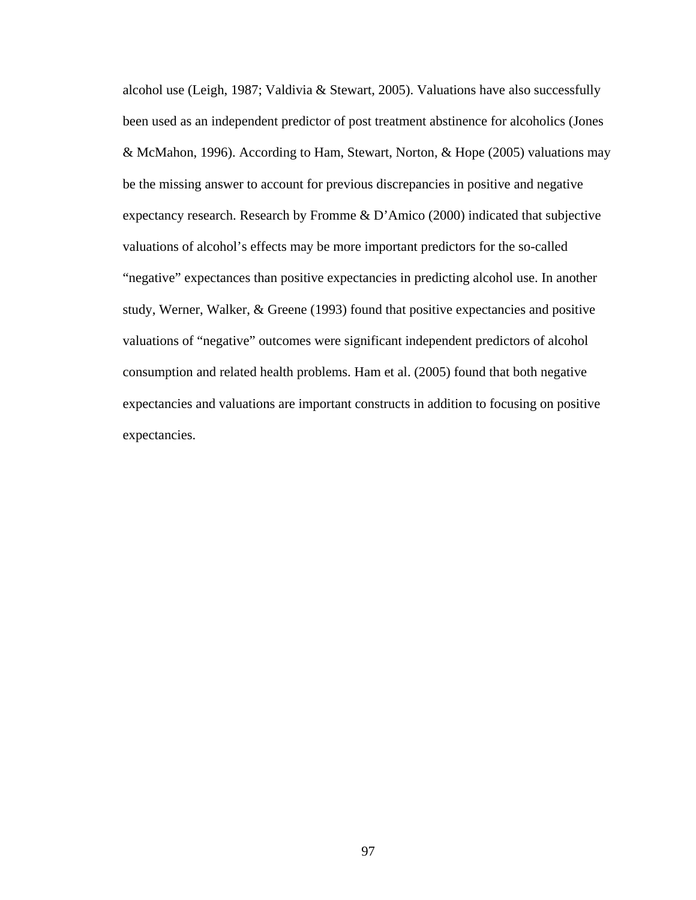alcohol use (Leigh, 1987; Valdivia & Stewart, 2005). Valuations have also successfully been used as an independent predictor of post treatment abstinence for alcoholics (Jones & McMahon, 1996). According to Ham, Stewart, Norton, & Hope (2005) valuations may be the missing answer to account for previous discrepancies in positive and negative expectancy research. Research by Fromme & D'Amico (2000) indicated that subjective valuations of alcohol's effects may be more important predictors for the so-called "negative" expectances than positive expectancies in predicting alcohol use. In another study, Werner, Walker, & Greene (1993) found that positive expectancies and positive valuations of "negative" outcomes were significant independent predictors of alcohol consumption and related health problems. Ham et al. (2005) found that both negative expectancies and valuations are important constructs in addition to focusing on positive expectancies.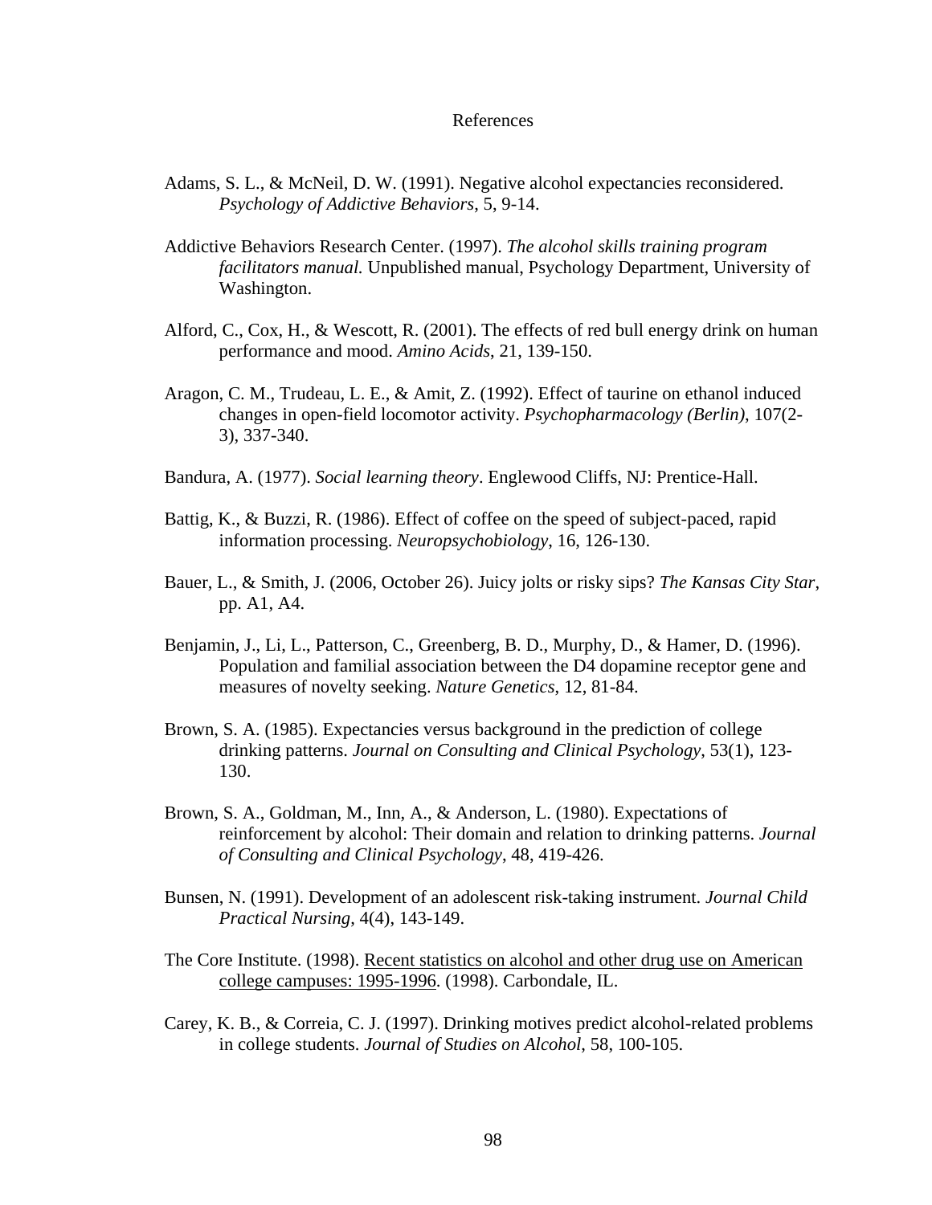# References

Adams, S. L., & McNeil, D. W. (1991). Negative alcohol expectancies reconsidered. *Psychology of Addictive Behaviors*, 5, 9-14.

Addictive Behaviors Research Center. (1997). *The alcohol skills training program facilitators manual.* Unpublished manual, Psychology Department, University of Washington.

Alford, C., Cox, H., & Wescott, R. (2001). The effects of red bull energy drink on human performance and mood. *Amino Acids*, 21, 139-150.

Aragon, C. M., Trudeau, L. E., & Amit, Z. (1992). Effect of taurine on ethanol induced changes in open-field locomotor activity. *Psychopharmacology (Berlin)*, 107(2-3), 337-340.

Bandura, A. (1977). *Social learning theory*. Englewood Cliffs, NJ: Prentice-Hall.

Battig, K., & Buzzi, R. (1986). Effect of coffee on the speed of subject-paced, rapid information processing. *Neuropsychobiology*, 16, 126-130.

Bauer, L., & Smith, J. (2006, October 26). Juicy jolts or risky sips? *The Kansas City Star*, pp. A1, A4.

Benjamin, J., Li, L., Patterson, C., Greenberg, B. D., Murphy, D., & Hamer, D. (1996). Population and familial association between the D4 dopamine receptor gene and measures of novelty seeking. *Nature Genetics*, 12, 81-84.

Brown, S. A. (1985). Expectancies versus background in the prediction of college drinking patterns. *Journal on Consulting and Clinical Psychology*, 53(1), 123-130.

Brown, S. A., Goldman, M., Inn, A., & Anderson, L. (1980). Expectations of reinforcement by alcohol: Their domain and relation to drinking patterns. *Journal of Consulting and Clinical Psychology*, 48, 419-426.

Bunsen, N. (1991). Development of an adolescent risk-taking instrument. *Journal Child Practical Nursing*, 4(4), 143-149.

The Core Institute. (1998). Recent statistics on alcohol and other drug use on American college campuses: 1995-1996. (1998). Carbondale, IL.

Carey, K. B., & Correia, C. J. (1997). Drinking motives predict alcohol-related problems in college students. *Journal of Studies on Alcohol*, 58, 100-105.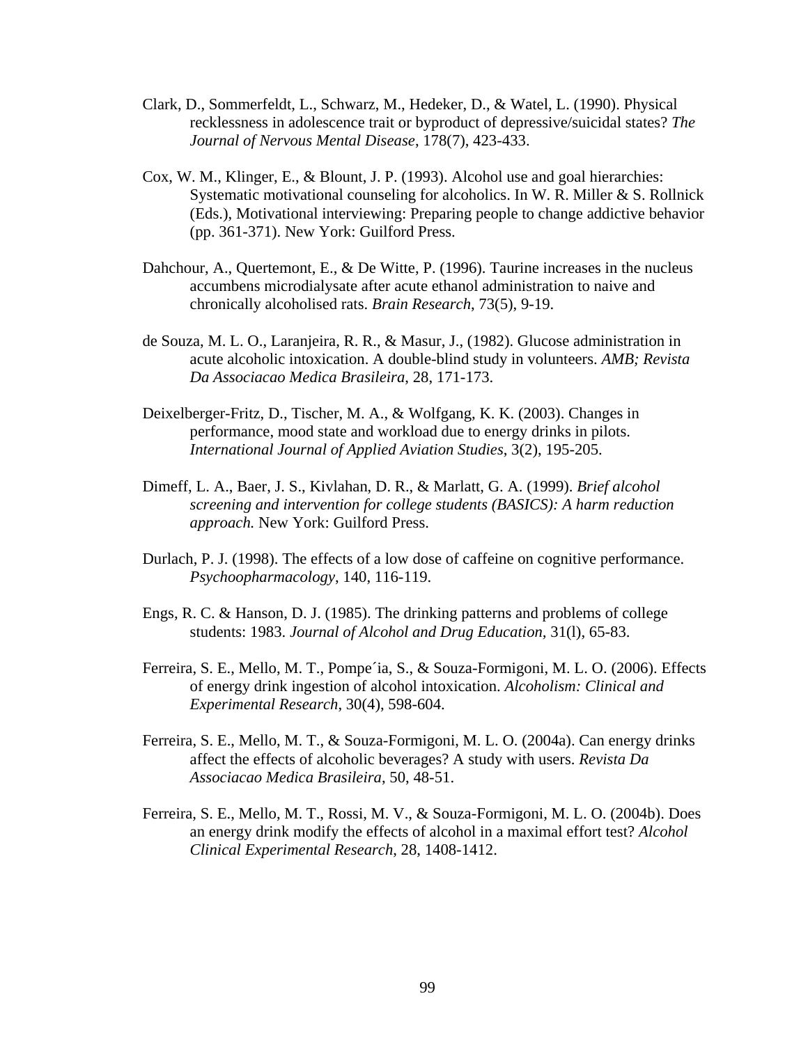Clark, D., Sommerfeldt, L., Schwarz, M., Hedeker, D., & Watel, L. (1990). Physical recklessness in adolescence trait or byproduct of depressive/suicidal states? *The Journal of Nervous Mental Disease*, 178(7), 423-433.

Cox, W. M., Klinger, E., & Blount, J. P. (1993). Alcohol use and goal hierarchies: Systematic motivational counseling for alcoholics. In W. R. Miller & S. Rollnick (Eds.), Motivational interviewing: Preparing people to change addictive behavior (pp. 361-371). New York: Guilford Press.

Dahchour, A., Quertemont, E., & De Witte, P. (1996). Taurine increases in the nucleus accumbens microdialysate after acute ethanol administration to naive and chronically alcoholised rats. *Brain Research*, 73(5), 9-19.

de Souza, M. L. O., Laranjeira, R. R., & Masur, J., (1982). Glucose administration in acute alcoholic intoxication. A double-blind study in volunteers. *AMB; Revista Da Associacao Medica Brasileira*, 28, 171-173.

Deixelberger-Fritz, D., Tischer, M. A., & Wolfgang, K. K. (2003). Changes in performance, mood state and workload due to energy drinks in pilots. *International Journal of Applied Aviation Studies*, 3(2), 195-205.

Dimeff, L. A., Baer, J. S., Kivlahan, D. R., & Marlatt, G. A. (1999). *Brief alcohol screening and intervention for college students (BASICS): A harm reduction approach.* New York: Guilford Press.

Durlach, P. J. (1998). The effects of a low dose of caffeine on cognitive performance. *Psychoopharmacology*, 140, 116-119.

Engs, R. C. & Hanson, D. J. (1985). The drinking patterns and problems of college students: 1983. *Journal of Alcohol and Drug Education*, 31(l), 65-83.

Ferreira, S. E., Mello, M. T., Pompe´ia, S., & Souza-Formigoni, M. L. O. (2006). Effects of energy drink ingestion of alcohol intoxication. *Alcoholism: Clinical and Experimental Research*, 30(4), 598-604.

Ferreira, S. E., Mello, M. T., & Souza-Formigoni, M. L. O. (2004a). Can energy drinks affect the effects of alcoholic beverages? A study with users. *Revista Da Associacao Medica Brasileira*, 50, 48-51.

Ferreira, S. E., Mello, M. T., Rossi, M. V., & Souza-Formigoni, M. L. O. (2004b). Does an energy drink modify the effects of alcohol in a maximal effort test? *Alcohol Clinical Experimental Research*, 28, 1408-1412.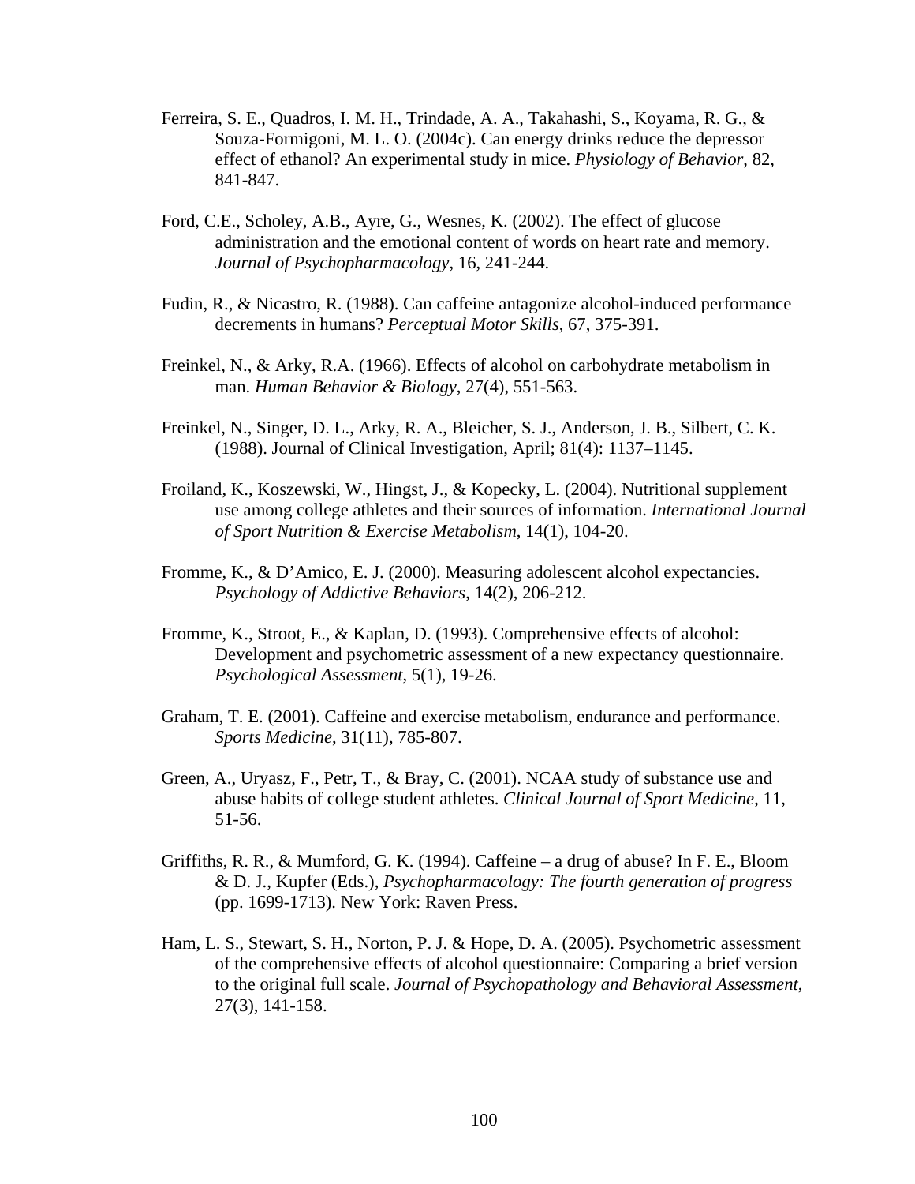Ferreira, S. E., Quadros, I. M. H., Trindade, A. A., Takahashi, S., Koyama, R. G., & Souza-Formigoni, M. L. O. (2004c). Can energy drinks reduce the depressor effect of ethanol? An experimental study in mice. *Physiology of Behavior*, 82, 841-847.

Ford, C.E., Scholey, A.B., Ayre, G., Wesnes, K. (2002). The effect of glucose administration and the emotional content of words on heart rate and memory. *Journal of Psychopharmacology*, 16, 241-244.

Fudin, R., & Nicastro, R. (1988). Can caffeine antagonize alcohol-induced performance decrements in humans? *Perceptual Motor Skills*, 67, 375-391.

Freinkel, N., & Arky, R.A. (1966). Effects of alcohol on carbohydrate metabolism in man. *Human Behavior & Biology*, 27(4), 551-563.

Freinkel, N., Singer, D. L., Arky, R. A., Bleicher, S. J., Anderson, J. B., Silbert, C. K. (1988). Journal of Clinical Investigation, April; 81(4): 1137–1145.

Froiland, K., Koszewski, W., Hingst, J., & Kopecky, L. (2004). Nutritional supplement use among college athletes and their sources of information. *International Journal of Sport Nutrition & Exercise Metabolism*, 14(1), 104-20.

Fromme, K., & D'Amico, E. J. (2000). Measuring adolescent alcohol expectancies. *Psychology of Addictive Behaviors*, 14(2), 206-212.

Fromme, K., Stroot, E., & Kaplan, D. (1993). Comprehensive effects of alcohol: Development and psychometric assessment of a new expectancy questionnaire. *Psychological Assessment*, 5(1), 19-26.

Graham, T. E. (2001). Caffeine and exercise metabolism, endurance and performance. *Sports Medicine*, 31(11), 785-807.

Green, A., Uryasz, F., Petr, T., & Bray, C. (2001). NCAA study of substance use and abuse habits of college student athletes. *Clinical Journal of Sport Medicine*, 11, 51-56.

Griffiths, R. R., & Mumford, G. K. (1994). Caffeine – a drug of abuse? In F. E., Bloom & D. J., Kupfer (Eds.), *Psychopharmacology: The fourth generation of progress* (pp. 1699-1713). New York: Raven Press.

Ham, L. S., Stewart, S. H., Norton, P. J. & Hope, D. A. (2005). Psychometric assessment of the comprehensive effects of alcohol questionnaire: Comparing a brief version to the original full scale. *Journal of Psychopathology and Behavioral Assessment*, 27(3), 141-158.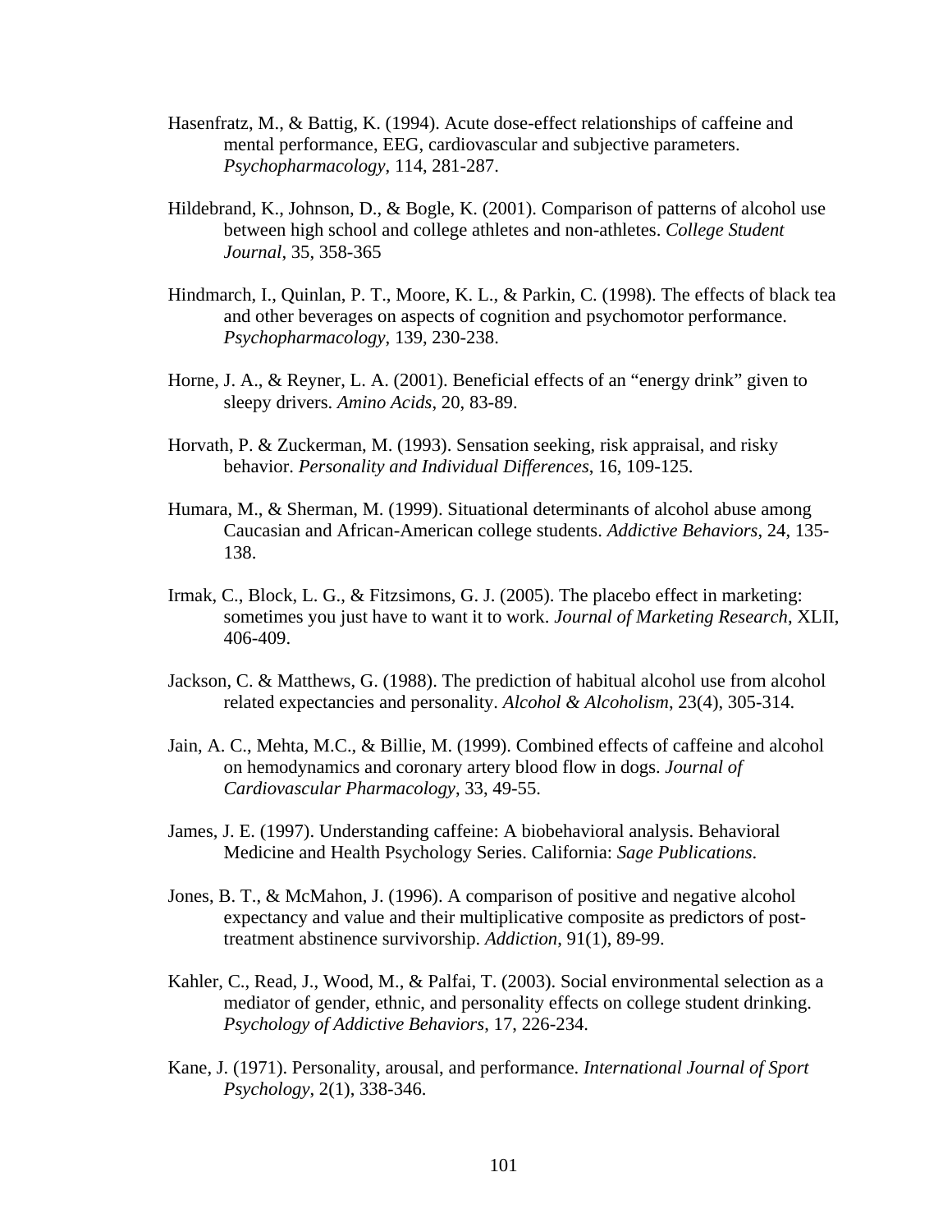Hasenfratz, M., & Battig, K. (1994). Acute dose-effect relationships of caffeine and mental performance, EEG, cardiovascular and subjective parameters. *Psychopharmacology*, 114, 281-287.

Hildebrand, K., Johnson, D., & Bogle, K. (2001). Comparison of patterns of alcohol use between high school and college athletes and non-athletes. *College Student Journal*, 35, 358-365

Hindmarch, I., Quinlan, P. T., Moore, K. L., & Parkin, C. (1998). The effects of black tea and other beverages on aspects of cognition and psychomotor performance. *Psychopharmacology*, 139, 230-238.

Horne, J. A., & Reyner, L. A. (2001). Beneficial effects of an "energy drink" given to sleepy drivers. *Amino Acids*, 20, 83-89.

Horvath, P. & Zuckerman, M. (1993). Sensation seeking, risk appraisal, and risky behavior. *Personality and Individual Differences*, 16, 109-125.

Humara, M., & Sherman, M. (1999). Situational determinants of alcohol abuse among Caucasian and African-American college students. *Addictive Behaviors*, 24, 135-138.

Irmak, C., Block, L. G., & Fitzsimons, G. J. (2005). The placebo effect in marketing: sometimes you just have to want it to work. *Journal of Marketing Research*, XLII, 406-409.

Jackson, C. & Matthews, G. (1988). The prediction of habitual alcohol use from alcohol related expectancies and personality. *Alcohol & Alcoholism*, 23(4), 305-314.

Jain, A. C., Mehta, M.C., & Billie, M. (1999). Combined effects of caffeine and alcohol on hemodynamics and coronary artery blood flow in dogs. *Journal of Cardiovascular Pharmacology*, 33, 49-55.

James, J. E. (1997). Understanding caffeine: A biobehavioral analysis. Behavioral Medicine and Health Psychology Series. California: *Sage Publications*.

Jones, B. T., & McMahon, J. (1996). A comparison of positive and negative alcohol expectancy and value and their multiplicative composite as predictors of post-treatment abstinence survivorship. *Addiction*, 91(1), 89-99.

Kahler, C., Read, J., Wood, M., & Palfai, T. (2003). Social environmental selection as a mediator of gender, ethnic, and personality effects on college student drinking. *Psychology of Addictive Behaviors*, 17, 226-234.

Kane, J. (1971). Personality, arousal, and performance. *International Journal of Sport Psychology*, 2(1), 338-346.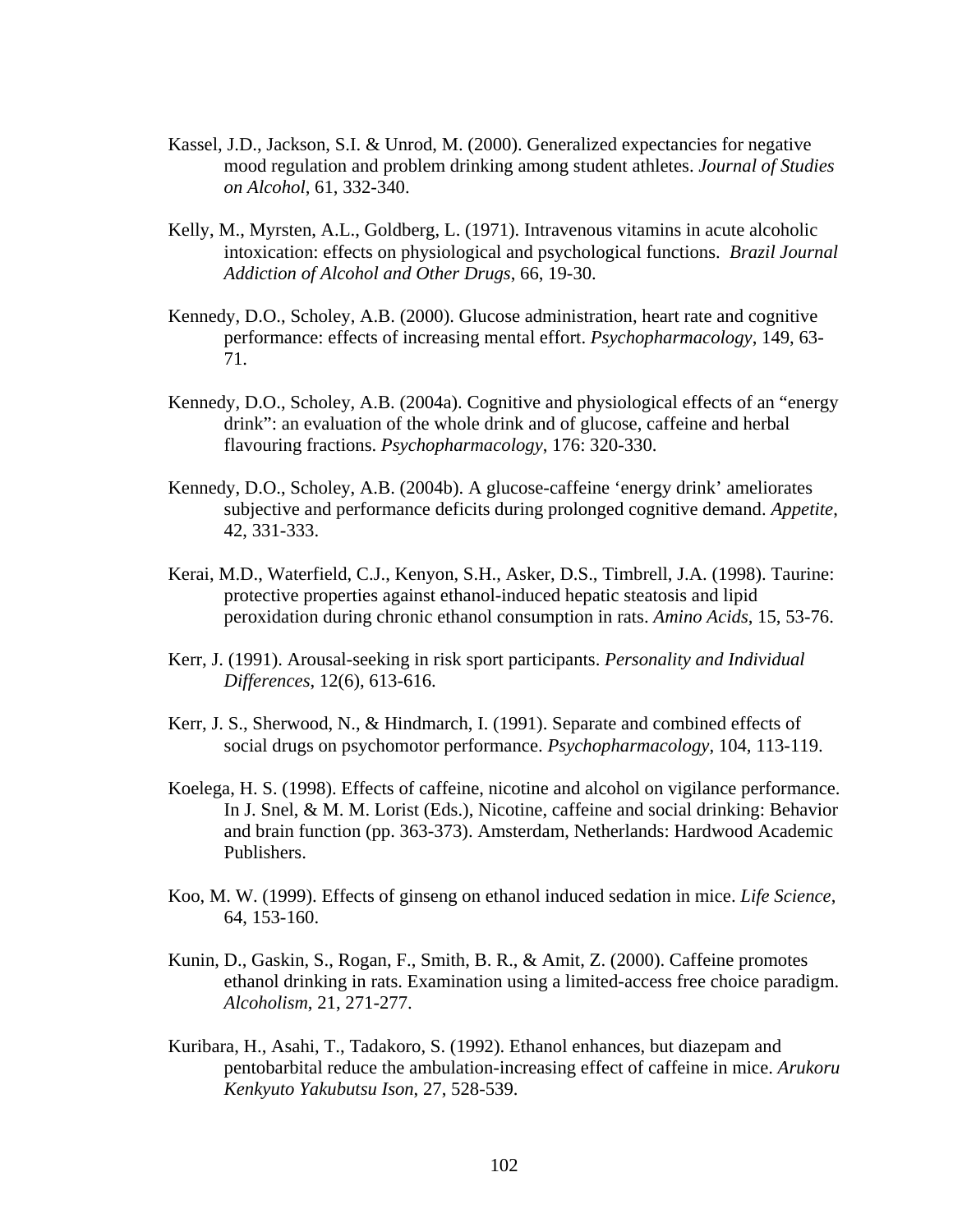Kassel, J.D., Jackson, S.I. & Unrod, M. (2000). Generalized expectancies for negative mood regulation and problem drinking among student athletes. *Journal of Studies on Alcohol*, 61, 332-340.

Kelly, M., Myrsten, A.L., Goldberg, L. (1971). Intravenous vitamins in acute alcoholic intoxication: effects on physiological and psychological functions. *Brazil Journal Addiction of Alcohol and Other Drugs*, 66, 19-30.

Kennedy, D.O., Scholey, A.B. (2000). Glucose administration, heart rate and cognitive performance: effects of increasing mental effort. *Psychopharmacology*, 149, 63-71.

Kennedy, D.O., Scholey, A.B. (2004a). Cognitive and physiological effects of an "energy drink": an evaluation of the whole drink and of glucose, caffeine and herbal flavouring fractions. *Psychopharmacology*, 176: 320-330.

Kennedy, D.O., Scholey, A.B. (2004b). A glucose-caffeine 'energy drink' ameliorates subjective and performance deficits during prolonged cognitive demand. *Appetite*, 42, 331-333.

Kerai, M.D., Waterfield, C.J., Kenyon, S.H., Asker, D.S., Timbrell, J.A. (1998). Taurine: protective properties against ethanol-induced hepatic steatosis and lipid peroxidation during chronic ethanol consumption in rats. *Amino Acids*, 15, 53-76.

Kerr, J. (1991). Arousal-seeking in risk sport participants. *Personality and Individual Differences*, 12(6), 613-616.

Kerr, J. S., Sherwood, N., & Hindmarch, I. (1991). Separate and combined effects of social drugs on psychomotor performance. *Psychopharmacology*, 104, 113-119.

Koelega, H. S. (1998). Effects of caffeine, nicotine and alcohol on vigilance performance. In J. Snel, & M. M. Lorist (Eds.), Nicotine, caffeine and social drinking: Behavior and brain function (pp. 363-373). Amsterdam, Netherlands: Hardwood Academic Publishers.

Koo, M. W. (1999). Effects of ginseng on ethanol induced sedation in mice. *Life Science*, 64, 153-160.

Kunin, D., Gaskin, S., Rogan, F., Smith, B. R., & Amit, Z. (2000). Caffeine promotes ethanol drinking in rats. Examination using a limited-access free choice paradigm. *Alcoholism*, 21, 271-277.

Kuribara, H., Asahi, T., Tadakoro, S. (1992). Ethanol enhances, but diazepam and pentobarbital reduce the ambulation-increasing effect of caffeine in mice. *Arukoru Kenkyuto Yakubutsu Ison*, 27, 528-539.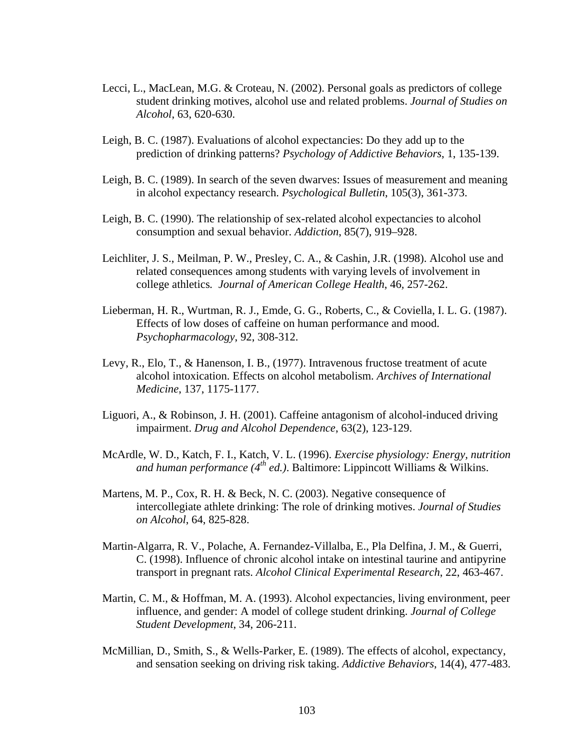Lecci, L., MacLean, M.G. & Croteau, N. (2002). Personal goals as predictors of college student drinking motives, alcohol use and related problems. *Journal of Studies on Alcohol*, 63, 620-630.

Leigh, B. C. (1987). Evaluations of alcohol expectancies: Do they add up to the prediction of drinking patterns? *Psychology of Addictive Behaviors*, 1, 135-139.

Leigh, B. C. (1989). In search of the seven dwarves: Issues of measurement and meaning in alcohol expectancy research. *Psychological Bulletin*, 105(3), 361-373.

Leigh, B. C. (1990). The relationship of sex-related alcohol expectancies to alcohol consumption and sexual behavior. *Addiction*, 85(7), 919–928.

Leichliter, J. S., Meilman, P. W., Presley, C. A., & Cashin, J.R. (1998). Alcohol use and related consequences among students with varying levels of involvement in college athletics. *Journal of American College Health*, 46, 257-262.

Lieberman, H. R., Wurtman, R. J., Emde, G. G., Roberts, C., & Coviella, I. L. G. (1987). Effects of low doses of caffeine on human performance and mood. *Psychopharmacology*, 92, 308-312.

Levy, R., Elo, T., & Hanenson, I. B., (1977). Intravenous fructose treatment of acute alcohol intoxication. Effects on alcohol metabolism. *Archives of International Medicine*, 137, 1175-1177.

Liguori, A., & Robinson, J. H. (2001). Caffeine antagonism of alcohol-induced driving impairment. *Drug and Alcohol Dependence*, 63(2), 123-129.

McArdle, W. D., Katch, F. I., Katch, V. L. (1996). *Exercise physiology: Energy, nutrition and human performance (4th ed.)*. Baltimore: Lippincott Williams & Wilkins.

Martens, M. P., Cox, R. H. & Beck, N. C. (2003). Negative consequence of intercollegiate athlete drinking: The role of drinking motives. *Journal of Studies on Alcohol*, 64, 825-828.

Martin-Algarra, R. V., Polache, A. Fernandez-Villalba, E., Pla Delfina, J. M., & Guerri, C. (1998). Influence of chronic alcohol intake on intestinal taurine and antipyrine transport in pregnant rats. *Alcohol Clinical Experimental Research*, 22, 463-467.

Martin, C. M., & Hoffman, M. A. (1993). Alcohol expectancies, living environment, peer influence, and gender: A model of college student drinking. *Journal of College Student Development*, 34, 206-211.

McMillian, D., Smith, S., & Wells-Parker, E. (1989). The effects of alcohol, expectancy, and sensation seeking on driving risk taking. *Addictive Behaviors*, 14(4), 477-483.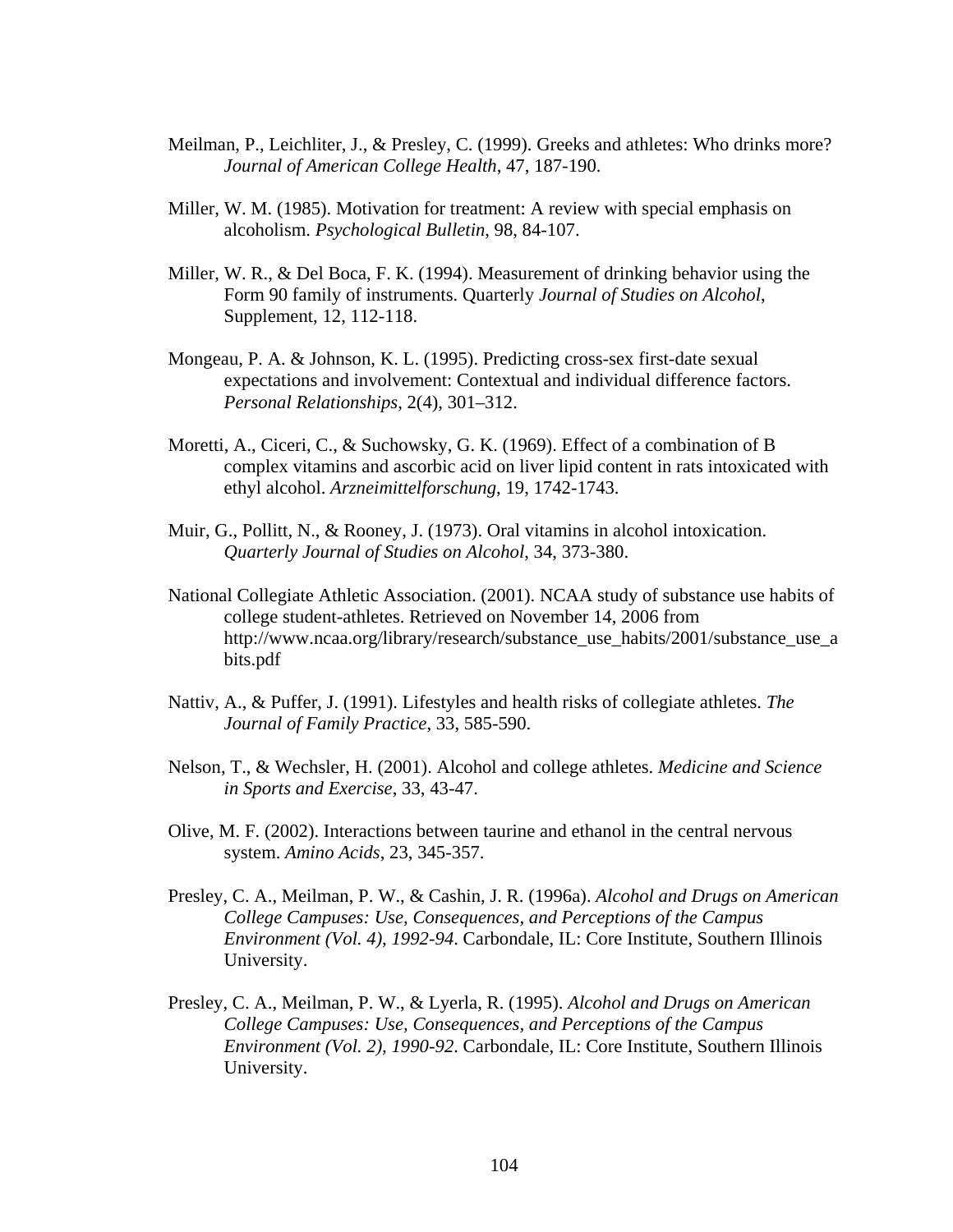Meilman, P., Leichliter, J., & Presley, C. (1999). Greeks and athletes: Who drinks more? *Journal of American College Health*, 47, 187-190.

Miller, W. M. (1985). Motivation for treatment: A review with special emphasis on alcoholism. *Psychological Bulletin*, 98, 84-107.

Miller, W. R., & Del Boca, F. K. (1994). Measurement of drinking behavior using the Form 90 family of instruments. Quarterly *Journal of Studies on Alcohol*, Supplement, 12, 112-118.

Mongeau, P. A. & Johnson, K. L. (1995). Predicting cross-sex first-date sexual expectations and involvement: Contextual and individual difference factors. *Personal Relationships*, 2(4), 301–312.

Moretti, A., Ciceri, C., & Suchowsky, G. K. (1969). Effect of a combination of B complex vitamins and ascorbic acid on liver lipid content in rats intoxicated with ethyl alcohol. *Arzneimittelforschung*, 19, 1742-1743.

Muir, G., Pollitt, N., & Rooney, J. (1973). Oral vitamins in alcohol intoxication. *Quarterly Journal of Studies on Alcohol*, 34, 373-380.

National Collegiate Athletic Association. (2001). NCAA study of substance use habits of college student-athletes. Retrieved on November 14, 2006 from http://www.ncaa.org/library/research/substance_use_habits/2001/substance_use_habits.pdf

Nattiv, A., & Puffer, J. (1991). Lifestyles and health risks of collegiate athletes. *The Journal of Family Practice*, 33, 585-590.

Nelson, T., & Wechsler, H. (2001). Alcohol and college athletes. *Medicine and Science in Sports and Exercise*, 33, 43-47.

Olive, M. F. (2002). Interactions between taurine and ethanol in the central nervous system. *Amino Acids*, 23, 345-357.

Presley, C. A., Meilman, P. W., & Cashin, J. R. (1996a). *Alcohol and Drugs on American College Campuses: Use, Consequences, and Perceptions of the Campus Environment (Vol. 4), 1992-94*. Carbondale, IL: Core Institute, Southern Illinois University.

Presley, C. A., Meilman, P. W., & Lyerla, R. (1995). *Alcohol and Drugs on American College Campuses: Use, Consequences, and Perceptions of the Campus Environment (Vol. 2), 1990-92*. Carbondale, IL: Core Institute, Southern Illinois University.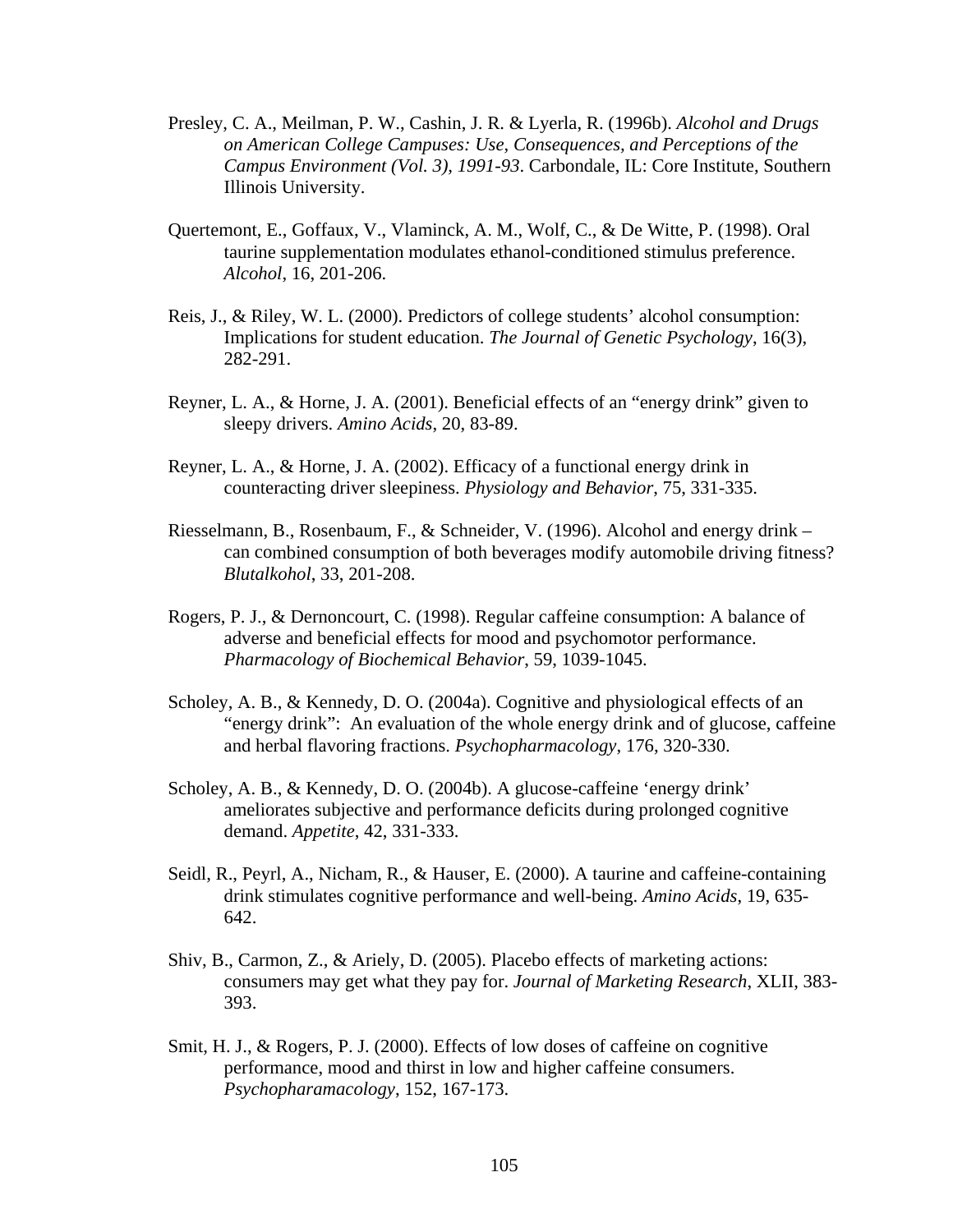Presley, C. A., Meilman, P. W., Cashin, J. R. & Lyerla, R. (1996b). *Alcohol and Drugs on American College Campuses: Use, Consequences, and Perceptions of the Campus Environment (Vol. 3), 1991-93*. Carbondale, IL: Core Institute, Southern Illinois University.

Quertemont, E., Goffaux, V., Vlaminck, A. M., Wolf, C., & De Witte, P. (1998). Oral taurine supplementation modulates ethanol-conditioned stimulus preference. *Alcohol*, 16, 201-206.

Reis, J., & Riley, W. L. (2000). Predictors of college students' alcohol consumption: Implications for student education. *The Journal of Genetic Psychology*, 16(3), 282-291.

Reyner, L. A., & Horne, J. A. (2001). Beneficial effects of an "energy drink" given to sleepy drivers. *Amino Acids*, 20, 83-89.

Reyner, L. A., & Horne, J. A. (2002). Efficacy of a functional energy drink in counteracting driver sleepiness. *Physiology and Behavior*, 75, 331-335.

Riesselmann, B., Rosenbaum, F., & Schneider, V. (1996). Alcohol and energy drink – can combined consumption of both beverages modify automobile driving fitness? *Blutalkohol*, 33, 201-208.

Rogers, P. J., & Dernoncourt, C. (1998). Regular caffeine consumption: A balance of adverse and beneficial effects for mood and psychomotor performance. *Pharmacology of Biochemical Behavior*, 59, 1039-1045.

Scholey, A. B., & Kennedy, D. O. (2004a). Cognitive and physiological effects of an "energy drink": An evaluation of the whole energy drink and of glucose, caffeine and herbal flavoring fractions. *Psychopharmacology*, 176, 320-330.

Scholey, A. B., & Kennedy, D. O. (2004b). A glucose-caffeine 'energy drink' ameliorates subjective and performance deficits during prolonged cognitive demand. *Appetite*, 42, 331-333.

Seidl, R., Peyrl, A., Nicham, R., & Hauser, E. (2000). A taurine and caffeine-containing drink stimulates cognitive performance and well-being. *Amino Acids*, 19, 635-642.

Shiv, B., Carmon, Z., & Ariely, D. (2005). Placebo effects of marketing actions: consumers may get what they pay for. *Journal of Marketing Research*, XLII, 383-393.

Smit, H. J., & Rogers, P. J. (2000). Effects of low doses of caffeine on cognitive performance, mood and thirst in low and higher caffeine consumers. *Psychopharamacology*, 152, 167-173.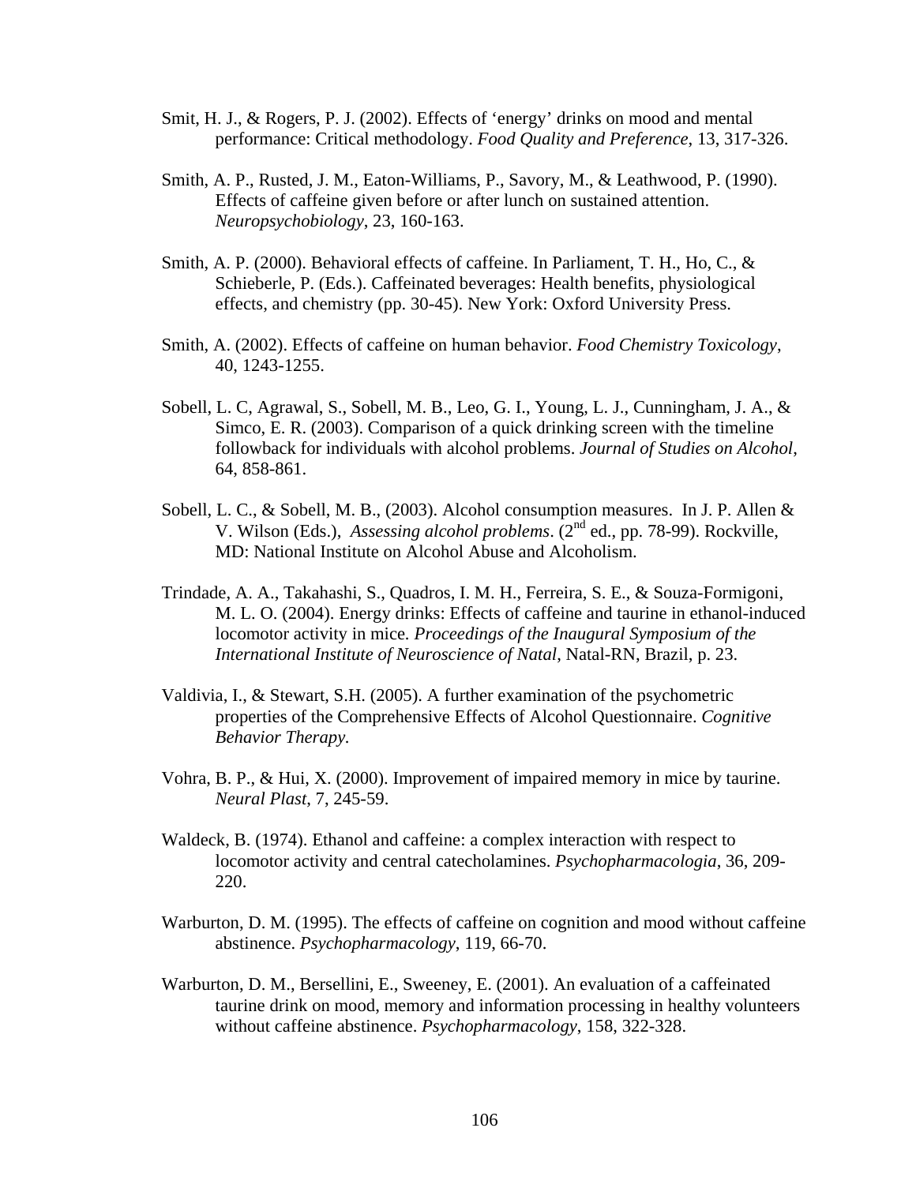Smit, H. J., & Rogers, P. J. (2002). Effects of 'energy' drinks on mood and mental performance: Critical methodology. *Food Quality and Preference*, 13, 317-326.

Smith, A. P., Rusted, J. M., Eaton-Williams, P., Savory, M., & Leathwood, P. (1990). Effects of caffeine given before or after lunch on sustained attention. *Neuropsychobiology*, 23, 160-163.

Smith, A. P. (2000). Behavioral effects of caffeine. In Parliament, T. H., Ho, C., & Schieberle, P. (Eds.). Caffeinated beverages: Health benefits, physiological effects, and chemistry (pp. 30-45). New York: Oxford University Press.

Smith, A. (2002). Effects of caffeine on human behavior. *Food Chemistry Toxicology*, 40, 1243-1255.

Sobell, L. C, Agrawal, S., Sobell, M. B., Leo, G. I., Young, L. J., Cunningham, J. A., & Simco, E. R. (2003). Comparison of a quick drinking screen with the timeline followback for individuals with alcohol problems. *Journal of Studies on Alcohol*, 64, 858-861.

Sobell, L. C., & Sobell, M. B., (2003). Alcohol consumption measures. In J. P. Allen & V. Wilson (Eds.), *Assessing alcohol problems*. (2nd ed., pp. 78-99). Rockville, MD: National Institute on Alcohol Abuse and Alcoholism.

Trindade, A. A., Takahashi, S., Quadros, I. M. H., Ferreira, S. E., & Souza-Formigoni, M. L. O. (2004). Energy drinks: Effects of caffeine and taurine in ethanol-induced locomotor activity in mice. *Proceedings of the Inaugural Symposium of the International Institute of Neuroscience of Natal*, Natal-RN, Brazil, p. 23.

Valdivia, I., & Stewart, S.H. (2005). A further examination of the psychometric properties of the Comprehensive Effects of Alcohol Questionnaire. *Cognitive Behavior Therapy.*

Vohra, B. P., & Hui, X. (2000). Improvement of impaired memory in mice by taurine. *Neural Plast*, 7, 245-59.

Waldeck, B. (1974). Ethanol and caffeine: a complex interaction with respect to locomotor activity and central catecholamines. *Psychopharmacologia*, 36, 209-220.

Warburton, D. M. (1995). The effects of caffeine on cognition and mood without caffeine abstinence. *Psychopharmacology*, 119, 66-70.

Warburton, D. M., Bersellini, E., Sweeney, E. (2001). An evaluation of a caffeinated taurine drink on mood, memory and information processing in healthy volunteers without caffeine abstinence. *Psychopharmacology*, 158, 322-328.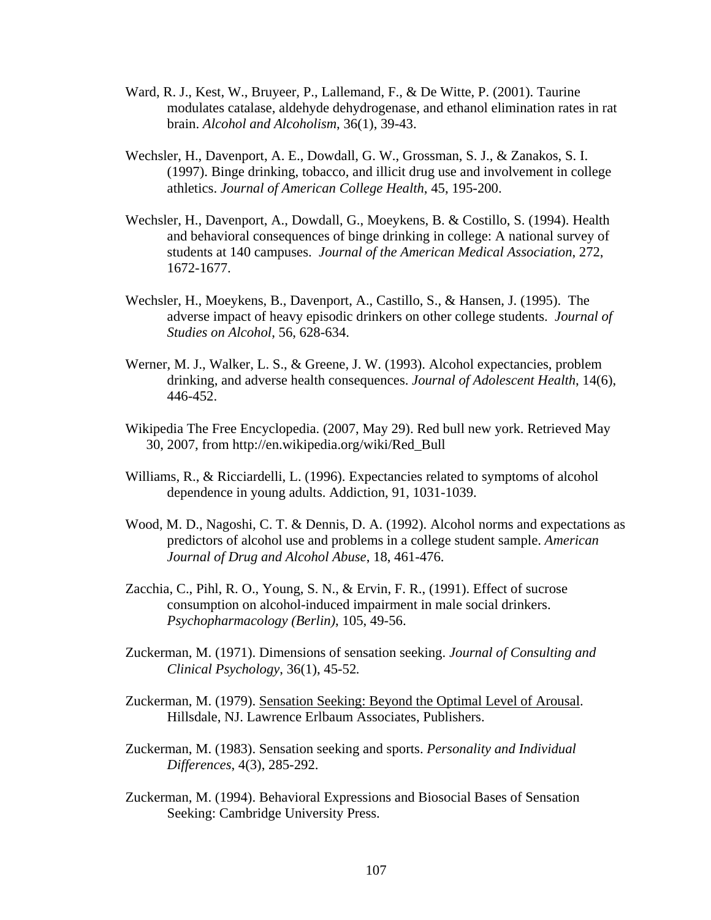Ward, R. J., Kest, W., Bruyeer, P., Lallemand, F., & De Witte, P. (2001). Taurine modulates catalase, aldehyde dehydrogenase, and ethanol elimination rates in rat brain. *Alcohol and Alcoholism*, 36(1), 39-43.

Wechsler, H., Davenport, A. E., Dowdall, G. W., Grossman, S. J., & Zanakos, S. I. (1997). Binge drinking, tobacco, and illicit drug use and involvement in college athletics. *Journal of American College Health*, 45, 195-200.

Wechsler, H., Davenport, A., Dowdall, G., Moeykens, B. & Costillo, S. (1994). Health and behavioral consequences of binge drinking in college: A national survey of students at 140 campuses. *Journal of the American Medical Association*, 272, 1672-1677.

Wechsler, H., Moeykens, B., Davenport, A., Castillo, S., & Hansen, J. (1995). The adverse impact of heavy episodic drinkers on other college students. *Journal of Studies on Alcohol*, 56, 628-634.

Werner, M. J., Walker, L. S., & Greene, J. W. (1993). Alcohol expectancies, problem drinking, and adverse health consequences. *Journal of Adolescent Health*, 14(6), 446-452.

Wikipedia The Free Encyclopedia. (2007, May 29). Red bull new york. Retrieved May 30, 2007, from http://en.wikipedia.org/wiki/Red_Bull

Williams, R., & Ricciardelli, L. (1996). Expectancies related to symptoms of alcohol dependence in young adults. Addiction, 91, 1031-1039.

Wood, M. D., Nagoshi, C. T. & Dennis, D. A. (1992). Alcohol norms and expectations as predictors of alcohol use and problems in a college student sample. *American Journal of Drug and Alcohol Abuse*, 18, 461-476.

Zacchia, C., Pihl, R. O., Young, S. N., & Ervin, F. R., (1991). Effect of sucrose consumption on alcohol-induced impairment in male social drinkers. *Psychopharmacology (Berlin)*, 105, 49-56.

Zuckerman, M. (1971). Dimensions of sensation seeking. *Journal of Consulting and Clinical Psychology*, 36(1), 45-52.

Zuckerman, M. (1979). <u>Sensation Seeking: Beyond the Optimal Level of Arousal</u>. Hillsdale, NJ. Lawrence Erlbaum Associates, Publishers.

Zuckerman, M. (1983). Sensation seeking and sports. *Personality and Individual Differences*, 4(3), 285-292.

Zuckerman, M. (1994). Behavioral Expressions and Biosocial Bases of Sensation Seeking: Cambridge University Press.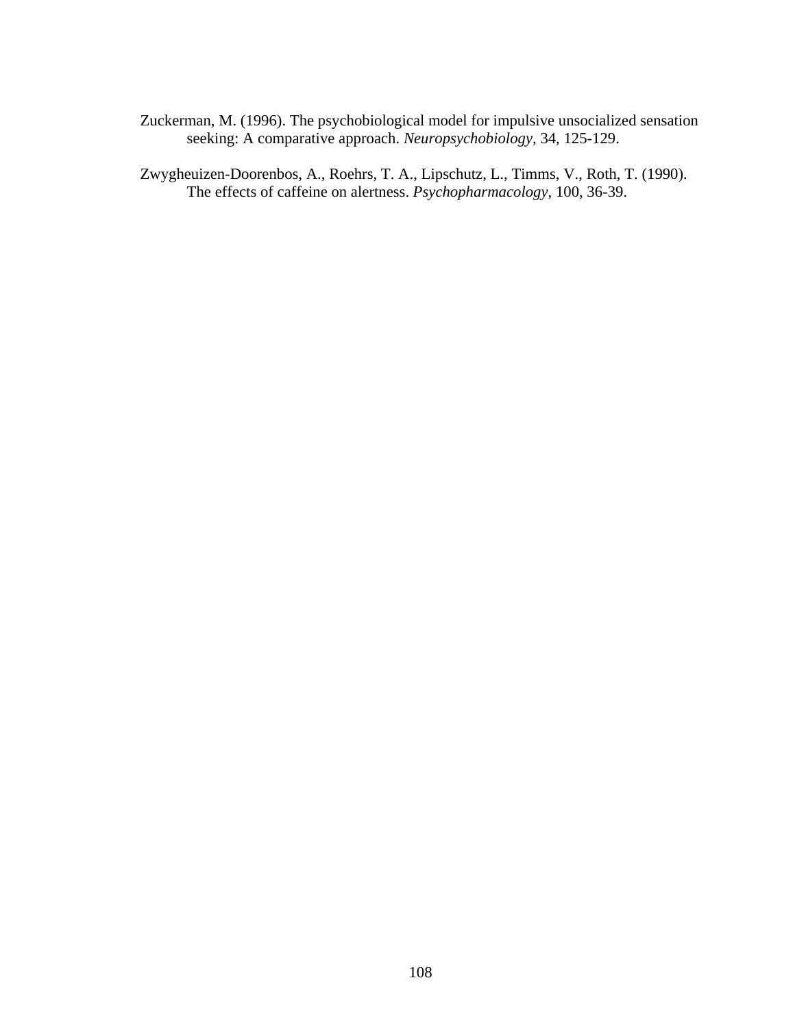Zuckerman, M. (1996). The psychobiological model for impulsive unsocialized sensation seeking: A comparative approach. *Neuropsychobiology*, 34, 125-129.

Zwygheuizen-Doorenbos, A., Roehrs, T. A., Lipschutz, L., Timms, V., Roth, T. (1990). The effects of caffeine on alertness. *Psychopharmacology*, 100, 36-39.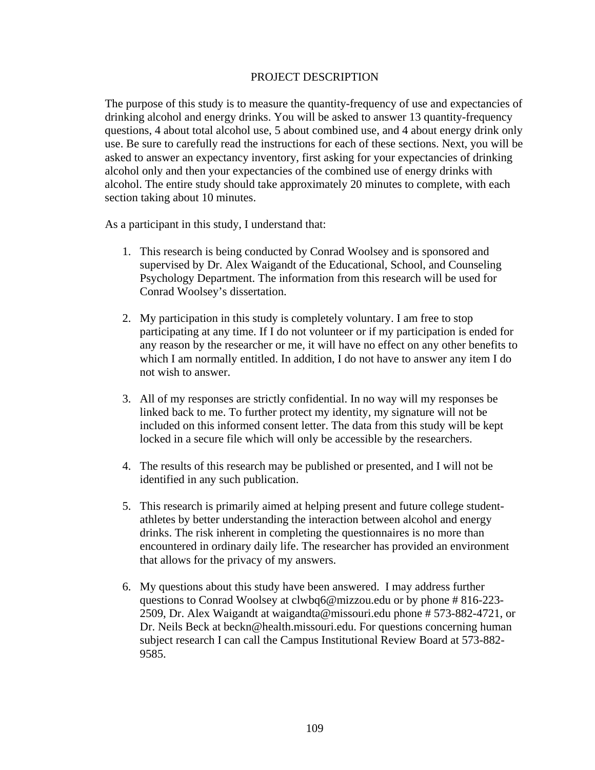# PROJECT DESCRIPTION

The purpose of this study is to measure the quantity-frequency of use and expectancies of drinking alcohol and energy drinks. You will be asked to answer 13 quantity-frequency questions, 4 about total alcohol use, 5 about combined use, and 4 about energy drink only use. Be sure to carefully read the instructions for each of these sections. Next, you will be asked to answer an expectancy inventory, first asking for your expectancies of drinking alcohol only and then your expectancies of the combined use of energy drinks with alcohol. The entire study should take approximately 20 minutes to complete, with each section taking about 10 minutes.

As a participant in this study, I understand that:

1. This research is being conducted by Conrad Woolsey and is sponsored and supervised by Dr. Alex Waigandt of the Educational, School, and Counseling Psychology Department. The information from this research will be used for Conrad Woolsey's dissertation.

2. My participation in this study is completely voluntary. I am free to stop participating at any time. If I do not volunteer or if my participation is ended for any reason by the researcher or me, it will have no effect on any other benefits to which I am normally entitled. In addition, I do not have to answer any item I do not wish to answer.

3. All of my responses are strictly confidential. In no way will my responses be linked back to me. To further protect my identity, my signature will not be included on this informed consent letter. The data from this study will be kept locked in a secure file which will only be accessible by the researchers.

4. The results of this research may be published or presented, and I will not be identified in any such publication.

5. This research is primarily aimed at helping present and future college student-athletes by better understanding the interaction between alcohol and energy drinks. The risk inherent in completing the questionnaires is no more than encountered in ordinary daily life. The researcher has provided an environment that allows for the privacy of my answers.

6. My questions about this study have been answered. I may address further questions to Conrad Woolsey at clwbq6@mizzou.edu or by phone # 816-223-2509, Dr. Alex Waigandt at waigandta@missouri.edu phone # 573-882-4721, or Dr. Neils Beck at beckn@health.missouri.edu. For questions concerning human subject research I can call the Campus Institutional Review Board at 573-882-9585.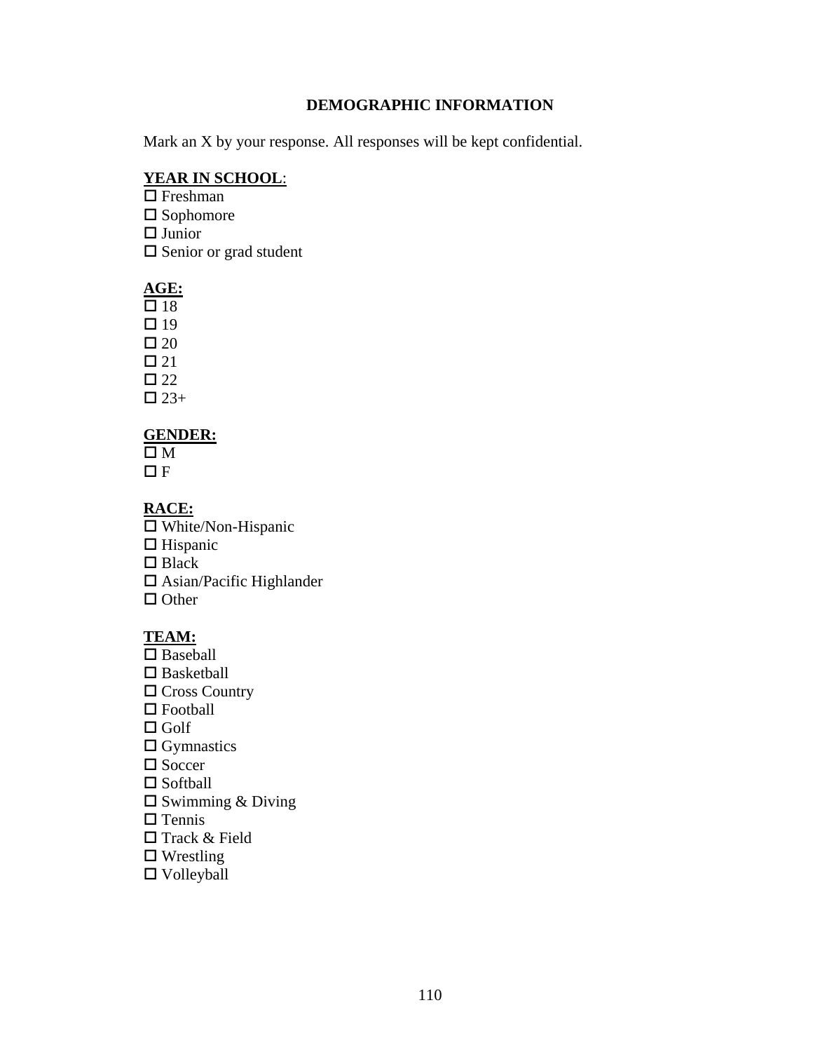## DEMOGRAPHIC INFORMATION

Mark an X by your response. All responses will be kept confidential.

**YEAR IN SCHOOL**:

☐ Freshman
☐ Sophomore
☐ Junior
☐ Senior or grad student

**AGE:**

☐ 18
☐ 19
☐ 20
☐ 21
☐ 22
☐ 23+

**GENDER:**

☐ M
☐ F

**RACE:**

☐ White/Non-Hispanic
☐ Hispanic
☐ Black
☐ Asian/Pacific Highlander
☐ Other

**TEAM:**

☐ Baseball
☐ Basketball
☐ Cross Country
☐ Football
☐ Golf
☐ Gymnastics
☐ Soccer
☐ Softball
☐ Swimming & Diving
☐ Tennis
☐ Track & Field
☐ Wrestling
☐ Volleyball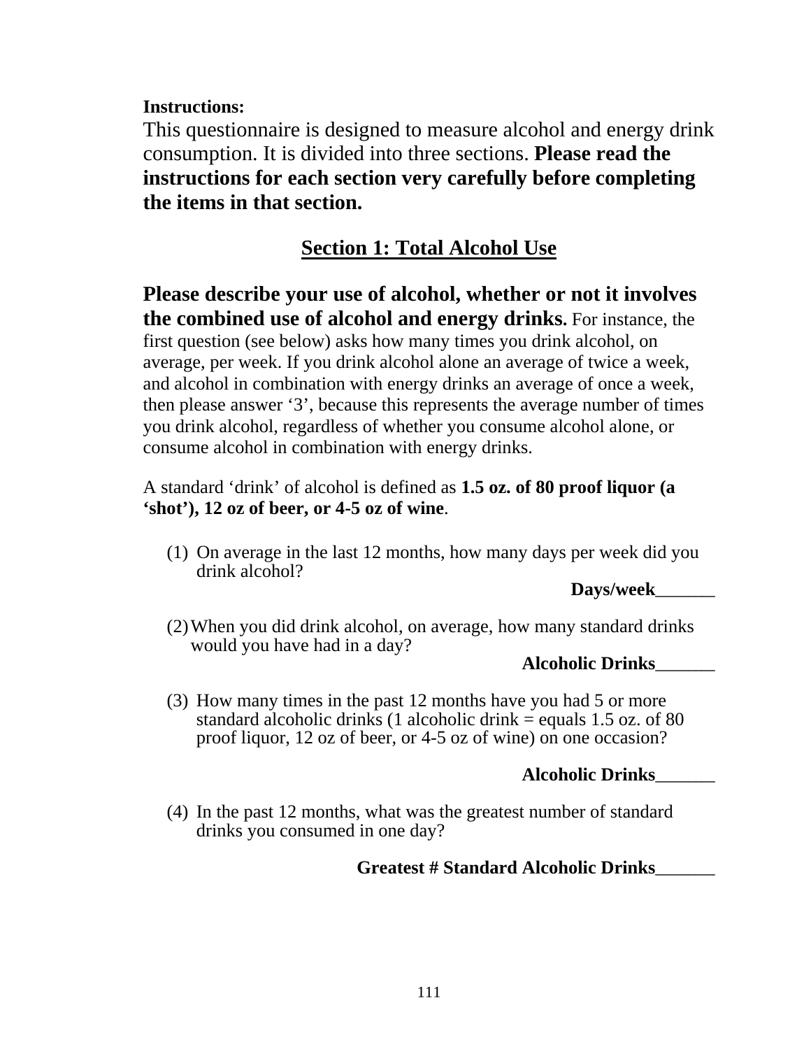**Instructions:**

This questionnaire is designed to measure alcohol and energy drink consumption. It is divided into three sections. **Please read the instructions for each section very carefully before completing the items in that section.**

## Section 1: Total Alcohol Use

**Please describe your use of alcohol, whether or not it involves the combined use of alcohol and energy drinks.** For instance, the first question (see below) asks how many times you drink alcohol, on average, per week. If you drink alcohol alone an average of twice a week, and alcohol in combination with energy drinks an average of once a week, then please answer '3', because this represents the average number of times you drink alcohol, regardless of whether you consume alcohol alone, or consume alcohol in combination with energy drinks.

A standard 'drink' of alcohol is defined as **1.5 oz. of 80 proof liquor (a 'shot'), 12 oz of beer, or 4-5 oz of wine**.

(1) On average in the last 12 months, how many days per week did you drink alcohol?

**Days/week**_______

(2) When you did drink alcohol, on average, how many standard drinks would you have had in a day?

**Alcoholic Drinks**_______

(3) How many times in the past 12 months have you had 5 or more standard alcoholic drinks (1 alcoholic drink = equals 1.5 oz. of 80 proof liquor, 12 oz of beer, or 4-5 oz of wine) on one occasion?

**Alcoholic Drinks**_______

(4) In the past 12 months, what was the greatest number of standard drinks you consumed in one day?

**Greatest # Standard Alcoholic Drinks**_______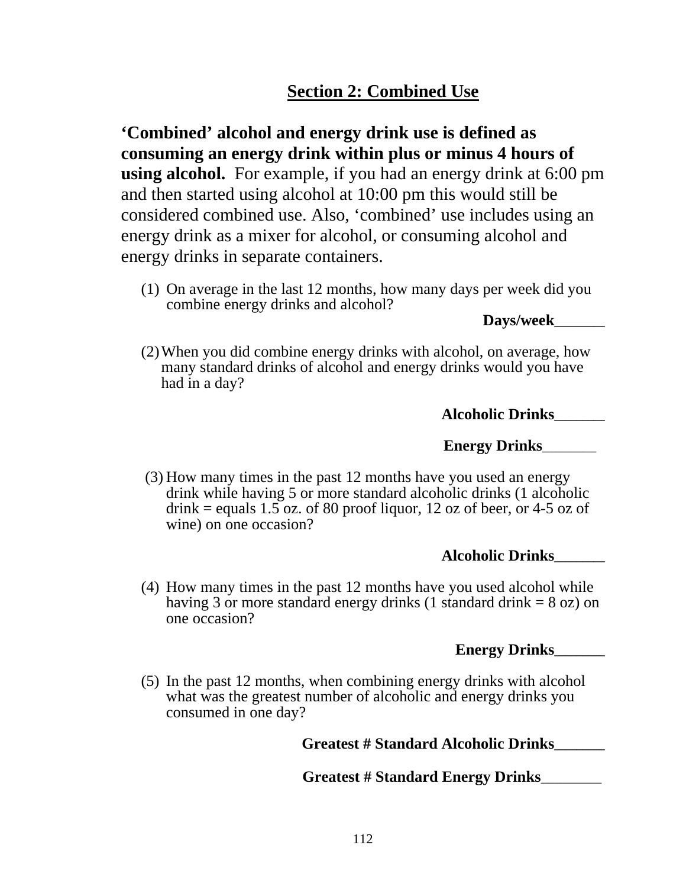## Section 2: Combined Use

**'Combined' alcohol and energy drink use is defined as consuming an energy drink within plus or minus 4 hours of using alcohol.** For example, if you had an energy drink at 6:00 pm and then started using alcohol at 10:00 pm this would still be considered combined use. Also, 'combined' use includes using an energy drink as a mixer for alcohol, or consuming alcohol and energy drinks in separate containers.

(1) On average in the last 12 months, how many days per week did you combine energy drinks and alcohol?

**Days/week**_______

(2) When you did combine energy drinks with alcohol, on average, how many standard drinks of alcohol and energy drinks would you have had in a day?

**Alcoholic Drinks**_______

**Energy Drinks**_______

(3) How many times in the past 12 months have you used an energy drink while having 5 or more standard alcoholic drinks (1 alcoholic drink = equals 1.5 oz. of 80 proof liquor, 12 oz of beer, or 4-5 oz of wine) on one occasion?

**Alcoholic Drinks**_______

(4) How many times in the past 12 months have you used alcohol while having 3 or more standard energy drinks (1 standard drink = 8 oz) on one occasion?

**Energy Drinks**_______

(5) In the past 12 months, when combining energy drinks with alcohol what was the greatest number of alcoholic and energy drinks you consumed in one day?

**Greatest # Standard Alcoholic Drinks**_______

**Greatest # Standard Energy Drinks**________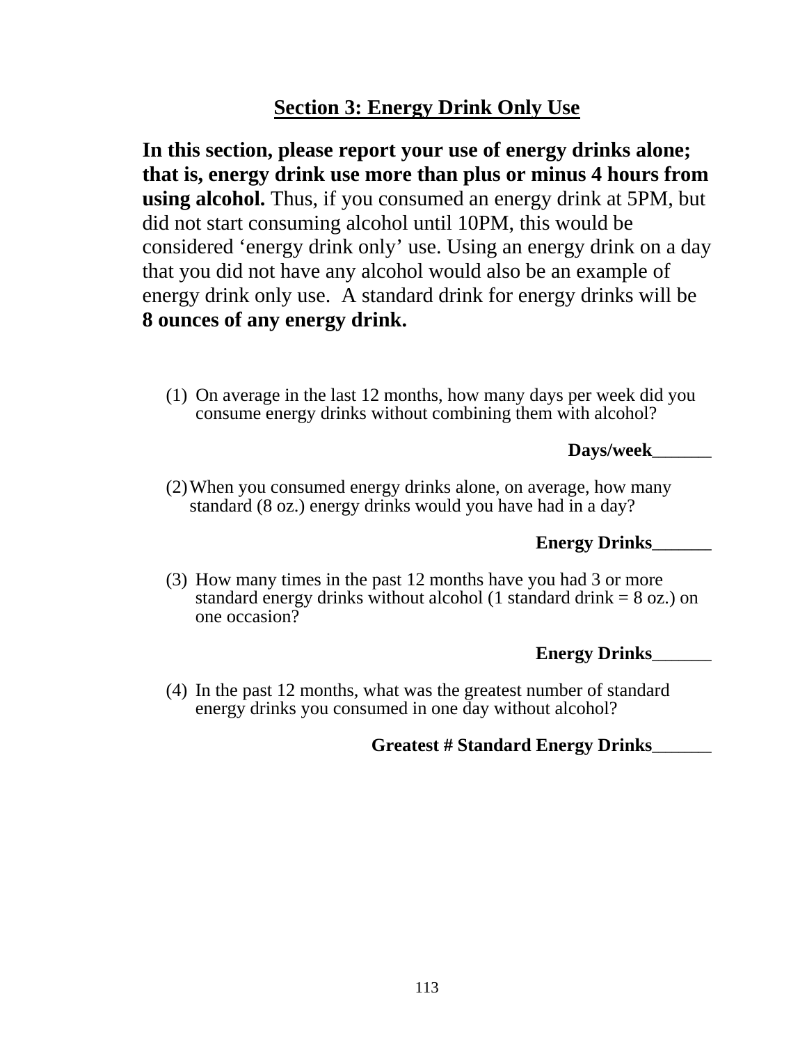## Section 3: Energy Drink Only Use

**In this section, please report your use of energy drinks alone; that is, energy drink use more than plus or minus 4 hours from using alcohol.** Thus, if you consumed an energy drink at 5PM, but did not start consuming alcohol until 10PM, this would be considered 'energy drink only' use. Using an energy drink on a day that you did not have any alcohol would also be an example of energy drink only use. A standard drink for energy drinks will be **8 ounces of any energy drink.**

(1) On average in the last 12 months, how many days per week did you consume energy drinks without combining them with alcohol?

**Days/week**_______

(2) When you consumed energy drinks alone, on average, how many standard (8 oz.) energy drinks would you have had in a day?

**Energy Drinks**_______

(3) How many times in the past 12 months have you had 3 or more standard energy drinks without alcohol (1 standard drink = 8 oz.) on one occasion?

**Energy Drinks**_______

(4) In the past 12 months, what was the greatest number of standard energy drinks you consumed in one day without alcohol?

**Greatest # Standard Energy Drinks**_______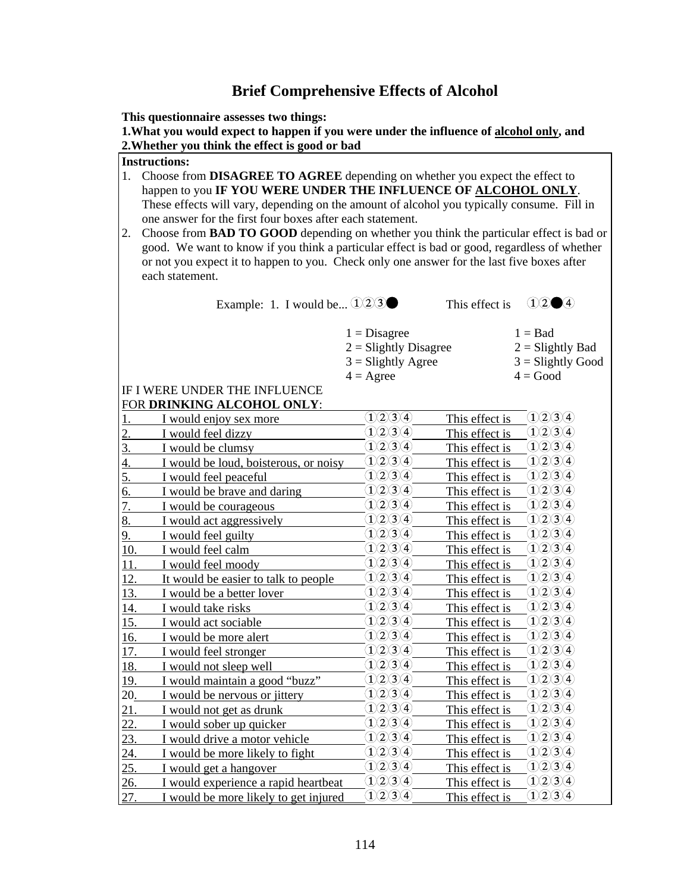# Brief Comprehensive Effects of Alcohol

**This questionnaire assesses two things:**
**1.What you would expect to happen if you were under the influence of alcohol only, and**
**2.Whether you think the effect is good or bad**

**Instructions:**

1. Choose from **DISAGREE TO AGREE** depending on whether you expect the effect to happen to you **IF YOU WERE UNDER THE INFLUENCE OF ALCOHOL ONLY**. These effects will vary, depending on the amount of alcohol you typically consume. Fill in one answer for the first four boxes after each statement.
2. Choose from **BAD TO GOOD** depending on whether you think the particular effect is bad or good. We want to know if you think a particular effect is bad or good, regardless of whether or not you expect it to happen to you. Check only one answer for the last five boxes after each statement.

Example: 1. I would be... ①②③● This effect is ①②●④

| 1 = Disagree | 1 = Bad |
|---|---|
| 2 = Slightly Disagree | 2 = Slightly Bad |
| 3 = Slightly Agree | 3 = Slightly Good |
| 4 = Agree | 4 = Good |

| IF I WERE UNDER THE INFLUENCE FOR **DRINKING ALCOHOL ONLY**: | | | | |
|---|---|---|---|---|
| 1. | I would enjoy sex more | ①②③④ | This effect is | ①②③④ |
| 2. | I would feel dizzy | ①②③④ | This effect is | ①②③④ |
| 3. | I would be clumsy | ①②③④ | This effect is | ①②③④ |
| 4. | I would be loud, boisterous, or noisy | ①②③④ | This effect is | ①②③④ |
| 5. | I would feel peaceful | ①②③④ | This effect is | ①②③④ |
| 6. | I would be brave and daring | ①②③④ | This effect is | ①②③④ |
| 7. | I would be courageous | ①②③④ | This effect is | ①②③④ |
| 8. | I would act aggressively | ①②③④ | This effect is | ①②③④ |
| 9. | I would feel guilty | ①②③④ | This effect is | ①②③④ |
| 10. | I would feel calm | ①②③④ | This effect is | ①②③④ |
| 11. | I would feel moody | ①②③④ | This effect is | ①②③④ |
| 12. | It would be easier to talk to people | ①②③④ | This effect is | ①②③④ |
| 13. | I would be a better lover | ①②③④ | This effect is | ①②③④ |
| 14. | I would take risks | ①②③④ | This effect is | ①②③④ |
| 15. | I would act sociable | ①②③④ | This effect is | ①②③④ |
| 16. | I would be more alert | ①②③④ | This effect is | ①②③④ |
| 17. | I would feel stronger | ①②③④ | This effect is | ①②③④ |
| 18. | I would not sleep well | ①②③④ | This effect is | ①②③④ |
| 19. | I would maintain a good "buzz" | ①②③④ | This effect is | ①②③④ |
| 20. | I would be nervous or jittery | ①②③④ | This effect is | ①②③④ |
| 21. | I would not get as drunk | ①②③④ | This effect is | ①②③④ |
| 22. | I would sober up quicker | ①②③④ | This effect is | ①②③④ |
| 23. | I would drive a motor vehicle | ①②③④ | This effect is | ①②③④ |
| 24. | I would be more likely to fight | ①②③④ | This effect is | ①②③④ |
| 25. | I would get a hangover | ①②③④ | This effect is | ①②③④ |
| 26. | I would experience a rapid heartbeat | ①②③④ | This effect is | ①②③④ |
| 27. | I would be more likely to get injured | ①②③④ | This effect is | ①②③④ |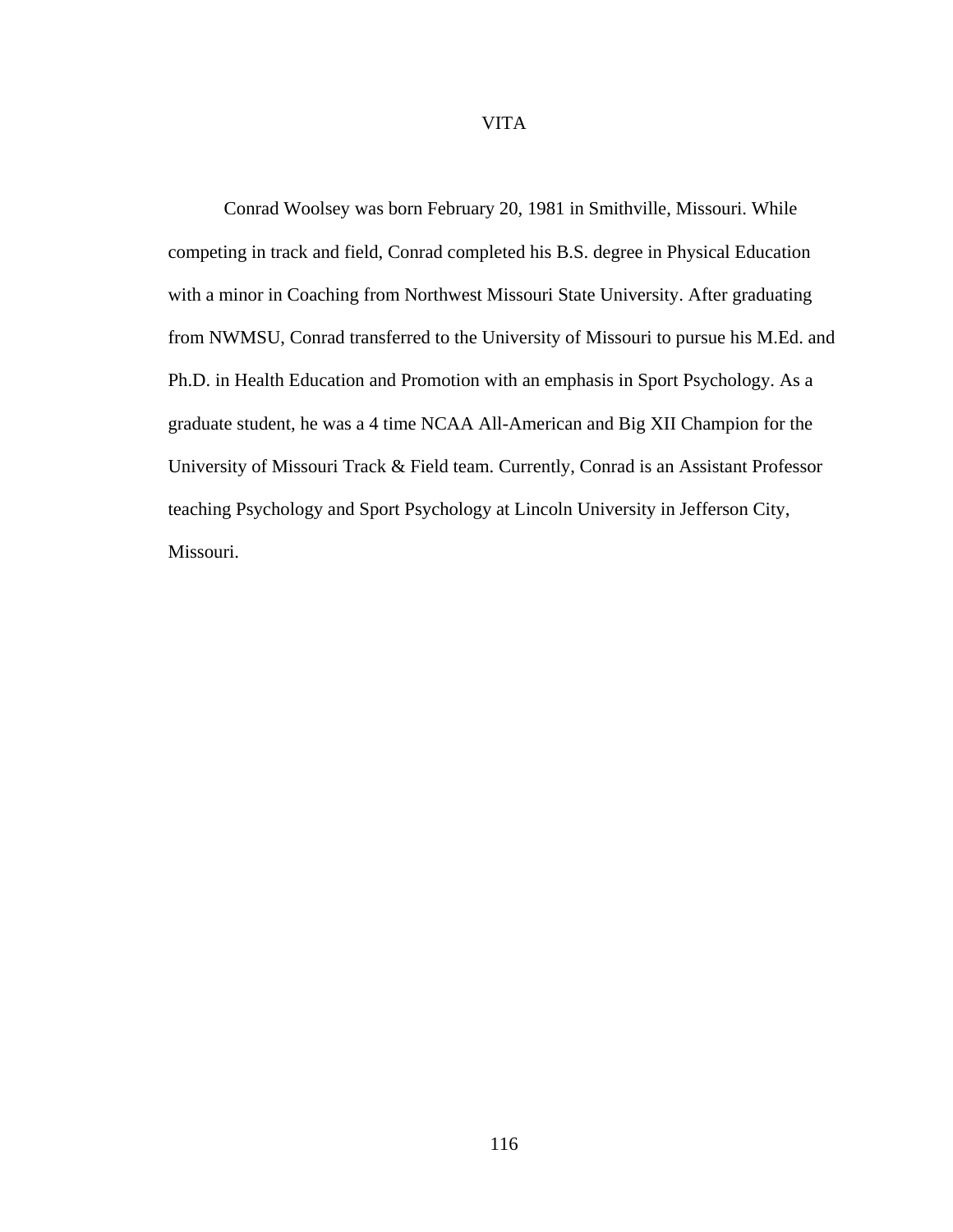# VITA

Conrad Woolsey was born February 20, 1981 in Smithville, Missouri. While competing in track and field, Conrad completed his B.S. degree in Physical Education with a minor in Coaching from Northwest Missouri State University. After graduating from NWMSU, Conrad transferred to the University of Missouri to pursue his M.Ed. and Ph.D. in Health Education and Promotion with an emphasis in Sport Psychology. As a graduate student, he was a 4 time NCAA All-American and Big XII Champion for the University of Missouri Track & Field team. Currently, Conrad is an Assistant Professor teaching Psychology and Sport Psychology at Lincoln University in Jefferson City, Missouri.